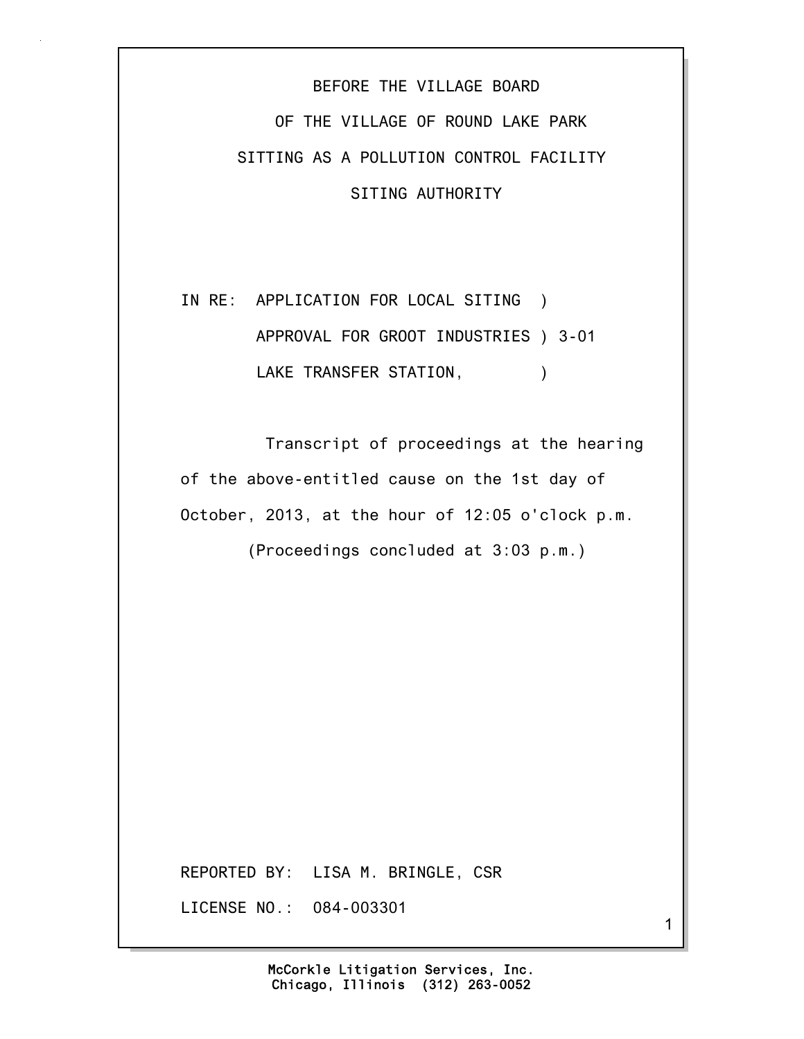BEFORE THE VILLAGE BOARD

OF THE VILLAGE OF ROUND LAKE PARK

SITTING AS A POLLUTION CONTROL FACILITY

SITING AUTHORITY

IN RE: APPLICATION FOR LOCAL SITING )
APPROVAL FOR GROOT INDUSTRIES ) 3-01
LAKE TRANSFER STATION, )

Transcript of proceedings at the hearing of the above-entitled cause on the 1st day of October, 2013, at the hour of 12:05 o'clock p.m.

(Proceedings concluded at 3:03 p.m.)

REPORTED BY: LISA M. BRINGLE, CSR

LICENSE NO.: 084-003301

McCorkle Litigation Services, Inc.
Chicago, Illinois (312) 263-0052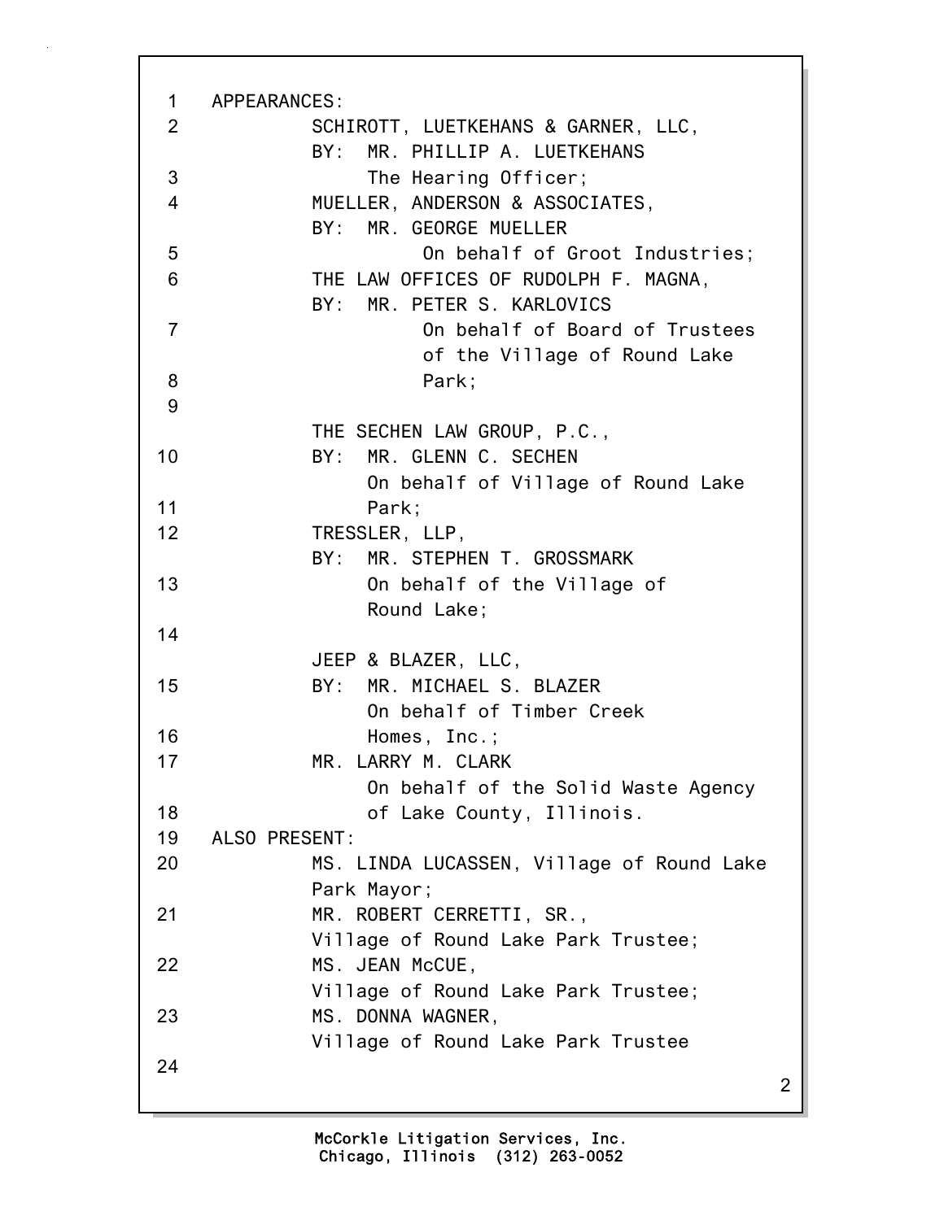APPEARANCES:

SCHIROTT, LUETKEHANS & GARNER, LLC,
BY: MR. PHILLIP A. LUETKEHANS
The Hearing Officer;

MUELLER, ANDERSON & ASSOCIATES,
BY: MR. GEORGE MUELLER
On behalf of Groot Industries;

THE LAW OFFICES OF RUDOLPH F. MAGNA,
BY: MR. PETER S. KARLOVICS
On behalf of Board of Trustees of the Village of Round Lake Park;

THE SECHEN LAW GROUP, P.C.,
BY: MR. GLENN C. SECHEN
On behalf of Village of Round Lake Park;

TRESSLER, LLP,
BY: MR. STEPHEN T. GROSSMARK
On behalf of the Village of Round Lake;

JEEP & BLAZER, LLC,
BY: MR. MICHAEL S. BLAZER
On behalf of Timber Creek Homes, Inc.;

MR. LARRY M. CLARK
On behalf of the Solid Waste Agency of Lake County, Illinois.

ALSO PRESENT:

MS. LINDA LUCASSEN, Village of Round Lake Park Mayor;

MR. ROBERT CERRETTI, SR.,
Village of Round Lake Park Trustee;

MS. JEAN McCUE,
Village of Round Lake Park Trustee;

MS. DONNA WAGNER,
Village of Round Lake Park Trustee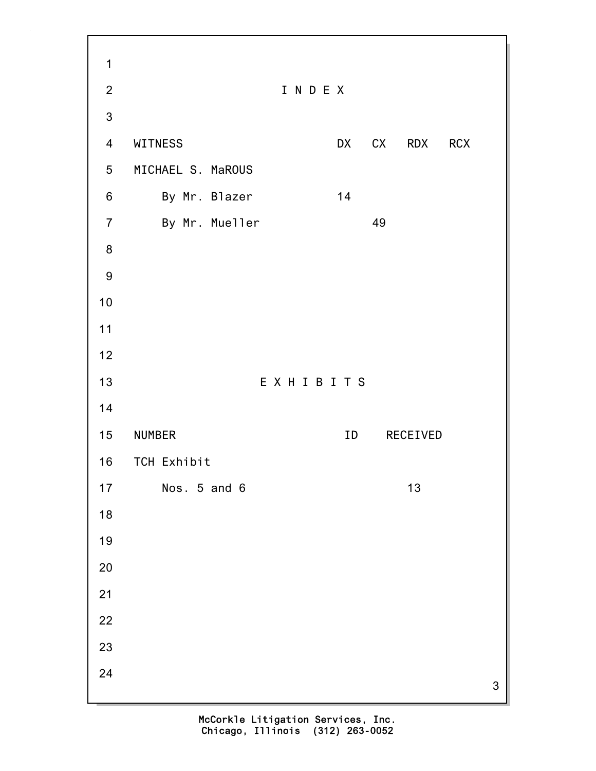## I N D E X

| WITNESS | DX | CX | RDX | RCX |
|---|---|---|---|---|
| MICHAEL S. MaROUS | | | | |
| By Mr. Blazer | 14 | | | |
| By Mr. Mueller | | 49 | | |

## E X H I B I T S

| NUMBER | ID | RECEIVED |
|---|---|---|
| TCH Exhibit | | |
| Nos. 5 and 6 | | 13 |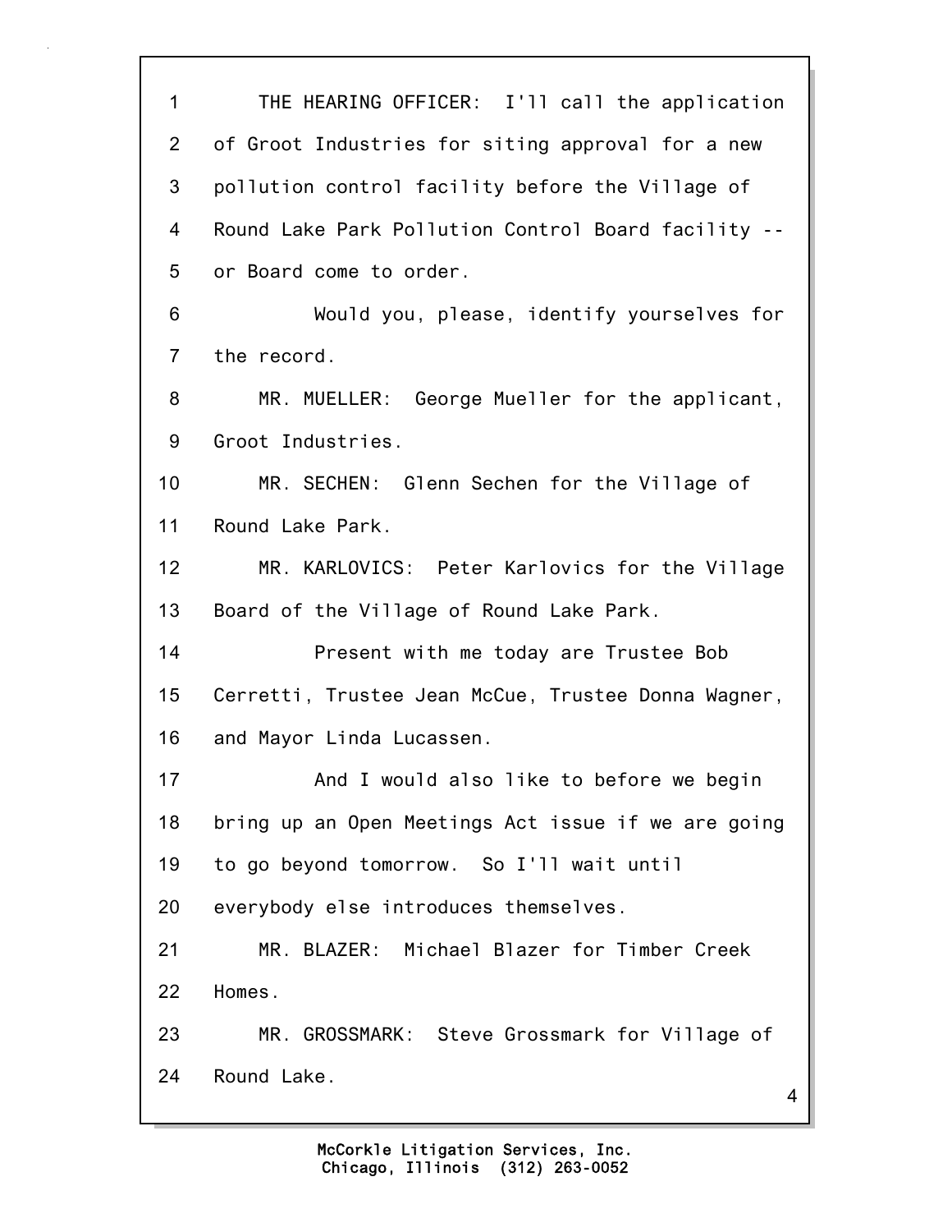THE HEARING OFFICER: I'll call the application of Groot Industries for siting approval for a new pollution control facility before the Village of Round Lake Park Pollution Control Board facility -- or Board come to order.

Would you, please, identify yourselves for the record.

MR. MUELLER: George Mueller for the applicant, Groot Industries.

MR. SECHEN: Glenn Sechen for the Village of Round Lake Park.

MR. KARLOVICS: Peter Karlovics for the Village Board of the Village of Round Lake Park.

Present with me today are Trustee Bob Cerretti, Trustee Jean McCue, Trustee Donna Wagner, and Mayor Linda Lucassen.

And I would also like to before we begin bring up an Open Meetings Act issue if we are going to go beyond tomorrow. So I'll wait until everybody else introduces themselves.

MR. BLAZER: Michael Blazer for Timber Creek Homes.

MR. GROSSMARK: Steve Grossmark for Village of Round Lake.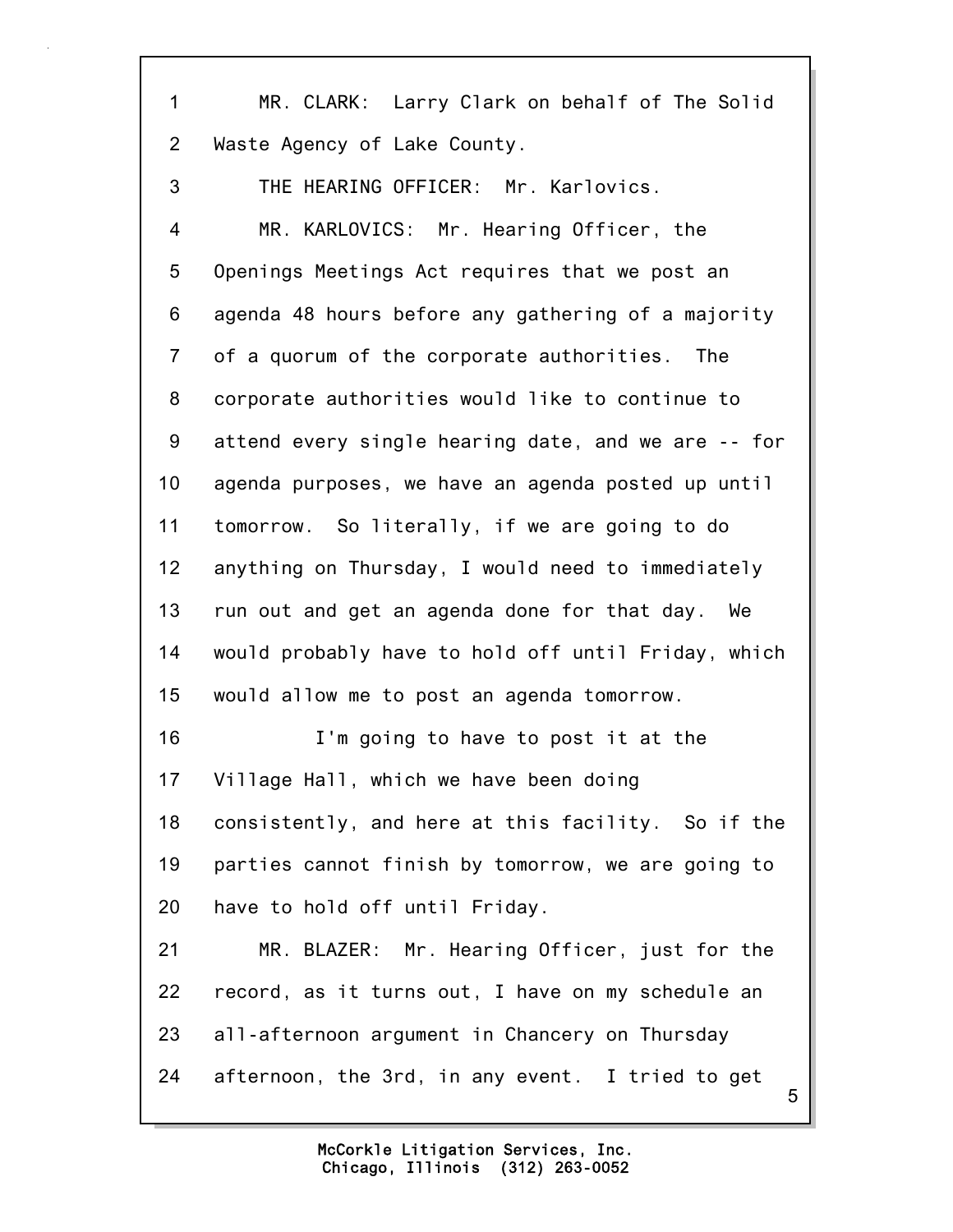1 MR. CLARK: Larry Clark on behalf of The Solid
2 Waste Agency of Lake County.
3 THE HEARING OFFICER: Mr. Karlovics.
4 MR. KARLOVICS: Mr. Hearing Officer, the
5 Openings Meetings Act requires that we post an
6 agenda 48 hours before any gathering of a majority
7 of a quorum of the corporate authorities. The
8 corporate authorities would like to continue to
9 attend every single hearing date, and we are -- for
10 agenda purposes, we have an agenda posted up until
11 tomorrow. So literally, if we are going to do
12 anything on Thursday, I would need to immediately
13 run out and get an agenda done for that day. We
14 would probably have to hold off until Friday, which
15 would allow me to post an agenda tomorrow.
16 I'm going to have to post it at the
17 Village Hall, which we have been doing
18 consistently, and here at this facility. So if the
19 parties cannot finish by tomorrow, we are going to
20 have to hold off until Friday.
21 MR. BLAZER: Mr. Hearing Officer, just for the
22 record, as it turns out, I have on my schedule an
23 all-afternoon argument in Chancery on Thursday
24 afternoon, the 3rd, in any event. I tried to get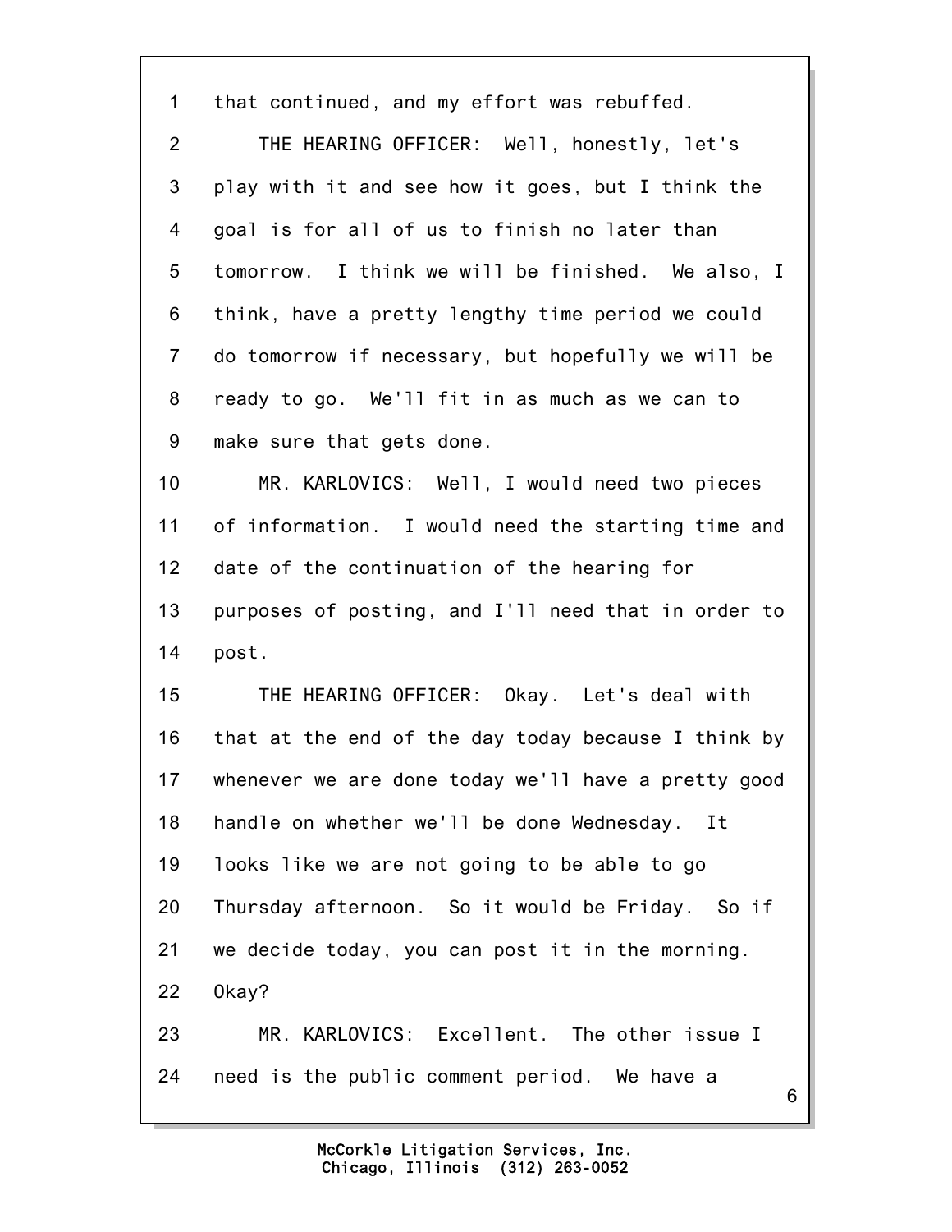that continued, and my effort was rebuffed.

THE HEARING OFFICER: Well, honestly, let's play with it and see how it goes, but I think the goal is for all of us to finish no later than tomorrow. I think we will be finished. We also, I think, have a pretty lengthy time period we could do tomorrow if necessary, but hopefully we will be ready to go. We'll fit in as much as we can to make sure that gets done.

MR. KARLOVICS: Well, I would need two pieces of information. I would need the starting time and date of the continuation of the hearing for purposes of posting, and I'll need that in order to post.

THE HEARING OFFICER: Okay. Let's deal with that at the end of the day today because I think by whenever we are done today we'll have a pretty good handle on whether we'll be done Wednesday. It looks like we are not going to be able to go Thursday afternoon. So it would be Friday. So if we decide today, you can post it in the morning. Okay?

MR. KARLOVICS: Excellent. The other issue I need is the public comment period. We have a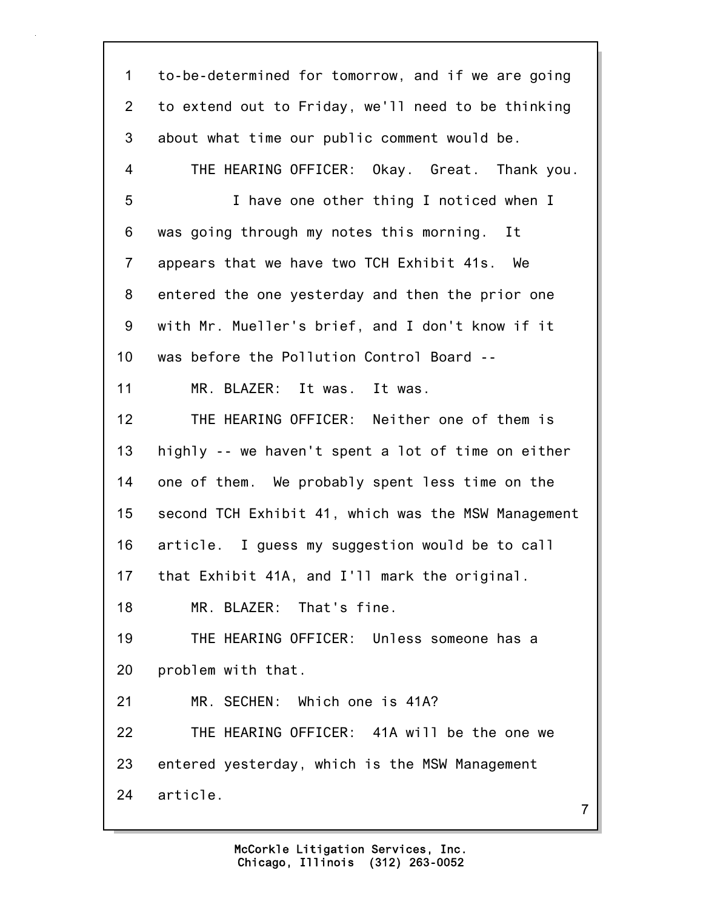to-be-determined for tomorrow, and if we are going to extend out to Friday, we'll need to be thinking about what time our public comment would be.

THE HEARING OFFICER: Okay. Great. Thank you.

I have one other thing I noticed when I was going through my notes this morning. It appears that we have two TCH Exhibit 41s. We entered the one yesterday and then the prior one with Mr. Mueller's brief, and I don't know if it was before the Pollution Control Board --

MR. BLAZER: It was. It was.

THE HEARING OFFICER: Neither one of them is highly -- we haven't spent a lot of time on either one of them. We probably spent less time on the second TCH Exhibit 41, which was the MSW Management article. I guess my suggestion would be to call that Exhibit 41A, and I'll mark the original.

MR. BLAZER: That's fine.

THE HEARING OFFICER: Unless someone has a problem with that.

MR. SECHEN: Which one is 41A?

THE HEARING OFFICER: 41A will be the one we entered yesterday, which is the MSW Management article.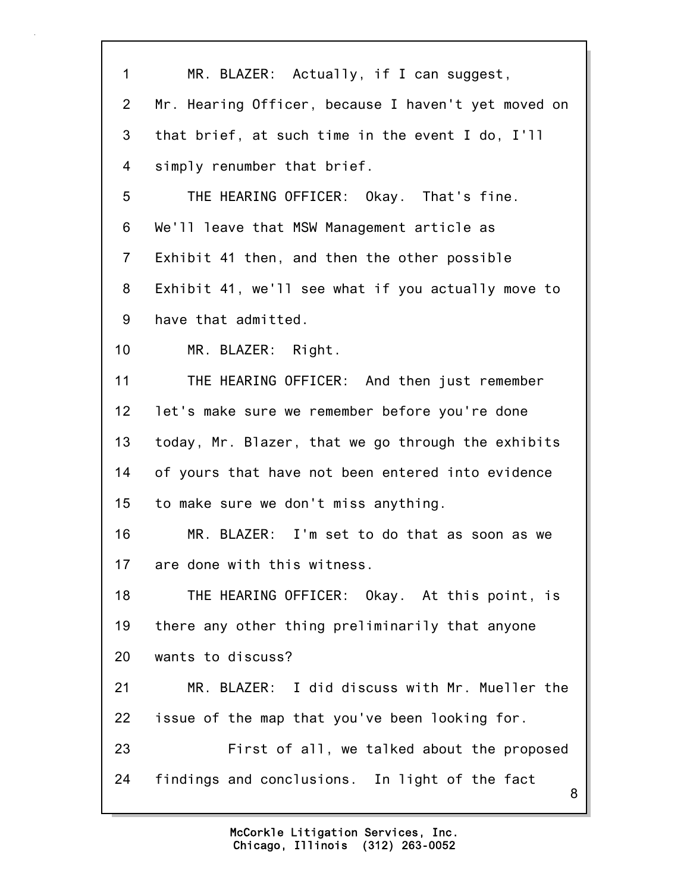MR. BLAZER: Actually, if I can suggest, Mr. Hearing Officer, because I haven't yet moved on that brief, at such time in the event I do, I'll simply renumber that brief.

THE HEARING OFFICER: Okay. That's fine. We'll leave that MSW Management article as Exhibit 41 then, and then the other possible Exhibit 41, we'll see what if you actually move to have that admitted.

MR. BLAZER: Right.

THE HEARING OFFICER: And then just remember let's make sure we remember before you're done today, Mr. Blazer, that we go through the exhibits of yours that have not been entered into evidence to make sure we don't miss anything.

MR. BLAZER: I'm set to do that as soon as we are done with this witness.

THE HEARING OFFICER: Okay. At this point, is there any other thing preliminarily that anyone wants to discuss?

MR. BLAZER: I did discuss with Mr. Mueller the issue of the map that you've been looking for.

First of all, we talked about the proposed findings and conclusions. In light of the fact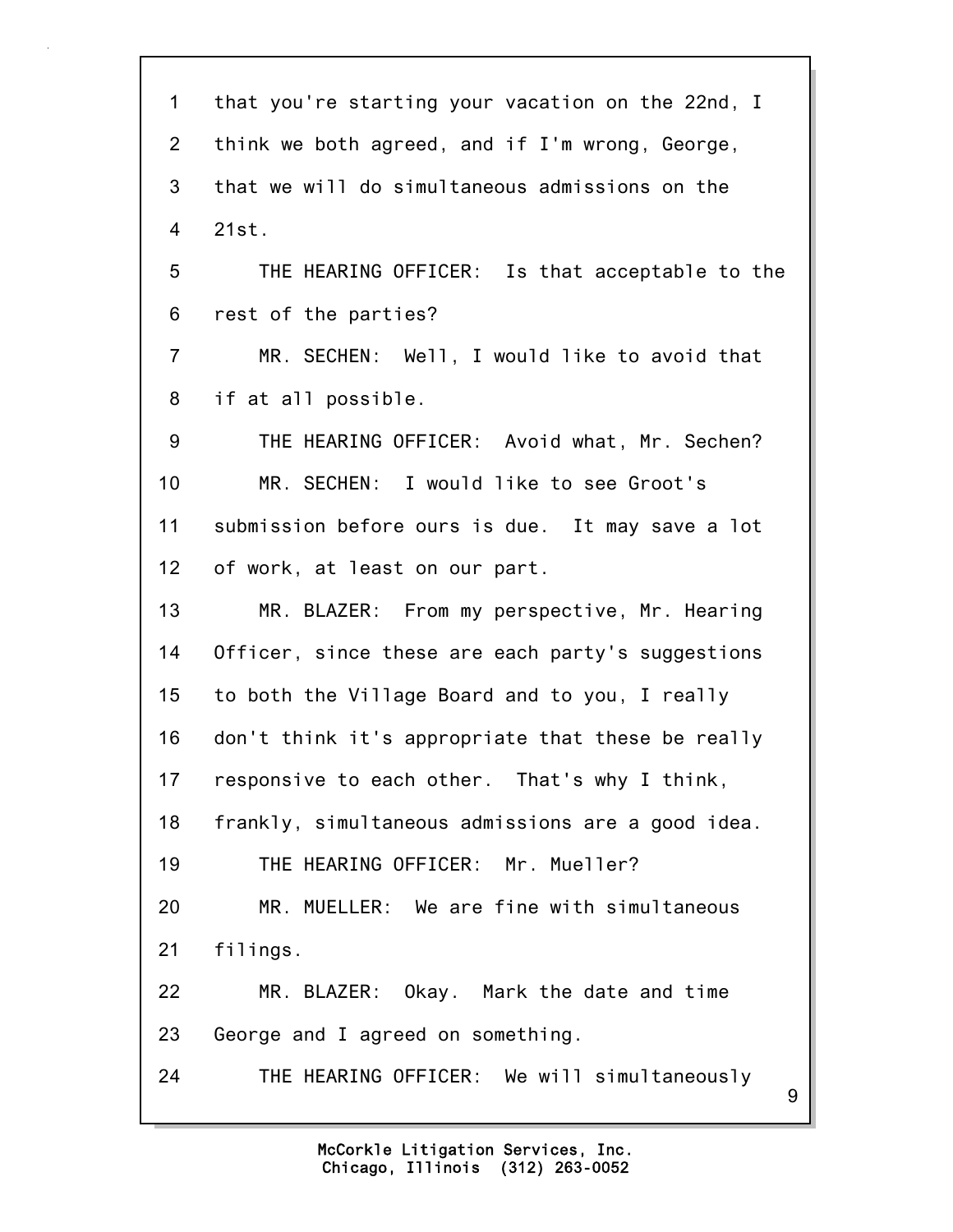1 that you're starting your vacation on the 22nd, I
2 think we both agreed, and if I'm wrong, George,
3 that we will do simultaneous admissions on the
4 21st.
5 THE HEARING OFFICER: Is that acceptable to the
6 rest of the parties?
7 MR. SECHEN: Well, I would like to avoid that
8 if at all possible.
9 THE HEARING OFFICER: Avoid what, Mr. Sechen?
10 MR. SECHEN: I would like to see Groot's
11 submission before ours is due. It may save a lot
12 of work, at least on our part.
13 MR. BLAZER: From my perspective, Mr. Hearing
14 Officer, since these are each party's suggestions
15 to both the Village Board and to you, I really
16 don't think it's appropriate that these be really
17 responsive to each other. That's why I think,
18 frankly, simultaneous admissions are a good idea.
19 THE HEARING OFFICER: Mr. Mueller?
20 MR. MUELLER: We are fine with simultaneous
21 filings.
22 MR. BLAZER: Okay. Mark the date and time
23 George and I agreed on something.
24 THE HEARING OFFICER: We will simultaneously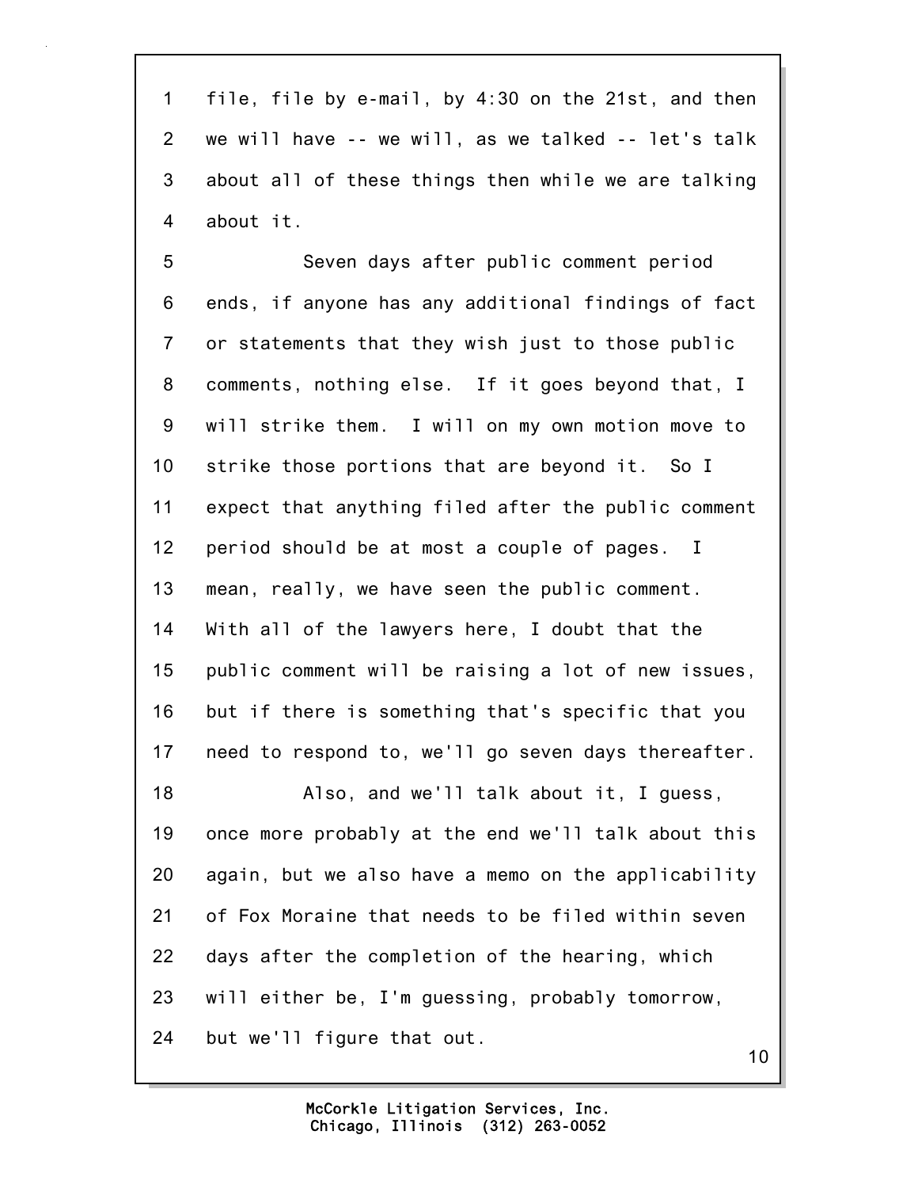1 file, file by e-mail, by 4:30 on the 21st, and then
2 we will have -- we will, as we talked -- let's talk
3 about all of these things then while we are talking
4 about it.

5 Seven days after public comment period
6 ends, if anyone has any additional findings of fact
7 or statements that they wish just to those public
8 comments, nothing else. If it goes beyond that, I
9 will strike them. I will on my own motion move to
10 strike those portions that are beyond it. So I
11 expect that anything filed after the public comment
12 period should be at most a couple of pages. I
13 mean, really, we have seen the public comment.
14 With all of the lawyers here, I doubt that the
15 public comment will be raising a lot of new issues,
16 but if there is something that's specific that you
17 need to respond to, we'll go seven days thereafter.

18 Also, and we'll talk about it, I guess,
19 once more probably at the end we'll talk about this
20 again, but we also have a memo on the applicability
21 of Fox Moraine that needs to be filed within seven
22 days after the completion of the hearing, which
23 will either be, I'm guessing, probably tomorrow,
24 but we'll figure that out.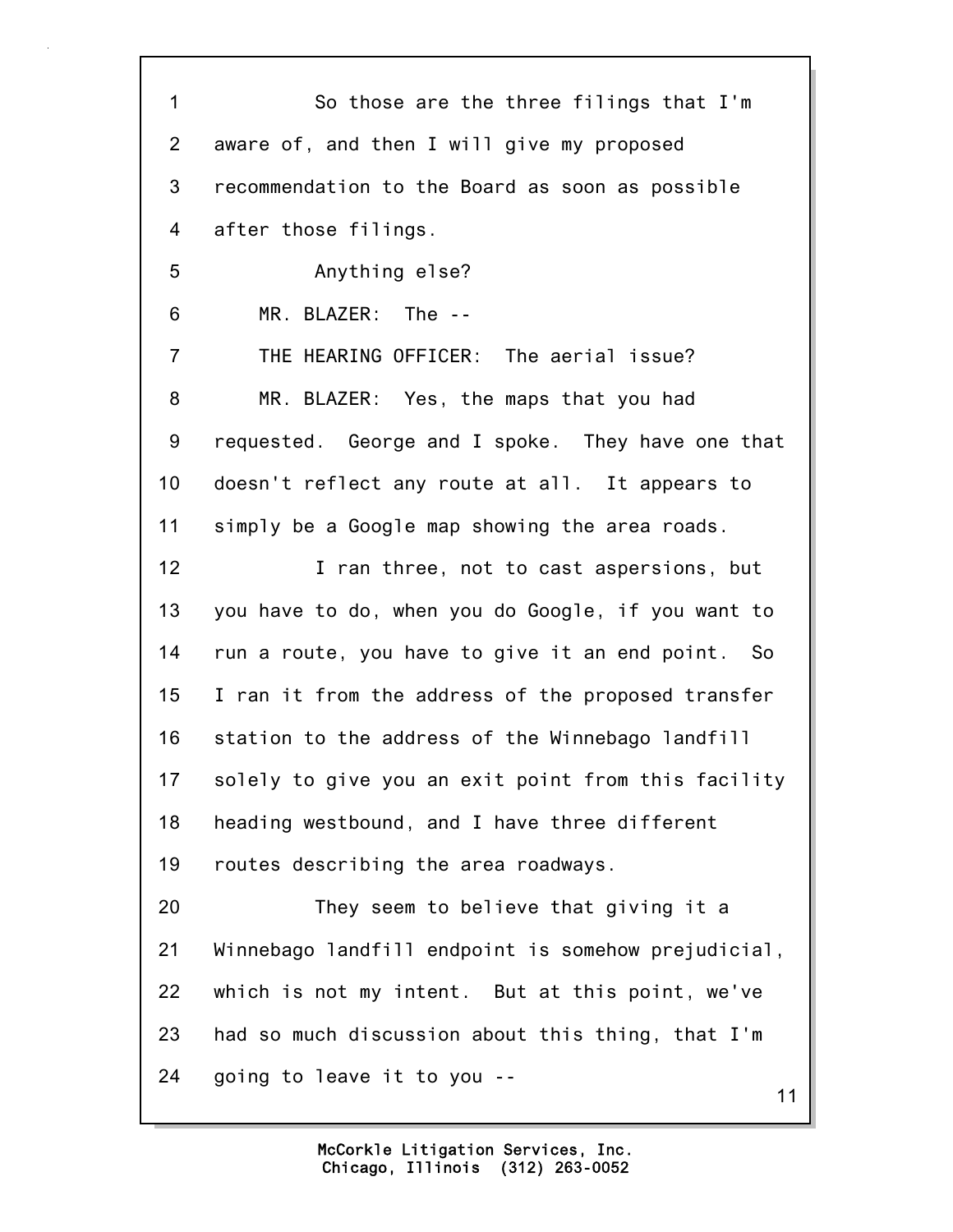So those are the three filings that I'm aware of, and then I will give my proposed recommendation to the Board as soon as possible after those filings.

Anything else?

MR. BLAZER: The --

THE HEARING OFFICER: The aerial issue?

MR. BLAZER: Yes, the maps that you had requested. George and I spoke. They have one that doesn't reflect any route at all. It appears to simply be a Google map showing the area roads.

I ran three, not to cast aspersions, but you have to do, when you do Google, if you want to run a route, you have to give it an end point. So I ran it from the address of the proposed transfer station to the address of the Winnebago landfill solely to give you an exit point from this facility heading westbound, and I have three different routes describing the area roadways.

They seem to believe that giving it a Winnebago landfill endpoint is somehow prejudicial, which is not my intent. But at this point, we've had so much discussion about this thing, that I'm going to leave it to you --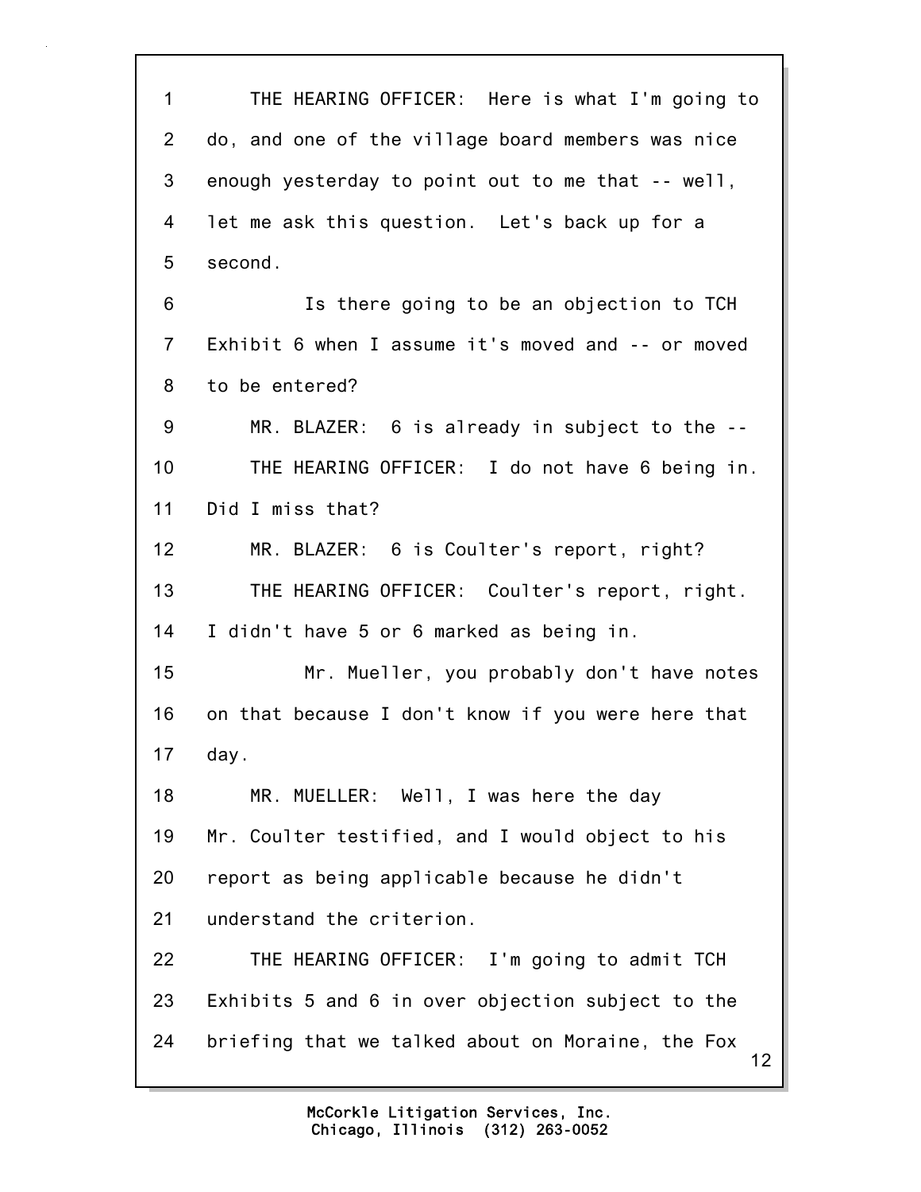THE HEARING OFFICER: Here is what I'm going to do, and one of the village board members was nice enough yesterday to point out to me that -- well, let me ask this question. Let's back up for a second.

Is there going to be an objection to TCH Exhibit 6 when I assume it's moved and -- or moved to be entered?

MR. BLAZER: 6 is already in subject to the --

THE HEARING OFFICER: I do not have 6 being in. Did I miss that?

MR. BLAZER: 6 is Coulter's report, right?

THE HEARING OFFICER: Coulter's report, right. I didn't have 5 or 6 marked as being in.

Mr. Mueller, you probably don't have notes on that because I don't know if you were here that day.

MR. MUELLER: Well, I was here the day Mr. Coulter testified, and I would object to his report as being applicable because he didn't understand the criterion.

THE HEARING OFFICER: I'm going to admit TCH Exhibits 5 and 6 in over objection subject to the briefing that we talked about on Moraine, the Fox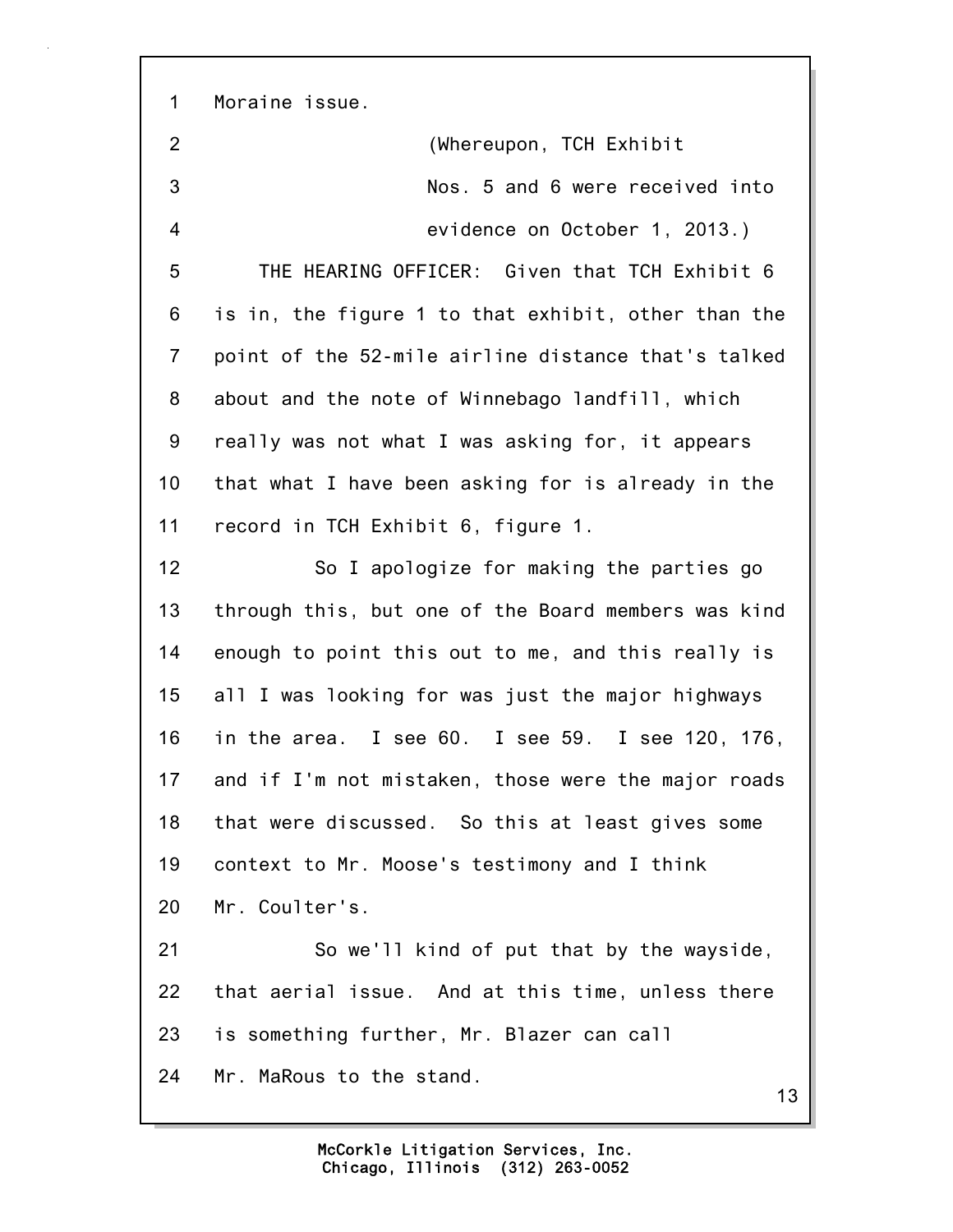Moraine issue.

(Whereupon, TCH Exhibit Nos. 5 and 6 were received into evidence on October 1, 2013.)

THE HEARING OFFICER: Given that TCH Exhibit 6 is in, the figure 1 to that exhibit, other than the point of the 52-mile airline distance that's talked about and the note of Winnebago landfill, which really was not what I was asking for, it appears that what I have been asking for is already in the record in TCH Exhibit 6, figure 1.

So I apologize for making the parties go through this, but one of the Board members was kind enough to point this out to me, and this really is all I was looking for was just the major highways in the area. I see 60. I see 59. I see 120, 176, and if I'm not mistaken, those were the major roads that were discussed. So this at least gives some context to Mr. Moose's testimony and I think Mr. Coulter's.

So we'll kind of put that by the wayside, that aerial issue. And at this time, unless there is something further, Mr. Blazer can call Mr. MaRous to the stand.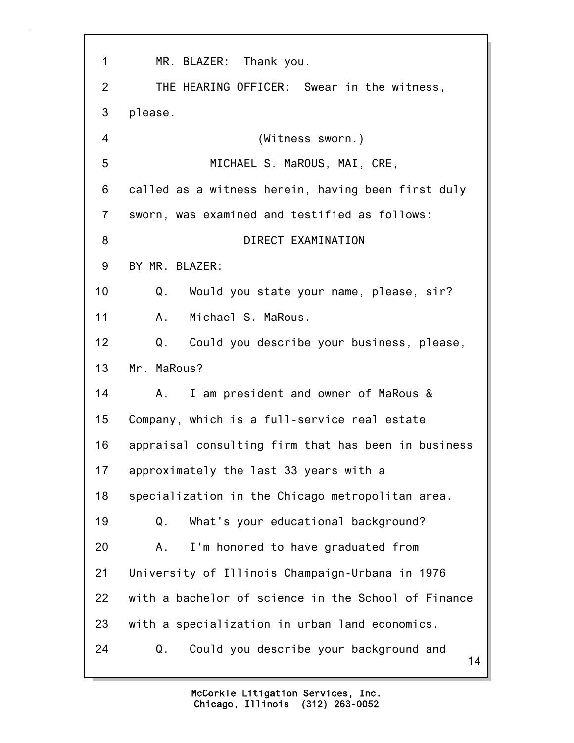1 MR. BLAZER: Thank you.

2 THE HEARING OFFICER: Swear in the witness,

3 please.

4 (Witness sworn.)

5 MICHAEL S. MaROUS, MAI, CRE,

6 called as a witness herein, having been first duly

7 sworn, was examined and testified as follows:

8 DIRECT EXAMINATION

9 BY MR. BLAZER:

10 Q. Would you state your name, please, sir?

11 A. Michael S. MaRous.

12 Q. Could you describe your business, please,

13 Mr. MaRous?

14 A. I am president and owner of MaRous &

15 Company, which is a full-service real estate

16 appraisal consulting firm that has been in business

17 approximately the last 33 years with a

18 specialization in the Chicago metropolitan area.

19 Q. What's your educational background?

20 A. I'm honored to have graduated from

21 University of Illinois Champaign-Urbana in 1976

22 with a bachelor of science in the School of Finance

23 with a specialization in urban land economics.

24 Q. Could you describe your background and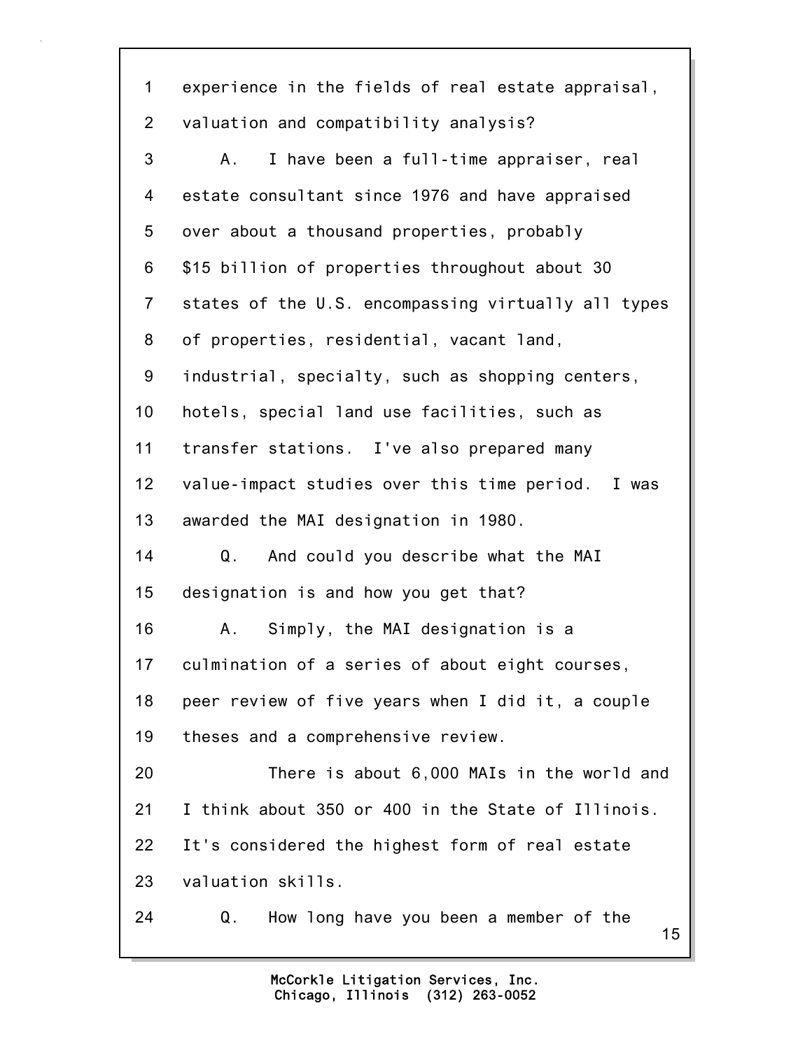experience in the fields of real estate appraisal, valuation and compatibility analysis?

A. I have been a full-time appraiser, real estate consultant since 1976 and have appraised over about a thousand properties, probably $15 billion of properties throughout about 30 states of the U.S. encompassing virtually all types of properties, residential, vacant land, industrial, specialty, such as shopping centers, hotels, special land use facilities, such as transfer stations. I've also prepared many value-impact studies over this time period. I was awarded the MAI designation in 1980.

Q. And could you describe what the MAI designation is and how you get that?

A. Simply, the MAI designation is a culmination of a series of about eight courses, peer review of five years when I did it, a couple theses and a comprehensive review.

There is about 6,000 MAIs in the world and I think about 350 or 400 in the State of Illinois. It's considered the highest form of real estate valuation skills.

Q. How long have you been a member of the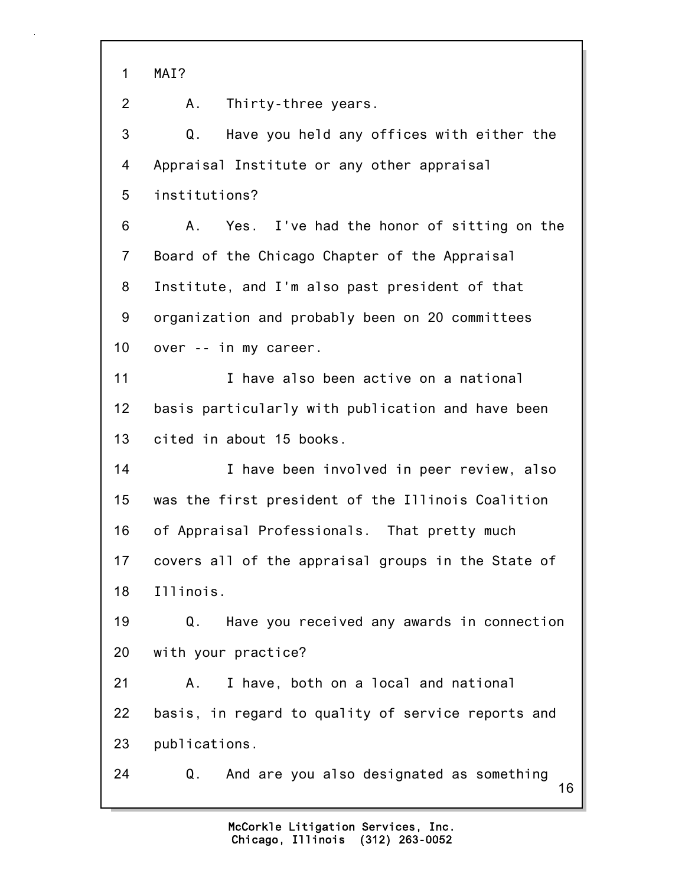MAI?

A. Thirty-three years.

Q. Have you held any offices with either the Appraisal Institute or any other appraisal institutions?

A. Yes. I've had the honor of sitting on the Board of the Chicago Chapter of the Appraisal Institute, and I'm also past president of that organization and probably been on 20 committees over -- in my career.

I have also been active on a national basis particularly with publication and have been cited in about 15 books.

I have been involved in peer review, also was the first president of the Illinois Coalition of Appraisal Professionals. That pretty much covers all of the appraisal groups in the State of Illinois.

Q. Have you received any awards in connection with your practice?

A. I have, both on a local and national basis, in regard to quality of service reports and publications.

Q. And are you also designated as something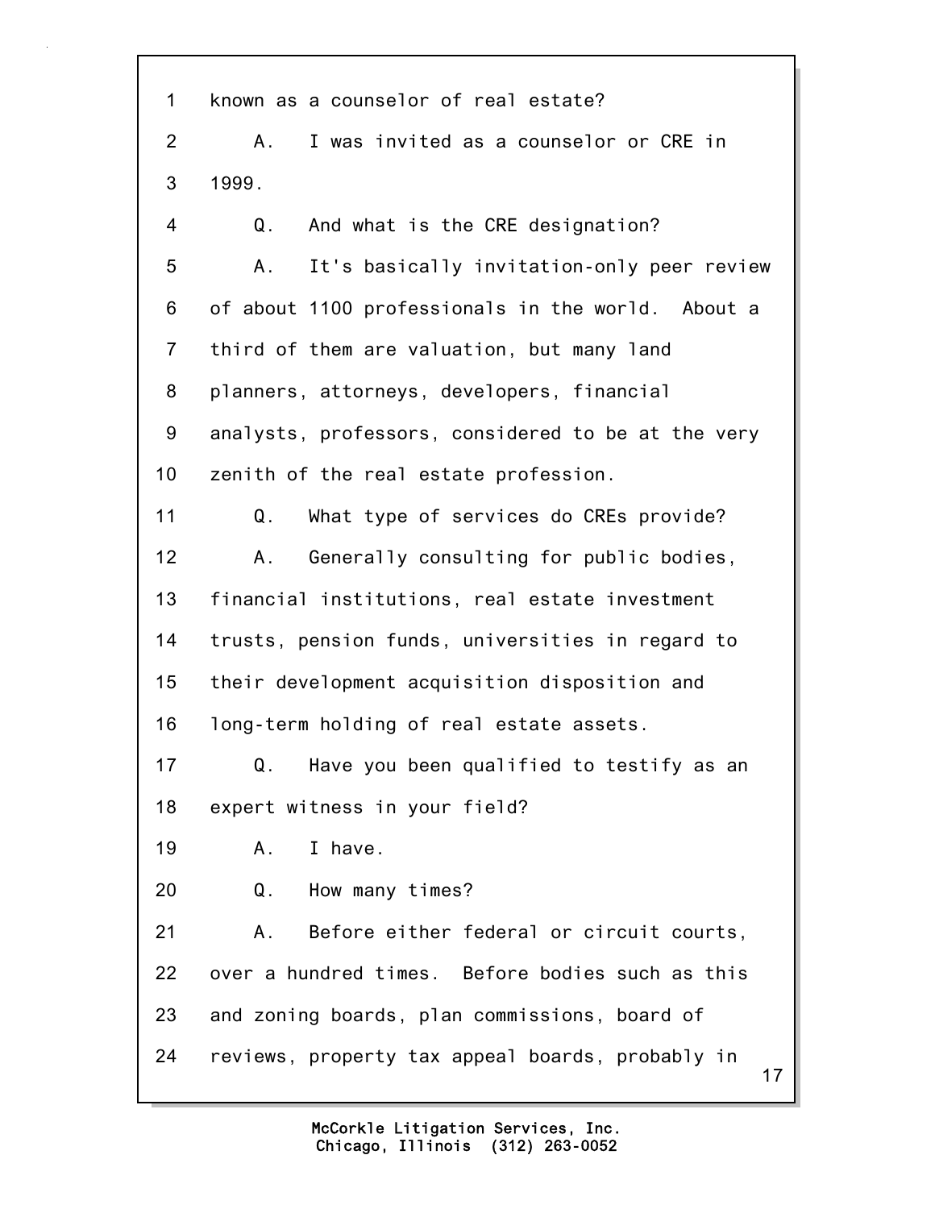1 known as a counselor of real estate?

2 A. I was invited as a counselor or CRE in

3 1999.

4 Q. And what is the CRE designation?

5 A. It's basically invitation-only peer review

6 of about 1100 professionals in the world. About a

7 third of them are valuation, but many land

8 planners, attorneys, developers, financial

9 analysts, professors, considered to be at the very

10 zenith of the real estate profession.

11 Q. What type of services do CREs provide?

12 A. Generally consulting for public bodies,

13 financial institutions, real estate investment

14 trusts, pension funds, universities in regard to

15 their development acquisition disposition and

16 long-term holding of real estate assets.

17 Q. Have you been qualified to testify as an

18 expert witness in your field?

19 A. I have.

20 Q. How many times?

21 A. Before either federal or circuit courts,

22 over a hundred times. Before bodies such as this

23 and zoning boards, plan commissions, board of

24 reviews, property tax appeal boards, probably in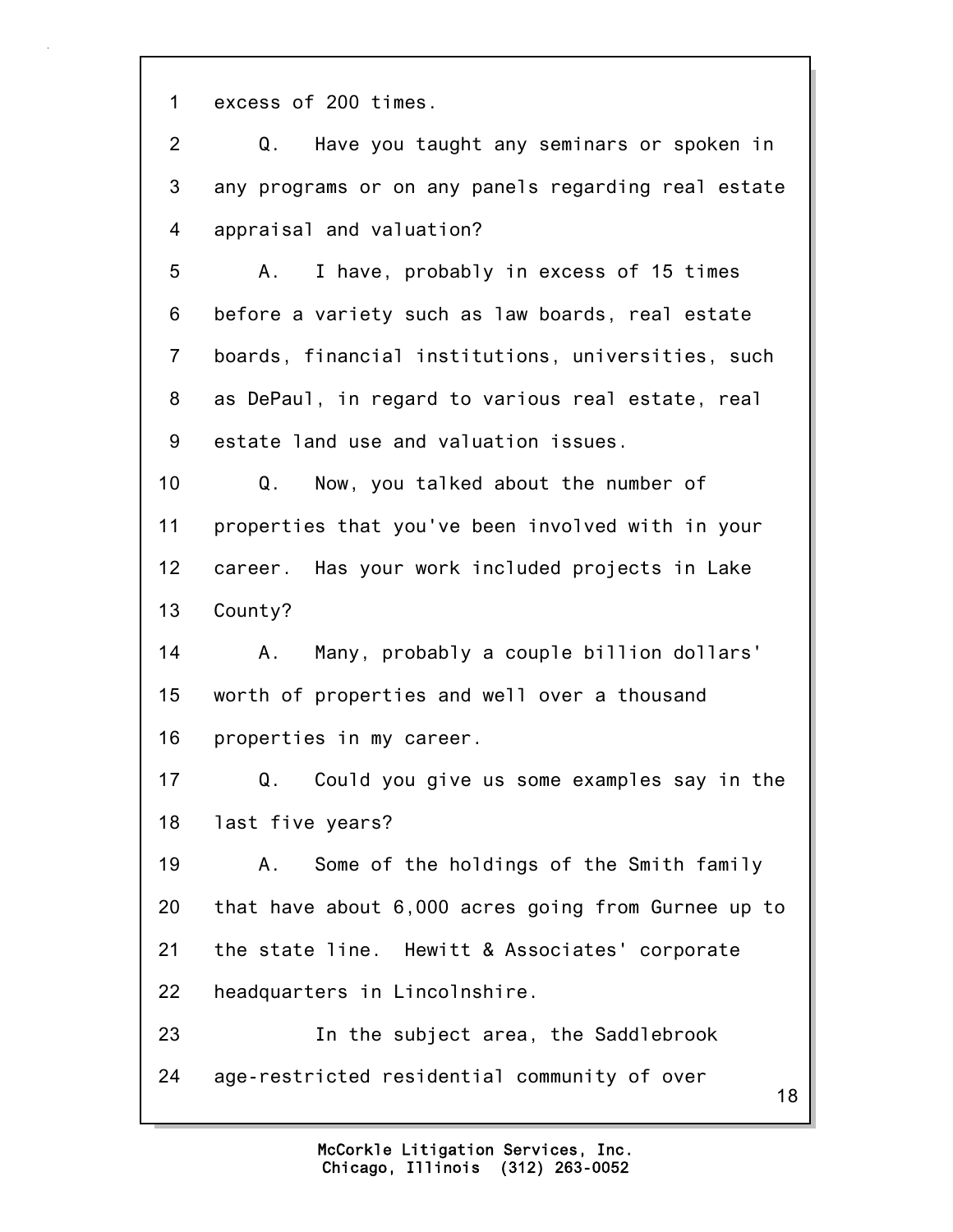1 excess of 200 times.

2 Q. Have you taught any seminars or spoken in

3 any programs or on any panels regarding real estate

4 appraisal and valuation?

5 A. I have, probably in excess of 15 times

6 before a variety such as law boards, real estate

7 boards, financial institutions, universities, such

8 as DePaul, in regard to various real estate, real

9 estate land use and valuation issues.

10 Q. Now, you talked about the number of

11 properties that you've been involved with in your

12 career. Has your work included projects in Lake

13 County?

14 A. Many, probably a couple billion dollars'

15 worth of properties and well over a thousand

16 properties in my career.

17 Q. Could you give us some examples say in the

18 last five years?

19 A. Some of the holdings of the Smith family

20 that have about 6,000 acres going from Gurnee up to

21 the state line. Hewitt & Associates' corporate

22 headquarters in Lincolnshire.

23 In the subject area, the Saddlebrook

24 age-restricted residential community of over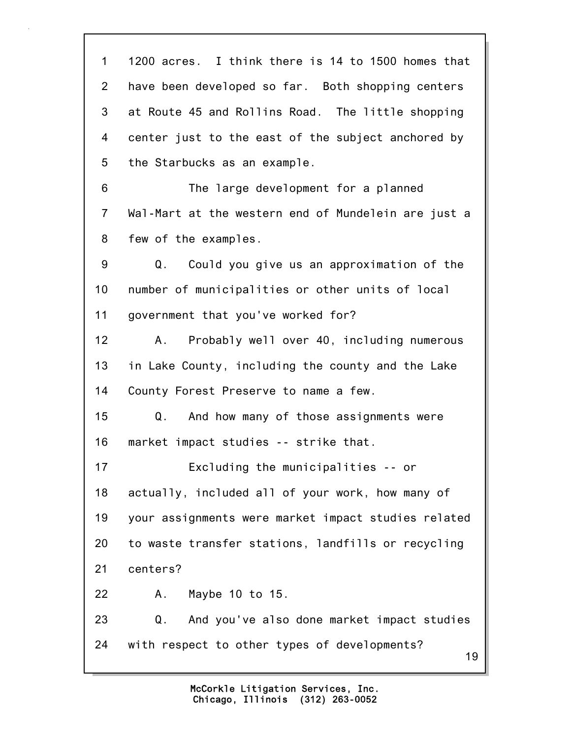1 1200 acres. I think there is 14 to 1500 homes that
2 have been developed so far. Both shopping centers
3 at Route 45 and Rollins Road. The little shopping
4 center just to the east of the subject anchored by
5 the Starbucks as an example.

6 The large development for a planned
7 Wal-Mart at the western end of Mundelein are just a
8 few of the examples.

9 Q. Could you give us an approximation of the
10 number of municipalities or other units of local
11 government that you've worked for?

12 A. Probably well over 40, including numerous
13 in Lake County, including the county and the Lake
14 County Forest Preserve to name a few.

15 Q. And how many of those assignments were
16 market impact studies -- strike that.

17 Excluding the municipalities -- or
18 actually, included all of your work, how many of
19 your assignments were market impact studies related
20 to waste transfer stations, landfills or recycling
21 centers?

22 A. Maybe 10 to 15.

23 Q. And you've also done market impact studies
24 with respect to other types of developments?

McCorkle Litigation Services, Inc.
Chicago, Illinois (312) 263-0052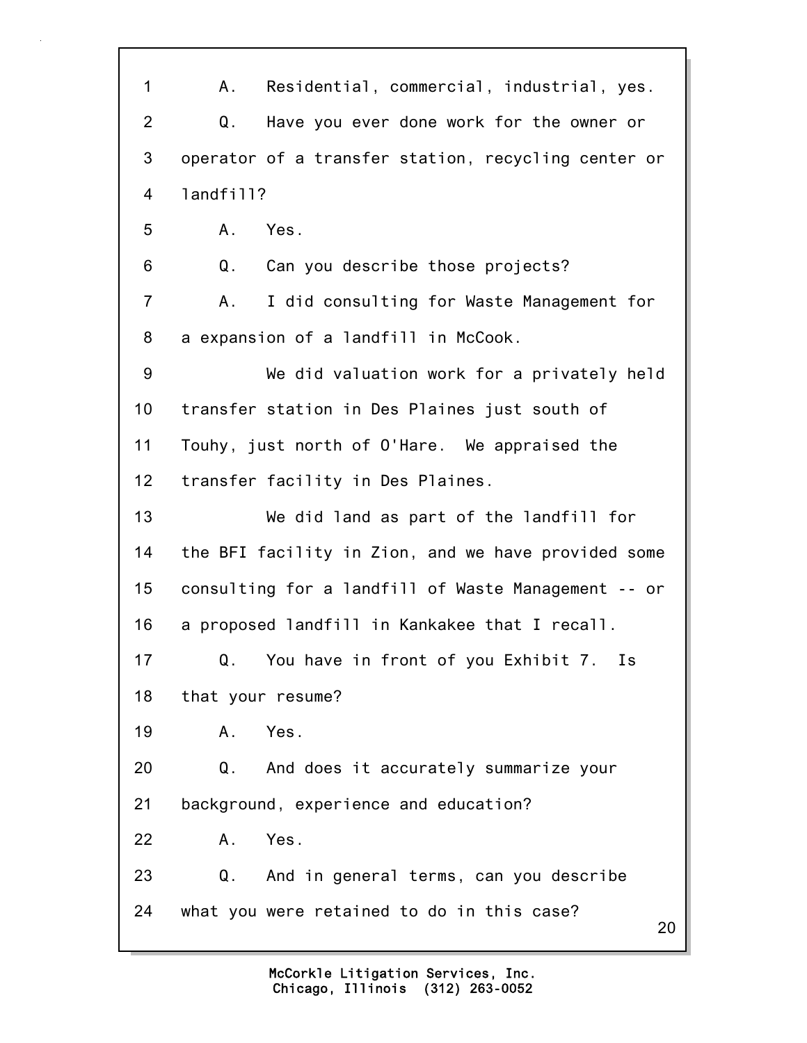1 A. Residential, commercial, industrial, yes.

2 Q. Have you ever done work for the owner or

3 operator of a transfer station, recycling center or

4 landfill?

5 A. Yes.

6 Q. Can you describe those projects?

7 A. I did consulting for Waste Management for

8 a expansion of a landfill in McCook.

9 We did valuation work for a privately held

10 transfer station in Des Plaines just south of

11 Touhy, just north of O'Hare. We appraised the

12 transfer facility in Des Plaines.

13 We did land as part of the landfill for

14 the BFI facility in Zion, and we have provided some

15 consulting for a landfill of Waste Management -- or

16 a proposed landfill in Kankakee that I recall.

17 Q. You have in front of you Exhibit 7. Is

18 that your resume?

19 A. Yes.

20 Q. And does it accurately summarize your

21 background, experience and education?

22 A. Yes.

23 Q. And in general terms, can you describe

24 what you were retained to do in this case?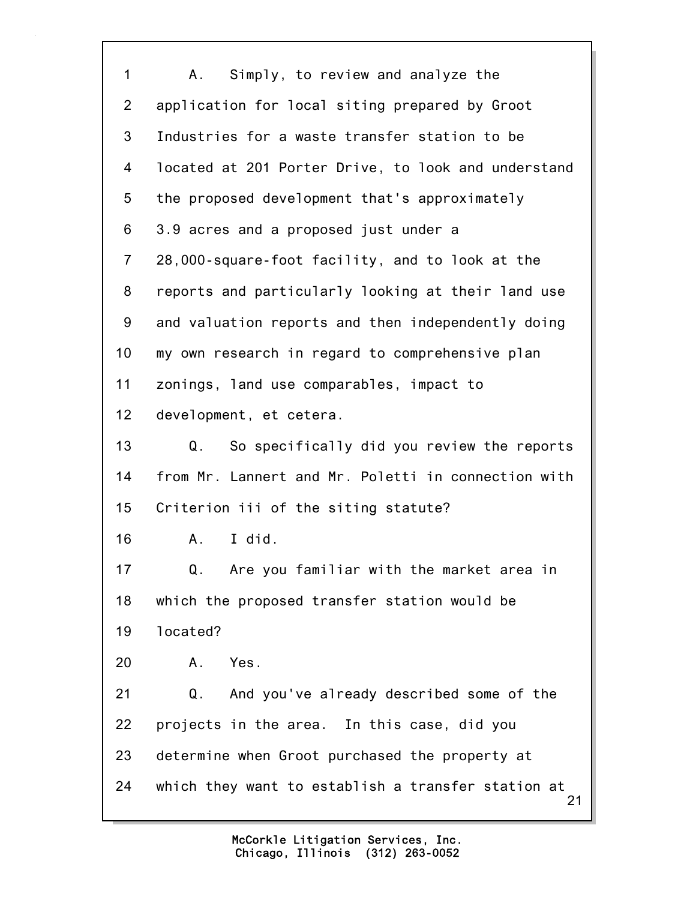1 A. Simply, to review and analyze the
2 application for local siting prepared by Groot
3 Industries for a waste transfer station to be
4 located at 201 Porter Drive, to look and understand
5 the proposed development that's approximately
6 3.9 acres and a proposed just under a
7 28,000-square-foot facility, and to look at the
8 reports and particularly looking at their land use
9 and valuation reports and then independently doing
10 my own research in regard to comprehensive plan
11 zonings, land use comparables, impact to
12 development, et cetera.
13 Q. So specifically did you review the reports
14 from Mr. Lannert and Mr. Poletti in connection with
15 Criterion iii of the siting statute?
16 A. I did.
17 Q. Are you familiar with the market area in
18 which the proposed transfer station would be
19 located?
20 A. Yes.
21 Q. And you've already described some of the
22 projects in the area. In this case, did you
23 determine when Groot purchased the property at
24 which they want to establish a transfer station at

McCorkle Litigation Services, Inc.
Chicago, Illinois (312) 263-0052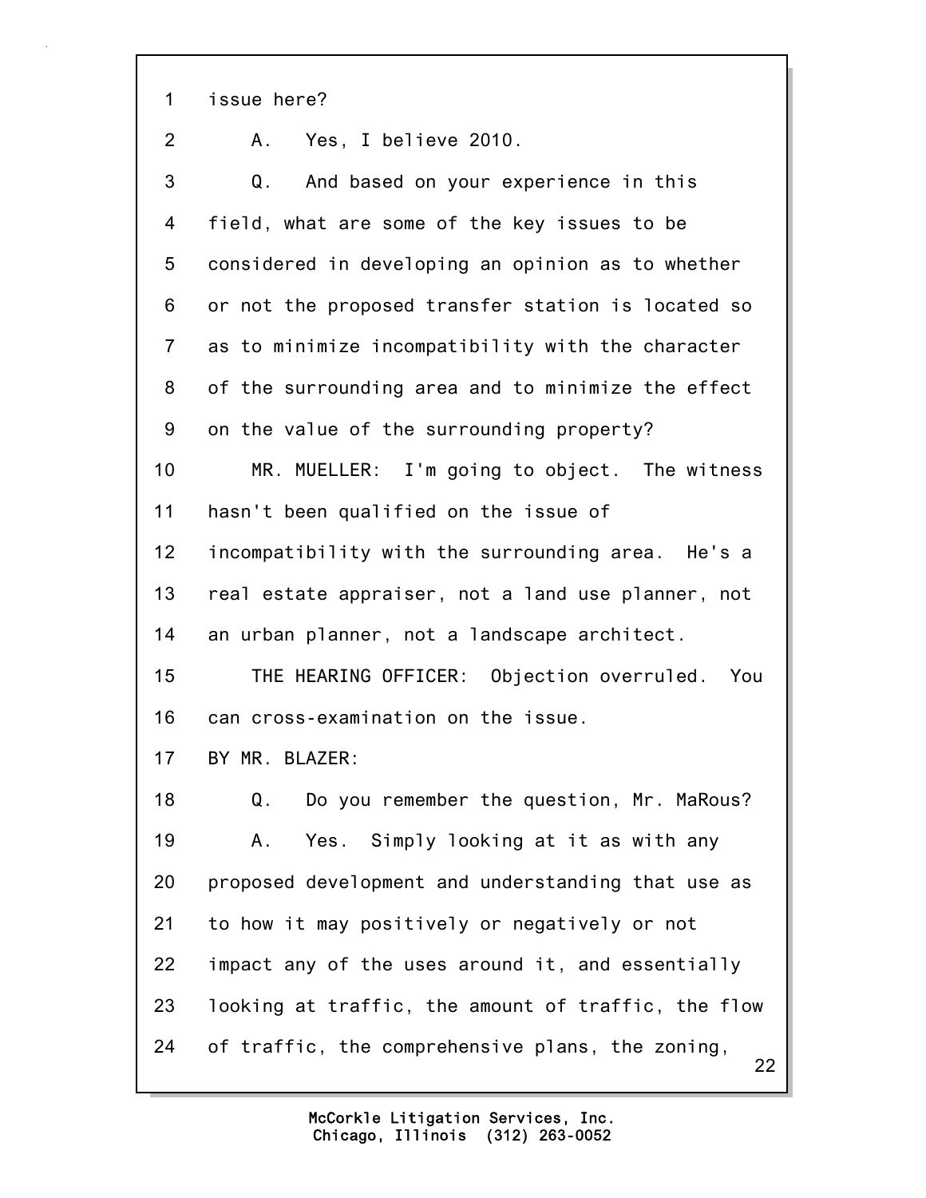1 issue here?

2 A. Yes, I believe 2010.

3 Q. And based on your experience in this

4 field, what are some of the key issues to be

5 considered in developing an opinion as to whether

6 or not the proposed transfer station is located so

7 as to minimize incompatibility with the character

8 of the surrounding area and to minimize the effect

9 on the value of the surrounding property?

10 MR. MUELLER: I'm going to object. The witness

11 hasn't been qualified on the issue of

12 incompatibility with the surrounding area. He's a

13 real estate appraiser, not a land use planner, not

14 an urban planner, not a landscape architect.

15 THE HEARING OFFICER: Objection overruled. You

16 can cross-examination on the issue.

17 BY MR. BLAZER:

18 Q. Do you remember the question, Mr. MaRous?

19 A. Yes. Simply looking at it as with any

20 proposed development and understanding that use as

21 to how it may positively or negatively or not

22 impact any of the uses around it, and essentially

23 looking at traffic, the amount of traffic, the flow

24 of traffic, the comprehensive plans, the zoning,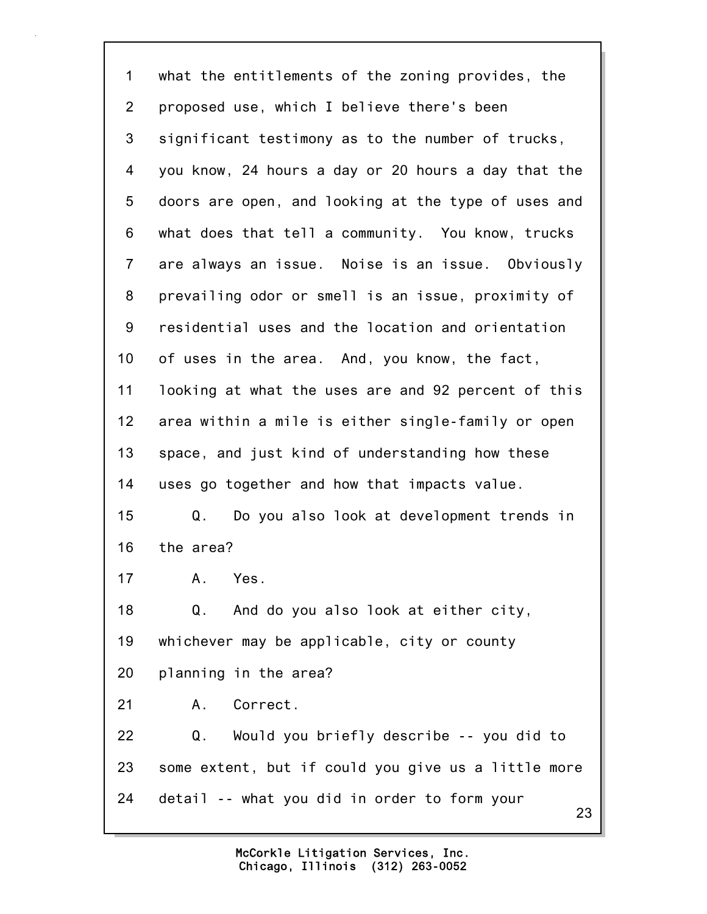1 what the entitlements of the zoning provides, the
2 proposed use, which I believe there's been
3 significant testimony as to the number of trucks,
4 you know, 24 hours a day or 20 hours a day that the
5 doors are open, and looking at the type of uses and
6 what does that tell a community. You know, trucks
7 are always an issue. Noise is an issue. Obviously
8 prevailing odor or smell is an issue, proximity of
9 residential uses and the location and orientation
10 of uses in the area. And, you know, the fact,
11 looking at what the uses are and 92 percent of this
12 area within a mile is either single-family or open
13 space, and just kind of understanding how these
14 uses go together and how that impacts value.
15 Q. Do you also look at development trends in
16 the area?
17 A. Yes.
18 Q. And do you also look at either city,
19 whichever may be applicable, city or county
20 planning in the area?
21 A. Correct.
22 Q. Would you briefly describe -- you did to
23 some extent, but if could you give us a little more
24 detail -- what you did in order to form your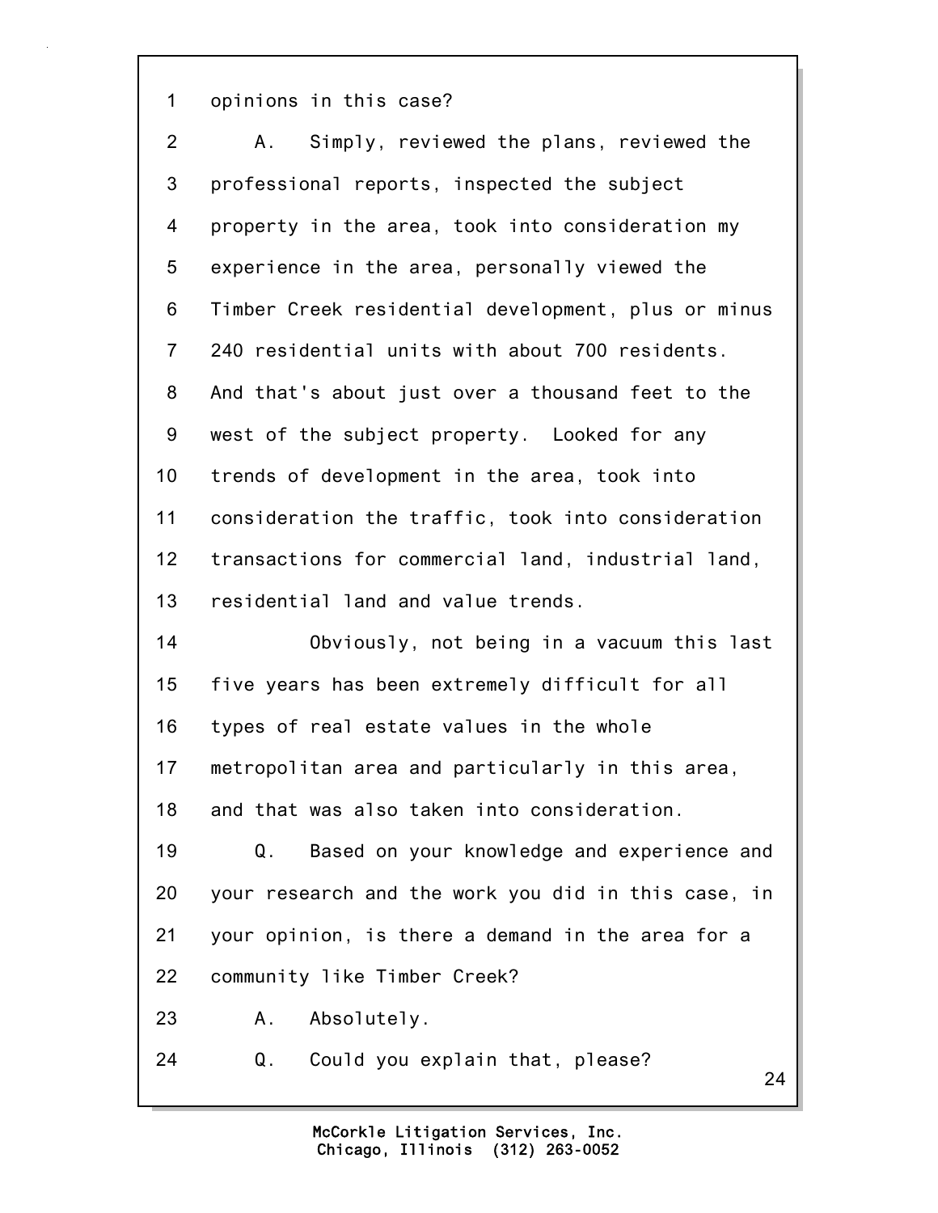1 opinions in this case?

2 A. Simply, reviewed the plans, reviewed the

3 professional reports, inspected the subject

4 property in the area, took into consideration my

5 experience in the area, personally viewed the

6 Timber Creek residential development, plus or minus

7 240 residential units with about 700 residents.

8 And that's about just over a thousand feet to the

9 west of the subject property. Looked for any

10 trends of development in the area, took into

11 consideration the traffic, took into consideration

12 transactions for commercial land, industrial land,

13 residential land and value trends.

14 Obviously, not being in a vacuum this last

15 five years has been extremely difficult for all

16 types of real estate values in the whole

17 metropolitan area and particularly in this area,

18 and that was also taken into consideration.

19 Q. Based on your knowledge and experience and

20 your research and the work you did in this case, in

21 your opinion, is there a demand in the area for a

22 community like Timber Creek?

23 A. Absolutely.

24 Q. Could you explain that, please?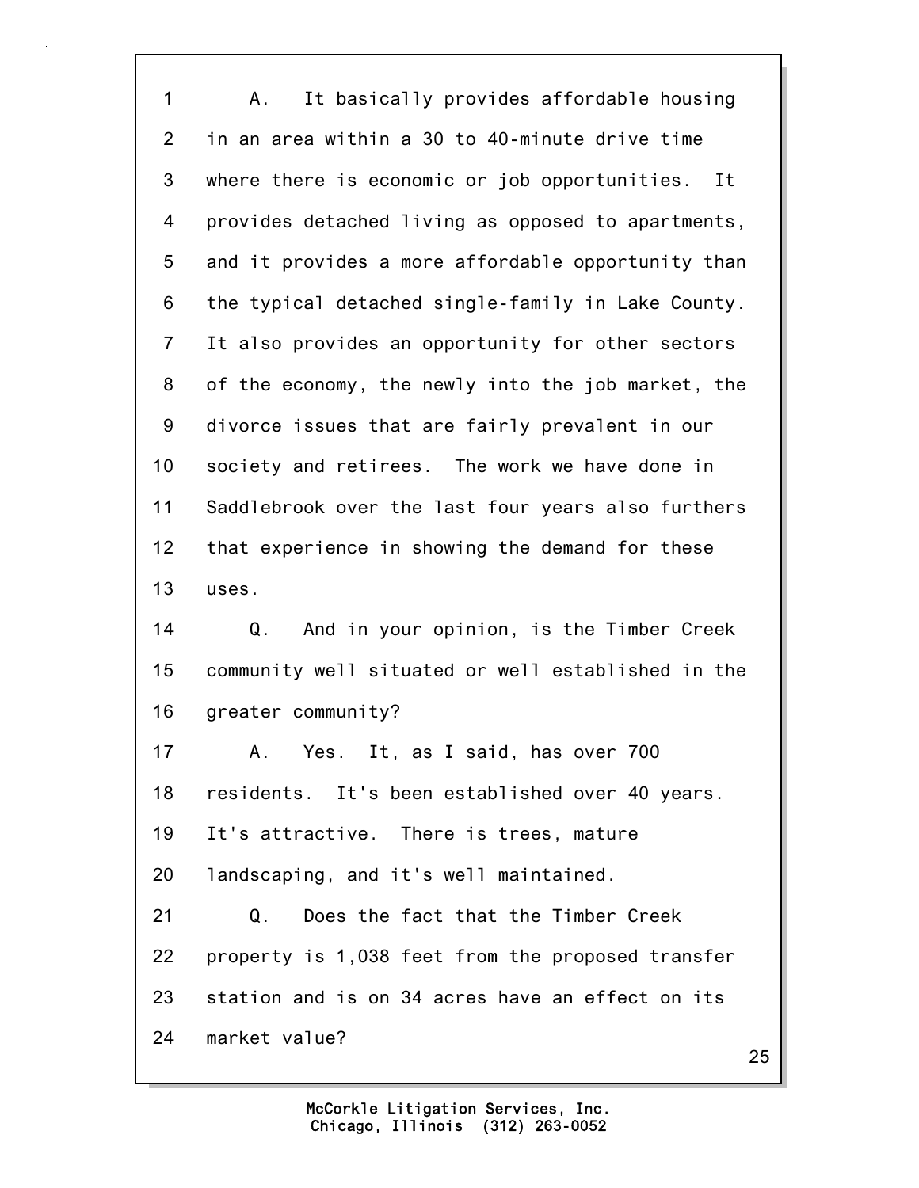1 A. It basically provides affordable housing
2 in an area within a 30 to 40-minute drive time
3 where there is economic or job opportunities. It
4 provides detached living as opposed to apartments,
5 and it provides a more affordable opportunity than
6 the typical detached single-family in Lake County.
7 It also provides an opportunity for other sectors
8 of the economy, the newly into the job market, the
9 divorce issues that are fairly prevalent in our
10 society and retirees. The work we have done in
11 Saddlebrook over the last four years also furthers
12 that experience in showing the demand for these
13 uses.
14 Q. And in your opinion, is the Timber Creek
15 community well situated or well established in the
16 greater community?
17 A. Yes. It, as I said, has over 700
18 residents. It's been established over 40 years.
19 It's attractive. There is trees, mature
20 landscaping, and it's well maintained.
21 Q. Does the fact that the Timber Creek
22 property is 1,038 feet from the proposed transfer
23 station and is on 34 acres have an effect on its
24 market value?

McCorkle Litigation Services, Inc.
Chicago, Illinois (312) 263-0052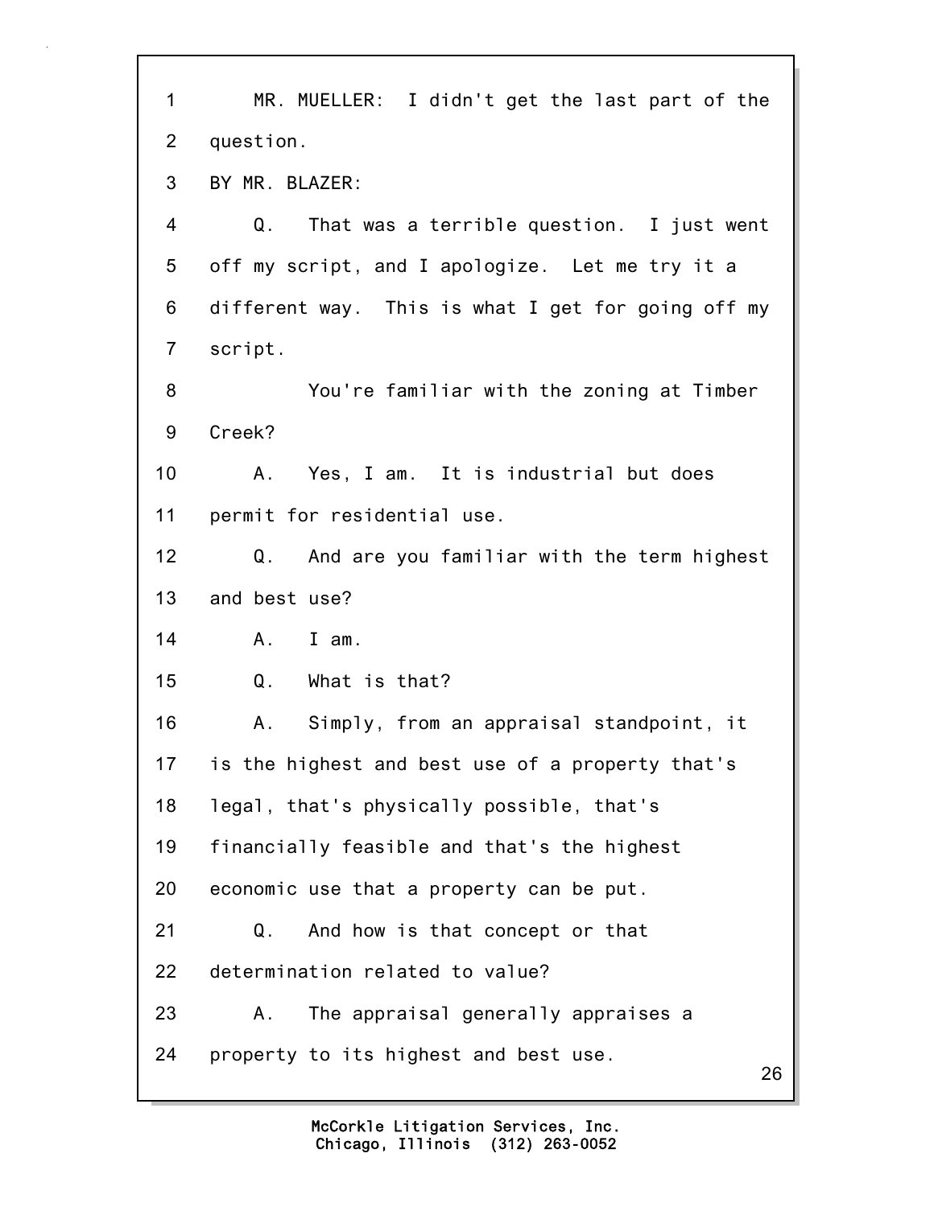1 MR. MUELLER: I didn't get the last part of the
2 question.
3 BY MR. BLAZER:
4 Q. That was a terrible question. I just went
5 off my script, and I apologize. Let me try it a
6 different way. This is what I get for going off my
7 script.
8 You're familiar with the zoning at Timber
9 Creek?
10 A. Yes, I am. It is industrial but does
11 permit for residential use.
12 Q. And are you familiar with the term highest
13 and best use?
14 A. I am.
15 Q. What is that?
16 A. Simply, from an appraisal standpoint, it
17 is the highest and best use of a property that's
18 legal, that's physically possible, that's
19 financially feasible and that's the highest
20 economic use that a property can be put.
21 Q. And how is that concept or that
22 determination related to value?
23 A. The appraisal generally appraises a
24 property to its highest and best use.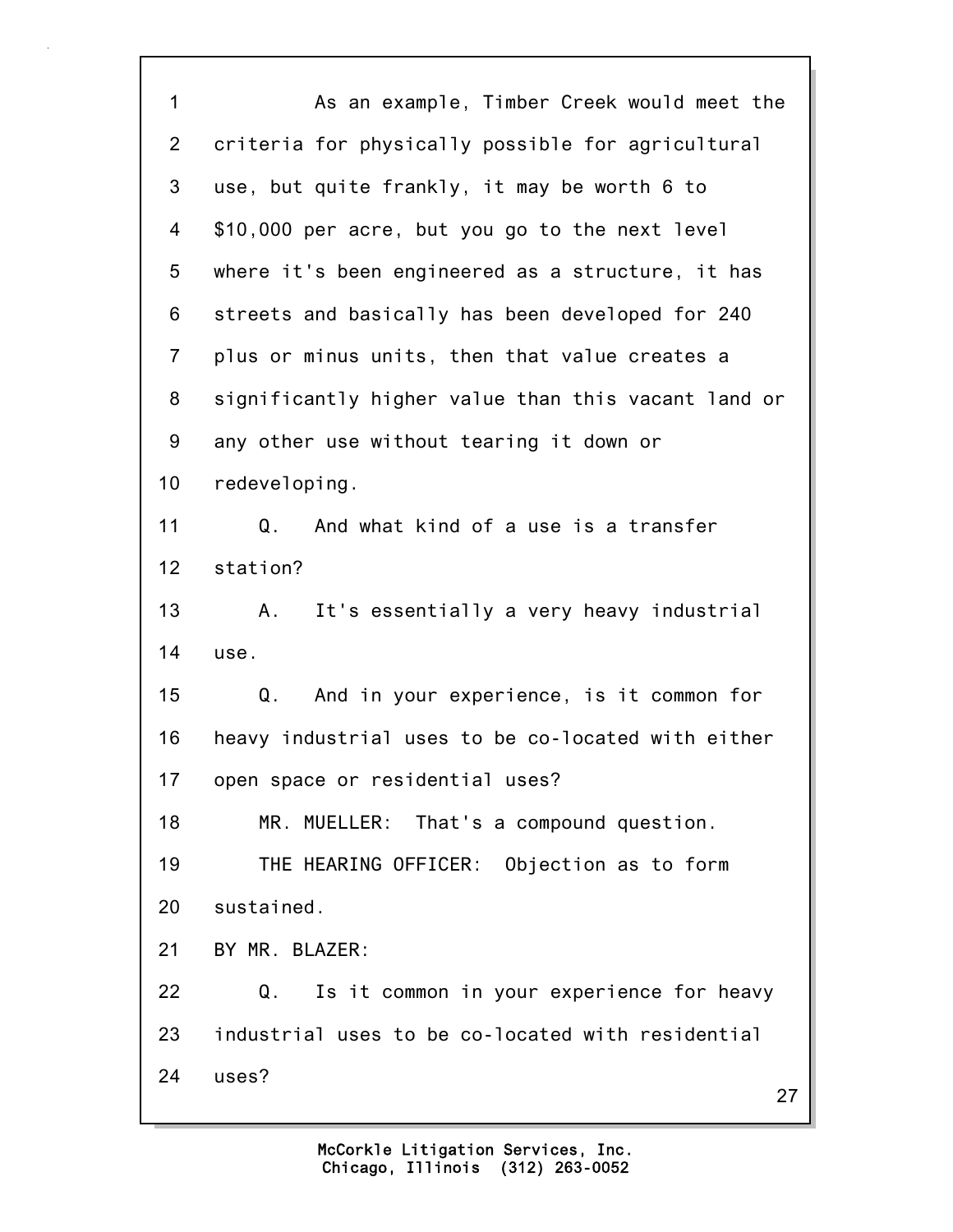As an example, Timber Creek would meet the criteria for physically possible for agricultural use, but quite frankly, it may be worth 6 to $10,000 per acre, but you go to the next level where it's been engineered as a structure, it has streets and basically has been developed for 240 plus or minus units, then that value creates a significantly higher value than this vacant land or any other use without tearing it down or redeveloping.

Q. And what kind of a use is a transfer station?

A. It's essentially a very heavy industrial use.

Q. And in your experience, is it common for heavy industrial uses to be co-located with either open space or residential uses?

MR. MUELLER: That's a compound question.

THE HEARING OFFICER: Objection as to form sustained.

BY MR. BLAZER:

Q. Is it common in your experience for heavy industrial uses to be co-located with residential uses?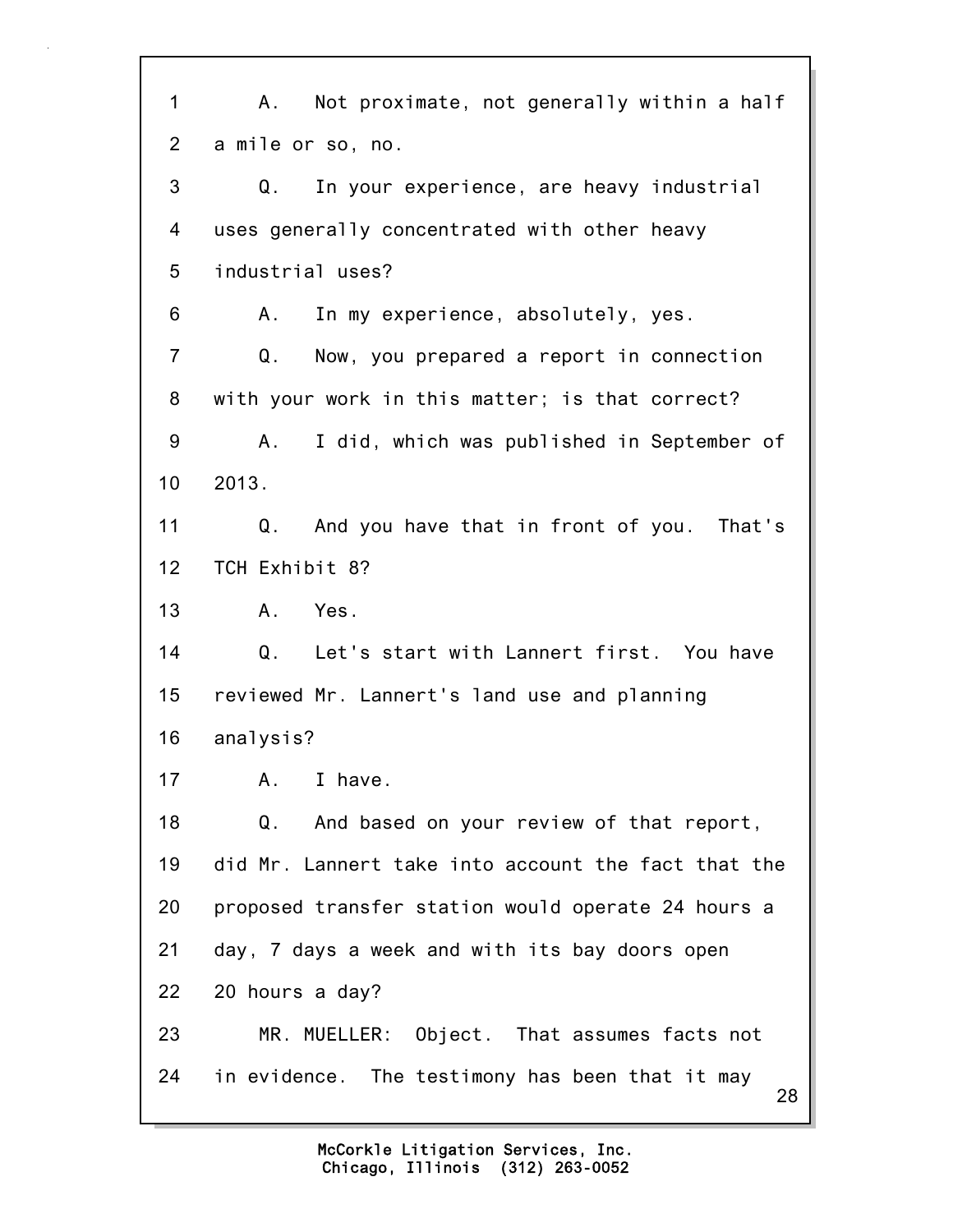1 A. Not proximate, not generally within a half
2 a mile or so, no.
3 Q. In your experience, are heavy industrial
4 uses generally concentrated with other heavy
5 industrial uses?
6 A. In my experience, absolutely, yes.
7 Q. Now, you prepared a report in connection
8 with your work in this matter; is that correct?
9 A. I did, which was published in September of
10 2013.
11 Q. And you have that in front of you. That's
12 TCH Exhibit 8?
13 A. Yes.
14 Q. Let's start with Lannert first. You have
15 reviewed Mr. Lannert's land use and planning
16 analysis?
17 A. I have.
18 Q. And based on your review of that report,
19 did Mr. Lannert take into account the fact that the
20 proposed transfer station would operate 24 hours a
21 day, 7 days a week and with its bay doors open
22 20 hours a day?
23 MR. MUELLER: Object. That assumes facts not
24 in evidence. The testimony has been that it may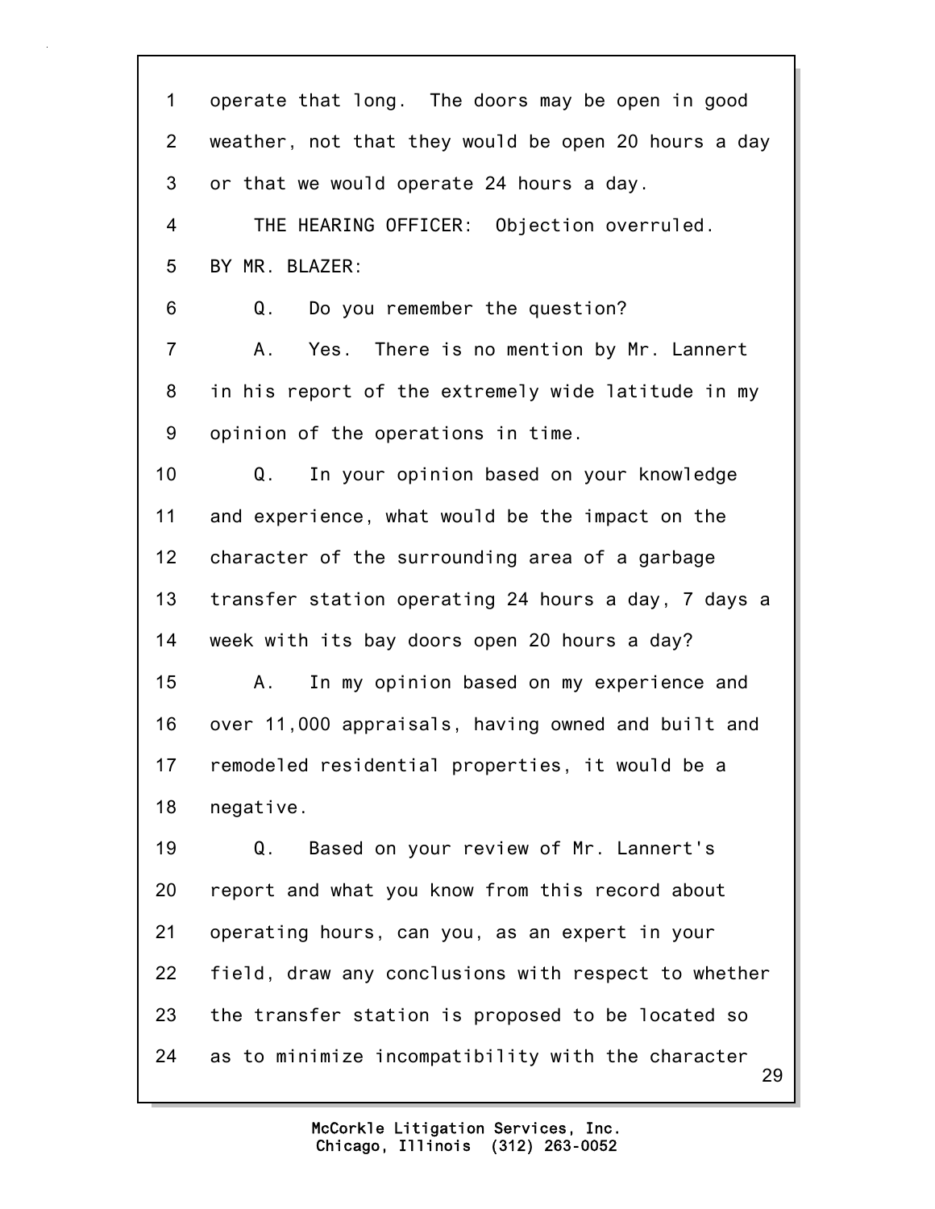1 operate that long. The doors may be open in good
2 weather, not that they would be open 20 hours a day
3 or that we would operate 24 hours a day.
4 THE HEARING OFFICER: Objection overruled.
5 BY MR. BLAZER:
6 Q. Do you remember the question?
7 A. Yes. There is no mention by Mr. Lannert
8 in his report of the extremely wide latitude in my
9 opinion of the operations in time.
10 Q. In your opinion based on your knowledge
11 and experience, what would be the impact on the
12 character of the surrounding area of a garbage
13 transfer station operating 24 hours a day, 7 days a
14 week with its bay doors open 20 hours a day?
15 A. In my opinion based on my experience and
16 over 11,000 appraisals, having owned and built and
17 remodeled residential properties, it would be a
18 negative.
19 Q. Based on your review of Mr. Lannert's
20 report and what you know from this record about
21 operating hours, can you, as an expert in your
22 field, draw any conclusions with respect to whether
23 the transfer station is proposed to be located so
24 as to minimize incompatibility with the character

McCorkle Litigation Services, Inc.
Chicago, Illinois (312) 263-0052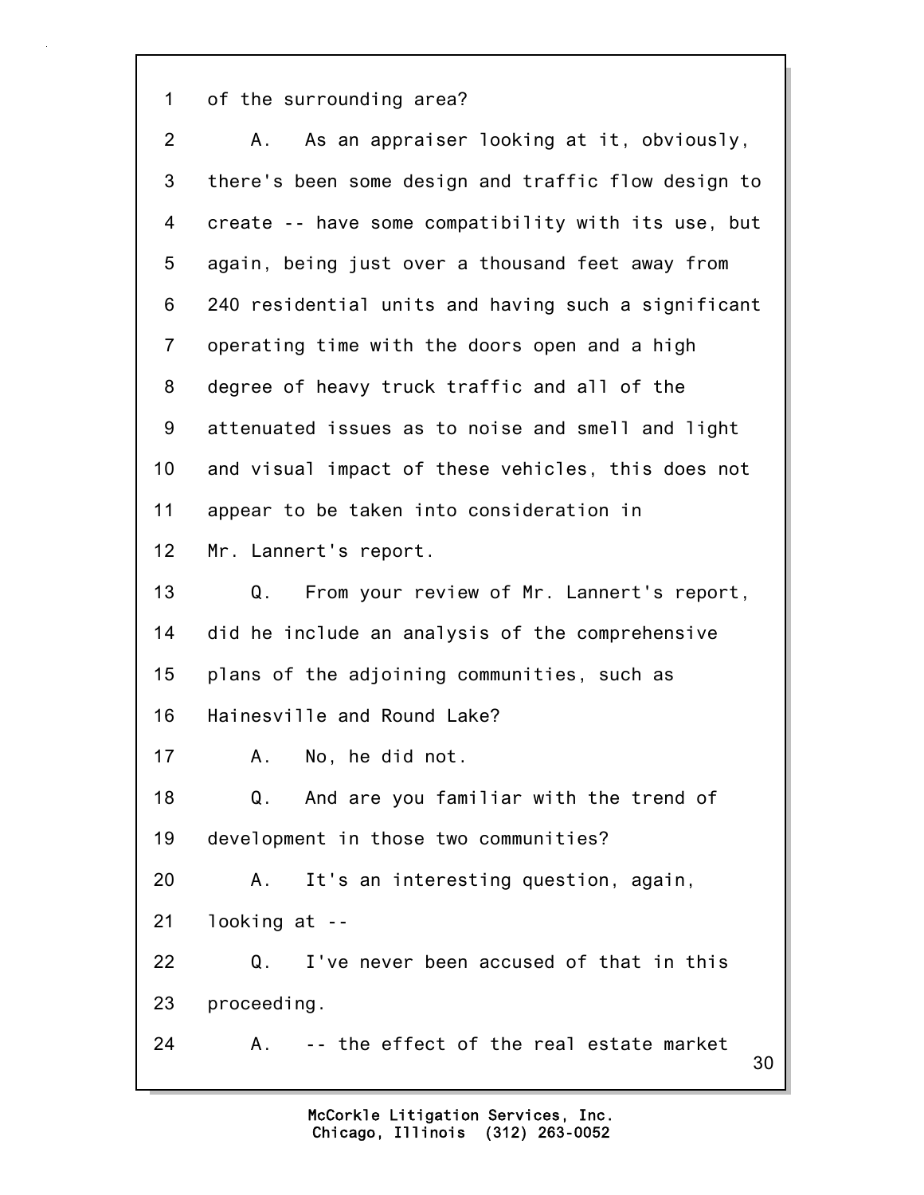of the surrounding area?

A. As an appraiser looking at it, obviously, there's been some design and traffic flow design to create -- have some compatibility with its use, but again, being just over a thousand feet away from 240 residential units and having such a significant operating time with the doors open and a high degree of heavy truck traffic and all of the attenuated issues as to noise and smell and light and visual impact of these vehicles, this does not appear to be taken into consideration in Mr. Lannert's report.

Q. From your review of Mr. Lannert's report, did he include an analysis of the comprehensive plans of the adjoining communities, such as Hainesville and Round Lake?

A. No, he did not.

Q. And are you familiar with the trend of development in those two communities?

A. It's an interesting question, again, looking at --

Q. I've never been accused of that in this proceeding.

A. -- the effect of the real estate market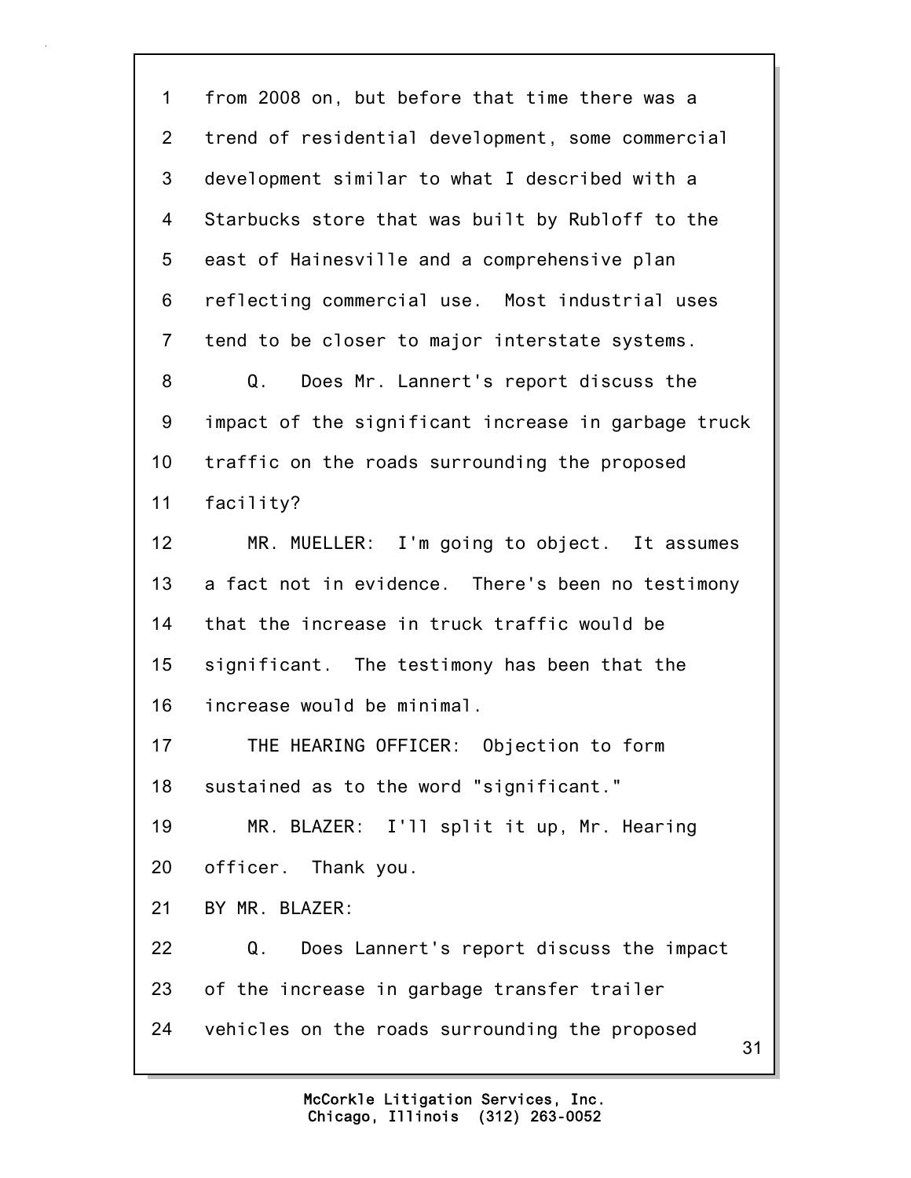1 from 2008 on, but before that time there was a
2 trend of residential development, some commercial
3 development similar to what I described with a
4 Starbucks store that was built by Rubloff to the
5 east of Hainesville and a comprehensive plan
6 reflecting commercial use. Most industrial uses
7 tend to be closer to major interstate systems.
8 Q. Does Mr. Lannert's report discuss the
9 impact of the significant increase in garbage truck
10 traffic on the roads surrounding the proposed
11 facility?
12 MR. MUELLER: I'm going to object. It assumes
13 a fact not in evidence. There's been no testimony
14 that the increase in truck traffic would be
15 significant. The testimony has been that the
16 increase would be minimal.
17 THE HEARING OFFICER: Objection to form
18 sustained as to the word "significant."
19 MR. BLAZER: I'll split it up, Mr. Hearing
20 officer. Thank you.
21 BY MR. BLAZER:
22 Q. Does Lannert's report discuss the impact
23 of the increase in garbage transfer trailer
24 vehicles on the roads surrounding the proposed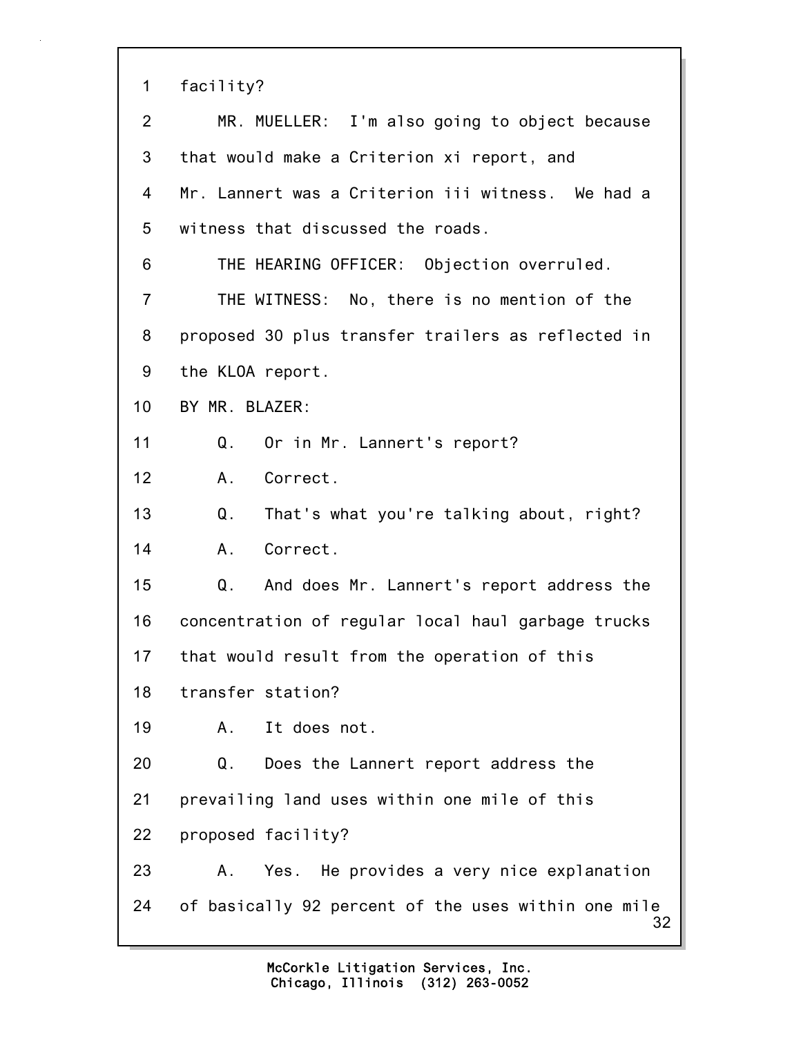1 facility?

2 MR. MUELLER: I'm also going to object because

3 that would make a Criterion xi report, and

4 Mr. Lannert was a Criterion iii witness. We had a

5 witness that discussed the roads.

6 THE HEARING OFFICER: Objection overruled.

7 THE WITNESS: No, there is no mention of the

8 proposed 30 plus transfer trailers as reflected in

9 the KLOA report.

10 BY MR. BLAZER:

11 Q. Or in Mr. Lannert's report?

12 A. Correct.

13 Q. That's what you're talking about, right?

14 A. Correct.

15 Q. And does Mr. Lannert's report address the

16 concentration of regular local haul garbage trucks

17 that would result from the operation of this

18 transfer station?

19 A. It does not.

20 Q. Does the Lannert report address the

21 prevailing land uses within one mile of this

22 proposed facility?

23 A. Yes. He provides a very nice explanation

24 of basically 92 percent of the uses within one mile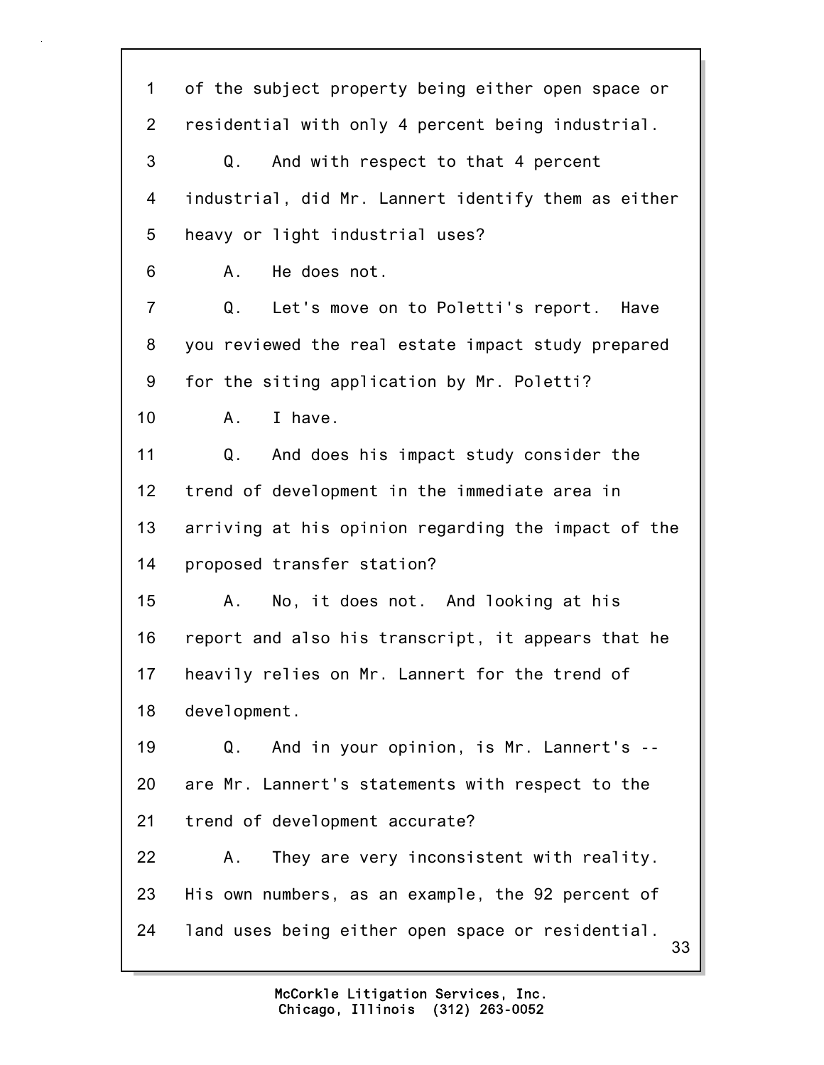1 of the subject property being either open space or
2 residential with only 4 percent being industrial.
3 Q. And with respect to that 4 percent
4 industrial, did Mr. Lannert identify them as either
5 heavy or light industrial uses?
6 A. He does not.
7 Q. Let's move on to Poletti's report. Have
8 you reviewed the real estate impact study prepared
9 for the siting application by Mr. Poletti?
10 A. I have.
11 Q. And does his impact study consider the
12 trend of development in the immediate area in
13 arriving at his opinion regarding the impact of the
14 proposed transfer station?
15 A. No, it does not. And looking at his
16 report and also his transcript, it appears that he
17 heavily relies on Mr. Lannert for the trend of
18 development.
19 Q. And in your opinion, is Mr. Lannert's --
20 are Mr. Lannert's statements with respect to the
21 trend of development accurate?
22 A. They are very inconsistent with reality.
23 His own numbers, as an example, the 92 percent of
24 land uses being either open space or residential.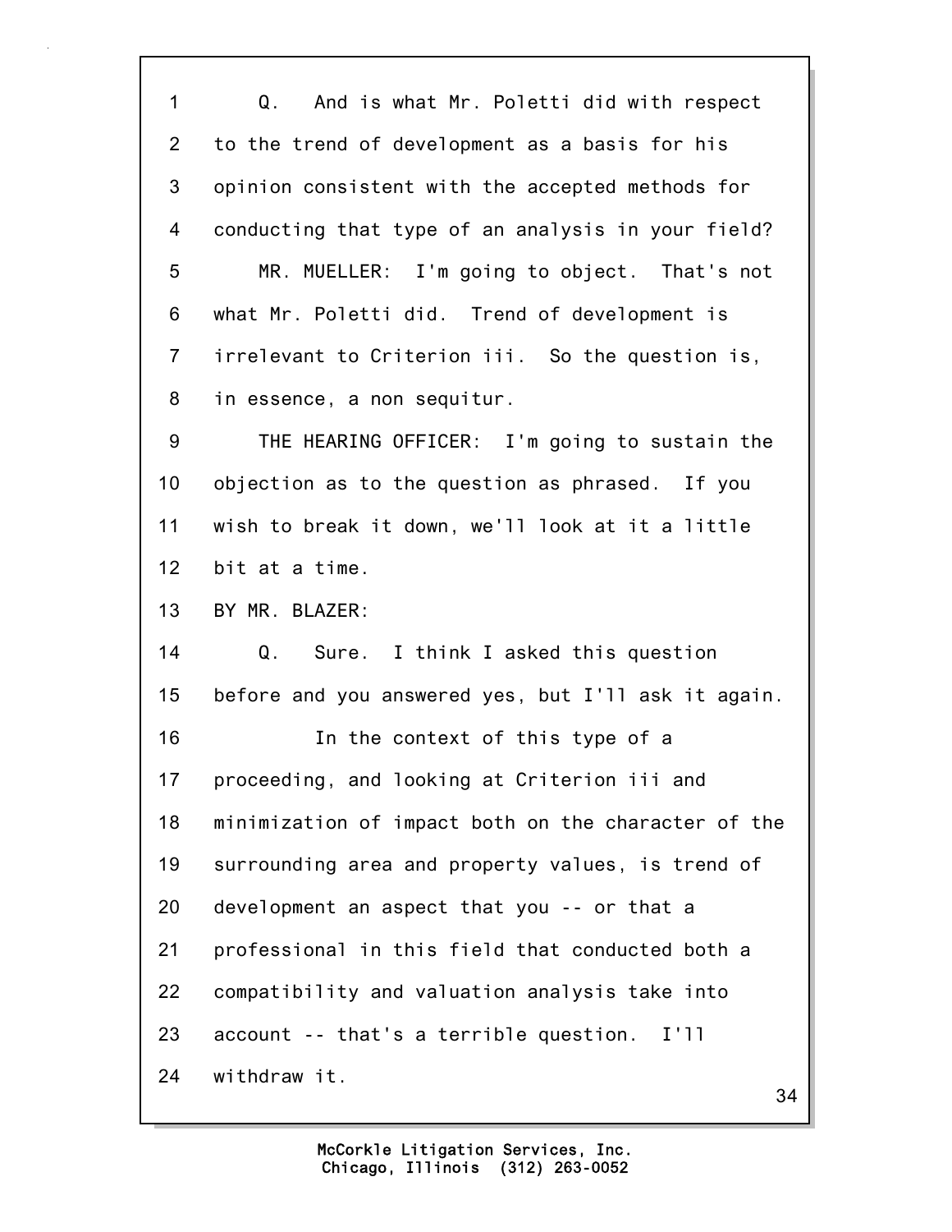1 Q. And is what Mr. Poletti did with respect
2 to the trend of development as a basis for his
3 opinion consistent with the accepted methods for
4 conducting that type of an analysis in your field?
5 MR. MUELLER: I'm going to object. That's not
6 what Mr. Poletti did. Trend of development is
7 irrelevant to Criterion iii. So the question is,
8 in essence, a non sequitur.
9 THE HEARING OFFICER: I'm going to sustain the
10 objection as to the question as phrased. If you
11 wish to break it down, we'll look at it a little
12 bit at a time.
13 BY MR. BLAZER:
14 Q. Sure. I think I asked this question
15 before and you answered yes, but I'll ask it again.
16 In the context of this type of a
17 proceeding, and looking at Criterion iii and
18 minimization of impact both on the character of the
19 surrounding area and property values, is trend of
20 development an aspect that you -- or that a
21 professional in this field that conducted both a
22 compatibility and valuation analysis take into
23 account -- that's a terrible question. I'll
24 withdraw it.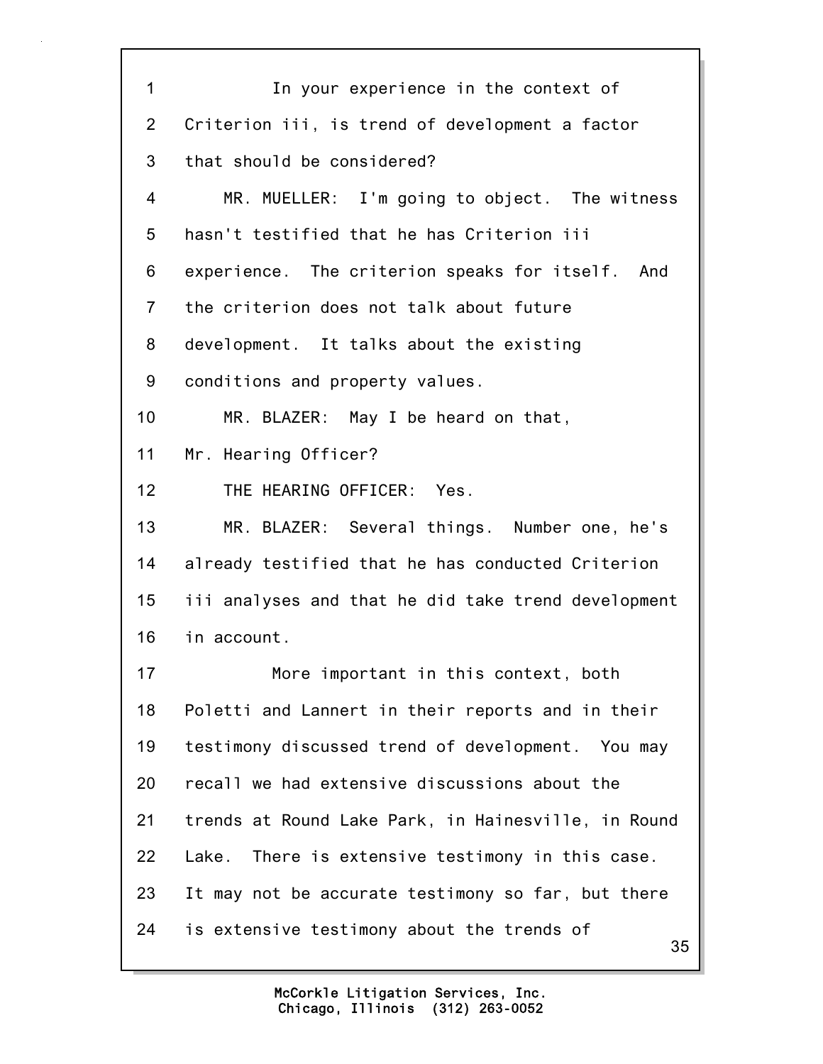In your experience in the context of Criterion iii, is trend of development a factor that should be considered?

MR. MUELLER: I'm going to object. The witness hasn't testified that he has Criterion iii experience. The criterion speaks for itself. And the criterion does not talk about future development. It talks about the existing conditions and property values.

MR. BLAZER: May I be heard on that, Mr. Hearing Officer?

THE HEARING OFFICER: Yes.

MR. BLAZER: Several things. Number one, he's already testified that he has conducted Criterion iii analyses and that he did take trend development in account.

More important in this context, both Poletti and Lannert in their reports and in their testimony discussed trend of development. You may recall we had extensive discussions about the trends at Round Lake Park, in Hainesville, in Round Lake. There is extensive testimony in this case. It may not be accurate testimony so far, but there is extensive testimony about the trends of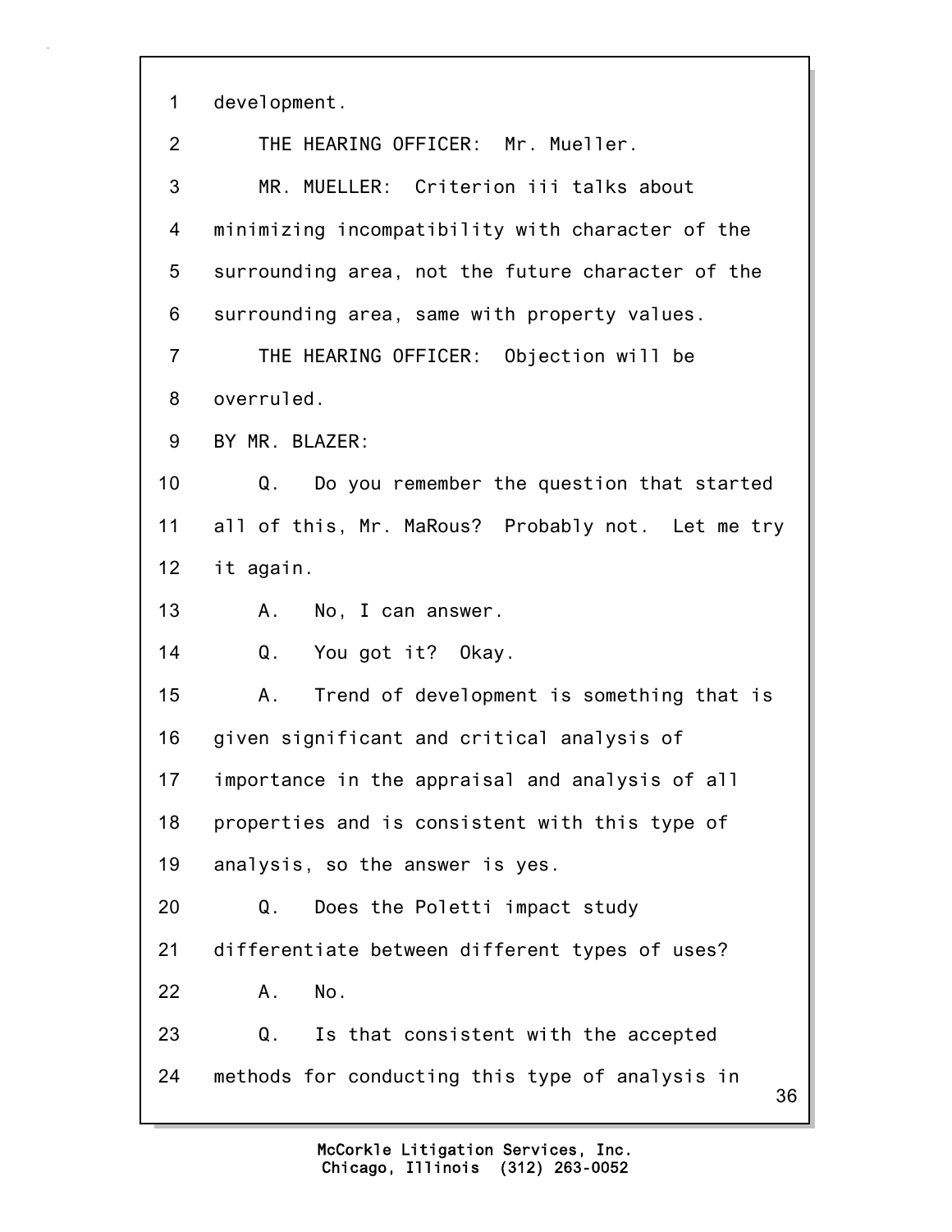1 development.

2 THE HEARING OFFICER: Mr. Mueller.

3 MR. MUELLER: Criterion iii talks about

4 minimizing incompatibility with character of the

5 surrounding area, not the future character of the

6 surrounding area, same with property values.

7 THE HEARING OFFICER: Objection will be

8 overruled.

9 BY MR. BLAZER:

10 Q. Do you remember the question that started

11 all of this, Mr. MaRous? Probably not. Let me try

12 it again.

13 A. No, I can answer.

14 Q. You got it? Okay.

15 A. Trend of development is something that is

16 given significant and critical analysis of

17 importance in the appraisal and analysis of all

18 properties and is consistent with this type of

19 analysis, so the answer is yes.

20 Q. Does the Poletti impact study

21 differentiate between different types of uses?

22 A. No.

23 Q. Is that consistent with the accepted

24 methods for conducting this type of analysis in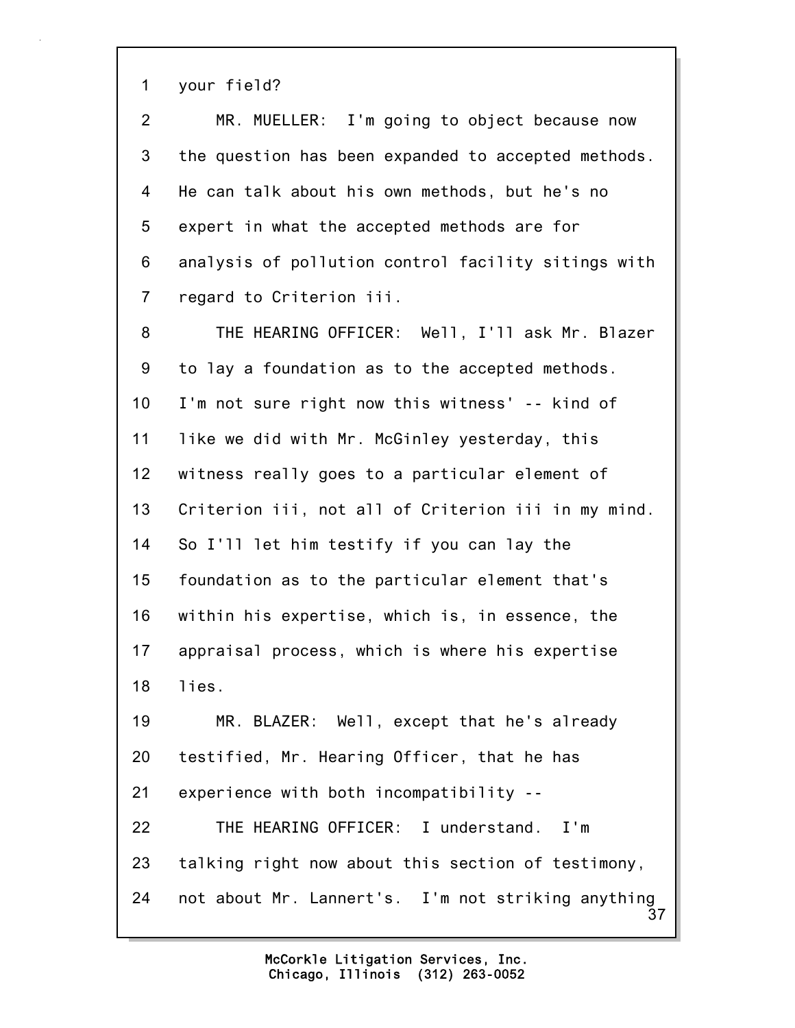1 your field?

2 MR. MUELLER: I'm going to object because now
3 the question has been expanded to accepted methods.
4 He can talk about his own methods, but he's no
5 expert in what the accepted methods are for
6 analysis of pollution control facility sitings with
7 regard to Criterion iii.

8 THE HEARING OFFICER: Well, I'll ask Mr. Blazer
9 to lay a foundation as to the accepted methods.
10 I'm not sure right now this witness' -- kind of
11 like we did with Mr. McGinley yesterday, this
12 witness really goes to a particular element of
13 Criterion iii, not all of Criterion iii in my mind.
14 So I'll let him testify if you can lay the
15 foundation as to the particular element that's
16 within his expertise, which is, in essence, the
17 appraisal process, which is where his expertise
18 lies.

19 MR. BLAZER: Well, except that he's already
20 testified, Mr. Hearing Officer, that he has
21 experience with both incompatibility --

22 THE HEARING OFFICER: I understand. I'm
23 talking right now about this section of testimony,
24 not about Mr. Lannert's. I'm not striking anything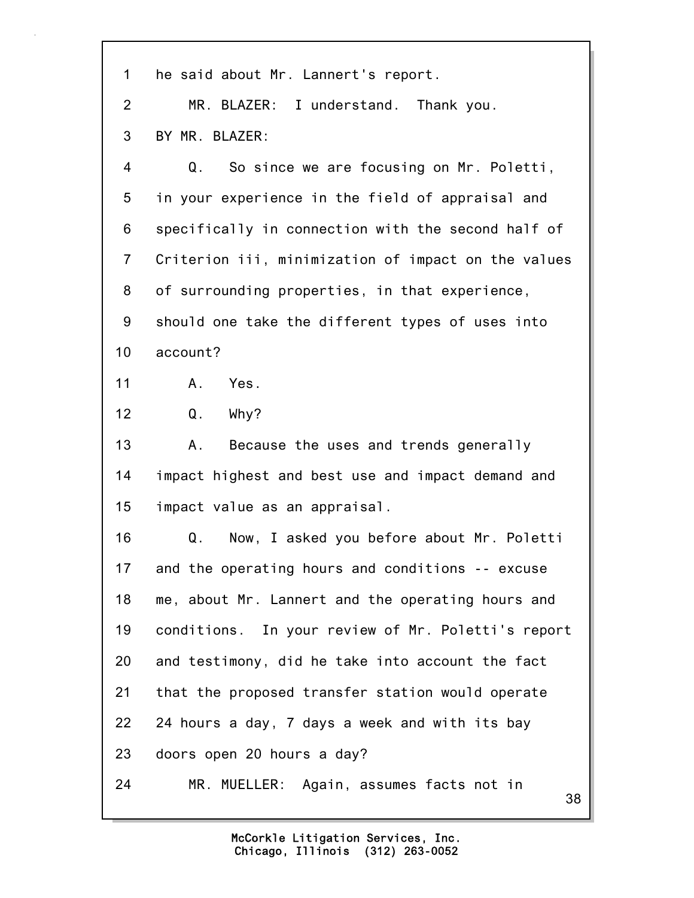1 he said about Mr. Lannert's report.

2 MR. BLAZER: I understand. Thank you.

3 BY MR. BLAZER:

4 Q. So since we are focusing on Mr. Poletti,

5 in your experience in the field of appraisal and

6 specifically in connection with the second half of

7 Criterion iii, minimization of impact on the values

8 of surrounding properties, in that experience,

9 should one take the different types of uses into

10 account?

11 A. Yes.

12 Q. Why?

13 A. Because the uses and trends generally

14 impact highest and best use and impact demand and

15 impact value as an appraisal.

16 Q. Now, I asked you before about Mr. Poletti

17 and the operating hours and conditions -- excuse

18 me, about Mr. Lannert and the operating hours and

19 conditions. In your review of Mr. Poletti's report

20 and testimony, did he take into account the fact

21 that the proposed transfer station would operate

22 24 hours a day, 7 days a week and with its bay

23 doors open 20 hours a day?

24 MR. MUELLER: Again, assumes facts not in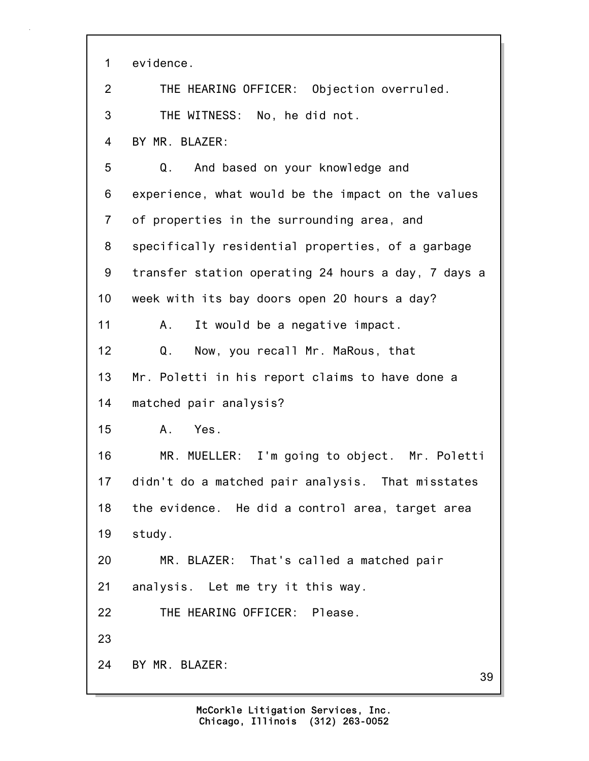1 evidence.

2 THE HEARING OFFICER: Objection overruled.

3 THE WITNESS: No, he did not.

4 BY MR. BLAZER:

5 Q. And based on your knowledge and

6 experience, what would be the impact on the values

7 of properties in the surrounding area, and

8 specifically residential properties, of a garbage

9 transfer station operating 24 hours a day, 7 days a

10 week with its bay doors open 20 hours a day?

11 A. It would be a negative impact.

12 Q. Now, you recall Mr. MaRous, that

13 Mr. Poletti in his report claims to have done a

14 matched pair analysis?

15 A. Yes.

16 MR. MUELLER: I'm going to object. Mr. Poletti

17 didn't do a matched pair analysis. That misstates

18 the evidence. He did a control area, target area

19 study.

20 MR. BLAZER: That's called a matched pair

21 analysis. Let me try it this way.

22 THE HEARING OFFICER: Please.

23

24 BY MR. BLAZER: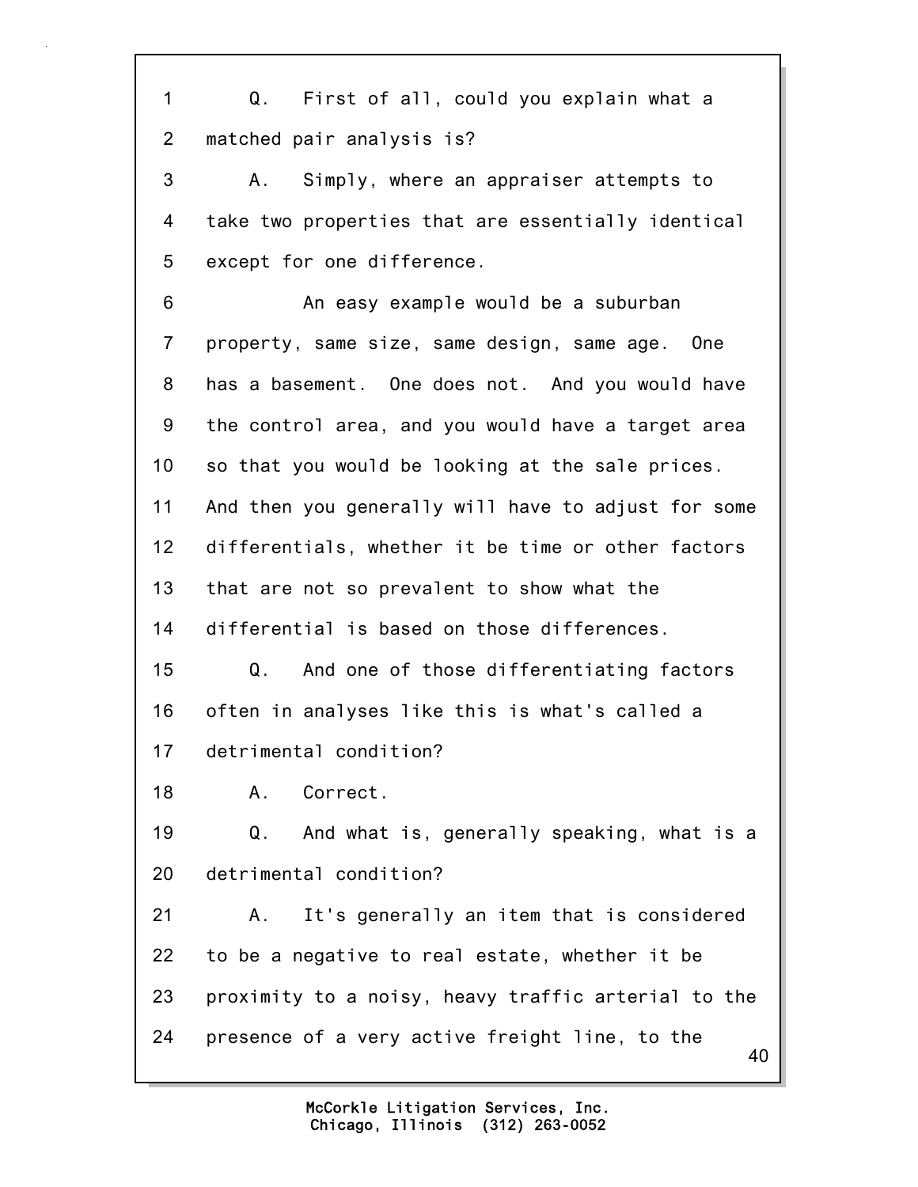Q. First of all, could you explain what a matched pair analysis is?

A. Simply, where an appraiser attempts to take two properties that are essentially identical except for one difference.

An easy example would be a suburban property, same size, same design, same age. One has a basement. One does not. And you would have the control area, and you would have a target area so that you would be looking at the sale prices. And then you generally will have to adjust for some differentials, whether it be time or other factors that are not so prevalent to show what the differential is based on those differences.

Q. And one of those differentiating factors often in analyses like this is what's called a detrimental condition?

A. Correct.

Q. And what is, generally speaking, what is a detrimental condition?

A. It's generally an item that is considered to be a negative to real estate, whether it be proximity to a noisy, heavy traffic arterial to the presence of a very active freight line, to the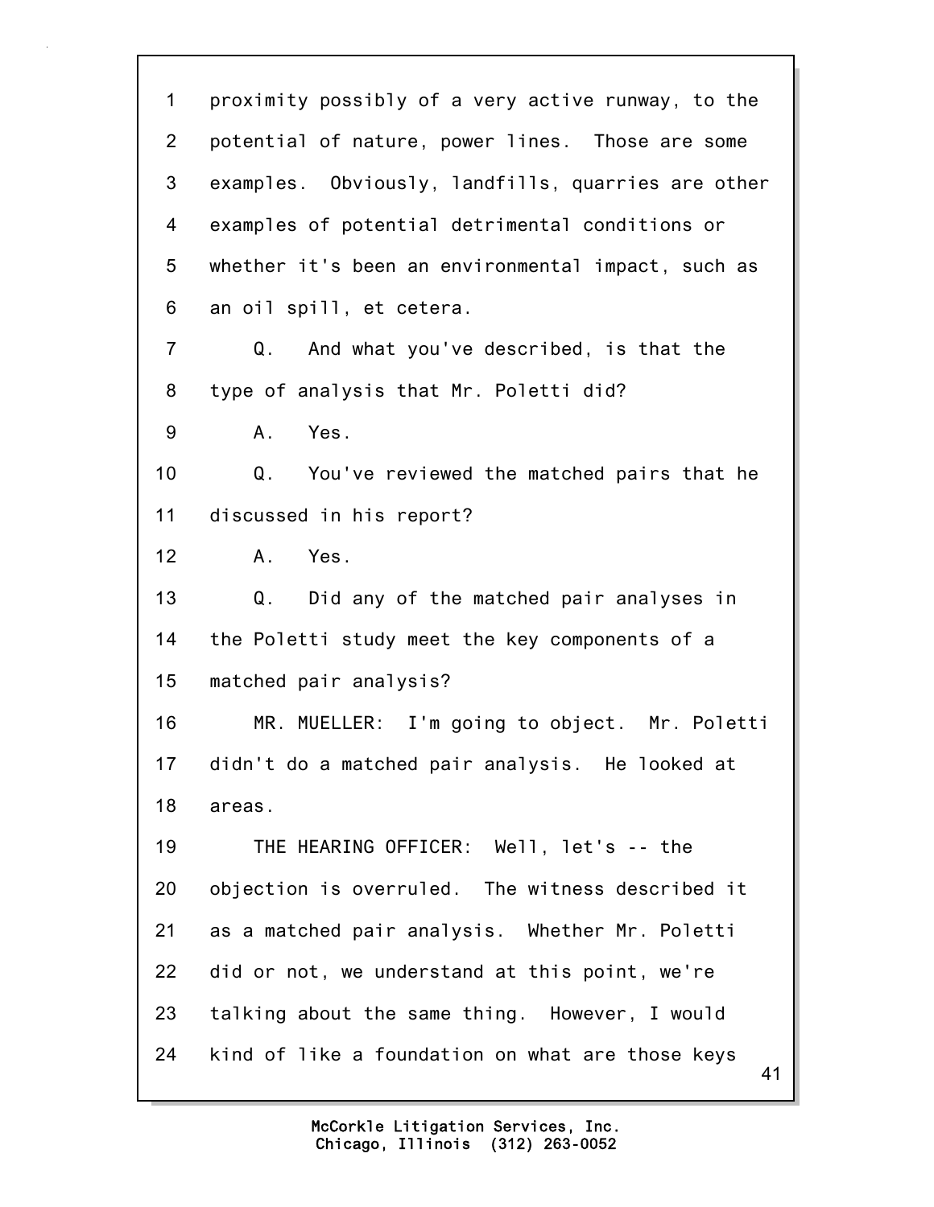1 proximity possibly of a very active runway, to the
2 potential of nature, power lines. Those are some
3 examples. Obviously, landfills, quarries are other
4 examples of potential detrimental conditions or
5 whether it's been an environmental impact, such as
6 an oil spill, et cetera.
7 Q. And what you've described, is that the
8 type of analysis that Mr. Poletti did?
9 A. Yes.
10 Q. You've reviewed the matched pairs that he
11 discussed in his report?
12 A. Yes.
13 Q. Did any of the matched pair analyses in
14 the Poletti study meet the key components of a
15 matched pair analysis?
16 MR. MUELLER: I'm going to object. Mr. Poletti
17 didn't do a matched pair analysis. He looked at
18 areas.
19 THE HEARING OFFICER: Well, let's -- the
20 objection is overruled. The witness described it
21 as a matched pair analysis. Whether Mr. Poletti
22 did or not, we understand at this point, we're
23 talking about the same thing. However, I would
24 kind of like a foundation on what are those keys

McCorkle Litigation Services, Inc.
Chicago, Illinois (312) 263-0052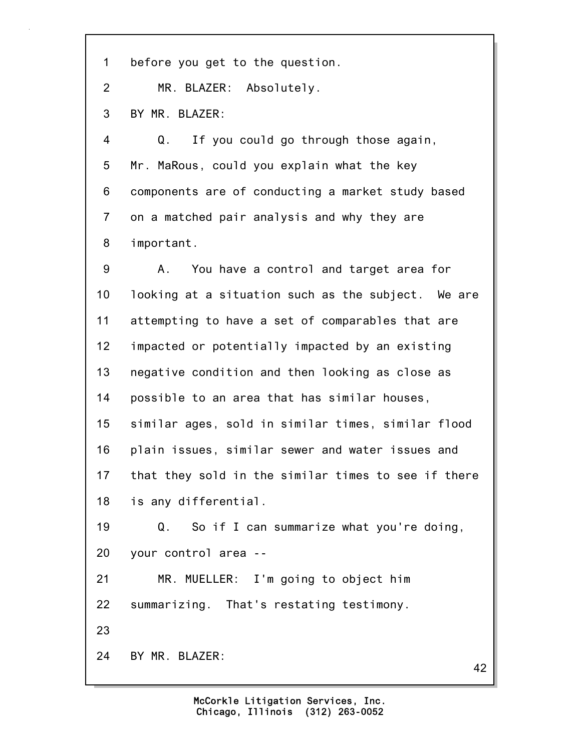before you get to the question.

MR. BLAZER: Absolutely.

BY MR. BLAZER:

Q. If you could go through those again, Mr. MaRous, could you explain what the key components are of conducting a market study based on a matched pair analysis and why they are important.

A. You have a control and target area for looking at a situation such as the subject. We are attempting to have a set of comparables that are impacted or potentially impacted by an existing negative condition and then looking as close as possible to an area that has similar houses, similar ages, sold in similar times, similar flood plain issues, similar sewer and water issues and that they sold in the similar times to see if there is any differential.

Q. So if I can summarize what you're doing, your control area --

MR. MUELLER: I'm going to object him summarizing. That's restating testimony.

BY MR. BLAZER: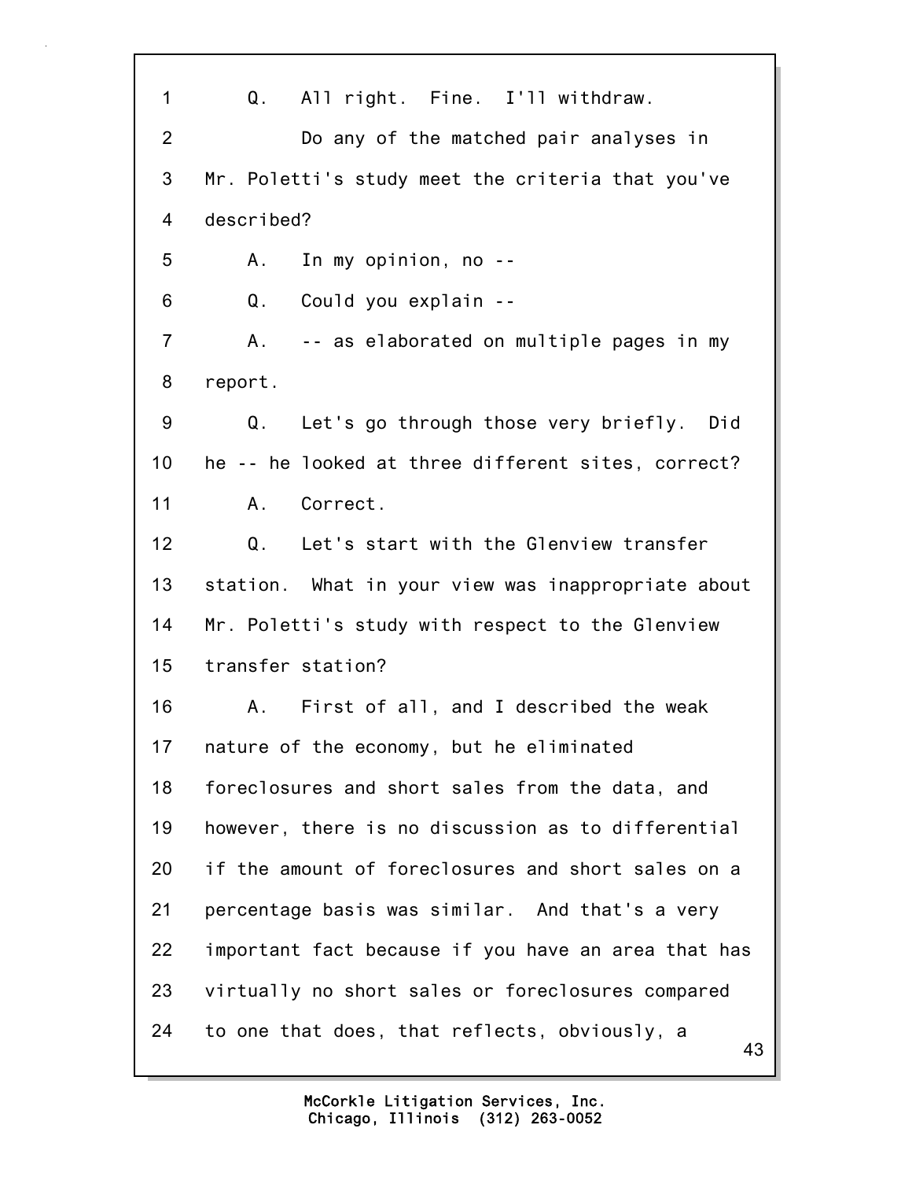1 Q. All right. Fine. I'll withdraw.

2 Do any of the matched pair analyses in

3 Mr. Poletti's study meet the criteria that you've

4 described?

5 A. In my opinion, no --

6 Q. Could you explain --

7 A. -- as elaborated on multiple pages in my

8 report.

9 Q. Let's go through those very briefly. Did

10 he -- he looked at three different sites, correct?

11 A. Correct.

12 Q. Let's start with the Glenview transfer

13 station. What in your view was inappropriate about

14 Mr. Poletti's study with respect to the Glenview

15 transfer station?

16 A. First of all, and I described the weak

17 nature of the economy, but he eliminated

18 foreclosures and short sales from the data, and

19 however, there is no discussion as to differential

20 if the amount of foreclosures and short sales on a

21 percentage basis was similar. And that's a very

22 important fact because if you have an area that has

23 virtually no short sales or foreclosures compared

24 to one that does, that reflects, obviously, a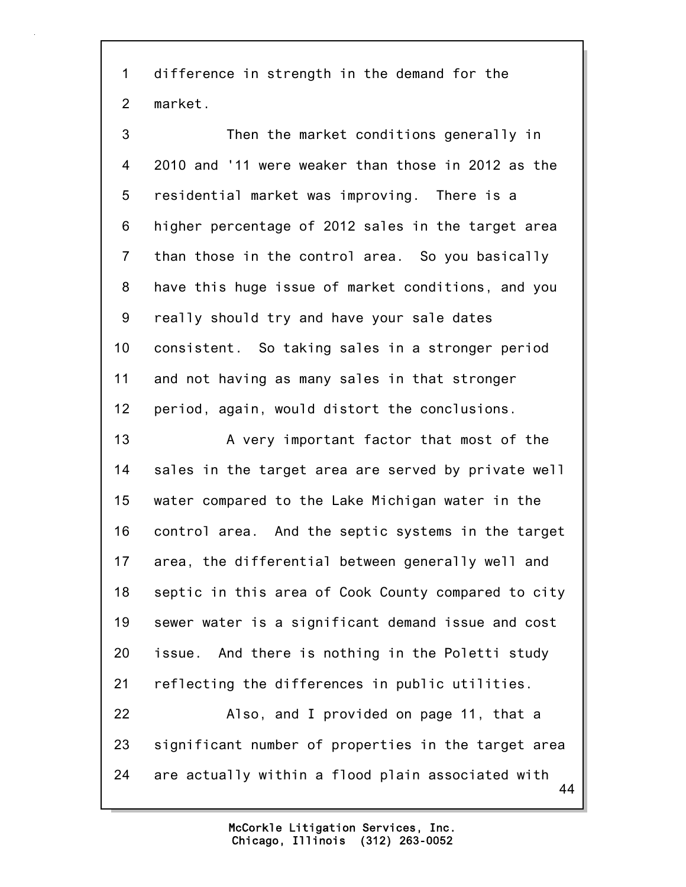difference in strength in the demand for the market.

Then the market conditions generally in 2010 and '11 were weaker than those in 2012 as the residential market was improving. There is a higher percentage of 2012 sales in the target area than those in the control area. So you basically have this huge issue of market conditions, and you really should try and have your sale dates consistent. So taking sales in a stronger period and not having as many sales in that stronger period, again, would distort the conclusions.

A very important factor that most of the sales in the target area are served by private well water compared to the Lake Michigan water in the control area. And the septic systems in the target area, the differential between generally well and septic in this area of Cook County compared to city sewer water is a significant demand issue and cost issue. And there is nothing in the Poletti study reflecting the differences in public utilities.

Also, and I provided on page 11, that a significant number of properties in the target area are actually within a flood plain associated with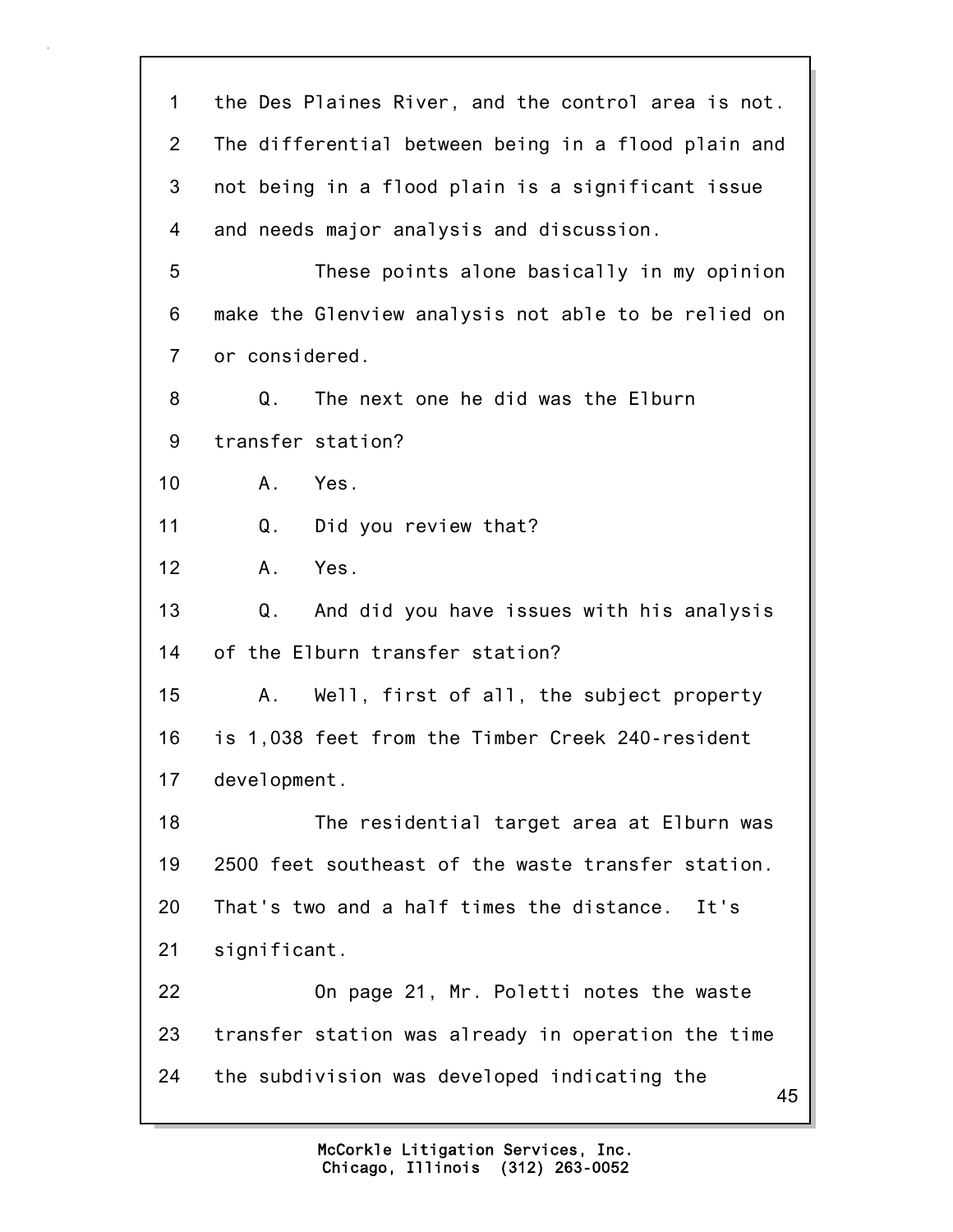the Des Plaines River, and the control area is not. The differential between being in a flood plain and not being in a flood plain is a significant issue and needs major analysis and discussion.

These points alone basically in my opinion make the Glenview analysis not able to be relied on or considered.

Q. The next one he did was the Elburn transfer station?

A. Yes.

Q. Did you review that?

A. Yes.

Q. And did you have issues with his analysis of the Elburn transfer station?

A. Well, first of all, the subject property is 1,038 feet from the Timber Creek 240-resident development.

The residential target area at Elburn was 2500 feet southeast of the waste transfer station. That's two and a half times the distance. It's significant.

On page 21, Mr. Poletti notes the waste transfer station was already in operation the time the subdivision was developed indicating the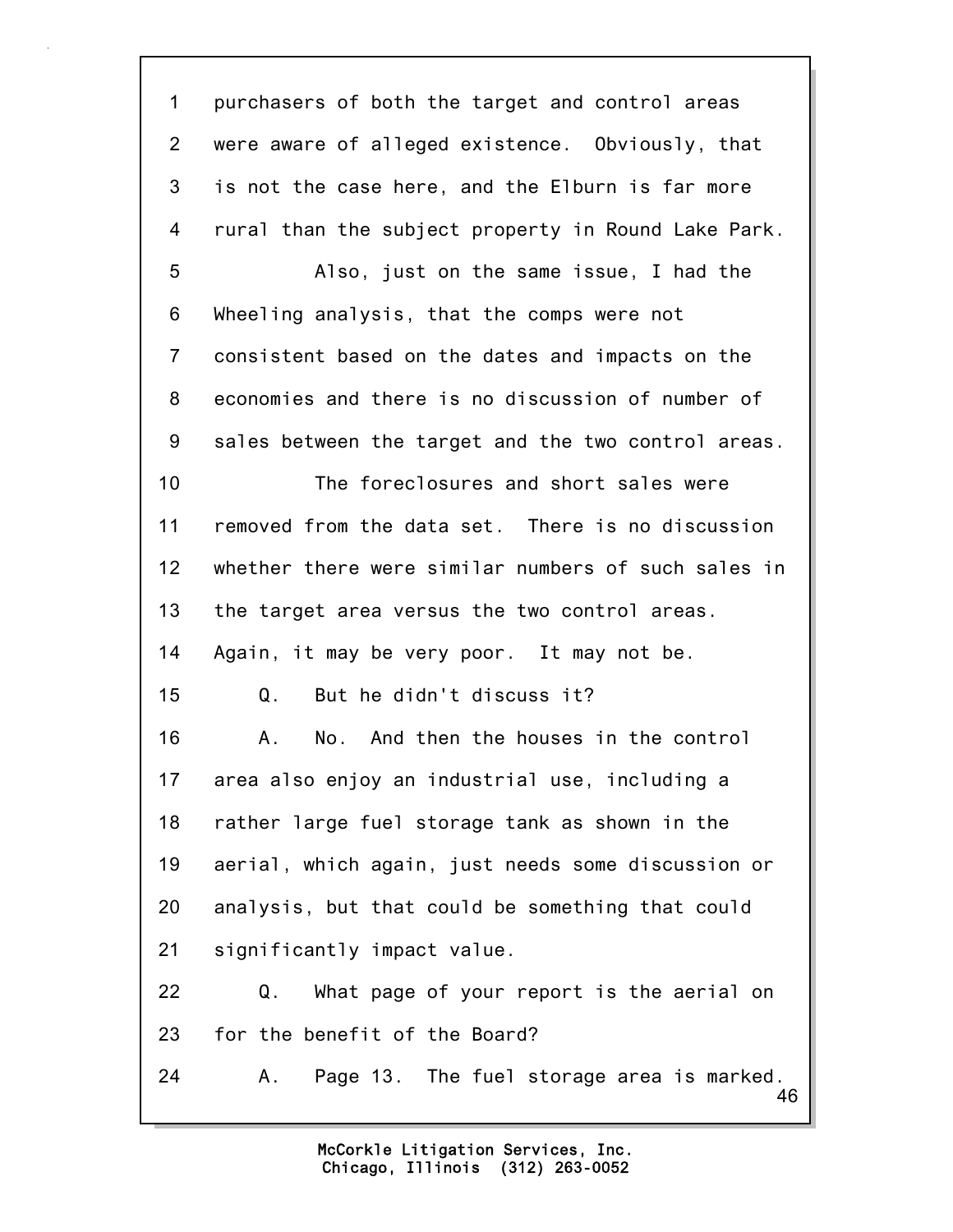1 purchasers of both the target and control areas
2 were aware of alleged existence. Obviously, that
3 is not the case here, and the Elburn is far more
4 rural than the subject property in Round Lake Park.
5 Also, just on the same issue, I had the
6 Wheeling analysis, that the comps were not
7 consistent based on the dates and impacts on the
8 economies and there is no discussion of number of
9 sales between the target and the two control areas.
10 The foreclosures and short sales were
11 removed from the data set. There is no discussion
12 whether there were similar numbers of such sales in
13 the target area versus the two control areas.
14 Again, it may be very poor. It may not be.
15 Q. But he didn't discuss it?
16 A. No. And then the houses in the control
17 area also enjoy an industrial use, including a
18 rather large fuel storage tank as shown in the
19 aerial, which again, just needs some discussion or
20 analysis, but that could be something that could
21 significantly impact value.
22 Q. What page of your report is the aerial on
23 for the benefit of the Board?
24 A. Page 13. The fuel storage area is marked.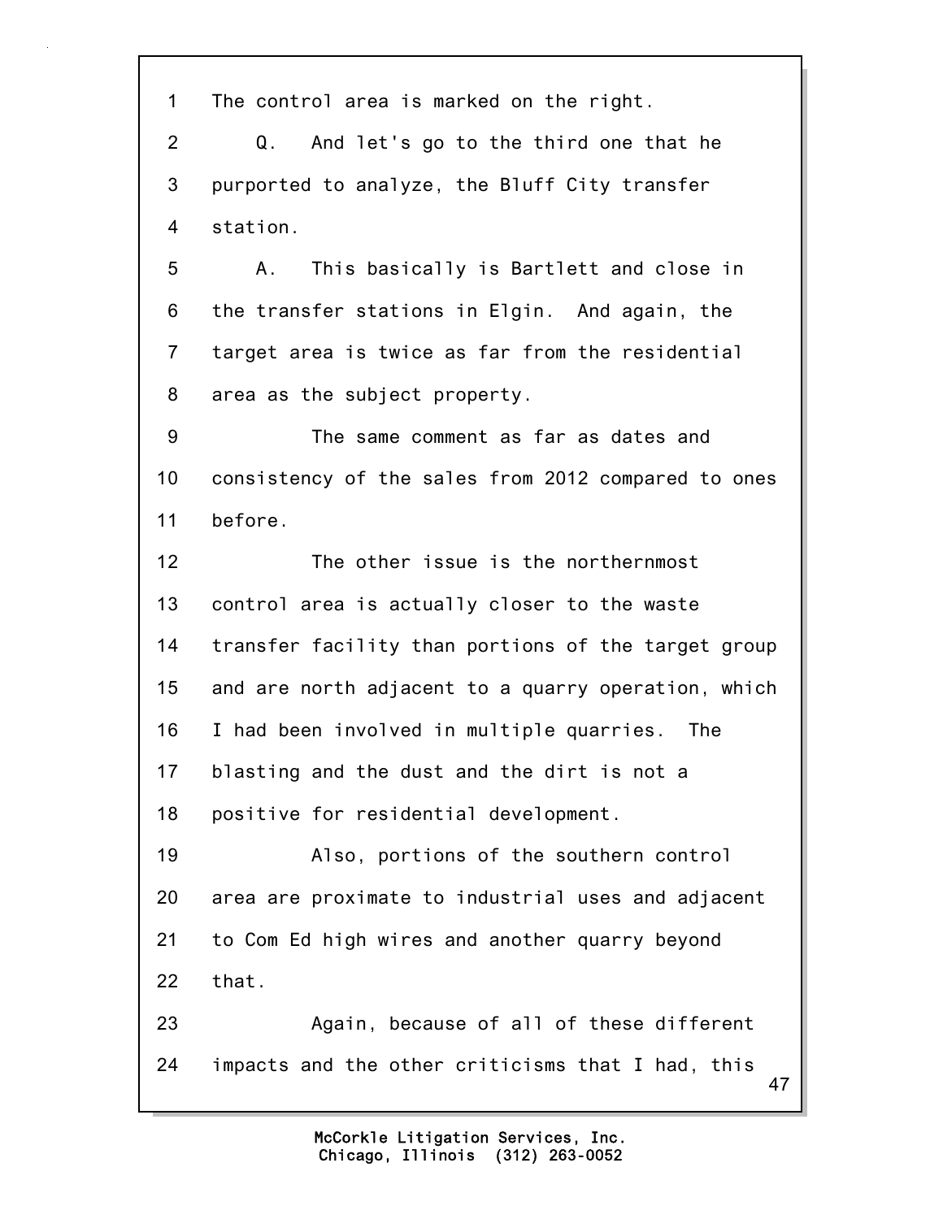The control area is marked on the right.

Q. And let's go to the third one that he purported to analyze, the Bluff City transfer station.

A. This basically is Bartlett and close in the transfer stations in Elgin. And again, the target area is twice as far from the residential area as the subject property.

The same comment as far as dates and consistency of the sales from 2012 compared to ones before.

The other issue is the northernmost control area is actually closer to the waste transfer facility than portions of the target group and are north adjacent to a quarry operation, which I had been involved in multiple quarries. The blasting and the dust and the dirt is not a positive for residential development.

Also, portions of the southern control area are proximate to industrial uses and adjacent to Com Ed high wires and another quarry beyond that.

Again, because of all of these different impacts and the other criticisms that I had, this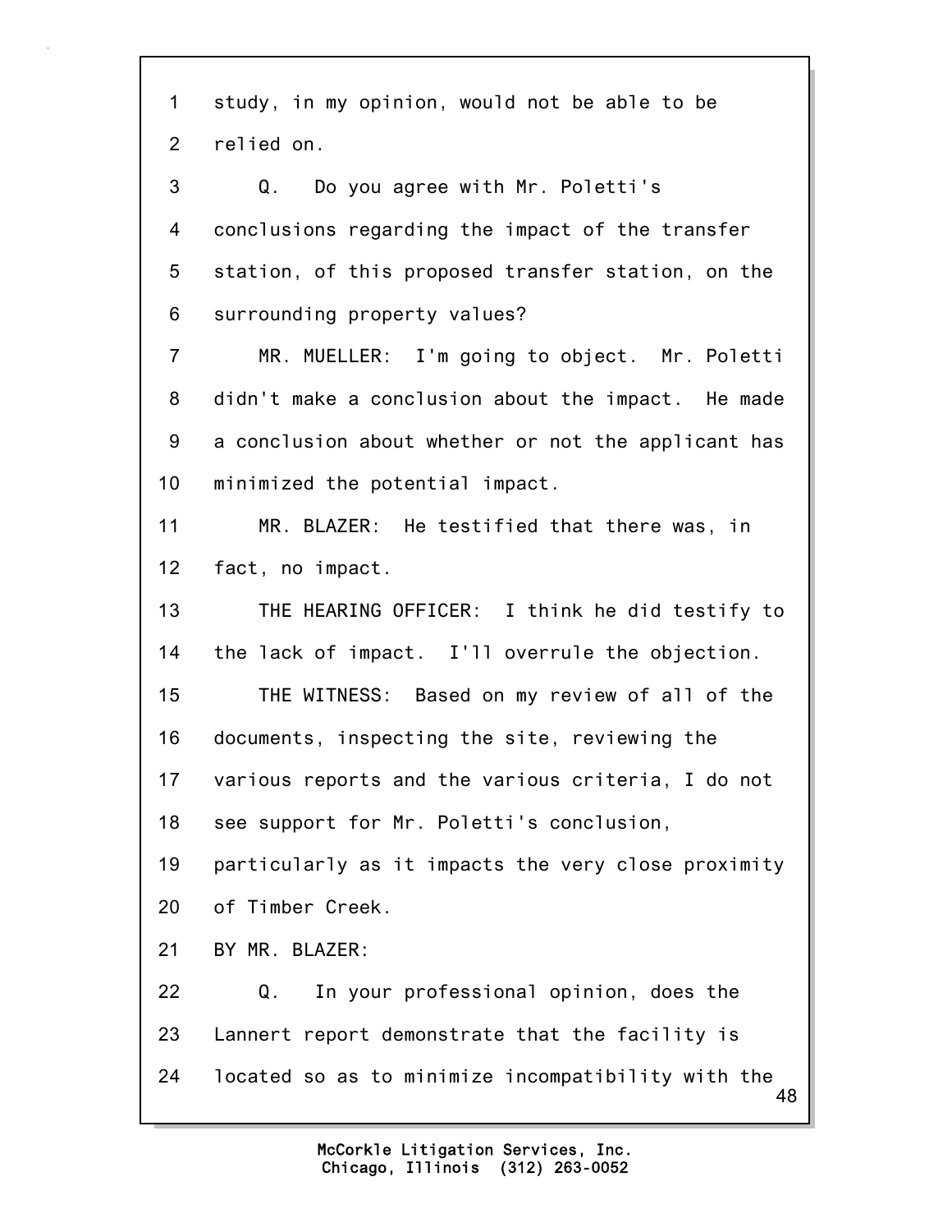1 study, in my opinion, would not be able to be
2 relied on.

3 Q. Do you agree with Mr. Poletti's
4 conclusions regarding the impact of the transfer
5 station, of this proposed transfer station, on the
6 surrounding property values?

7 MR. MUELLER: I'm going to object. Mr. Poletti
8 didn't make a conclusion about the impact. He made
9 a conclusion about whether or not the applicant has
10 minimized the potential impact.

11 MR. BLAZER: He testified that there was, in
12 fact, no impact.

13 THE HEARING OFFICER: I think he did testify to
14 the lack of impact. I'll overrule the objection.

15 THE WITNESS: Based on my review of all of the
16 documents, inspecting the site, reviewing the
17 various reports and the various criteria, I do not
18 see support for Mr. Poletti's conclusion,
19 particularly as it impacts the very close proximity
20 of Timber Creek.

21 BY MR. BLAZER:

22 Q. In your professional opinion, does the
23 Lannert report demonstrate that the facility is
24 located so as to minimize incompatibility with the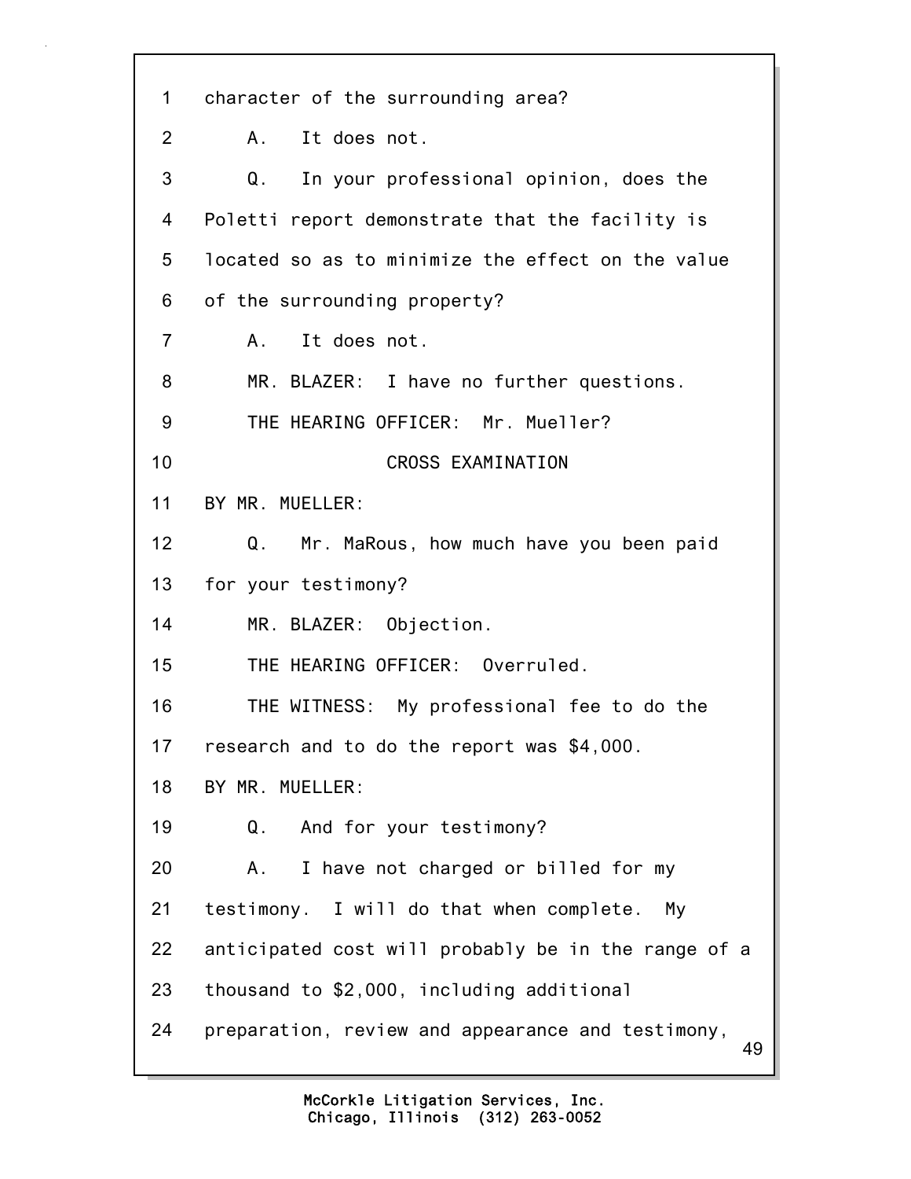character of the surrounding area?

A. It does not.

Q. In your professional opinion, does the Poletti report demonstrate that the facility is located so as to minimize the effect on the value of the surrounding property?

A. It does not.

MR. BLAZER: I have no further questions.

THE HEARING OFFICER: Mr. Mueller?

CROSS EXAMINATION

BY MR. MUELLER:

Q. Mr. MaRous, how much have you been paid for your testimony?

MR. BLAZER: Objection.

THE HEARING OFFICER: Overruled.

THE WITNESS: My professional fee to do the research and to do the report was $4,000.

BY MR. MUELLER:

Q. And for your testimony?

A. I have not charged or billed for my testimony. I will do that when complete. My anticipated cost will probably be in the range of a thousand to $2,000, including additional preparation, review and appearance and testimony,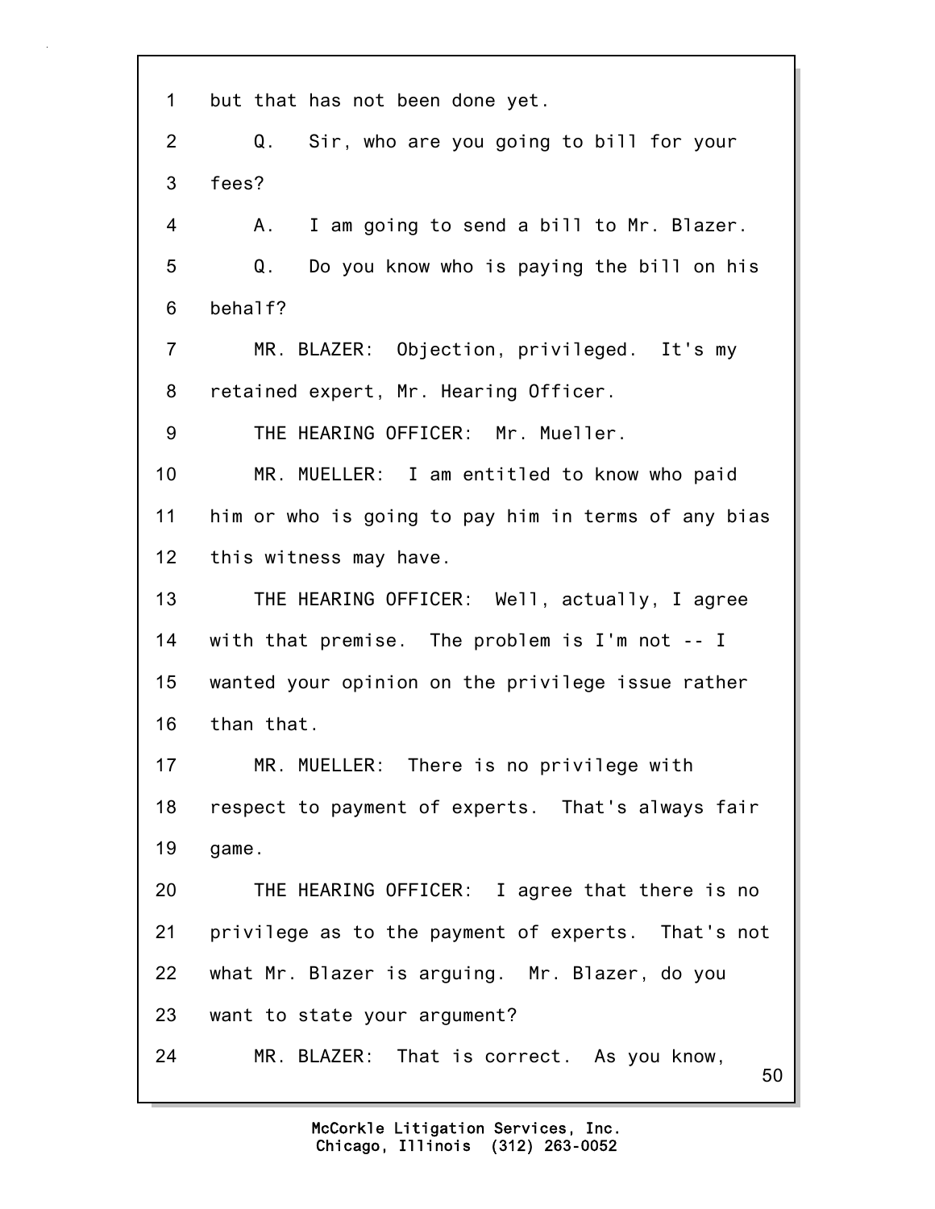1 but that has not been done yet.

2 Q. Sir, who are you going to bill for your

3 fees?

4 A. I am going to send a bill to Mr. Blazer.

5 Q. Do you know who is paying the bill on his

6 behalf?

7 MR. BLAZER: Objection, privileged. It's my

8 retained expert, Mr. Hearing Officer.

9 THE HEARING OFFICER: Mr. Mueller.

10 MR. MUELLER: I am entitled to know who paid

11 him or who is going to pay him in terms of any bias

12 this witness may have.

13 THE HEARING OFFICER: Well, actually, I agree

14 with that premise. The problem is I'm not -- I

15 wanted your opinion on the privilege issue rather

16 than that.

17 MR. MUELLER: There is no privilege with

18 respect to payment of experts. That's always fair

19 game.

20 THE HEARING OFFICER: I agree that there is no

21 privilege as to the payment of experts. That's not

22 what Mr. Blazer is arguing. Mr. Blazer, do you

23 want to state your argument?

24 MR. BLAZER: That is correct. As you know,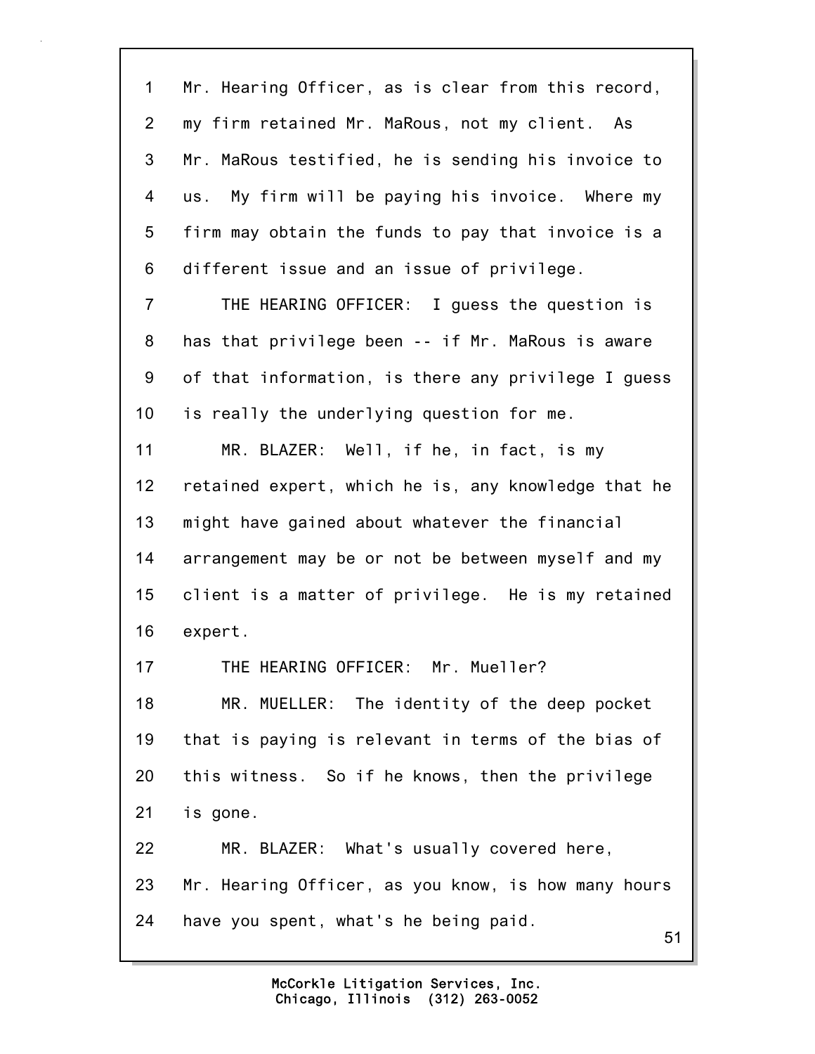Mr. Hearing Officer, as is clear from this record, my firm retained Mr. MaRous, not my client. As Mr. MaRous testified, he is sending his invoice to us. My firm will be paying his invoice. Where my firm may obtain the funds to pay that invoice is a different issue and an issue of privilege.

THE HEARING OFFICER: I guess the question is has that privilege been -- if Mr. MaRous is aware of that information, is there any privilege I guess is really the underlying question for me.

MR. BLAZER: Well, if he, in fact, is my retained expert, which he is, any knowledge that he might have gained about whatever the financial arrangement may be or not be between myself and my client is a matter of privilege. He is my retained expert.

THE HEARING OFFICER: Mr. Mueller?

MR. MUELLER: The identity of the deep pocket that is paying is relevant in terms of the bias of this witness. So if he knows, then the privilege is gone.

MR. BLAZER: What's usually covered here, Mr. Hearing Officer, as you know, is how many hours have you spent, what's he being paid.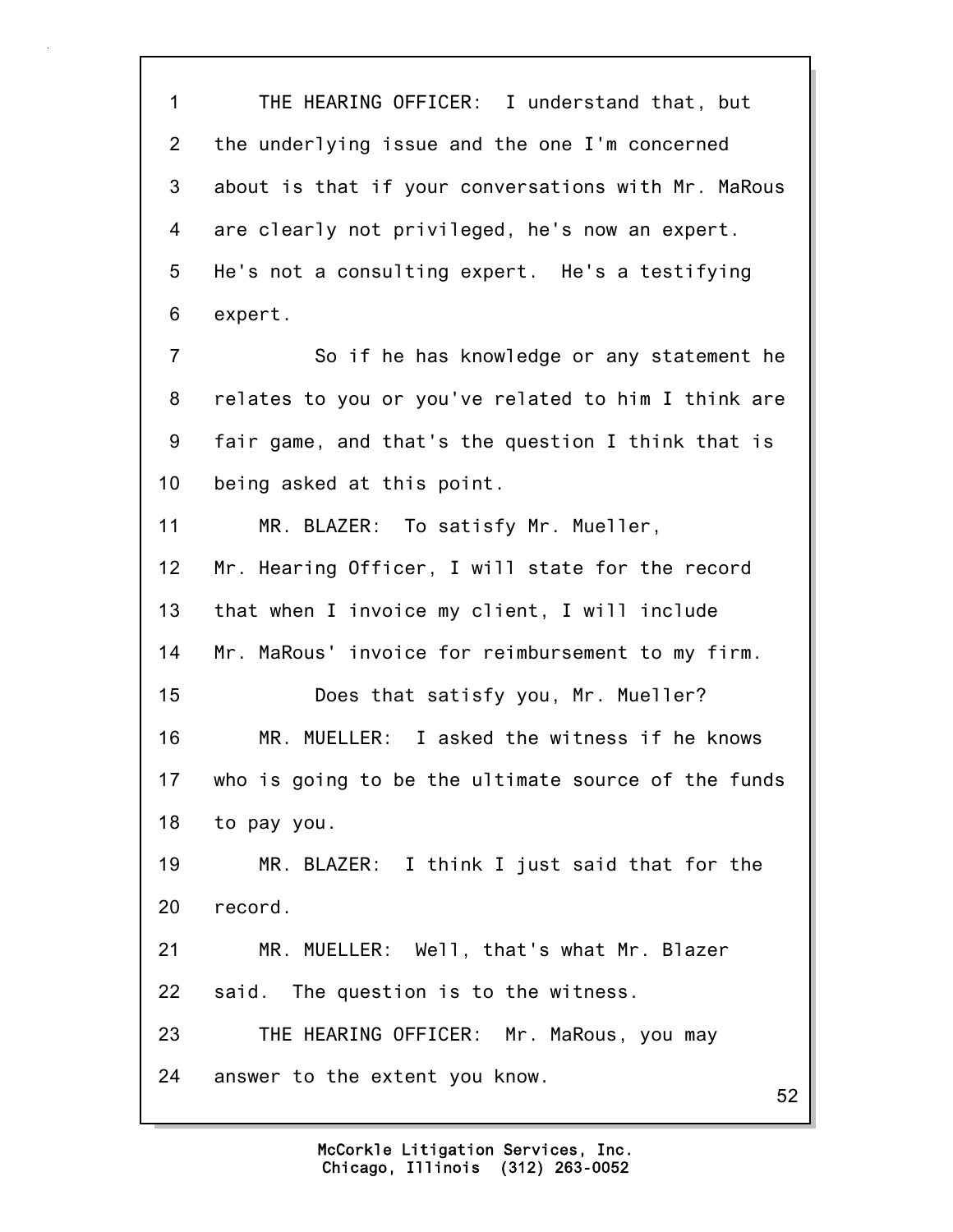1 THE HEARING OFFICER: I understand that, but
2 the underlying issue and the one I'm concerned
3 about is that if your conversations with Mr. MaRous
4 are clearly not privileged, he's now an expert.
5 He's not a consulting expert. He's a testifying
6 expert.
7 So if he has knowledge or any statement he
8 relates to you or you've related to him I think are
9 fair game, and that's the question I think that is
10 being asked at this point.
11 MR. BLAZER: To satisfy Mr. Mueller,
12 Mr. Hearing Officer, I will state for the record
13 that when I invoice my client, I will include
14 Mr. MaRous' invoice for reimbursement to my firm.
15 Does that satisfy you, Mr. Mueller?
16 MR. MUELLER: I asked the witness if he knows
17 who is going to be the ultimate source of the funds
18 to pay you.
19 MR. BLAZER: I think I just said that for the
20 record.
21 MR. MUELLER: Well, that's what Mr. Blazer
22 said. The question is to the witness.
23 THE HEARING OFFICER: Mr. MaRous, you may
24 answer to the extent you know.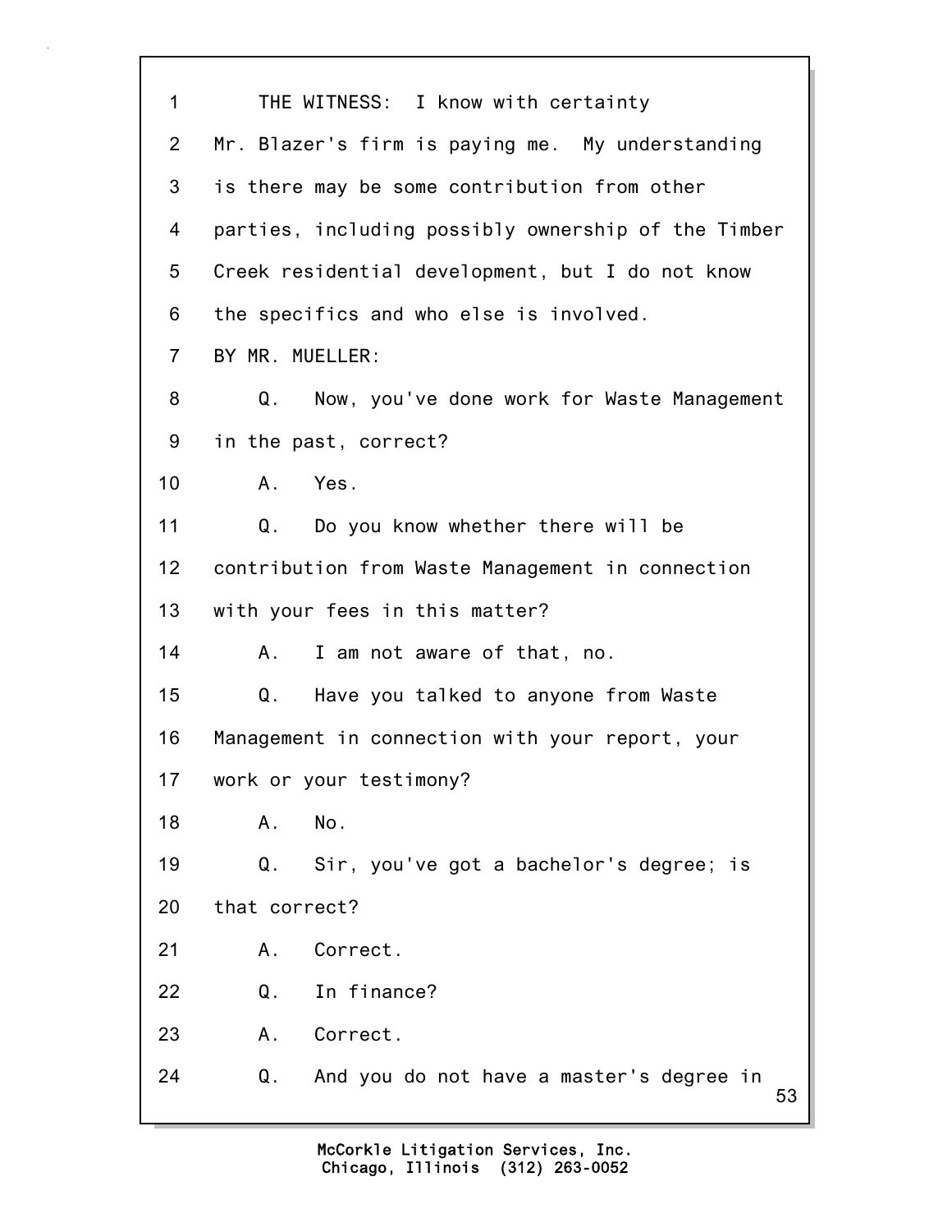1 THE WITNESS: I know with certainty
2 Mr. Blazer's firm is paying me. My understanding
3 is there may be some contribution from other
4 parties, including possibly ownership of the Timber
5 Creek residential development, but I do not know
6 the specifics and who else is involved.
7 BY MR. MUELLER:
8 Q. Now, you've done work for Waste Management
9 in the past, correct?
10 A. Yes.
11 Q. Do you know whether there will be
12 contribution from Waste Management in connection
13 with your fees in this matter?
14 A. I am not aware of that, no.
15 Q. Have you talked to anyone from Waste
16 Management in connection with your report, your
17 work or your testimony?
18 A. No.
19 Q. Sir, you've got a bachelor's degree; is
20 that correct?
21 A. Correct.
22 Q. In finance?
23 A. Correct.
24 Q. And you do not have a master's degree in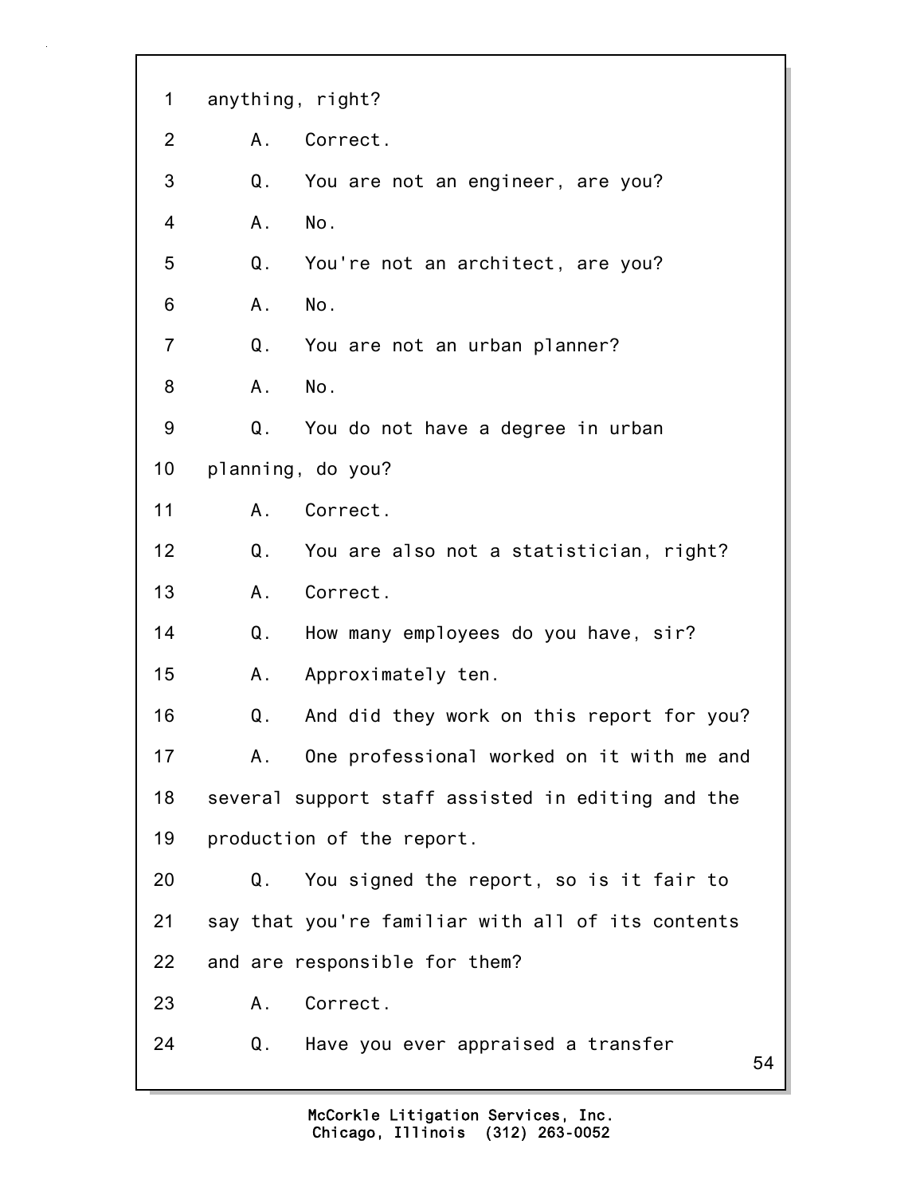1 anything, right?

2 A. Correct.

3 Q. You are not an engineer, are you?

4 A. No.

5 Q. You're not an architect, are you?

6 A. No.

7 Q. You are not an urban planner?

8 A. No.

9 Q. You do not have a degree in urban

10 planning, do you?

11 A. Correct.

12 Q. You are also not a statistician, right?

13 A. Correct.

14 Q. How many employees do you have, sir?

15 A. Approximately ten.

16 Q. And did they work on this report for you?

17 A. One professional worked on it with me and

18 several support staff assisted in editing and the

19 production of the report.

20 Q. You signed the report, so is it fair to

21 say that you're familiar with all of its contents

22 and are responsible for them?

23 A. Correct.

24 Q. Have you ever appraised a transfer

McCorkle Litigation Services, Inc.
Chicago, Illinois (312) 263-0052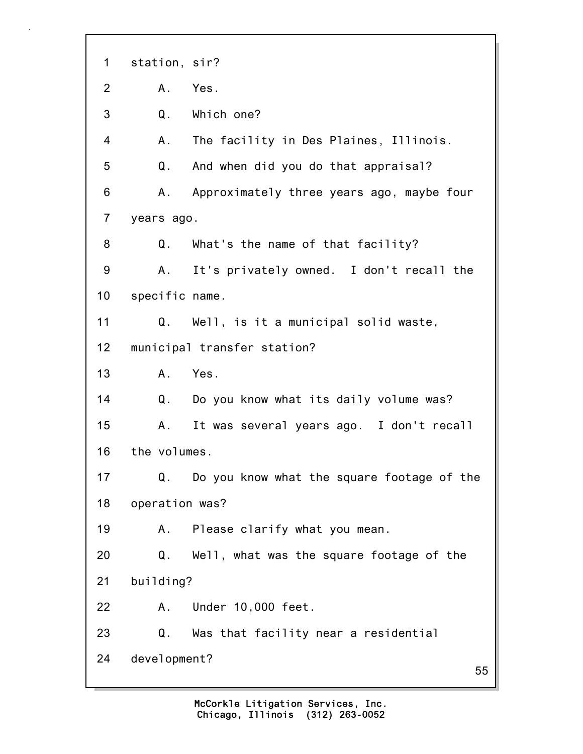1 station, sir?

2 A. Yes.

3 Q. Which one?

4 A. The facility in Des Plaines, Illinois.

5 Q. And when did you do that appraisal?

6 A. Approximately three years ago, maybe four

7 years ago.

8 Q. What's the name of that facility?

9 A. It's privately owned. I don't recall the

10 specific name.

11 Q. Well, is it a municipal solid waste,

12 municipal transfer station?

13 A. Yes.

14 Q. Do you know what its daily volume was?

15 A. It was several years ago. I don't recall

16 the volumes.

17 Q. Do you know what the square footage of the

18 operation was?

19 A. Please clarify what you mean.

20 Q. Well, what was the square footage of the

21 building?

22 A. Under 10,000 feet.

23 Q. Was that facility near a residential

24 development?

McCorkle Litigation Services, Inc.
Chicago, Illinois (312) 263-0052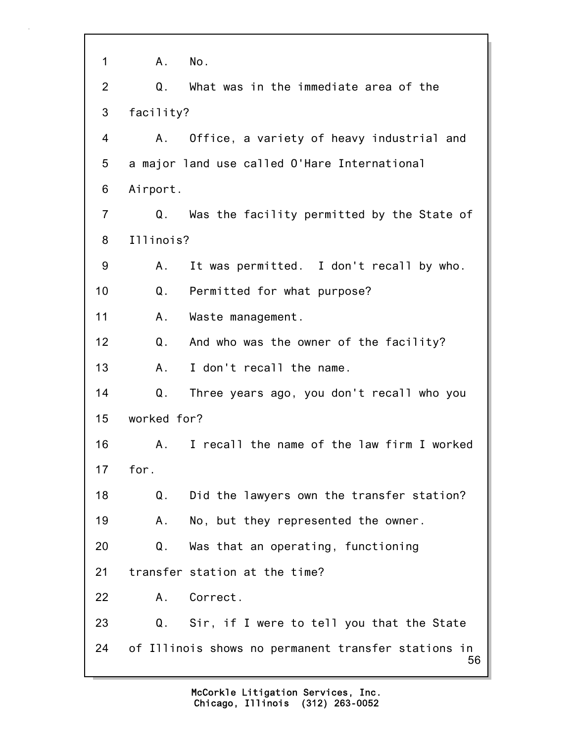1 A. No.

2 Q. What was in the immediate area of the

3 facility?

4 A. Office, a variety of heavy industrial and

5 a major land use called O'Hare International

6 Airport.

7 Q. Was the facility permitted by the State of

8 Illinois?

9 A. It was permitted. I don't recall by who.

10 Q. Permitted for what purpose?

11 A. Waste management.

12 Q. And who was the owner of the facility?

13 A. I don't recall the name.

14 Q. Three years ago, you don't recall who you

15 worked for?

16 A. I recall the name of the law firm I worked

17 for.

18 Q. Did the lawyers own the transfer station?

19 A. No, but they represented the owner.

20 Q. Was that an operating, functioning

21 transfer station at the time?

22 A. Correct.

23 Q. Sir, if I were to tell you that the State

24 of Illinois shows no permanent transfer stations in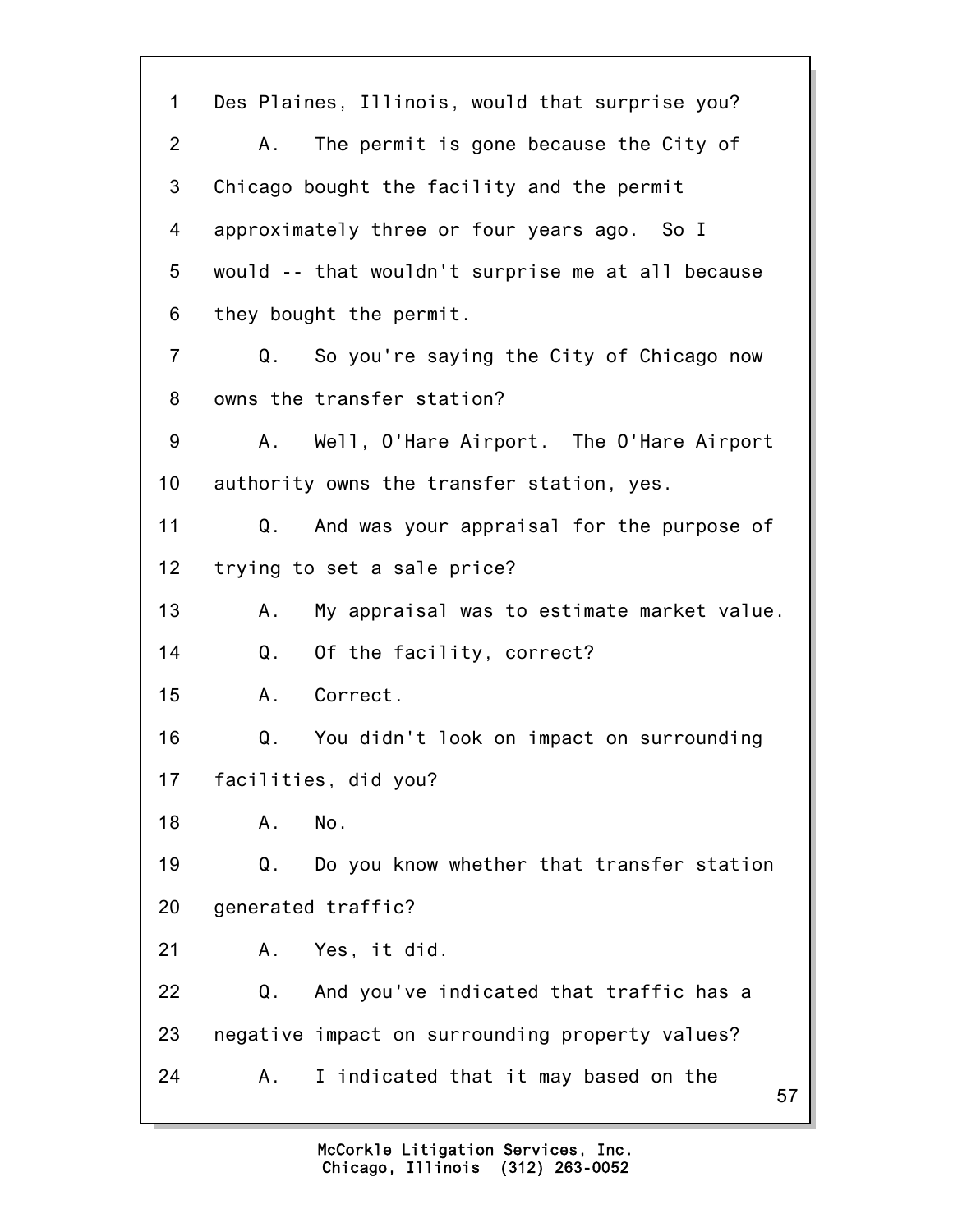1 Des Plaines, Illinois, would that surprise you?

2 A. The permit is gone because the City of

3 Chicago bought the facility and the permit

4 approximately three or four years ago. So I

5 would -- that wouldn't surprise me at all because

6 they bought the permit.

7 Q. So you're saying the City of Chicago now

8 owns the transfer station?

9 A. Well, O'Hare Airport. The O'Hare Airport

10 authority owns the transfer station, yes.

11 Q. And was your appraisal for the purpose of

12 trying to set a sale price?

13 A. My appraisal was to estimate market value.

14 Q. Of the facility, correct?

15 A. Correct.

16 Q. You didn't look on impact on surrounding

17 facilities, did you?

18 A. No.

19 Q. Do you know whether that transfer station

20 generated traffic?

21 A. Yes, it did.

22 Q. And you've indicated that traffic has a

23 negative impact on surrounding property values?

24 A. I indicated that it may based on the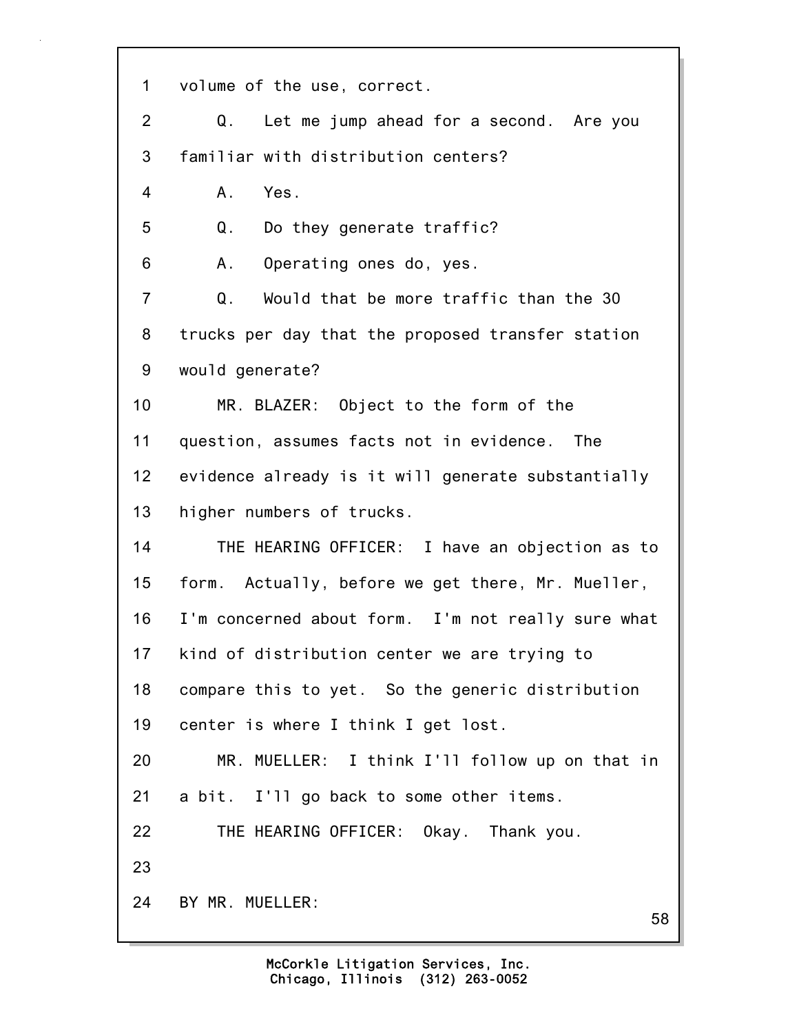1 volume of the use, correct.

2 Q. Let me jump ahead for a second. Are you

3 familiar with distribution centers?

4 A. Yes.

5 Q. Do they generate traffic?

6 A. Operating ones do, yes.

7 Q. Would that be more traffic than the 30

8 trucks per day that the proposed transfer station

9 would generate?

10 MR. BLAZER: Object to the form of the

11 question, assumes facts not in evidence. The

12 evidence already is it will generate substantially

13 higher numbers of trucks.

14 THE HEARING OFFICER: I have an objection as to

15 form. Actually, before we get there, Mr. Mueller,

16 I'm concerned about form. I'm not really sure what

17 kind of distribution center we are trying to

18 compare this to yet. So the generic distribution

19 center is where I think I get lost.

20 MR. MUELLER: I think I'll follow up on that in

21 a bit. I'll go back to some other items.

22 THE HEARING OFFICER: Okay. Thank you.

23

24 BY MR. MUELLER: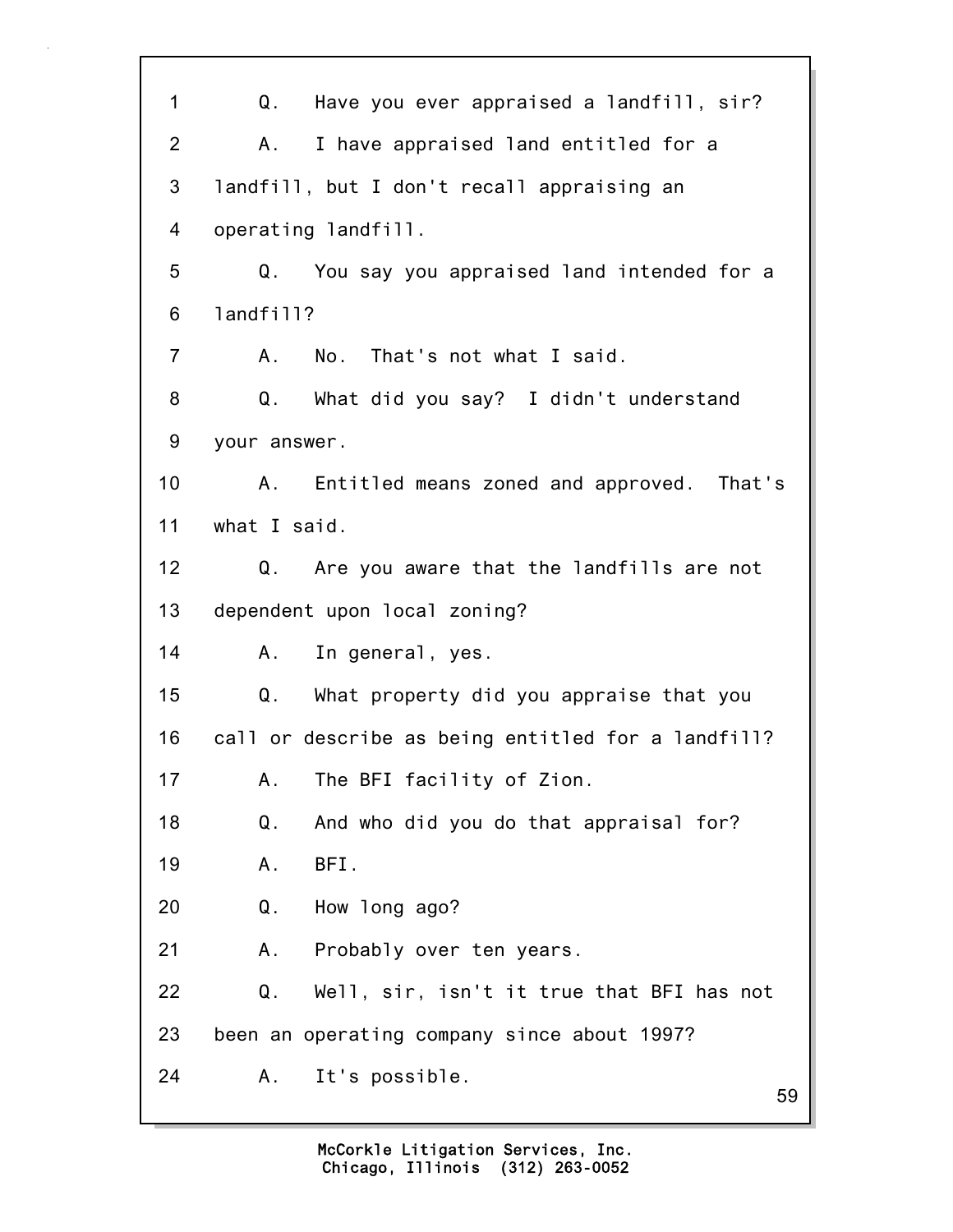1 Q. Have you ever appraised a landfill, sir?

2 A. I have appraised land entitled for a

3 landfill, but I don't recall appraising an

4 operating landfill.

5 Q. You say you appraised land intended for a

6 landfill?

7 A. No. That's not what I said.

8 Q. What did you say? I didn't understand

9 your answer.

10 A. Entitled means zoned and approved. That's

11 what I said.

12 Q. Are you aware that the landfills are not

13 dependent upon local zoning?

14 A. In general, yes.

15 Q. What property did you appraise that you

16 call or describe as being entitled for a landfill?

17 A. The BFI facility of Zion.

18 Q. And who did you do that appraisal for?

19 A. BFI.

20 Q. How long ago?

21 A. Probably over ten years.

22 Q. Well, sir, isn't it true that BFI has not

23 been an operating company since about 1997?

24 A. It's possible.

McCorkle Litigation Services, Inc.
Chicago, Illinois (312) 263-0052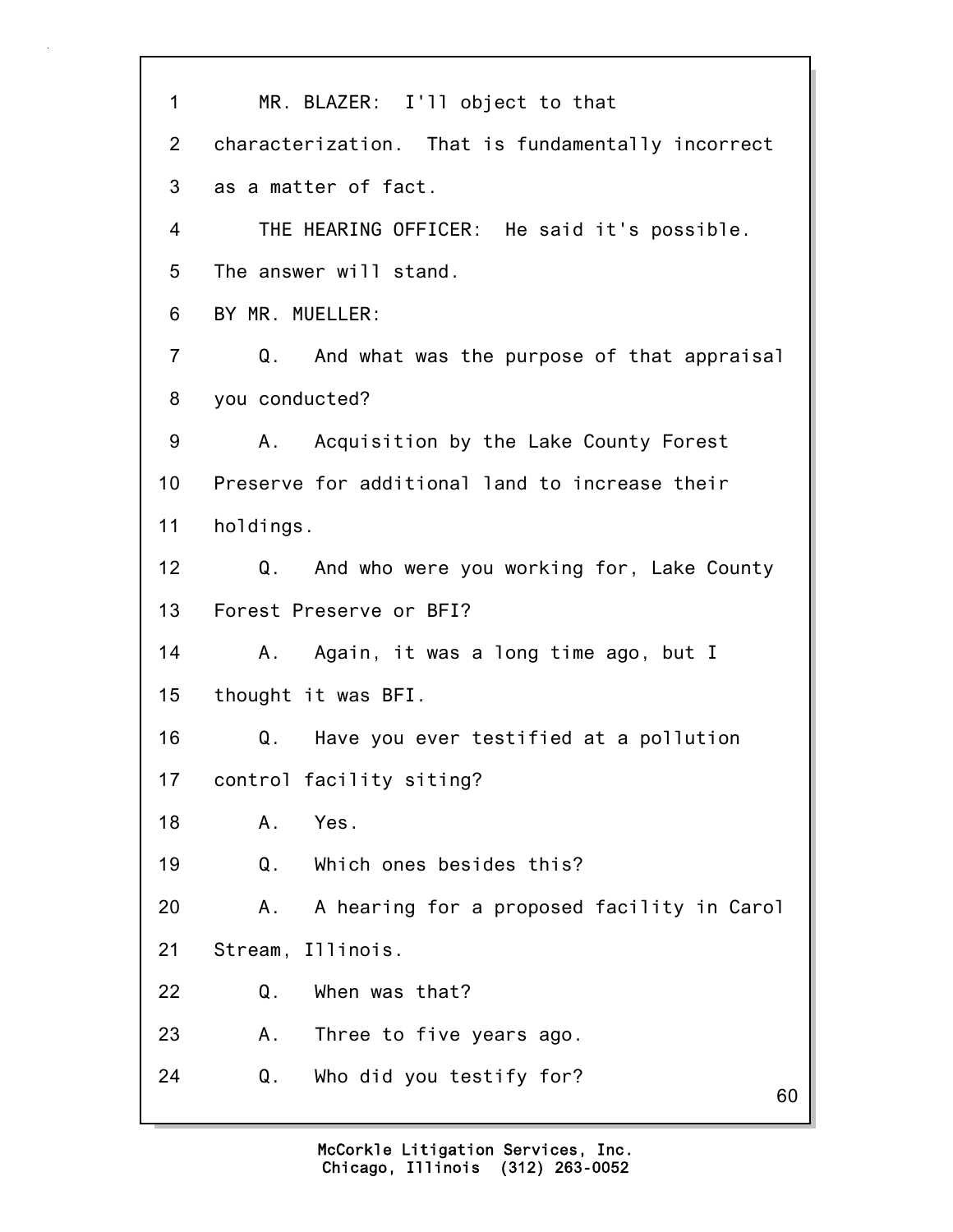MR. BLAZER: I'll object to that characterization. That is fundamentally incorrect as a matter of fact.

THE HEARING OFFICER: He said it's possible. The answer will stand.

BY MR. MUELLER:

Q. And what was the purpose of that appraisal you conducted?

A. Acquisition by the Lake County Forest Preserve for additional land to increase their holdings.

Q. And who were you working for, Lake County Forest Preserve or BFI?

A. Again, it was a long time ago, but I thought it was BFI.

Q. Have you ever testified at a pollution control facility siting?

A. Yes.

Q. Which ones besides this?

A. A hearing for a proposed facility in Carol Stream, Illinois.

Q. When was that?

A. Three to five years ago.

Q. Who did you testify for?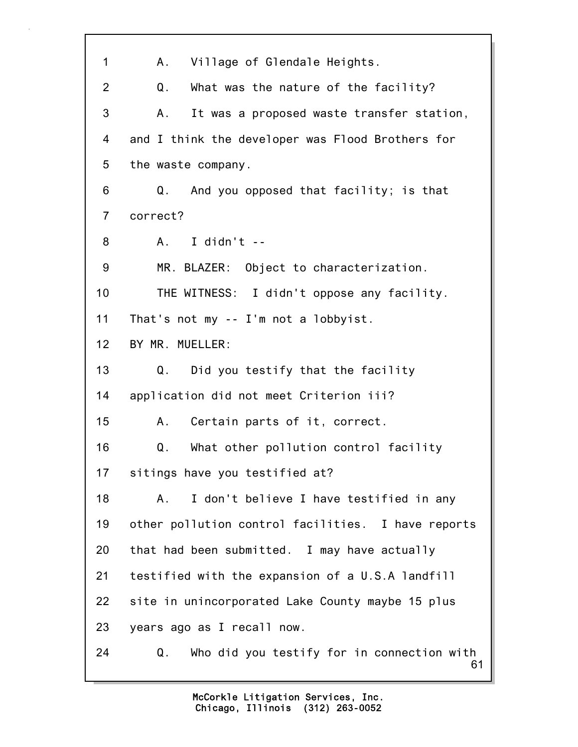1 A. Village of Glendale Heights.

2 Q. What was the nature of the facility?

3 A. It was a proposed waste transfer station,

4 and I think the developer was Flood Brothers for

5 the waste company.

6 Q. And you opposed that facility; is that

7 correct?

8 A. I didn't --

9 MR. BLAZER: Object to characterization.

10 THE WITNESS: I didn't oppose any facility.

11 That's not my -- I'm not a lobbyist.

12 BY MR. MUELLER:

13 Q. Did you testify that the facility

14 application did not meet Criterion iii?

15 A. Certain parts of it, correct.

16 Q. What other pollution control facility

17 sitings have you testified at?

18 A. I don't believe I have testified in any

19 other pollution control facilities. I have reports

20 that had been submitted. I may have actually

21 testified with the expansion of a U.S.A landfill

22 site in unincorporated Lake County maybe 15 plus

23 years ago as I recall now.

24 Q. Who did you testify for in connection with

McCorkle Litigation Services, Inc.
Chicago, Illinois (312) 263-0052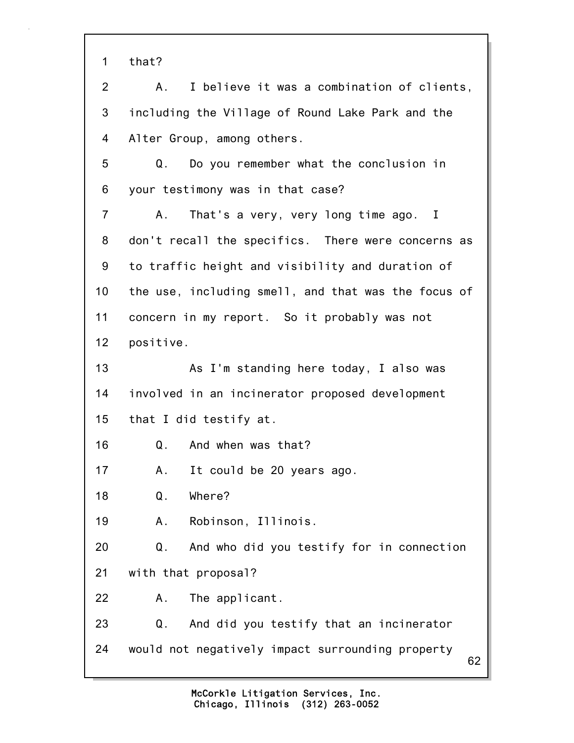1 that?

2 A. I believe it was a combination of clients,

3 including the Village of Round Lake Park and the

4 Alter Group, among others.

5 Q. Do you remember what the conclusion in

6 your testimony was in that case?

7 A. That's a very, very long time ago. I

8 don't recall the specifics. There were concerns as

9 to traffic height and visibility and duration of

10 the use, including smell, and that was the focus of

11 concern in my report. So it probably was not

12 positive.

13 As I'm standing here today, I also was

14 involved in an incinerator proposed development

15 that I did testify at.

16 Q. And when was that?

17 A. It could be 20 years ago.

18 Q. Where?

19 A. Robinson, Illinois.

20 Q. And who did you testify for in connection

21 with that proposal?

22 A. The applicant.

23 Q. And did you testify that an incinerator

24 would not negatively impact surrounding property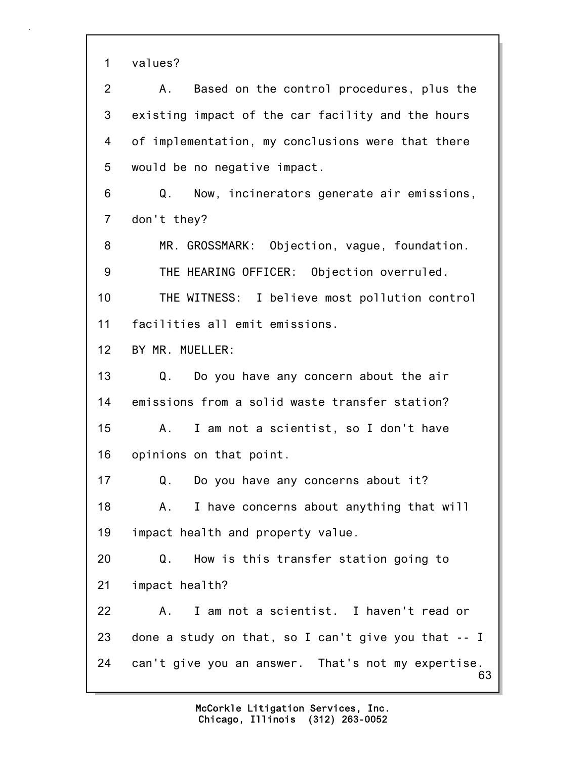1 values?

2 A. Based on the control procedures, plus the

3 existing impact of the car facility and the hours

4 of implementation, my conclusions were that there

5 would be no negative impact.

6 Q. Now, incinerators generate air emissions,

7 don't they?

8 MR. GROSSMARK: Objection, vague, foundation.

9 THE HEARING OFFICER: Objection overruled.

10 THE WITNESS: I believe most pollution control

11 facilities all emit emissions.

12 BY MR. MUELLER:

13 Q. Do you have any concern about the air

14 emissions from a solid waste transfer station?

15 A. I am not a scientist, so I don't have

16 opinions on that point.

17 Q. Do you have any concerns about it?

18 A. I have concerns about anything that will

19 impact health and property value.

20 Q. How is this transfer station going to

21 impact health?

22 A. I am not a scientist. I haven't read or

23 done a study on that, so I can't give you that -- I

24 can't give you an answer. That's not my expertise.

McCorkle Litigation Services, Inc.
Chicago, Illinois (312) 263-0052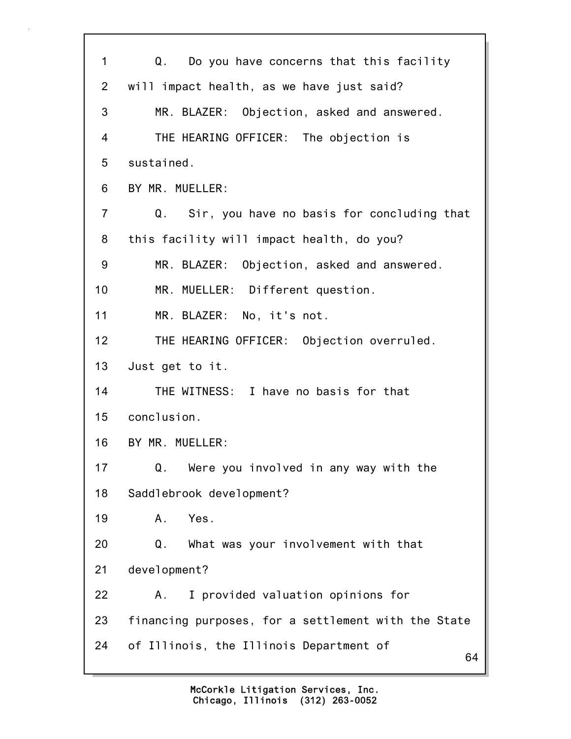1 Q. Do you have concerns that this facility
2 will impact health, as we have just said?
3 MR. BLAZER: Objection, asked and answered.
4 THE HEARING OFFICER: The objection is
5 sustained.
6 BY MR. MUELLER:
7 Q. Sir, you have no basis for concluding that
8 this facility will impact health, do you?
9 MR. BLAZER: Objection, asked and answered.
10 MR. MUELLER: Different question.
11 MR. BLAZER: No, it's not.
12 THE HEARING OFFICER: Objection overruled.
13 Just get to it.
14 THE WITNESS: I have no basis for that
15 conclusion.
16 BY MR. MUELLER:
17 Q. Were you involved in any way with the
18 Saddlebrook development?
19 A. Yes.
20 Q. What was your involvement with that
21 development?
22 A. I provided valuation opinions for
23 financing purposes, for a settlement with the State
24 of Illinois, the Illinois Department of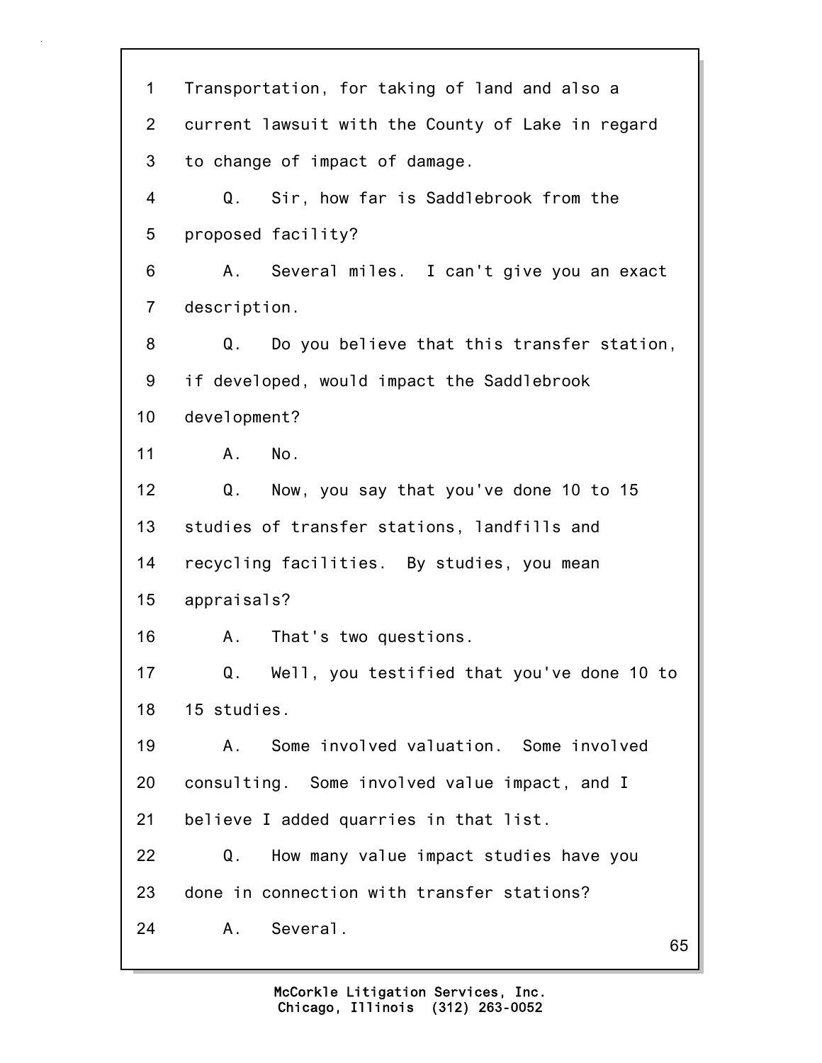1 Transportation, for taking of land and also a
2 current lawsuit with the County of Lake in regard
3 to change of impact of damage.
4 Q. Sir, how far is Saddlebrook from the
5 proposed facility?
6 A. Several miles. I can't give you an exact
7 description.
8 Q. Do you believe that this transfer station,
9 if developed, would impact the Saddlebrook
10 development?
11 A. No.
12 Q. Now, you say that you've done 10 to 15
13 studies of transfer stations, landfills and
14 recycling facilities. By studies, you mean
15 appraisals?
16 A. That's two questions.
17 Q. Well, you testified that you've done 10 to
18 15 studies.
19 A. Some involved valuation. Some involved
20 consulting. Some involved value impact, and I
21 believe I added quarries in that list.
22 Q. How many value impact studies have you
23 done in connection with transfer stations?
24 A. Several.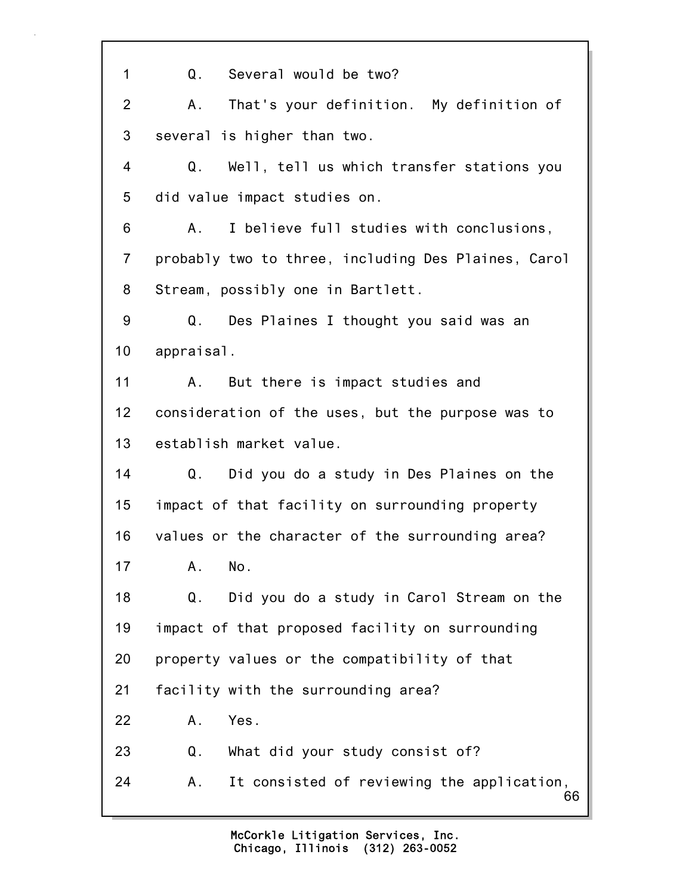1 Q. Several would be two?

2 A. That's your definition. My definition of

3 several is higher than two.

4 Q. Well, tell us which transfer stations you

5 did value impact studies on.

6 A. I believe full studies with conclusions,

7 probably two to three, including Des Plaines, Carol

8 Stream, possibly one in Bartlett.

9 Q. Des Plaines I thought you said was an

10 appraisal.

11 A. But there is impact studies and

12 consideration of the uses, but the purpose was to

13 establish market value.

14 Q. Did you do a study in Des Plaines on the

15 impact of that facility on surrounding property

16 values or the character of the surrounding area?

17 A. No.

18 Q. Did you do a study in Carol Stream on the

19 impact of that proposed facility on surrounding

20 property values or the compatibility of that

21 facility with the surrounding area?

22 A. Yes.

23 Q. What did your study consist of?

24 A. It consisted of reviewing the application,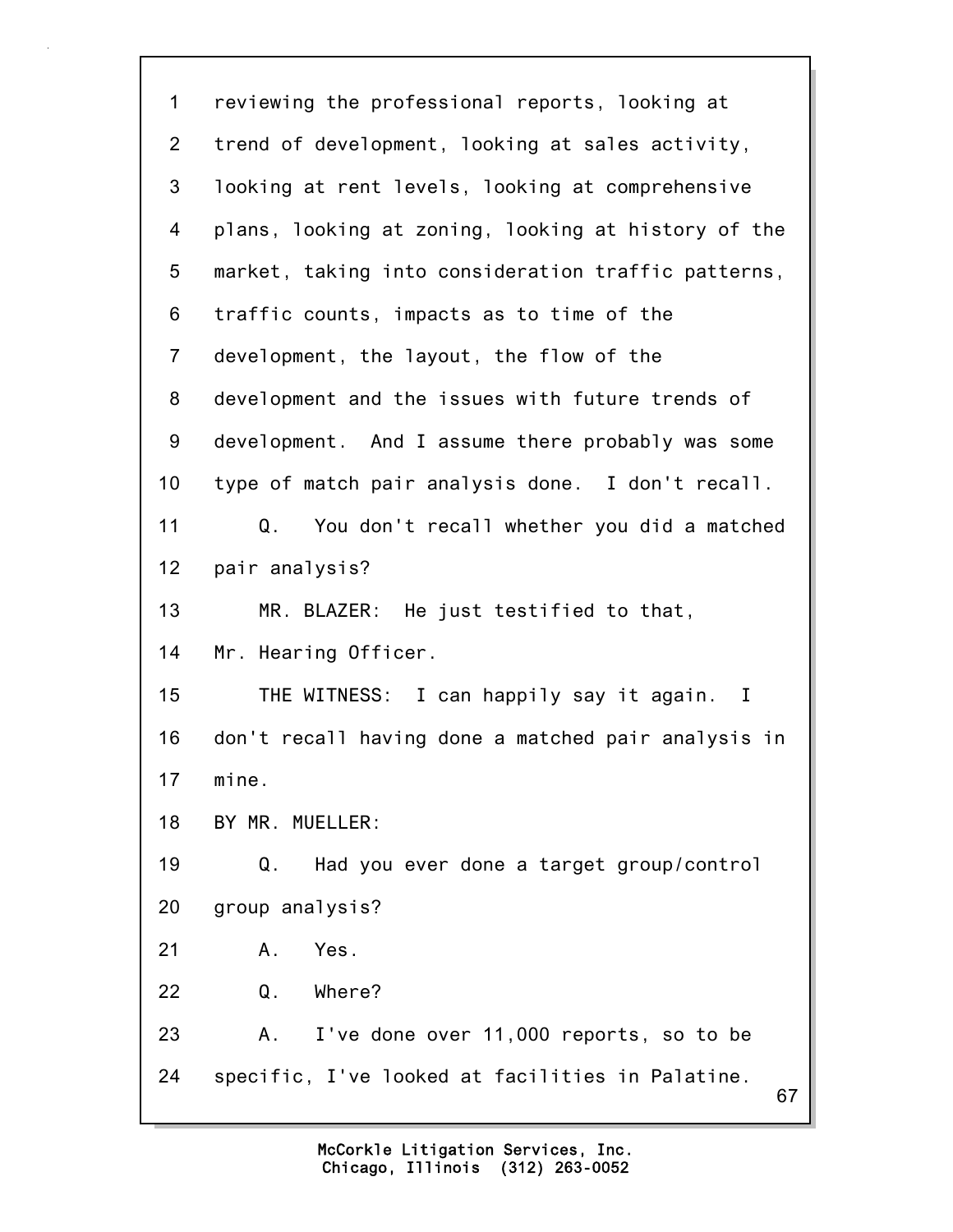1 reviewing the professional reports, looking at
2 trend of development, looking at sales activity,
3 looking at rent levels, looking at comprehensive
4 plans, looking at zoning, looking at history of the
5 market, taking into consideration traffic patterns,
6 traffic counts, impacts as to time of the
7 development, the layout, the flow of the
8 development and the issues with future trends of
9 development. And I assume there probably was some
10 type of match pair analysis done. I don't recall.
11 Q. You don't recall whether you did a matched
12 pair analysis?
13 MR. BLAZER: He just testified to that,
14 Mr. Hearing Officer.
15 THE WITNESS: I can happily say it again. I
16 don't recall having done a matched pair analysis in
17 mine.
18 BY MR. MUELLER:
19 Q. Had you ever done a target group/control
20 group analysis?
21 A. Yes.
22 Q. Where?
23 A. I've done over 11,000 reports, so to be
24 specific, I've looked at facilities in Palatine.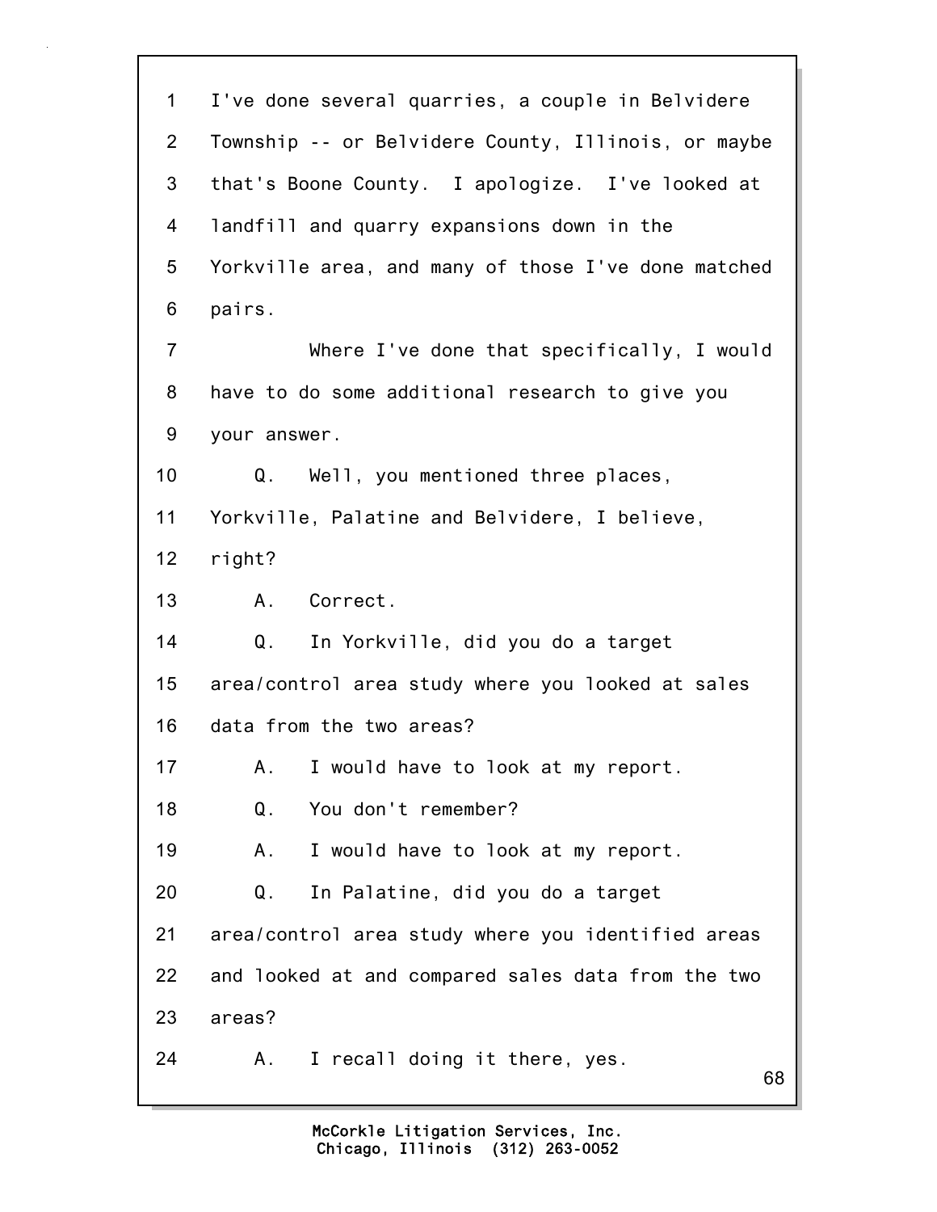1 I've done several quarries, a couple in Belvidere
2 Township -- or Belvidere County, Illinois, or maybe
3 that's Boone County. I apologize. I've looked at
4 landfill and quarry expansions down in the
5 Yorkville area, and many of those I've done matched
6 pairs.
7 Where I've done that specifically, I would
8 have to do some additional research to give you
9 your answer.
10 Q. Well, you mentioned three places,
11 Yorkville, Palatine and Belvidere, I believe,
12 right?
13 A. Correct.
14 Q. In Yorkville, did you do a target
15 area/control area study where you looked at sales
16 data from the two areas?
17 A. I would have to look at my report.
18 Q. You don't remember?
19 A. I would have to look at my report.
20 Q. In Palatine, did you do a target
21 area/control area study where you identified areas
22 and looked at and compared sales data from the two
23 areas?
24 A. I recall doing it there, yes.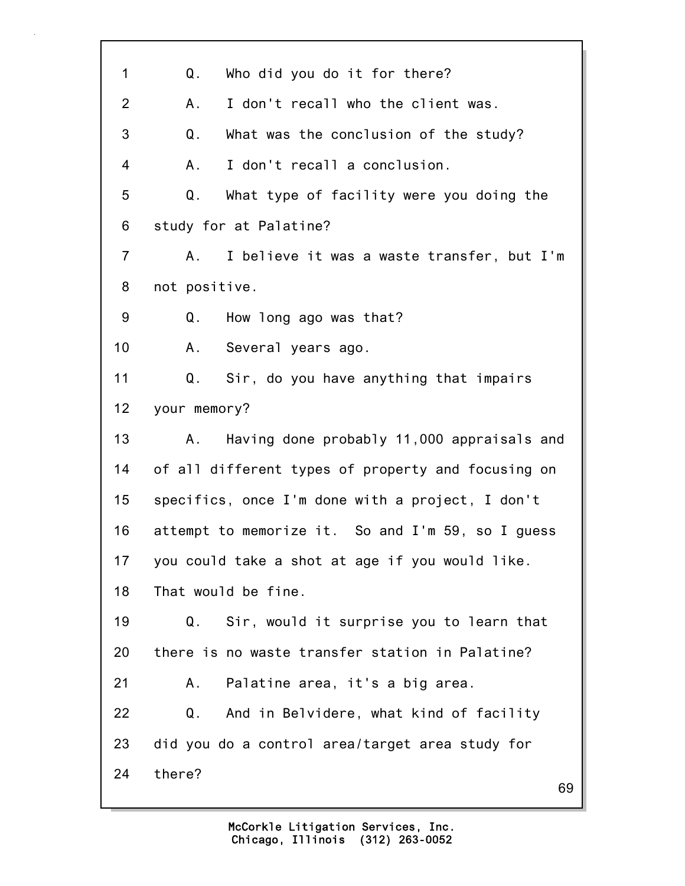1 Q. Who did you do it for there?

2 A. I don't recall who the client was.

3 Q. What was the conclusion of the study?

4 A. I don't recall a conclusion.

5 Q. What type of facility were you doing the

6 study for at Palatine?

7 A. I believe it was a waste transfer, but I'm

8 not positive.

9 Q. How long ago was that?

10 A. Several years ago.

11 Q. Sir, do you have anything that impairs

12 your memory?

13 A. Having done probably 11,000 appraisals and

14 of all different types of property and focusing on

15 specifics, once I'm done with a project, I don't

16 attempt to memorize it. So and I'm 59, so I guess

17 you could take a shot at age if you would like.

18 That would be fine.

19 Q. Sir, would it surprise you to learn that

20 there is no waste transfer station in Palatine?

21 A. Palatine area, it's a big area.

22 Q. And in Belvidere, what kind of facility

23 did you do a control area/target area study for

24 there?

McCorkle Litigation Services, Inc.
Chicago, Illinois (312) 263-0052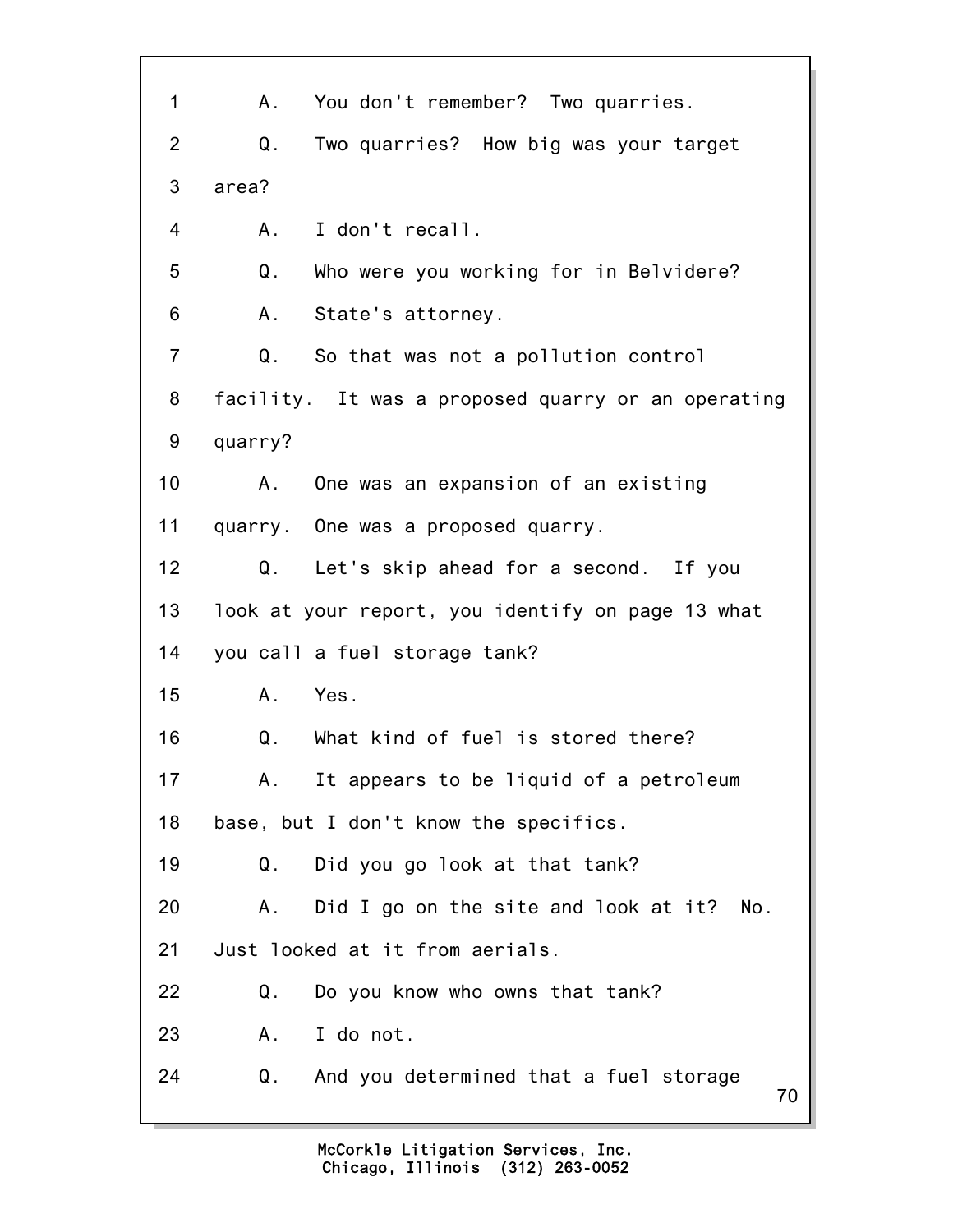1 A. You don't remember? Two quarries.

2 Q. Two quarries? How big was your target

3 area?

4 A. I don't recall.

5 Q. Who were you working for in Belvidere?

6 A. State's attorney.

7 Q. So that was not a pollution control

8 facility. It was a proposed quarry or an operating

9 quarry?

10 A. One was an expansion of an existing

11 quarry. One was a proposed quarry.

12 Q. Let's skip ahead for a second. If you

13 look at your report, you identify on page 13 what

14 you call a fuel storage tank?

15 A. Yes.

16 Q. What kind of fuel is stored there?

17 A. It appears to be liquid of a petroleum

18 base, but I don't know the specifics.

19 Q. Did you go look at that tank?

20 A. Did I go on the site and look at it? No.

21 Just looked at it from aerials.

22 Q. Do you know who owns that tank?

23 A. I do not.

24 Q. And you determined that a fuel storage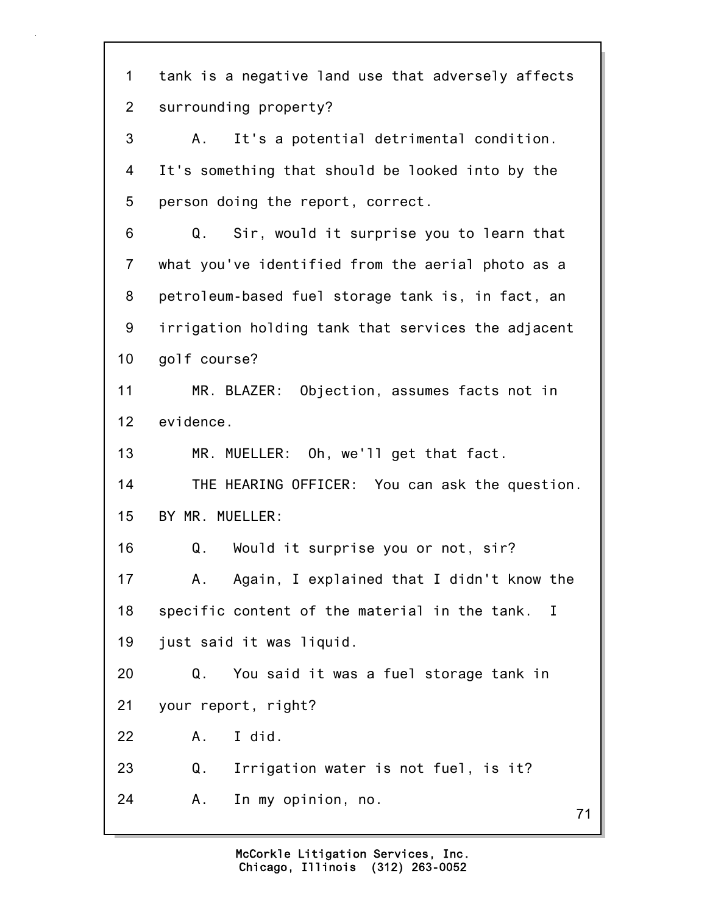1 tank is a negative land use that adversely affects
2 surrounding property?
3 A. It's a potential detrimental condition.
4 It's something that should be looked into by the
5 person doing the report, correct.
6 Q. Sir, would it surprise you to learn that
7 what you've identified from the aerial photo as a
8 petroleum-based fuel storage tank is, in fact, an
9 irrigation holding tank that services the adjacent
10 golf course?
11 MR. BLAZER: Objection, assumes facts not in
12 evidence.
13 MR. MUELLER: Oh, we'll get that fact.
14 THE HEARING OFFICER: You can ask the question.
15 BY MR. MUELLER:
16 Q. Would it surprise you or not, sir?
17 A. Again, I explained that I didn't know the
18 specific content of the material in the tank. I
19 just said it was liquid.
20 Q. You said it was a fuel storage tank in
21 your report, right?
22 A. I did.
23 Q. Irrigation water is not fuel, is it?
24 A. In my opinion, no.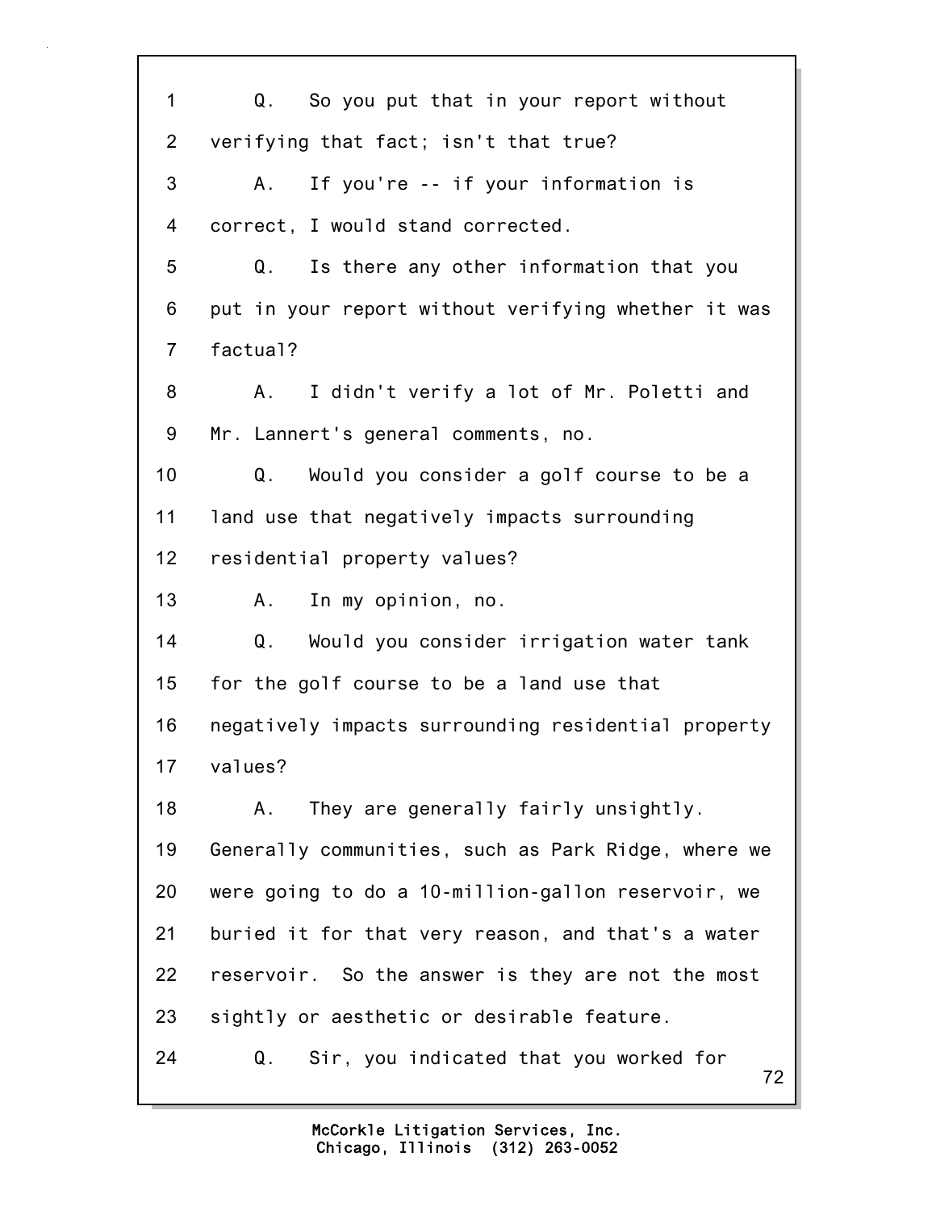1 Q. So you put that in your report without
2 verifying that fact; isn't that true?
3 A. If you're -- if your information is
4 correct, I would stand corrected.
5 Q. Is there any other information that you
6 put in your report without verifying whether it was
7 factual?
8 A. I didn't verify a lot of Mr. Poletti and
9 Mr. Lannert's general comments, no.
10 Q. Would you consider a golf course to be a
11 land use that negatively impacts surrounding
12 residential property values?
13 A. In my opinion, no.
14 Q. Would you consider irrigation water tank
15 for the golf course to be a land use that
16 negatively impacts surrounding residential property
17 values?
18 A. They are generally fairly unsightly.
19 Generally communities, such as Park Ridge, where we
20 were going to do a 10-million-gallon reservoir, we
21 buried it for that very reason, and that's a water
22 reservoir. So the answer is they are not the most
23 sightly or aesthetic or desirable feature.
24 Q. Sir, you indicated that you worked for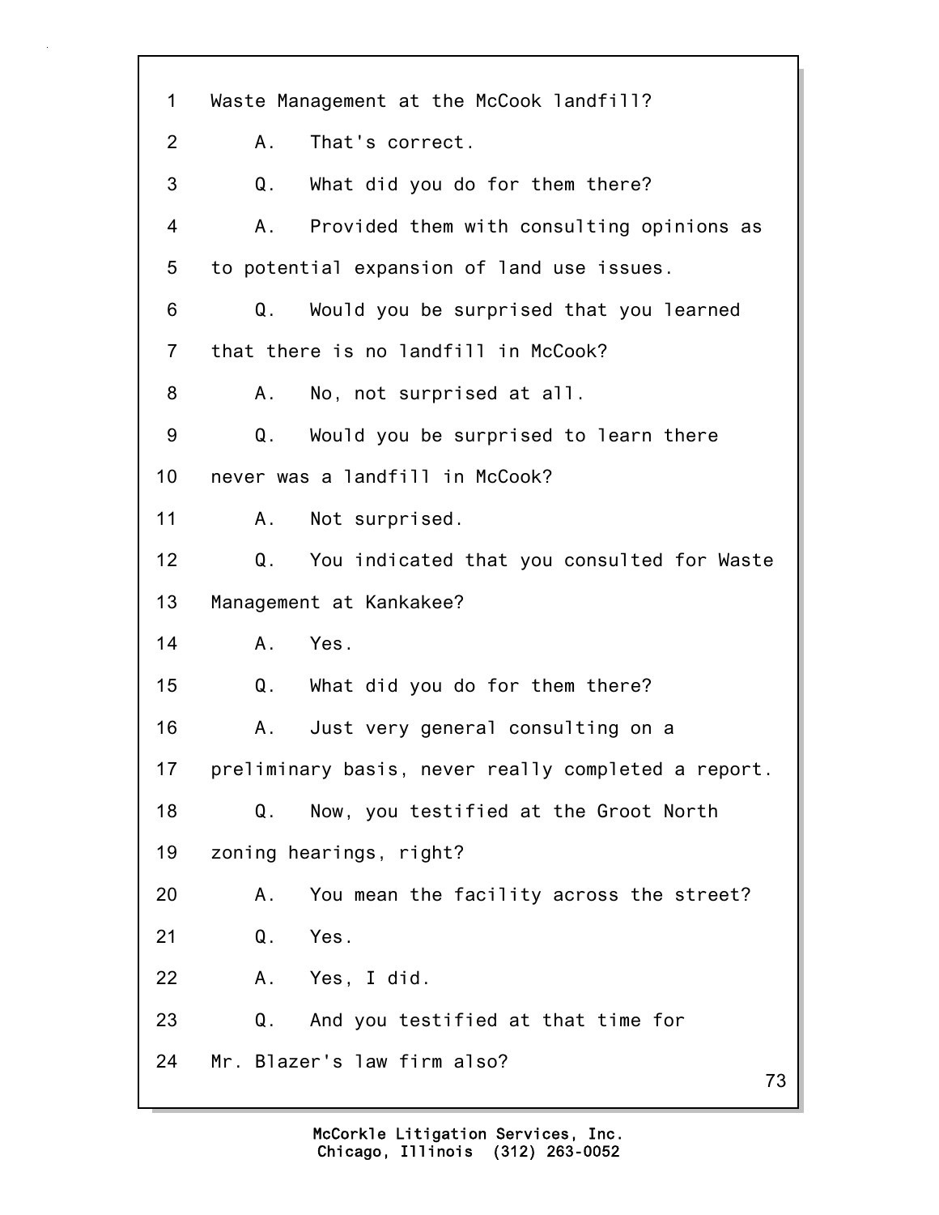1 Waste Management at the McCook landfill?

2 A. That's correct.

3 Q. What did you do for them there?

4 A. Provided them with consulting opinions as

5 to potential expansion of land use issues.

6 Q. Would you be surprised that you learned

7 that there is no landfill in McCook?

8 A. No, not surprised at all.

9 Q. Would you be surprised to learn there

10 never was a landfill in McCook?

11 A. Not surprised.

12 Q. You indicated that you consulted for Waste

13 Management at Kankakee?

14 A. Yes.

15 Q. What did you do for them there?

16 A. Just very general consulting on a

17 preliminary basis, never really completed a report.

18 Q. Now, you testified at the Groot North

19 zoning hearings, right?

20 A. You mean the facility across the street?

21 Q. Yes.

22 A. Yes, I did.

23 Q. And you testified at that time for

24 Mr. Blazer's law firm also?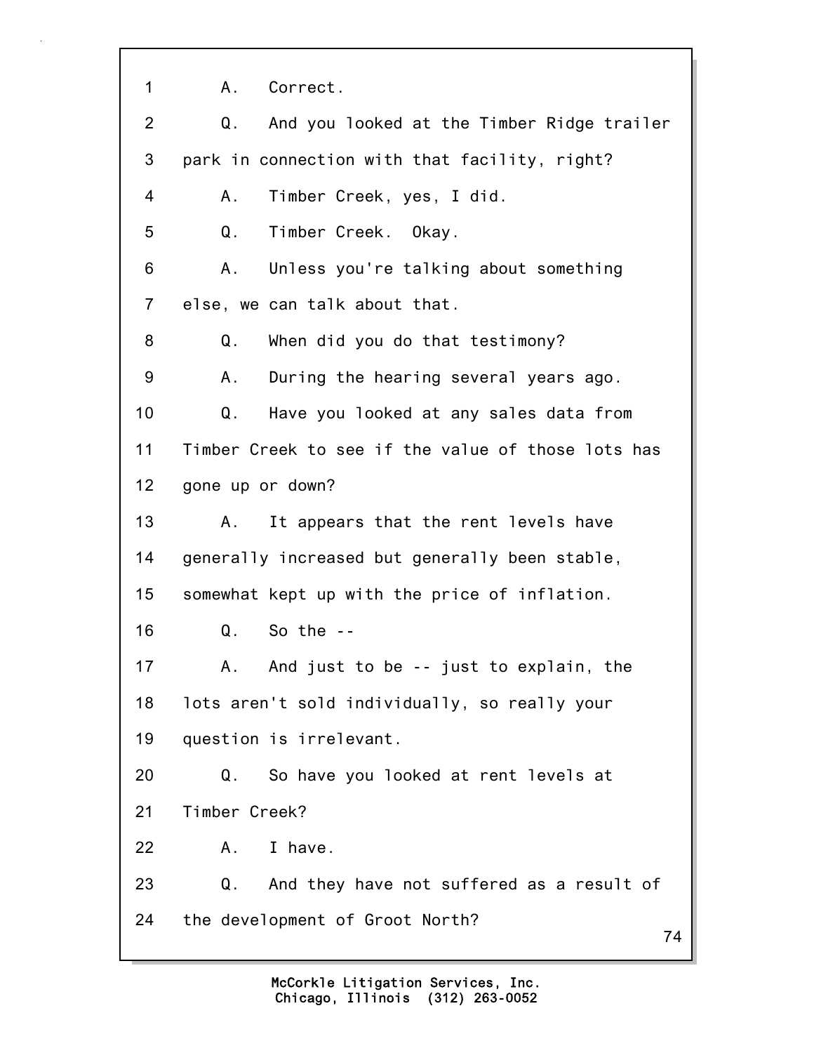1 A. Correct.

2 Q. And you looked at the Timber Ridge trailer

3 park in connection with that facility, right?

4 A. Timber Creek, yes, I did.

5 Q. Timber Creek. Okay.

6 A. Unless you're talking about something

7 else, we can talk about that.

8 Q. When did you do that testimony?

9 A. During the hearing several years ago.

10 Q. Have you looked at any sales data from

11 Timber Creek to see if the value of those lots has

12 gone up or down?

13 A. It appears that the rent levels have

14 generally increased but generally been stable,

15 somewhat kept up with the price of inflation.

16 Q. So the --

17 A. And just to be -- just to explain, the

18 lots aren't sold individually, so really your

19 question is irrelevant.

20 Q. So have you looked at rent levels at

21 Timber Creek?

22 A. I have.

23 Q. And they have not suffered as a result of

24 the development of Groot North?

McCorkle Litigation Services, Inc.
Chicago, Illinois (312) 263-0052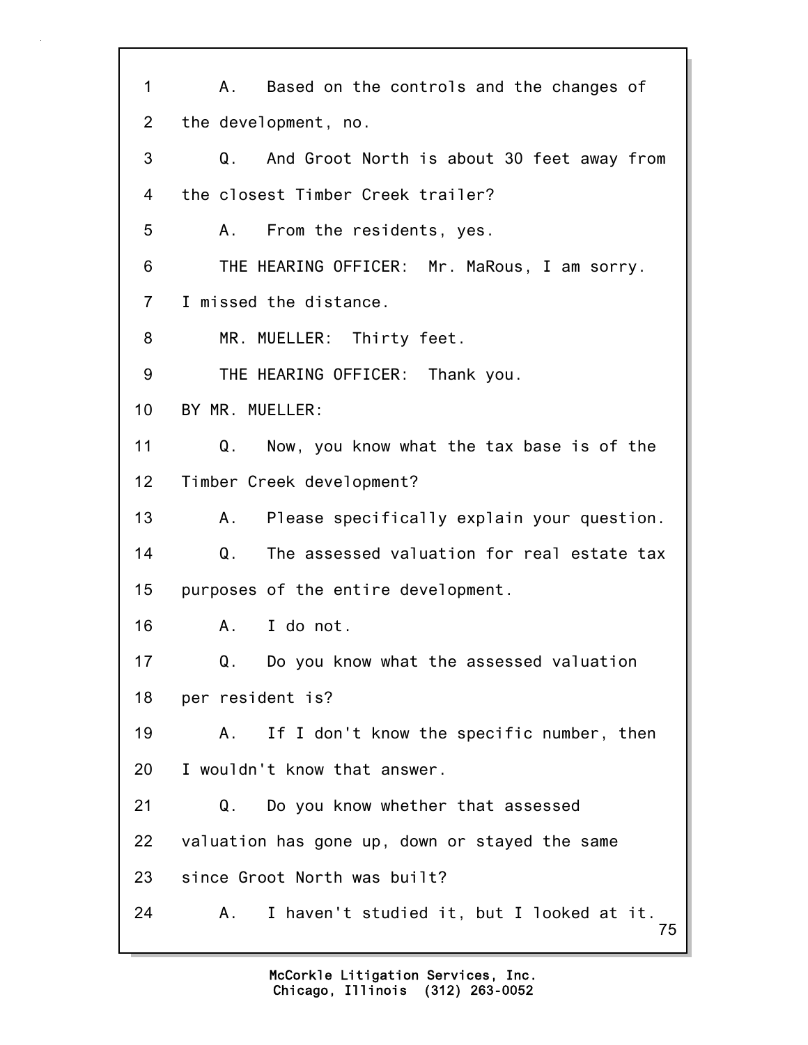1 A. Based on the controls and the changes of

2 the development, no.

3 Q. And Groot North is about 30 feet away from

4 the closest Timber Creek trailer?

5 A. From the residents, yes.

6 THE HEARING OFFICER: Mr. MaRous, I am sorry.

7 I missed the distance.

8 MR. MUELLER: Thirty feet.

9 THE HEARING OFFICER: Thank you.

10 BY MR. MUELLER:

11 Q. Now, you know what the tax base is of the

12 Timber Creek development?

13 A. Please specifically explain your question.

14 Q. The assessed valuation for real estate tax

15 purposes of the entire development.

16 A. I do not.

17 Q. Do you know what the assessed valuation

18 per resident is?

19 A. If I don't know the specific number, then

20 I wouldn't know that answer.

21 Q. Do you know whether that assessed

22 valuation has gone up, down or stayed the same

23 since Groot North was built?

24 A. I haven't studied it, but I looked at it.

McCorkle Litigation Services, Inc.
Chicago, Illinois (312) 263-0052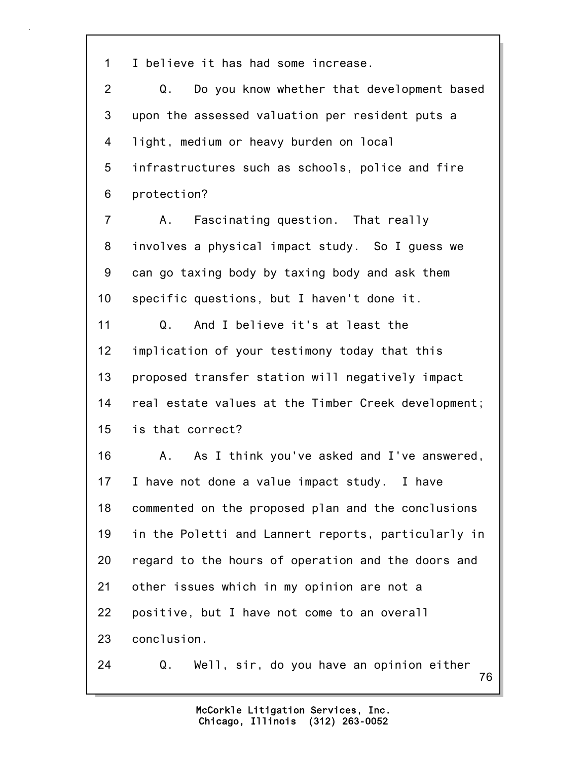1 I believe it has had some increase.

2 Q. Do you know whether that development based

3 upon the assessed valuation per resident puts a

4 light, medium or heavy burden on local

5 infrastructures such as schools, police and fire

6 protection?

7 A. Fascinating question. That really

8 involves a physical impact study. So I guess we

9 can go taxing body by taxing body and ask them

10 specific questions, but I haven't done it.

11 Q. And I believe it's at least the

12 implication of your testimony today that this

13 proposed transfer station will negatively impact

14 real estate values at the Timber Creek development;

15 is that correct?

16 A. As I think you've asked and I've answered,

17 I have not done a value impact study. I have

18 commented on the proposed plan and the conclusions

19 in the Poletti and Lannert reports, particularly in

20 regard to the hours of operation and the doors and

21 other issues which in my opinion are not a

22 positive, but I have not come to an overall

23 conclusion.

24 Q. Well, sir, do you have an opinion either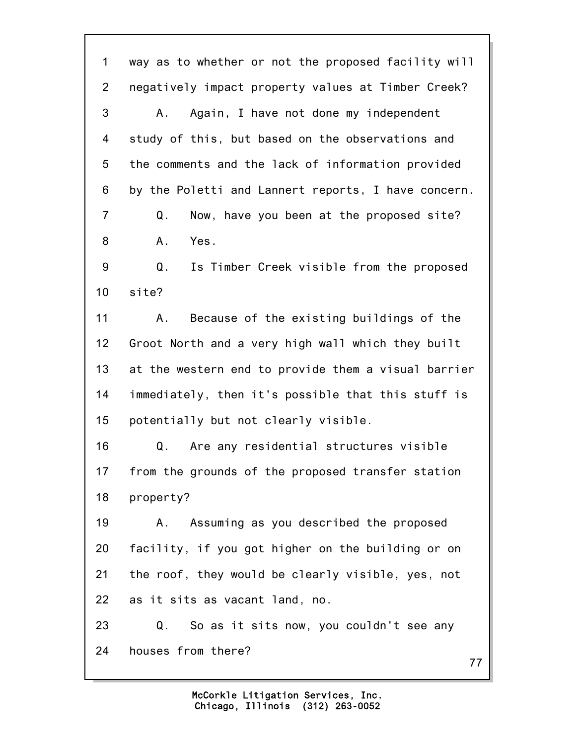1 way as to whether or not the proposed facility will
2 negatively impact property values at Timber Creek?
3 A. Again, I have not done my independent
4 study of this, but based on the observations and
5 the comments and the lack of information provided
6 by the Poletti and Lannert reports, I have concern.
7 Q. Now, have you been at the proposed site?
8 A. Yes.
9 Q. Is Timber Creek visible from the proposed
10 site?
11 A. Because of the existing buildings of the
12 Groot North and a very high wall which they built
13 at the western end to provide them a visual barrier
14 immediately, then it's possible that this stuff is
15 potentially but not clearly visible.
16 Q. Are any residential structures visible
17 from the grounds of the proposed transfer station
18 property?
19 A. Assuming as you described the proposed
20 facility, if you got higher on the building or on
21 the roof, they would be clearly visible, yes, not
22 as it sits as vacant land, no.
23 Q. So as it sits now, you couldn't see any
24 houses from there?

McCorkle Litigation Services, Inc.
Chicago, Illinois (312) 263-0052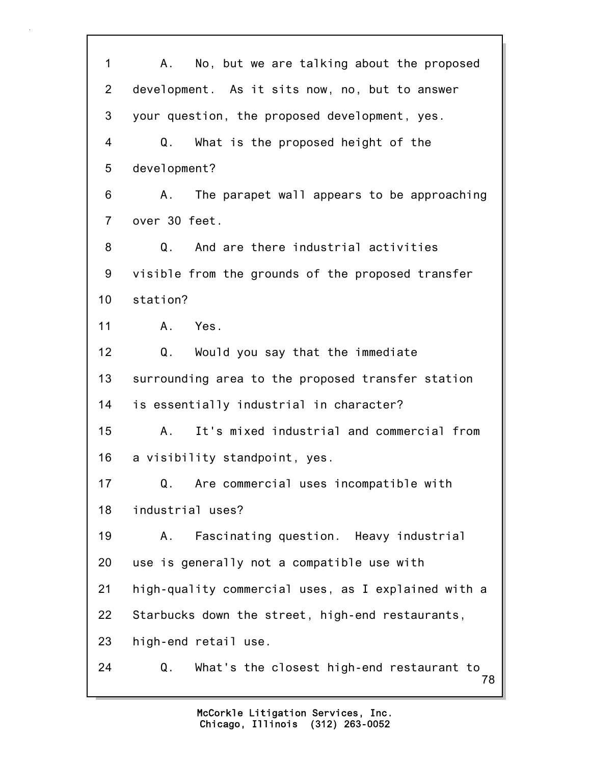1 A. No, but we are talking about the proposed
2 development. As it sits now, no, but to answer
3 your question, the proposed development, yes.
4 Q. What is the proposed height of the
5 development?
6 A. The parapet wall appears to be approaching
7 over 30 feet.
8 Q. And are there industrial activities
9 visible from the grounds of the proposed transfer
10 station?
11 A. Yes.
12 Q. Would you say that the immediate
13 surrounding area to the proposed transfer station
14 is essentially industrial in character?
15 A. It's mixed industrial and commercial from
16 a visibility standpoint, yes.
17 Q. Are commercial uses incompatible with
18 industrial uses?
19 A. Fascinating question. Heavy industrial
20 use is generally not a compatible use with
21 high-quality commercial uses, as I explained with a
22 Starbucks down the street, high-end restaurants,
23 high-end retail use.
24 Q. What's the closest high-end restaurant to

McCorkle Litigation Services, Inc.
Chicago, Illinois (312) 263-0052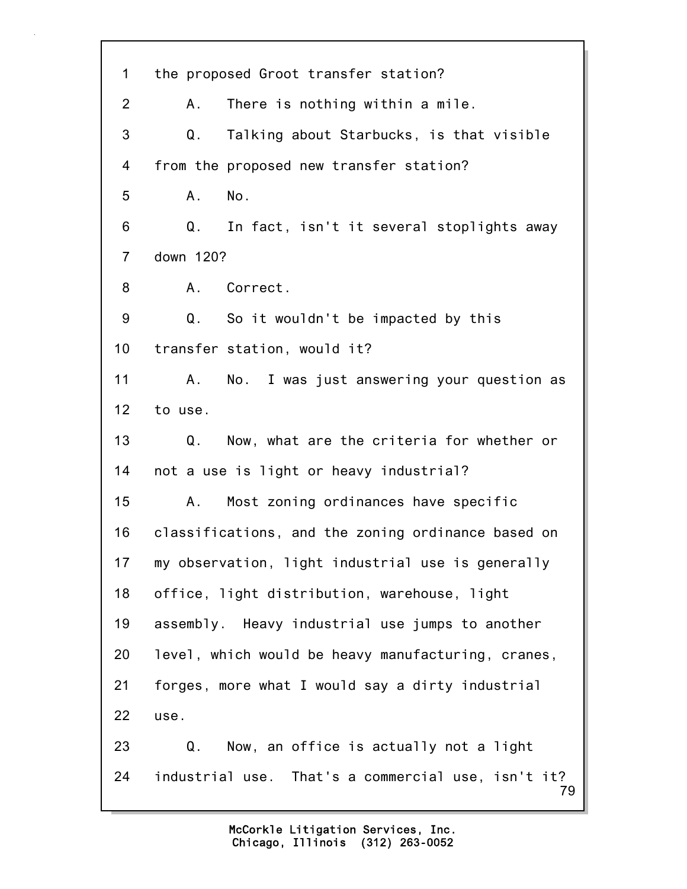1 the proposed Groot transfer station?

2 A. There is nothing within a mile.

3 Q. Talking about Starbucks, is that visible

4 from the proposed new transfer station?

5 A. No.

6 Q. In fact, isn't it several stoplights away

7 down 120?

8 A. Correct.

9 Q. So it wouldn't be impacted by this

10 transfer station, would it?

11 A. No. I was just answering your question as

12 to use.

13 Q. Now, what are the criteria for whether or

14 not a use is light or heavy industrial?

15 A. Most zoning ordinances have specific

16 classifications, and the zoning ordinance based on

17 my observation, light industrial use is generally

18 office, light distribution, warehouse, light

19 assembly. Heavy industrial use jumps to another

20 level, which would be heavy manufacturing, cranes,

21 forges, more what I would say a dirty industrial

22 use.

23 Q. Now, an office is actually not a light

24 industrial use. That's a commercial use, isn't it?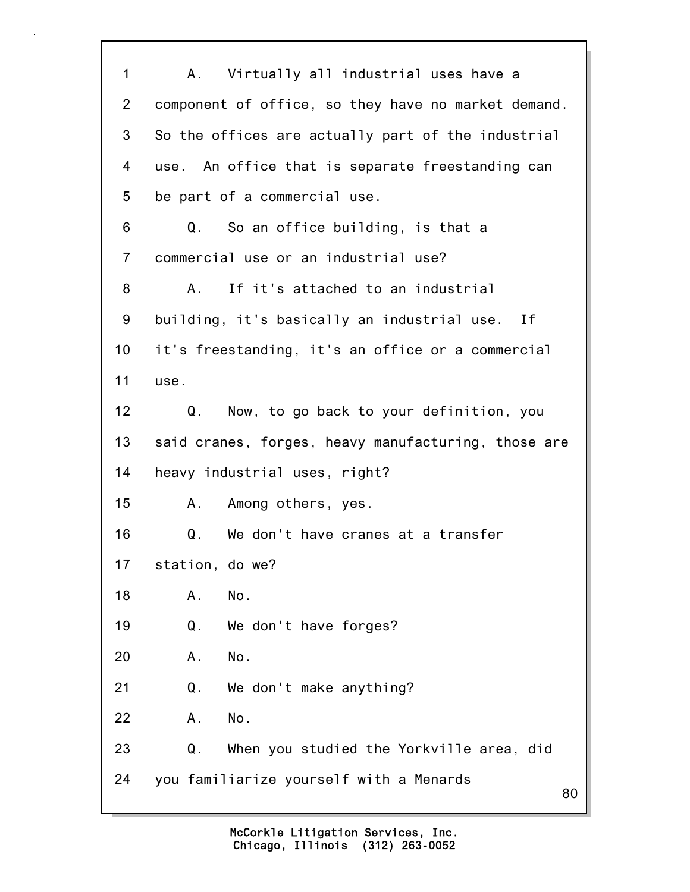1 A. Virtually all industrial uses have a
2 component of office, so they have no market demand.
3 So the offices are actually part of the industrial
4 use. An office that is separate freestanding can
5 be part of a commercial use.
6 Q. So an office building, is that a
7 commercial use or an industrial use?
8 A. If it's attached to an industrial
9 building, it's basically an industrial use. If
10 it's freestanding, it's an office or a commercial
11 use.
12 Q. Now, to go back to your definition, you
13 said cranes, forges, heavy manufacturing, those are
14 heavy industrial uses, right?
15 A. Among others, yes.
16 Q. We don't have cranes at a transfer
17 station, do we?
18 A. No.
19 Q. We don't have forges?
20 A. No.
21 Q. We don't make anything?
22 A. No.
23 Q. When you studied the Yorkville area, did
24 you familiarize yourself with a Menards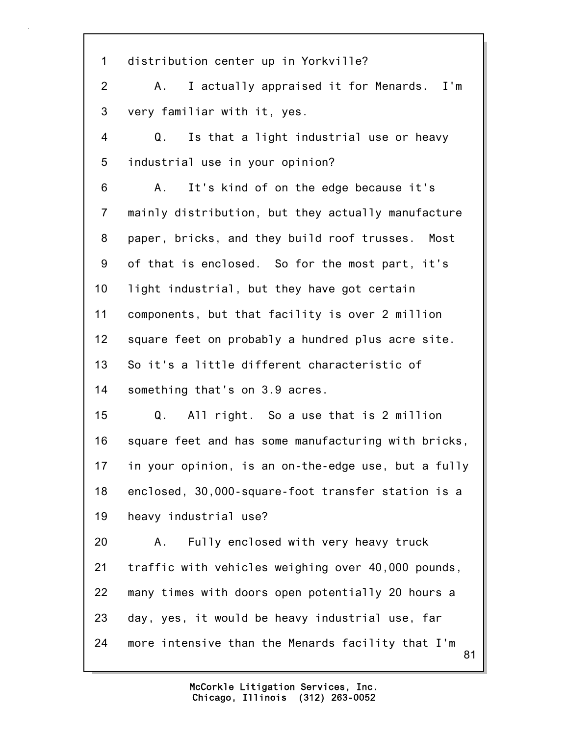1 distribution center up in Yorkville?

2 A. I actually appraised it for Menards. I'm

3 very familiar with it, yes.

4 Q. Is that a light industrial use or heavy

5 industrial use in your opinion?

6 A. It's kind of on the edge because it's

7 mainly distribution, but they actually manufacture

8 paper, bricks, and they build roof trusses. Most

9 of that is enclosed. So for the most part, it's

10 light industrial, but they have got certain

11 components, but that facility is over 2 million

12 square feet on probably a hundred plus acre site.

13 So it's a little different characteristic of

14 something that's on 3.9 acres.

15 Q. All right. So a use that is 2 million

16 square feet and has some manufacturing with bricks,

17 in your opinion, is an on-the-edge use, but a fully

18 enclosed, 30,000-square-foot transfer station is a

19 heavy industrial use?

20 A. Fully enclosed with very heavy truck

21 traffic with vehicles weighing over 40,000 pounds,

22 many times with doors open potentially 20 hours a

23 day, yes, it would be heavy industrial use, far

24 more intensive than the Menards facility that I'm

McCorkle Litigation Services, Inc.
Chicago, Illinois (312) 263-0052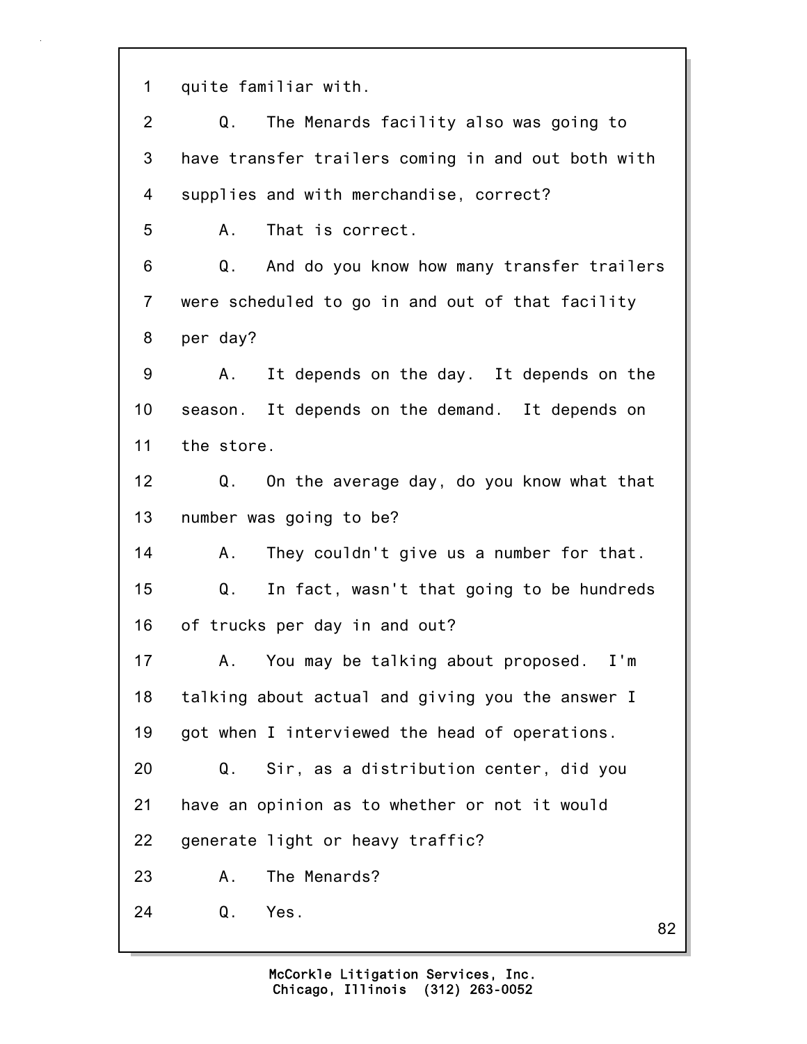1 quite familiar with.

2 Q. The Menards facility also was going to

3 have transfer trailers coming in and out both with

4 supplies and with merchandise, correct?

5 A. That is correct.

6 Q. And do you know how many transfer trailers

7 were scheduled to go in and out of that facility

8 per day?

9 A. It depends on the day. It depends on the

10 season. It depends on the demand. It depends on

11 the store.

12 Q. On the average day, do you know what that

13 number was going to be?

14 A. They couldn't give us a number for that.

15 Q. In fact, wasn't that going to be hundreds

16 of trucks per day in and out?

17 A. You may be talking about proposed. I'm

18 talking about actual and giving you the answer I

19 got when I interviewed the head of operations.

20 Q. Sir, as a distribution center, did you

21 have an opinion as to whether or not it would

22 generate light or heavy traffic?

23 A. The Menards?

24 Q. Yes.

McCorkle Litigation Services, Inc.
Chicago, Illinois (312) 263-0052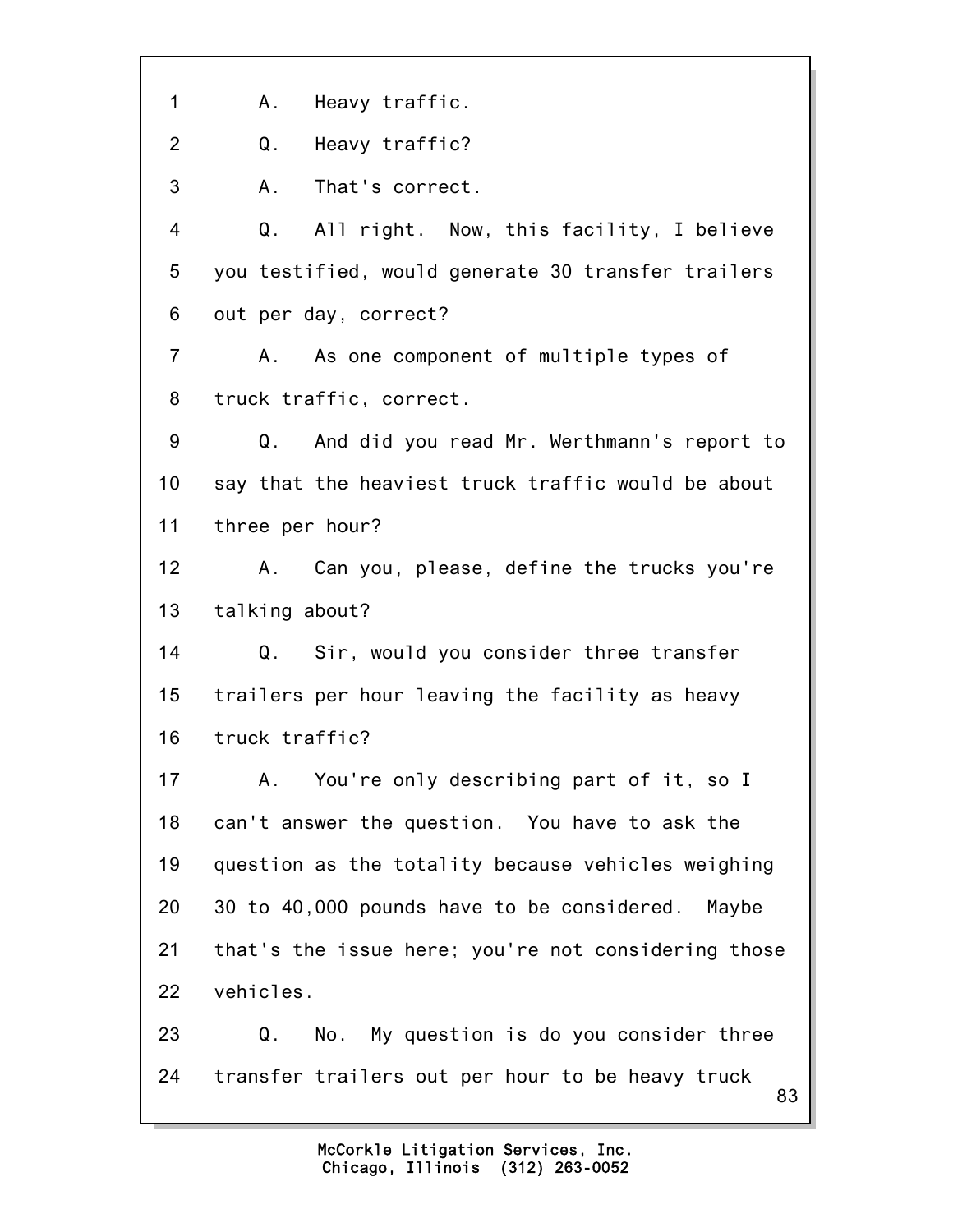1 A. Heavy traffic.

2 Q. Heavy traffic?

3 A. That's correct.

4 Q. All right. Now, this facility, I believe

5 you testified, would generate 30 transfer trailers

6 out per day, correct?

7 A. As one component of multiple types of

8 truck traffic, correct.

9 Q. And did you read Mr. Werthmann's report to

10 say that the heaviest truck traffic would be about

11 three per hour?

12 A. Can you, please, define the trucks you're

13 talking about?

14 Q. Sir, would you consider three transfer

15 trailers per hour leaving the facility as heavy

16 truck traffic?

17 A. You're only describing part of it, so I

18 can't answer the question. You have to ask the

19 question as the totality because vehicles weighing

20 30 to 40,000 pounds have to be considered. Maybe

21 that's the issue here; you're not considering those

22 vehicles.

23 Q. No. My question is do you consider three

24 transfer trailers out per hour to be heavy truck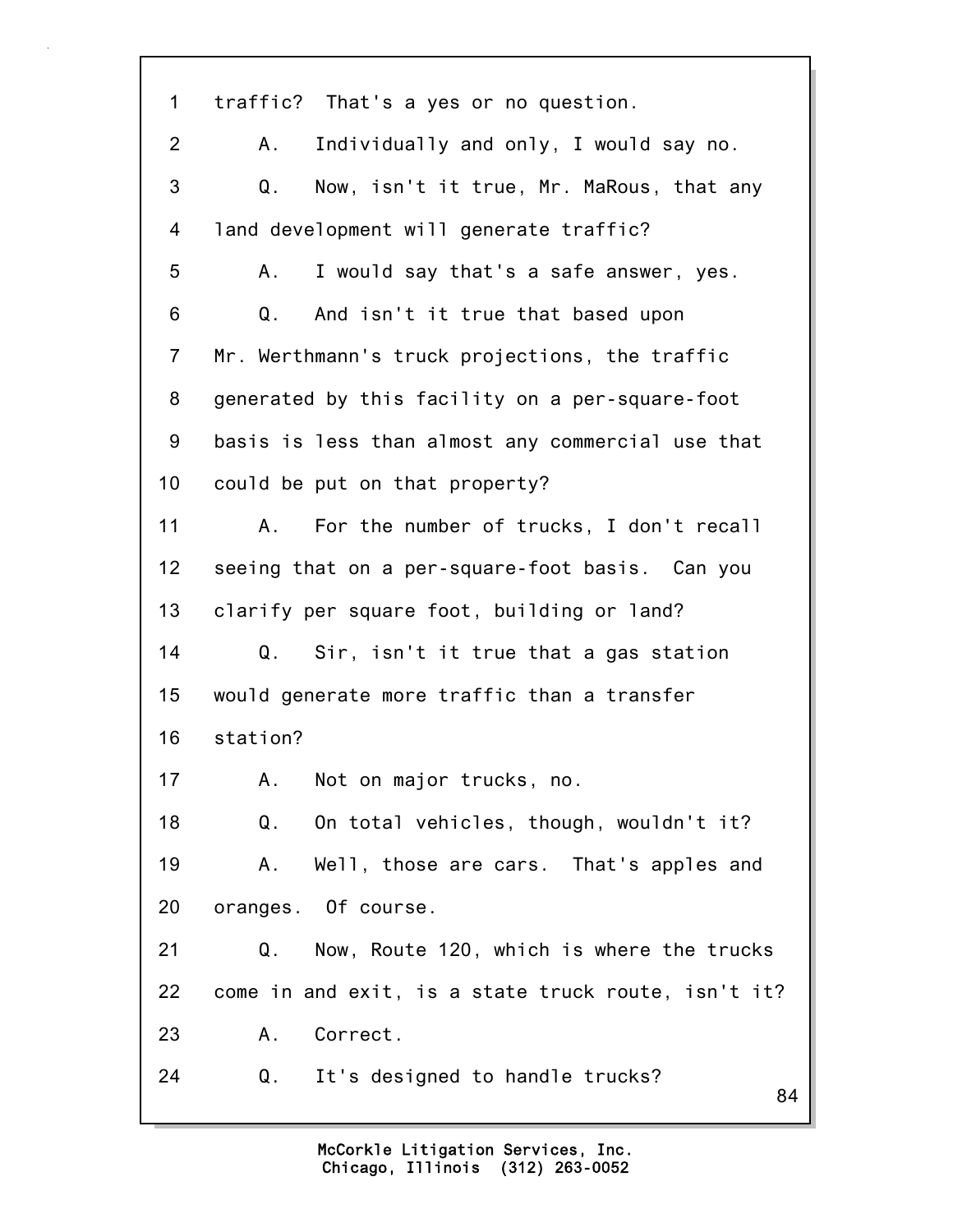1 traffic? That's a yes or no question.

2 A. Individually and only, I would say no.

3 Q. Now, isn't it true, Mr. MaRous, that any

4 land development will generate traffic?

5 A. I would say that's a safe answer, yes.

6 Q. And isn't it true that based upon

7 Mr. Werthmann's truck projections, the traffic

8 generated by this facility on a per-square-foot

9 basis is less than almost any commercial use that

10 could be put on that property?

11 A. For the number of trucks, I don't recall

12 seeing that on a per-square-foot basis. Can you

13 clarify per square foot, building or land?

14 Q. Sir, isn't it true that a gas station

15 would generate more traffic than a transfer

16 station?

17 A. Not on major trucks, no.

18 Q. On total vehicles, though, wouldn't it?

19 A. Well, those are cars. That's apples and

20 oranges. Of course.

21 Q. Now, Route 120, which is where the trucks

22 come in and exit, is a state truck route, isn't it?

23 A. Correct.

24 Q. It's designed to handle trucks?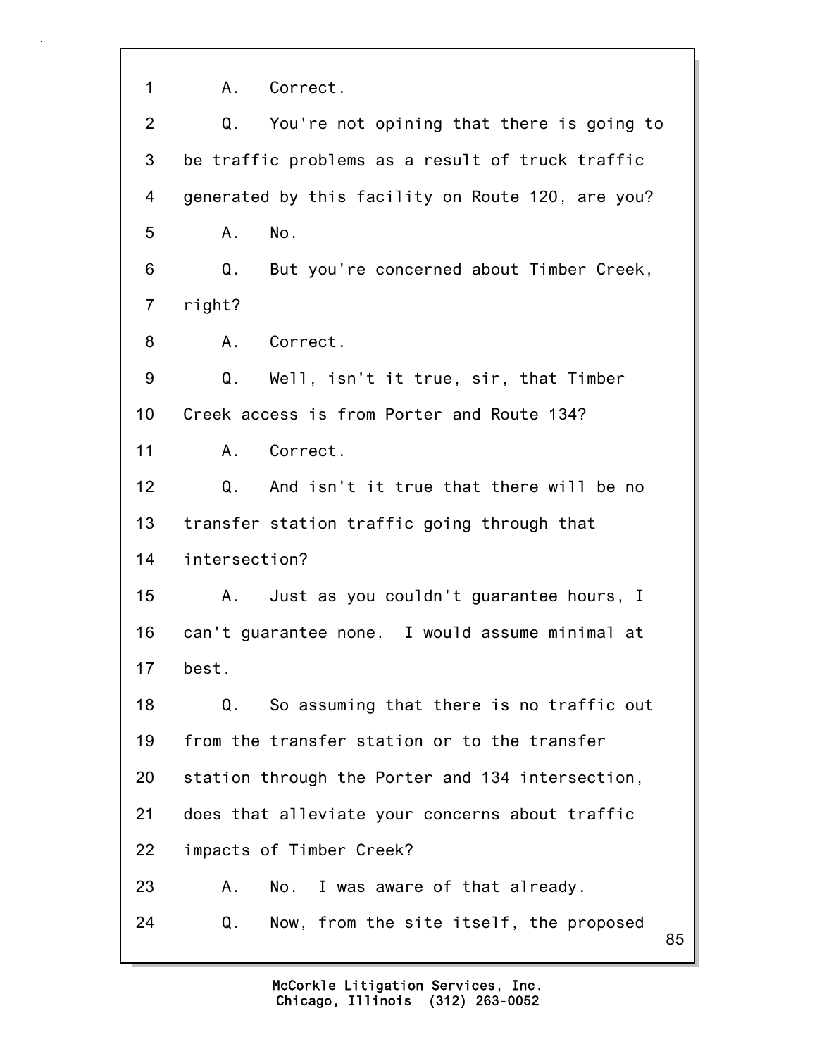1 A. Correct.

2 Q. You're not opining that there is going to

3 be traffic problems as a result of truck traffic

4 generated by this facility on Route 120, are you?

5 A. No.

6 Q. But you're concerned about Timber Creek,

7 right?

8 A. Correct.

9 Q. Well, isn't it true, sir, that Timber

10 Creek access is from Porter and Route 134?

11 A. Correct.

12 Q. And isn't it true that there will be no

13 transfer station traffic going through that

14 intersection?

15 A. Just as you couldn't guarantee hours, I

16 can't guarantee none. I would assume minimal at

17 best.

18 Q. So assuming that there is no traffic out

19 from the transfer station or to the transfer

20 station through the Porter and 134 intersection,

21 does that alleviate your concerns about traffic

22 impacts of Timber Creek?

23 A. No. I was aware of that already.

24 Q. Now, from the site itself, the proposed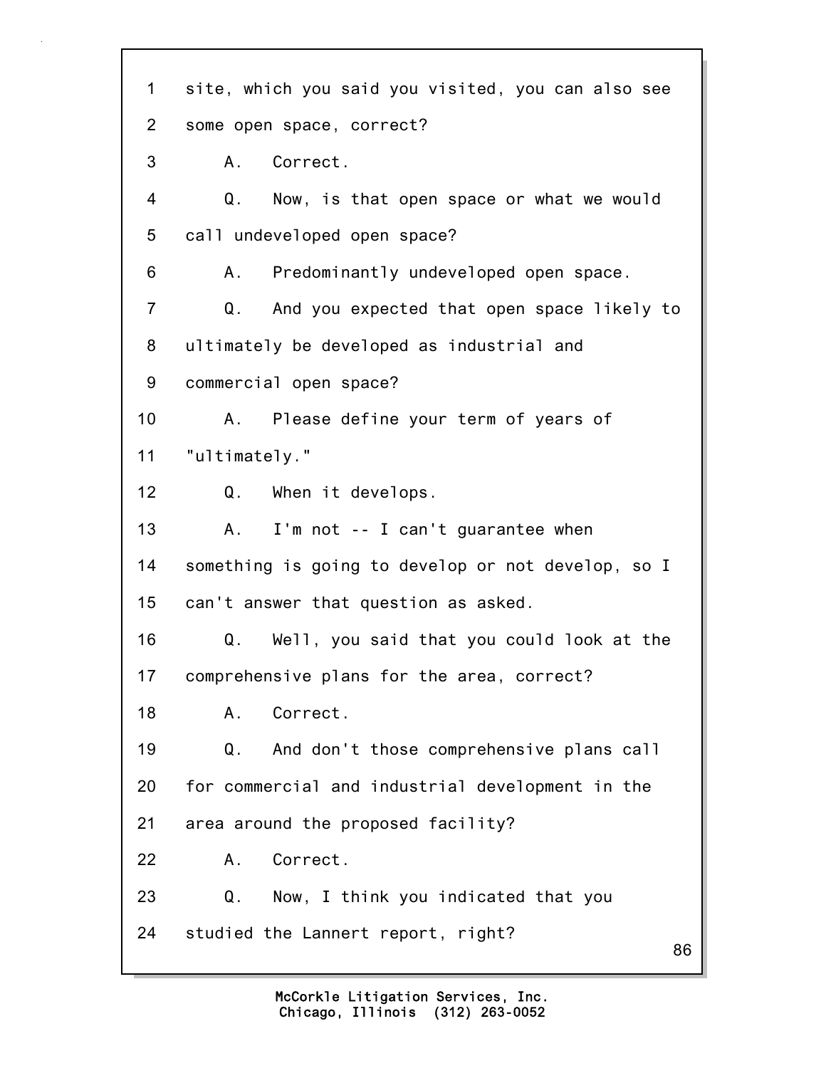site, which you said you visited, you can also see some open space, correct?

A. Correct.

Q. Now, is that open space or what we would call undeveloped open space?

A. Predominantly undeveloped open space.

Q. And you expected that open space likely to ultimately be developed as industrial and commercial open space?

A. Please define your term of years of "ultimately."

Q. When it develops.

A. I'm not -- I can't guarantee when something is going to develop or not develop, so I can't answer that question as asked.

Q. Well, you said that you could look at the comprehensive plans for the area, correct?

A. Correct.

Q. And don't those comprehensive plans call for commercial and industrial development in the area around the proposed facility?

A. Correct.

Q. Now, I think you indicated that you studied the Lannert report, right?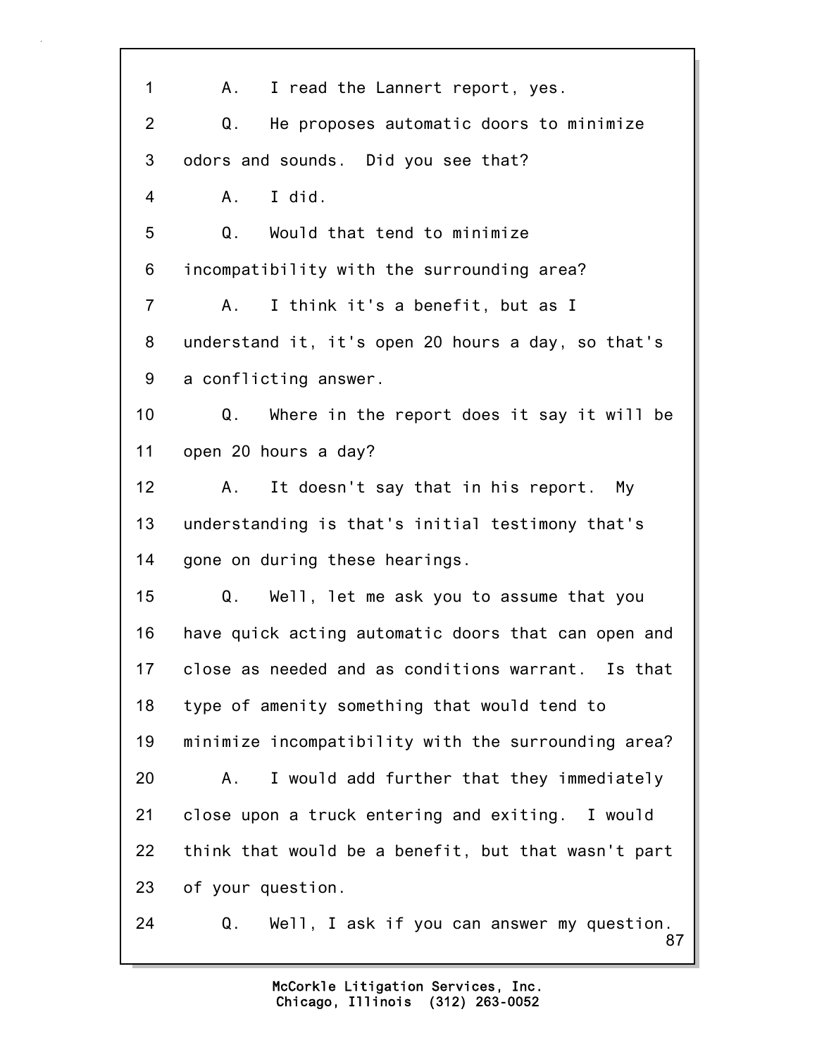1 A. I read the Lannert report, yes.

2 Q. He proposes automatic doors to minimize

3 odors and sounds. Did you see that?

4 A. I did.

5 Q. Would that tend to minimize

6 incompatibility with the surrounding area?

7 A. I think it's a benefit, but as I

8 understand it, it's open 20 hours a day, so that's

9 a conflicting answer.

10 Q. Where in the report does it say it will be

11 open 20 hours a day?

12 A. It doesn't say that in his report. My

13 understanding is that's initial testimony that's

14 gone on during these hearings.

15 Q. Well, let me ask you to assume that you

16 have quick acting automatic doors that can open and

17 close as needed and as conditions warrant. Is that

18 type of amenity something that would tend to

19 minimize incompatibility with the surrounding area?

20 A. I would add further that they immediately

21 close upon a truck entering and exiting. I would

22 think that would be a benefit, but that wasn't part

23 of your question.

24 Q. Well, I ask if you can answer my question.

McCorkle Litigation Services, Inc.
Chicago, Illinois (312) 263-0052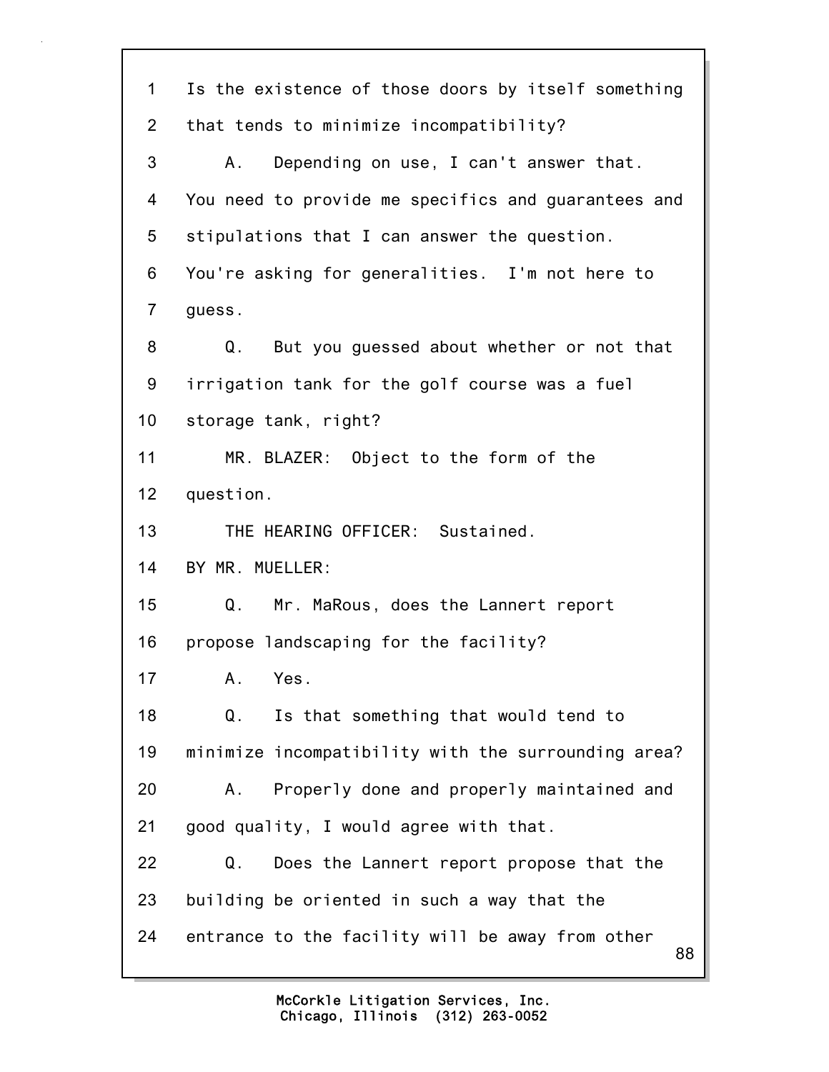1 Is the existence of those doors by itself something
2 that tends to minimize incompatibility?
3 A. Depending on use, I can't answer that.
4 You need to provide me specifics and guarantees and
5 stipulations that I can answer the question.
6 You're asking for generalities. I'm not here to
7 guess.
8 Q. But you guessed about whether or not that
9 irrigation tank for the golf course was a fuel
10 storage tank, right?
11 MR. BLAZER: Object to the form of the
12 question.
13 THE HEARING OFFICER: Sustained.
14 BY MR. MUELLER:
15 Q. Mr. MaRous, does the Lannert report
16 propose landscaping for the facility?
17 A. Yes.
18 Q. Is that something that would tend to
19 minimize incompatibility with the surrounding area?
20 A. Properly done and properly maintained and
21 good quality, I would agree with that.
22 Q. Does the Lannert report propose that the
23 building be oriented in such a way that the
24 entrance to the facility will be away from other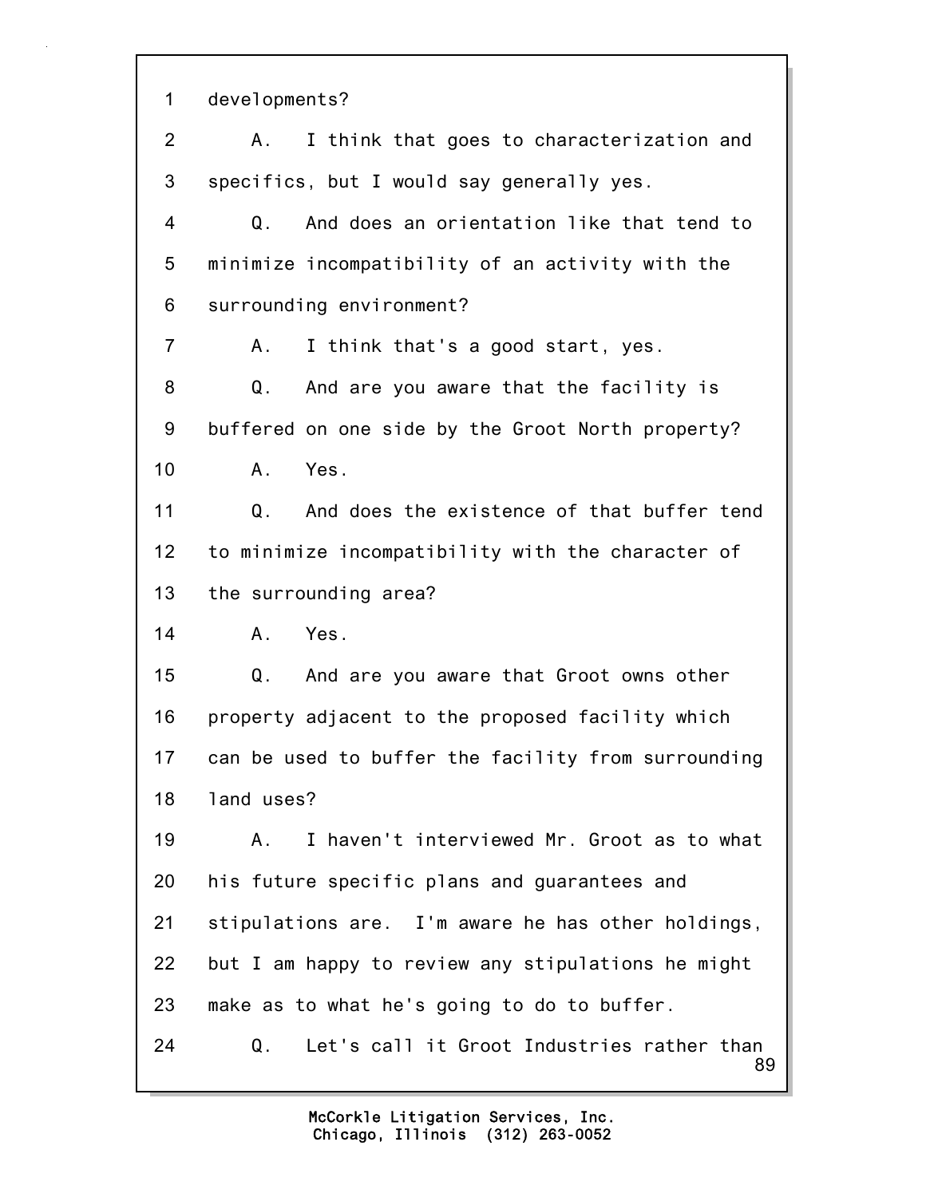1 developments?

2 A. I think that goes to characterization and

3 specifics, but I would say generally yes.

4 Q. And does an orientation like that tend to

5 minimize incompatibility of an activity with the

6 surrounding environment?

7 A. I think that's a good start, yes.

8 Q. And are you aware that the facility is

9 buffered on one side by the Groot North property?

10 A. Yes.

11 Q. And does the existence of that buffer tend

12 to minimize incompatibility with the character of

13 the surrounding area?

14 A. Yes.

15 Q. And are you aware that Groot owns other

16 property adjacent to the proposed facility which

17 can be used to buffer the facility from surrounding

18 land uses?

19 A. I haven't interviewed Mr. Groot as to what

20 his future specific plans and guarantees and

21 stipulations are. I'm aware he has other holdings,

22 but I am happy to review any stipulations he might

23 make as to what he's going to do to buffer.

24 Q. Let's call it Groot Industries rather than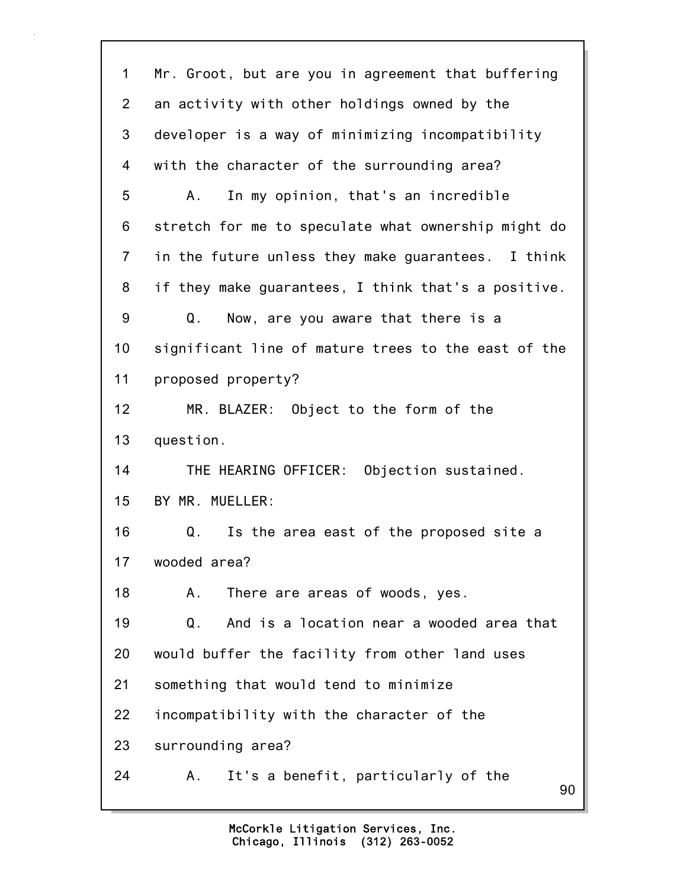1 Mr. Groot, but are you in agreement that buffering
2 an activity with other holdings owned by the
3 developer is a way of minimizing incompatibility
4 with the character of the surrounding area?
5 A. In my opinion, that's an incredible
6 stretch for me to speculate what ownership might do
7 in the future unless they make guarantees. I think
8 if they make guarantees, I think that's a positive.
9 Q. Now, are you aware that there is a
10 significant line of mature trees to the east of the
11 proposed property?
12 MR. BLAZER: Object to the form of the
13 question.
14 THE HEARING OFFICER: Objection sustained.
15 BY MR. MUELLER:
16 Q. Is the area east of the proposed site a
17 wooded area?
18 A. There are areas of woods, yes.
19 Q. And is a location near a wooded area that
20 would buffer the facility from other land uses
21 something that would tend to minimize
22 incompatibility with the character of the
23 surrounding area?
24 A. It's a benefit, particularly of the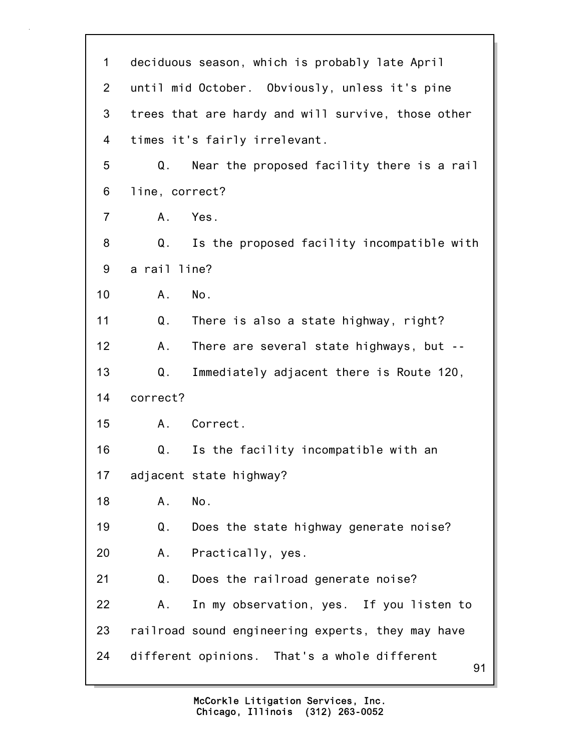1 deciduous season, which is probably late April
2 until mid October. Obviously, unless it's pine
3 trees that are hardy and will survive, those other
4 times it's fairly irrelevant.
5 Q. Near the proposed facility there is a rail
6 line, correct?
7 A. Yes.
8 Q. Is the proposed facility incompatible with
9 a rail line?
10 A. No.
11 Q. There is also a state highway, right?
12 A. There are several state highways, but --
13 Q. Immediately adjacent there is Route 120,
14 correct?
15 A. Correct.
16 Q. Is the facility incompatible with an
17 adjacent state highway?
18 A. No.
19 Q. Does the state highway generate noise?
20 A. Practically, yes.
21 Q. Does the railroad generate noise?
22 A. In my observation, yes. If you listen to
23 railroad sound engineering experts, they may have
24 different opinions. That's a whole different

McCorkle Litigation Services, Inc.
Chicago, Illinois (312) 263-0052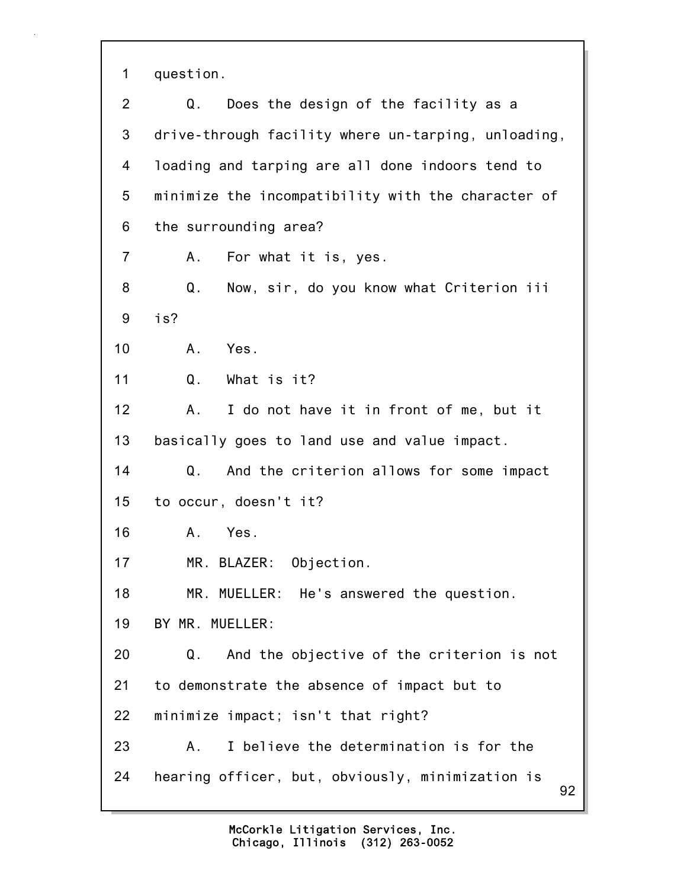1 question.

2 Q. Does the design of the facility as a

3 drive-through facility where un-tarping, unloading,

4 loading and tarping are all done indoors tend to

5 minimize the incompatibility with the character of

6 the surrounding area?

7 A. For what it is, yes.

8 Q. Now, sir, do you know what Criterion iii

9 is?

10 A. Yes.

11 Q. What is it?

12 A. I do not have it in front of me, but it

13 basically goes to land use and value impact.

14 Q. And the criterion allows for some impact

15 to occur, doesn't it?

16 A. Yes.

17 MR. BLAZER: Objection.

18 MR. MUELLER: He's answered the question.

19 BY MR. MUELLER:

20 Q. And the objective of the criterion is not

21 to demonstrate the absence of impact but to

22 minimize impact; isn't that right?

23 A. I believe the determination is for the

24 hearing officer, but, obviously, minimization is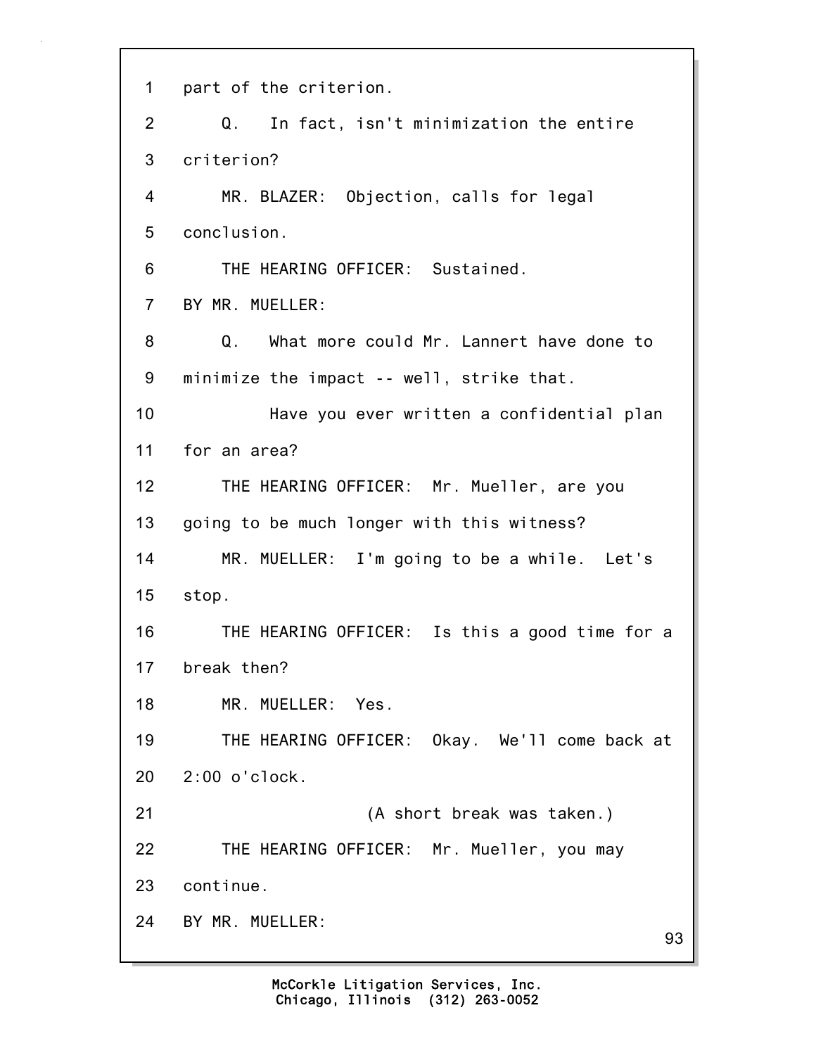1 part of the criterion.

2 Q. In fact, isn't minimization the entire

3 criterion?

4 MR. BLAZER: Objection, calls for legal

5 conclusion.

6 THE HEARING OFFICER: Sustained.

7 BY MR. MUELLER:

8 Q. What more could Mr. Lannert have done to

9 minimize the impact -- well, strike that.

10 Have you ever written a confidential plan

11 for an area?

12 THE HEARING OFFICER: Mr. Mueller, are you

13 going to be much longer with this witness?

14 MR. MUELLER: I'm going to be a while. Let's

15 stop.

16 THE HEARING OFFICER: Is this a good time for a

17 break then?

18 MR. MUELLER: Yes.

19 THE HEARING OFFICER: Okay. We'll come back at

20 2:00 o'clock.

21 (A short break was taken.)

22 THE HEARING OFFICER: Mr. Mueller, you may

23 continue.

24 BY MR. MUELLER:

McCorkle Litigation Services, Inc.
Chicago, Illinois (312) 263-0052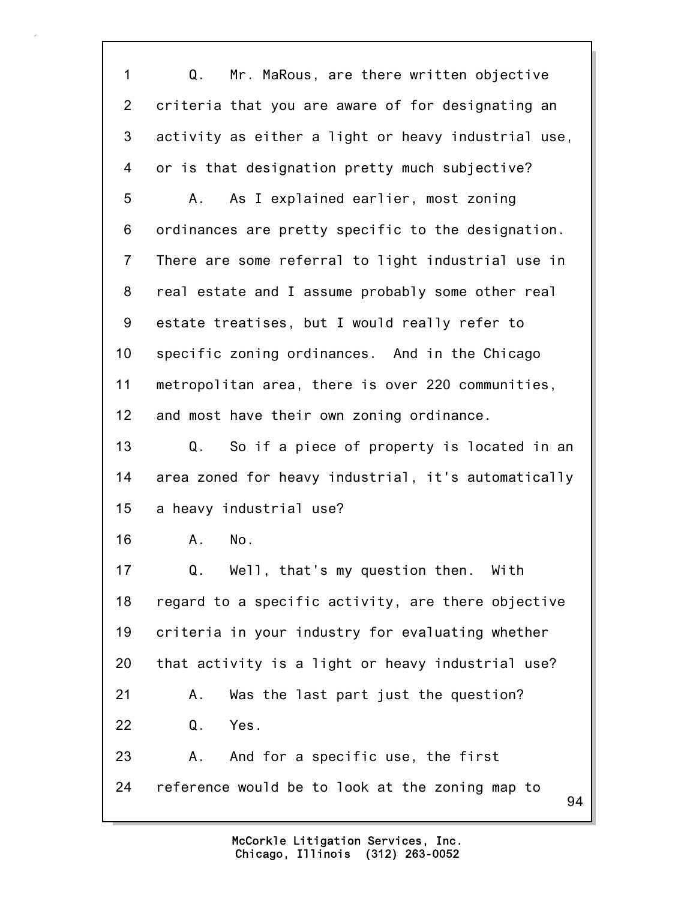1 Q. Mr. MaRous, are there written objective
2 criteria that you are aware of for designating an
3 activity as either a light or heavy industrial use,
4 or is that designation pretty much subjective?
5 A. As I explained earlier, most zoning
6 ordinances are pretty specific to the designation.
7 There are some referral to light industrial use in
8 real estate and I assume probably some other real
9 estate treatises, but I would really refer to
10 specific zoning ordinances. And in the Chicago
11 metropolitan area, there is over 220 communities,
12 and most have their own zoning ordinance.
13 Q. So if a piece of property is located in an
14 area zoned for heavy industrial, it's automatically
15 a heavy industrial use?
16 A. No.
17 Q. Well, that's my question then. With
18 regard to a specific activity, are there objective
19 criteria in your industry for evaluating whether
20 that activity is a light or heavy industrial use?
21 A. Was the last part just the question?
22 Q. Yes.
23 A. And for a specific use, the first
24 reference would be to look at the zoning map to

McCorkle Litigation Services, Inc.
Chicago, Illinois (312) 263-0052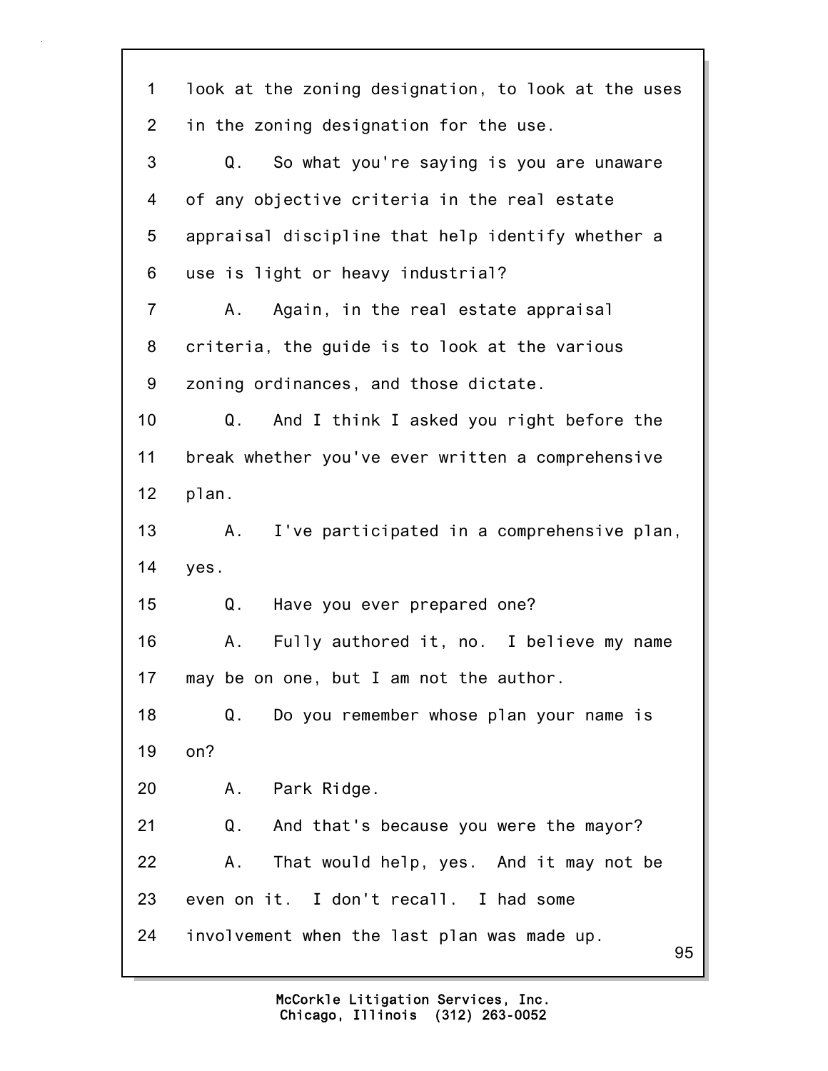1 look at the zoning designation, to look at the uses

2 in the zoning designation for the use.

3 Q. So what you're saying is you are unaware

4 of any objective criteria in the real estate

5 appraisal discipline that help identify whether a

6 use is light or heavy industrial?

7 A. Again, in the real estate appraisal

8 criteria, the guide is to look at the various

9 zoning ordinances, and those dictate.

10 Q. And I think I asked you right before the

11 break whether you've ever written a comprehensive

12 plan.

13 A. I've participated in a comprehensive plan,

14 yes.

15 Q. Have you ever prepared one?

16 A. Fully authored it, no. I believe my name

17 may be on one, but I am not the author.

18 Q. Do you remember whose plan your name is

19 on?

20 A. Park Ridge.

21 Q. And that's because you were the mayor?

22 A. That would help, yes. And it may not be

23 even on it. I don't recall. I had some

24 involvement when the last plan was made up.

McCorkle Litigation Services, Inc.
Chicago, Illinois (312) 263-0052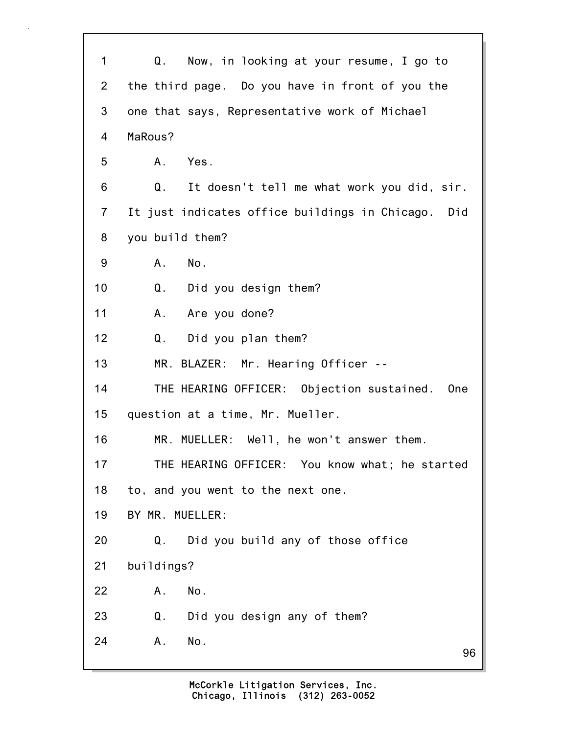1 Q. Now, in looking at your resume, I go to
2 the third page. Do you have in front of you the
3 one that says, Representative work of Michael
4 MaRous?
5 A. Yes.
6 Q. It doesn't tell me what work you did, sir.
7 It just indicates office buildings in Chicago. Did
8 you build them?
9 A. No.
10 Q. Did you design them?
11 A. Are you done?
12 Q. Did you plan them?
13 MR. BLAZER: Mr. Hearing Officer --
14 THE HEARING OFFICER: Objection sustained. One
15 question at a time, Mr. Mueller.
16 MR. MUELLER: Well, he won't answer them.
17 THE HEARING OFFICER: You know what; he started
18 to, and you went to the next one.
19 BY MR. MUELLER:
20 Q. Did you build any of those office
21 buildings?
22 A. No.
23 Q. Did you design any of them?
24 A. No.

McCorkle Litigation Services, Inc.
Chicago, Illinois (312) 263-0052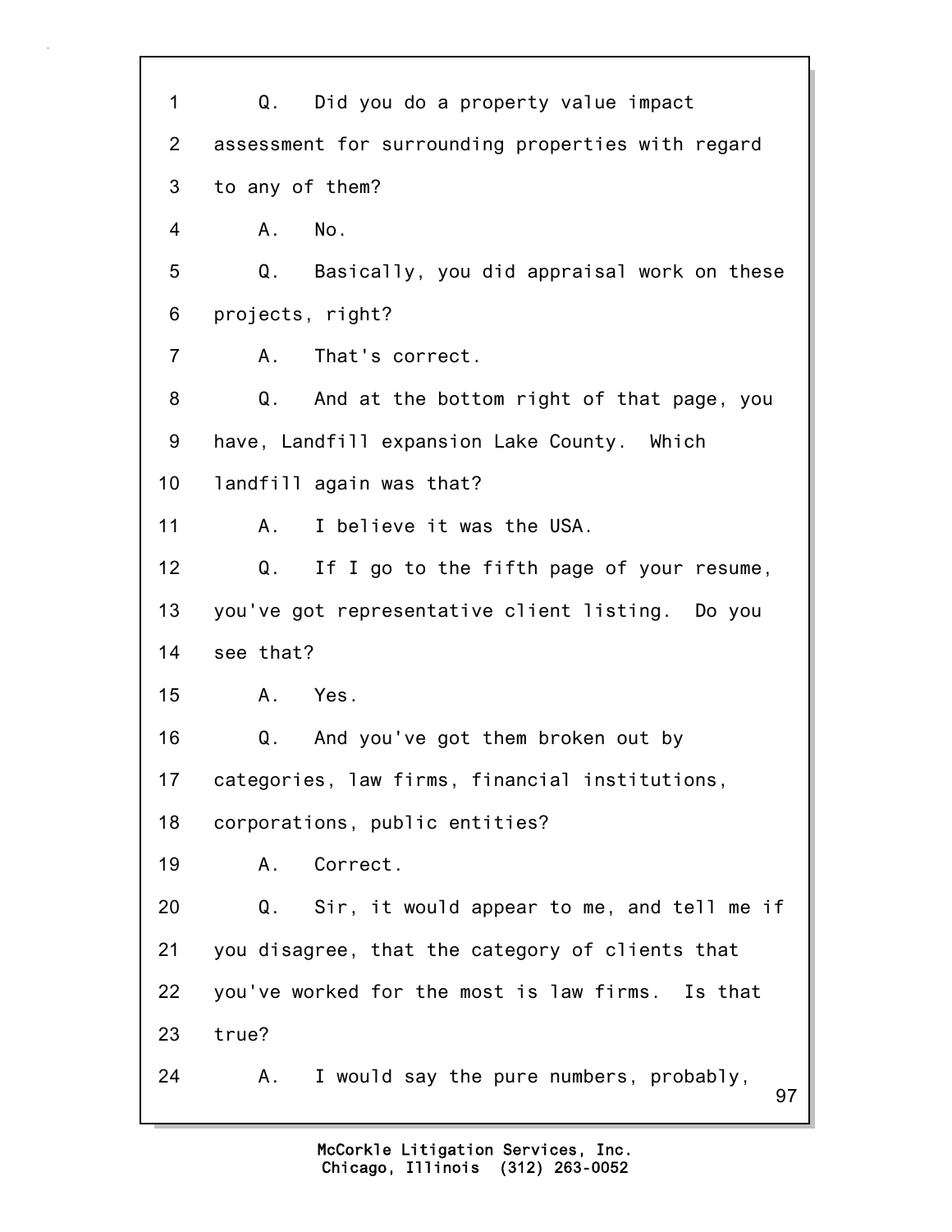1 Q. Did you do a property value impact
2 assessment for surrounding properties with regard
3 to any of them?
4 A. No.
5 Q. Basically, you did appraisal work on these
6 projects, right?
7 A. That's correct.
8 Q. And at the bottom right of that page, you
9 have, Landfill expansion Lake County. Which
10 landfill again was that?
11 A. I believe it was the USA.
12 Q. If I go to the fifth page of your resume,
13 you've got representative client listing. Do you
14 see that?
15 A. Yes.
16 Q. And you've got them broken out by
17 categories, law firms, financial institutions,
18 corporations, public entities?
19 A. Correct.
20 Q. Sir, it would appear to me, and tell me if
21 you disagree, that the category of clients that
22 you've worked for the most is law firms. Is that
23 true?
24 A. I would say the pure numbers, probably,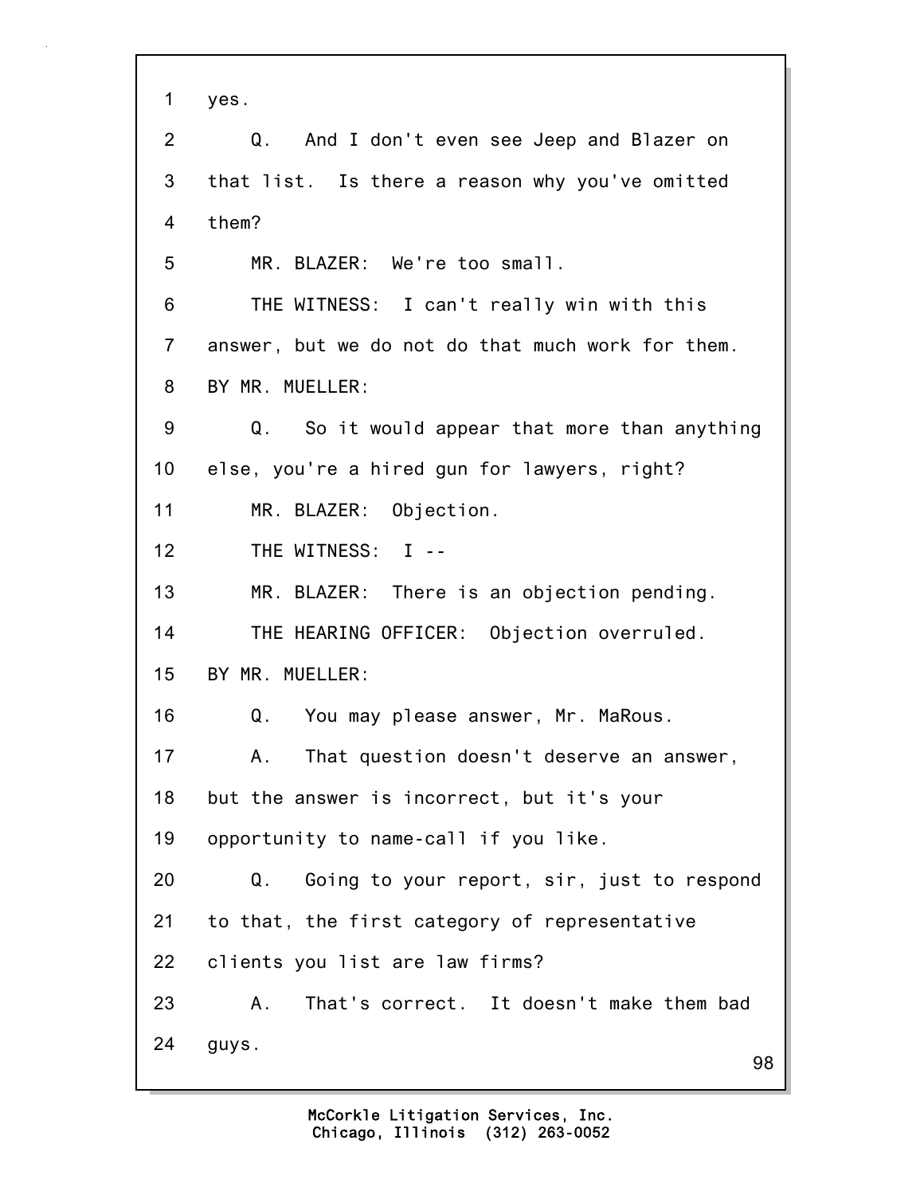1 yes.

2 Q. And I don't even see Jeep and Blazer on

3 that list. Is there a reason why you've omitted

4 them?

5 MR. BLAZER: We're too small.

6 THE WITNESS: I can't really win with this

7 answer, but we do not do that much work for them.

8 BY MR. MUELLER:

9 Q. So it would appear that more than anything

10 else, you're a hired gun for lawyers, right?

11 MR. BLAZER: Objection.

12 THE WITNESS: I --

13 MR. BLAZER: There is an objection pending.

14 THE HEARING OFFICER: Objection overruled.

15 BY MR. MUELLER:

16 Q. You may please answer, Mr. MaRous.

17 A. That question doesn't deserve an answer,

18 but the answer is incorrect, but it's your

19 opportunity to name-call if you like.

20 Q. Going to your report, sir, just to respond

21 to that, the first category of representative

22 clients you list are law firms?

23 A. That's correct. It doesn't make them bad

24 guys.

McCorkle Litigation Services, Inc.
Chicago, Illinois (312) 263-0052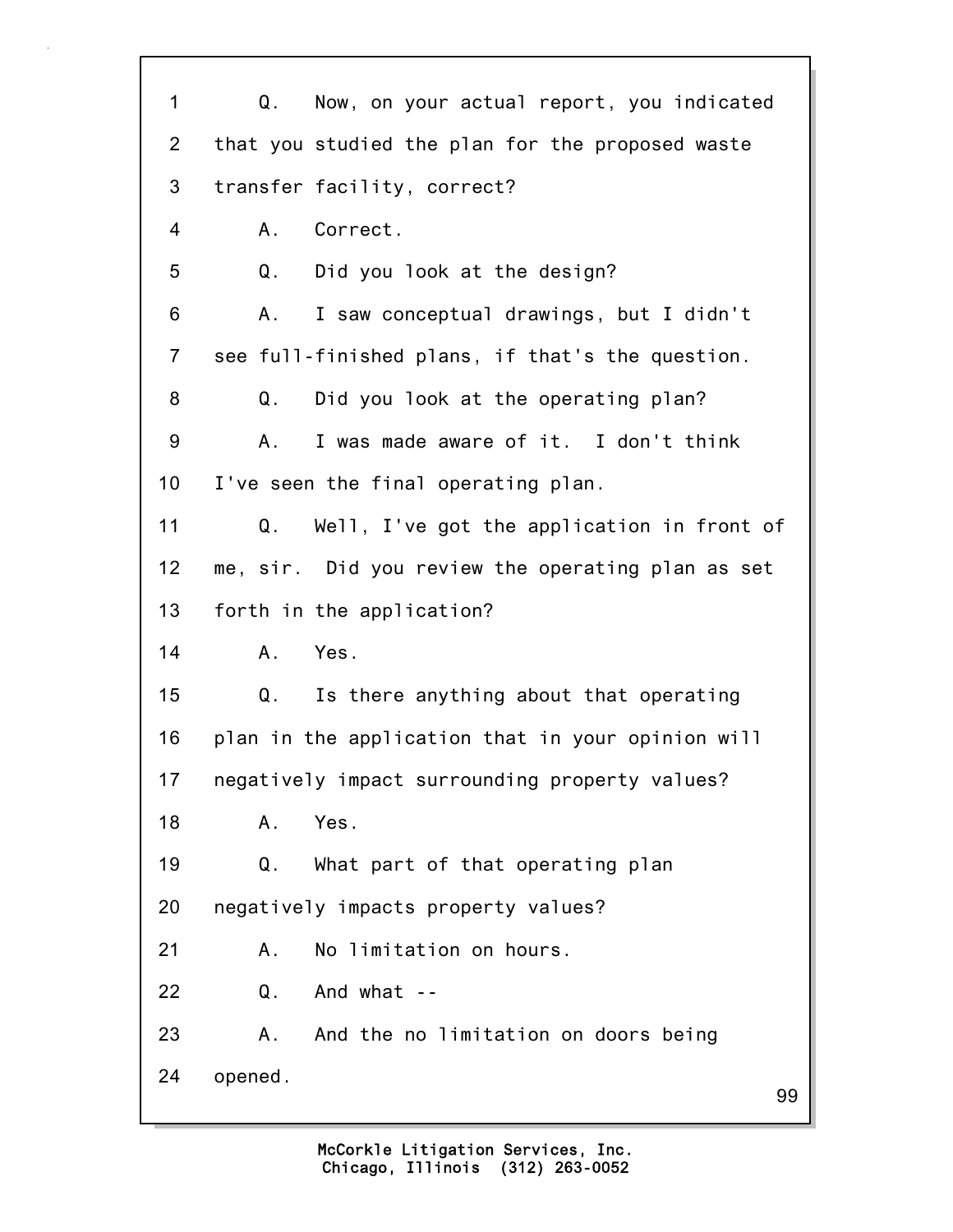1 Q. Now, on your actual report, you indicated
2 that you studied the plan for the proposed waste
3 transfer facility, correct?
4 A. Correct.
5 Q. Did you look at the design?
6 A. I saw conceptual drawings, but I didn't
7 see full-finished plans, if that's the question.
8 Q. Did you look at the operating plan?
9 A. I was made aware of it. I don't think
10 I've seen the final operating plan.
11 Q. Well, I've got the application in front of
12 me, sir. Did you review the operating plan as set
13 forth in the application?
14 A. Yes.
15 Q. Is there anything about that operating
16 plan in the application that in your opinion will
17 negatively impact surrounding property values?
18 A. Yes.
19 Q. What part of that operating plan
20 negatively impacts property values?
21 A. No limitation on hours.
22 Q. And what --
23 A. And the no limitation on doors being
24 opened.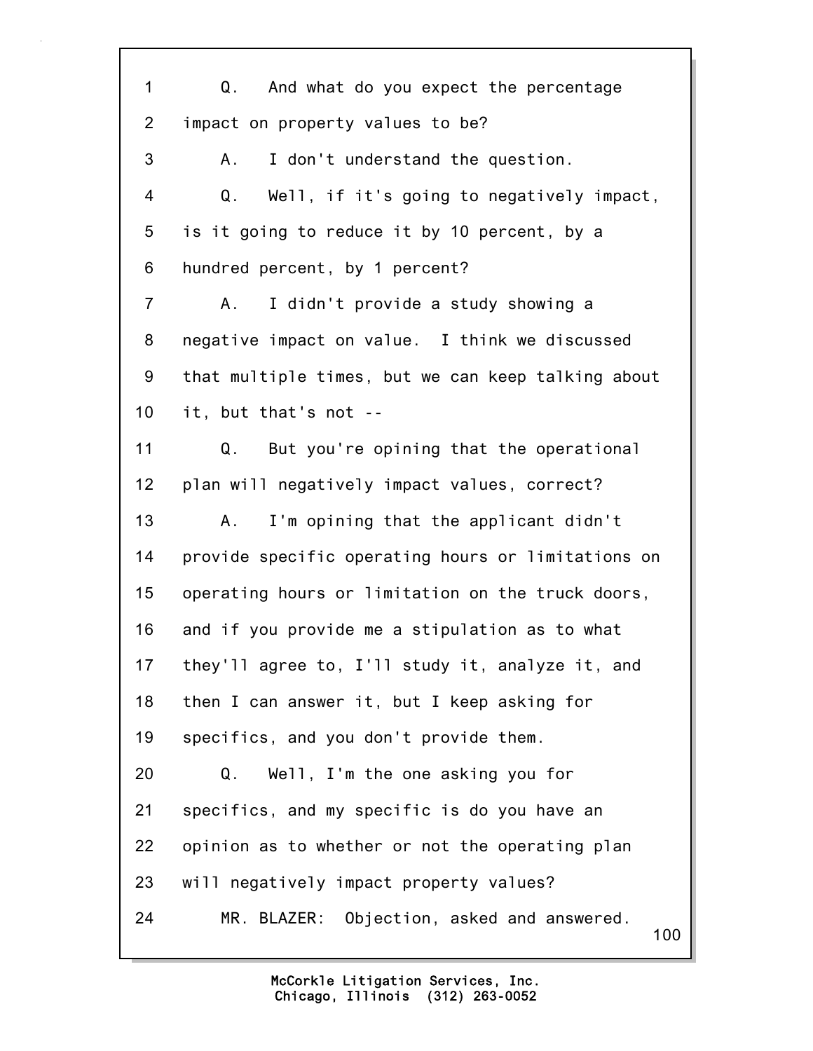1 Q. And what do you expect the percentage
2 impact on property values to be?
3 A. I don't understand the question.
4 Q. Well, if it's going to negatively impact,
5 is it going to reduce it by 10 percent, by a
6 hundred percent, by 1 percent?
7 A. I didn't provide a study showing a
8 negative impact on value. I think we discussed
9 that multiple times, but we can keep talking about
10 it, but that's not --
11 Q. But you're opining that the operational
12 plan will negatively impact values, correct?
13 A. I'm opining that the applicant didn't
14 provide specific operating hours or limitations on
15 operating hours or limitation on the truck doors,
16 and if you provide me a stipulation as to what
17 they'll agree to, I'll study it, analyze it, and
18 then I can answer it, but I keep asking for
19 specifics, and you don't provide them.
20 Q. Well, I'm the one asking you for
21 specifics, and my specific is do you have an
22 opinion as to whether or not the operating plan
23 will negatively impact property values?
24 MR. BLAZER: Objection, asked and answered.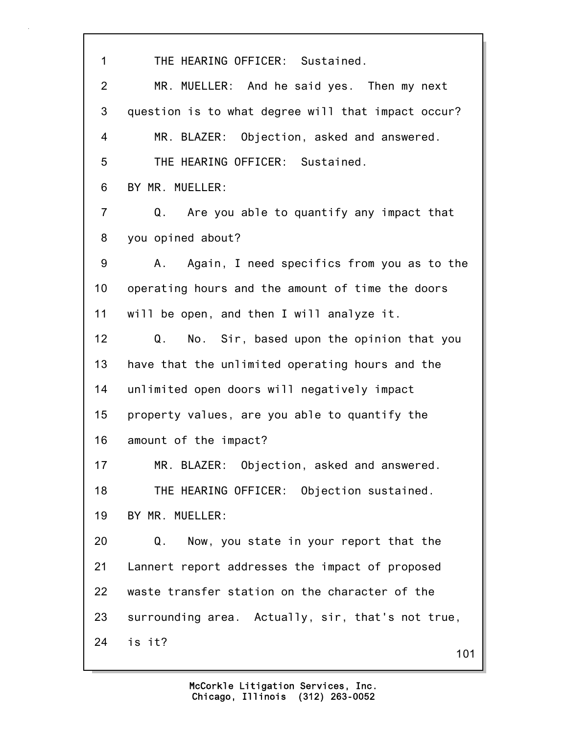1 THE HEARING OFFICER: Sustained.

2 MR. MUELLER: And he said yes. Then my next

3 question is to what degree will that impact occur?

4 MR. BLAZER: Objection, asked and answered.

5 THE HEARING OFFICER: Sustained.

6 BY MR. MUELLER:

7 Q. Are you able to quantify any impact that

8 you opined about?

9 A. Again, I need specifics from you as to the

10 operating hours and the amount of time the doors

11 will be open, and then I will analyze it.

12 Q. No. Sir, based upon the opinion that you

13 have that the unlimited operating hours and the

14 unlimited open doors will negatively impact

15 property values, are you able to quantify the

16 amount of the impact?

17 MR. BLAZER: Objection, asked and answered.

18 THE HEARING OFFICER: Objection sustained.

19 BY MR. MUELLER:

20 Q. Now, you state in your report that the

21 Lannert report addresses the impact of proposed

22 waste transfer station on the character of the

23 surrounding area. Actually, sir, that's not true,

24 is it?

McCorkle Litigation Services, Inc.
Chicago, Illinois (312) 263-0052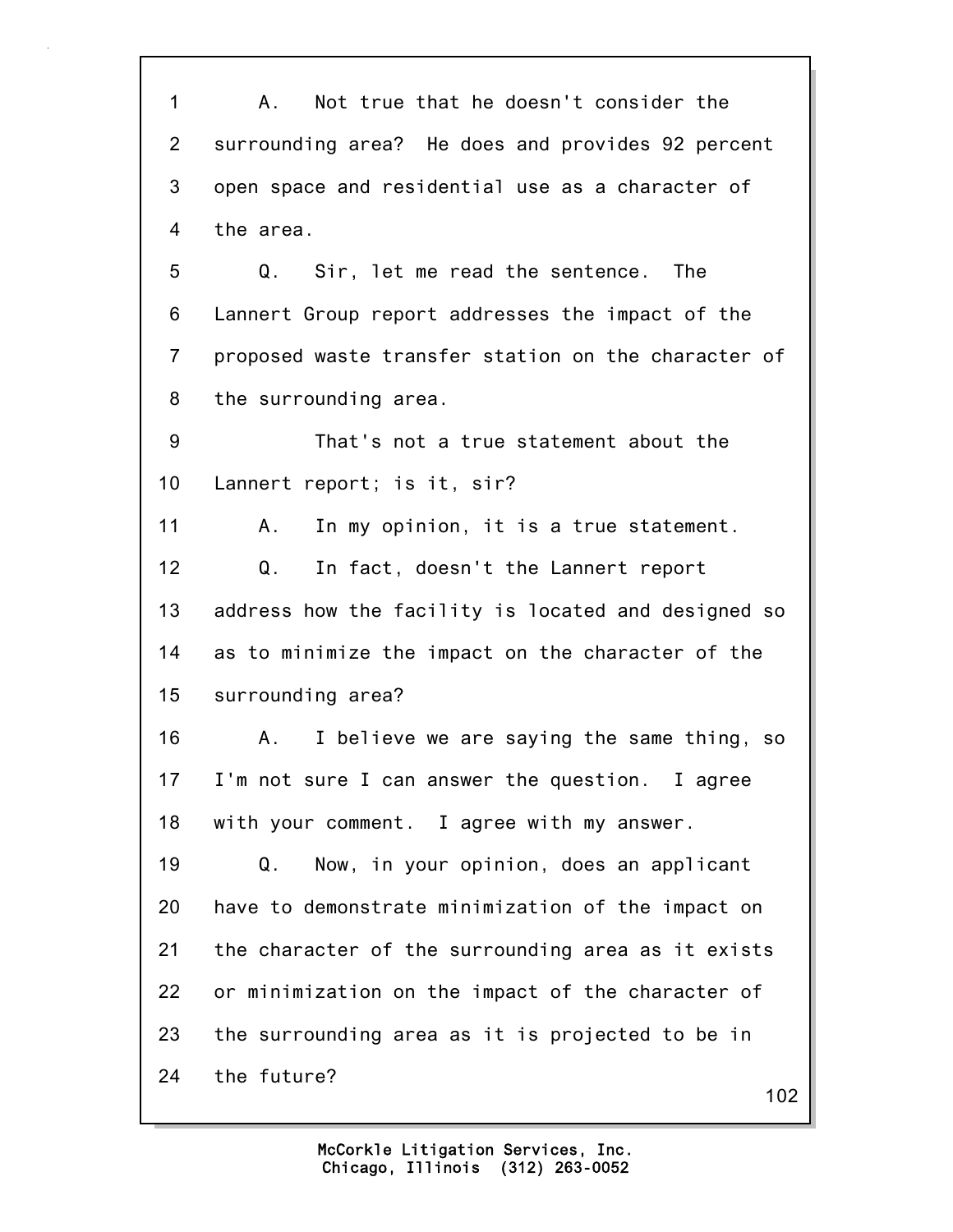1 A. Not true that he doesn't consider the
2 surrounding area? He does and provides 92 percent
3 open space and residential use as a character of
4 the area.
5 Q. Sir, let me read the sentence. The
6 Lannert Group report addresses the impact of the
7 proposed waste transfer station on the character of
8 the surrounding area.
9 That's not a true statement about the
10 Lannert report; is it, sir?
11 A. In my opinion, it is a true statement.
12 Q. In fact, doesn't the Lannert report
13 address how the facility is located and designed so
14 as to minimize the impact on the character of the
15 surrounding area?
16 A. I believe we are saying the same thing, so
17 I'm not sure I can answer the question. I agree
18 with your comment. I agree with my answer.
19 Q. Now, in your opinion, does an applicant
20 have to demonstrate minimization of the impact on
21 the character of the surrounding area as it exists
22 or minimization on the impact of the character of
23 the surrounding area as it is projected to be in
24 the future?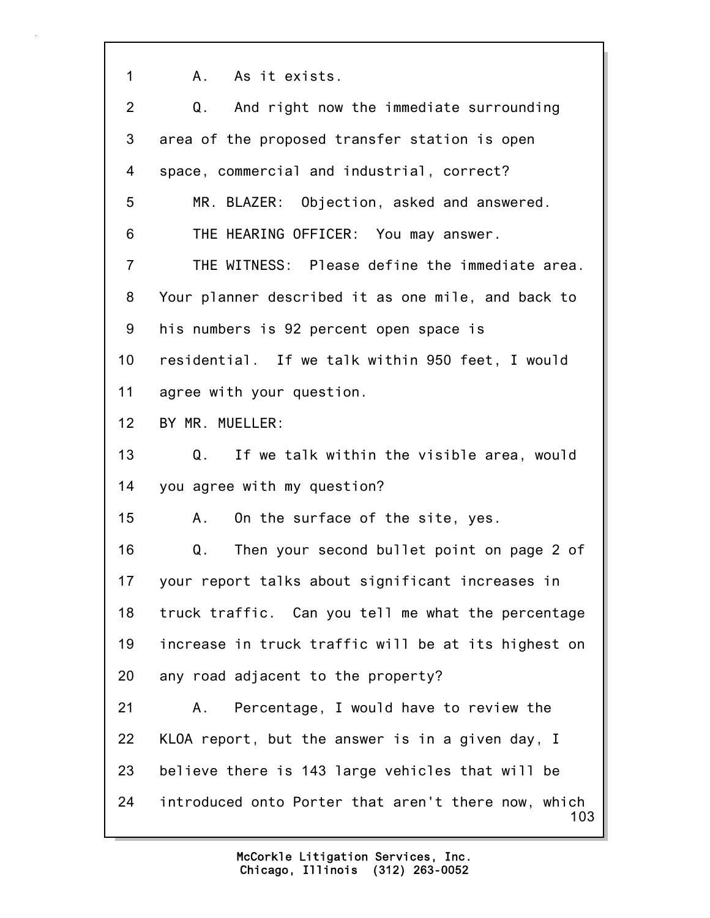1 A. As it exists.

2 Q. And right now the immediate surrounding

3 area of the proposed transfer station is open

4 space, commercial and industrial, correct?

5 MR. BLAZER: Objection, asked and answered.

6 THE HEARING OFFICER: You may answer.

7 THE WITNESS: Please define the immediate area.

8 Your planner described it as one mile, and back to

9 his numbers is 92 percent open space is

10 residential. If we talk within 950 feet, I would

11 agree with your question.

12 BY MR. MUELLER:

13 Q. If we talk within the visible area, would

14 you agree with my question?

15 A. On the surface of the site, yes.

16 Q. Then your second bullet point on page 2 of

17 your report talks about significant increases in

18 truck traffic. Can you tell me what the percentage

19 increase in truck traffic will be at its highest on

20 any road adjacent to the property?

21 A. Percentage, I would have to review the

22 KLOA report, but the answer is in a given day, I

23 believe there is 143 large vehicles that will be

24 introduced onto Porter that aren't there now, which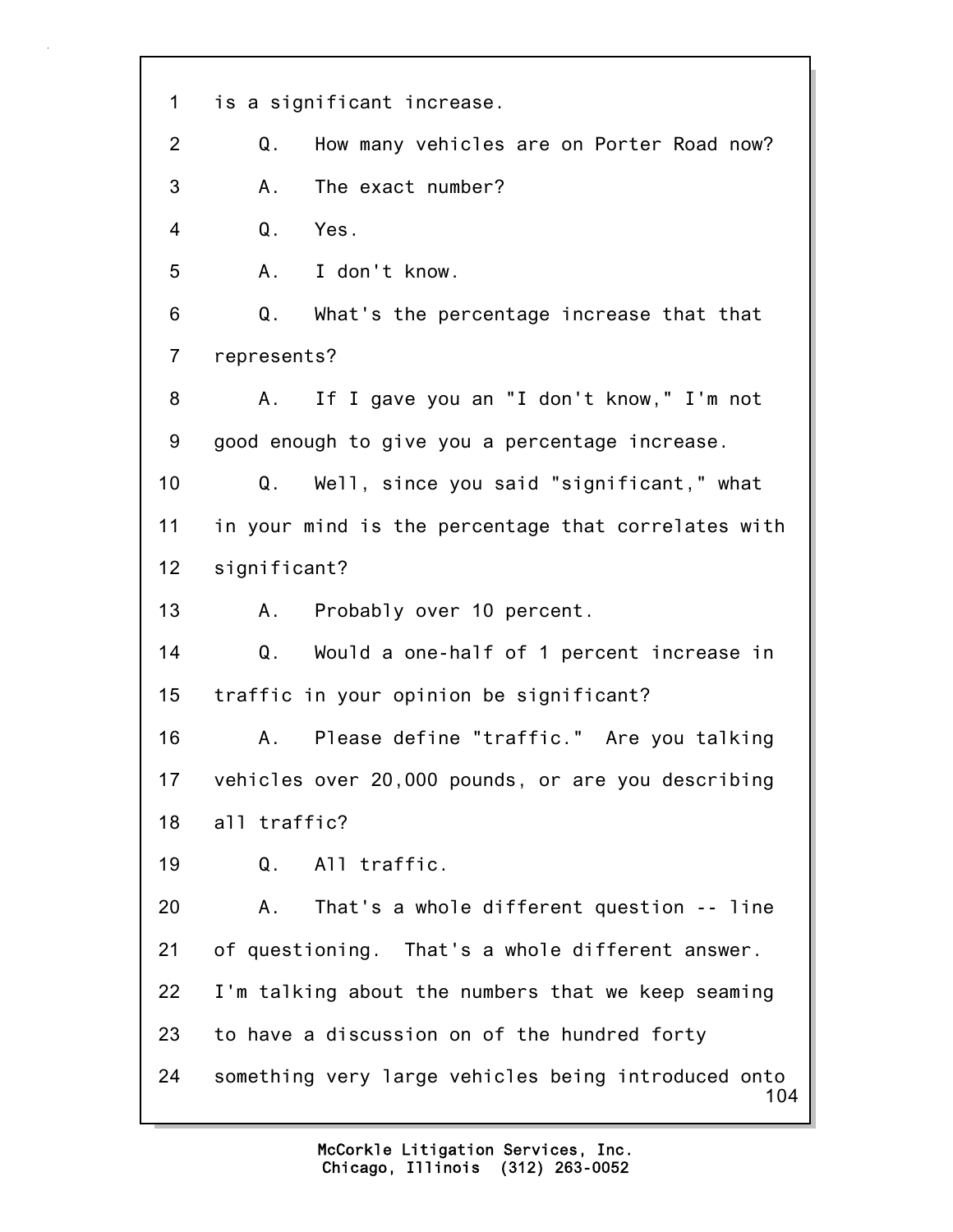1 is a significant increase.

2 Q. How many vehicles are on Porter Road now?

3 A. The exact number?

4 Q. Yes.

5 A. I don't know.

6 Q. What's the percentage increase that that

7 represents?

8 A. If I gave you an "I don't know," I'm not

9 good enough to give you a percentage increase.

10 Q. Well, since you said "significant," what

11 in your mind is the percentage that correlates with

12 significant?

13 A. Probably over 10 percent.

14 Q. Would a one-half of 1 percent increase in

15 traffic in your opinion be significant?

16 A. Please define "traffic." Are you talking

17 vehicles over 20,000 pounds, or are you describing

18 all traffic?

19 Q. All traffic.

20 A. That's a whole different question -- line

21 of questioning. That's a whole different answer.

22 I'm talking about the numbers that we keep seaming

23 to have a discussion on of the hundred forty

24 something very large vehicles being introduced onto

McCorkle Litigation Services, Inc.
Chicago, Illinois (312) 263-0052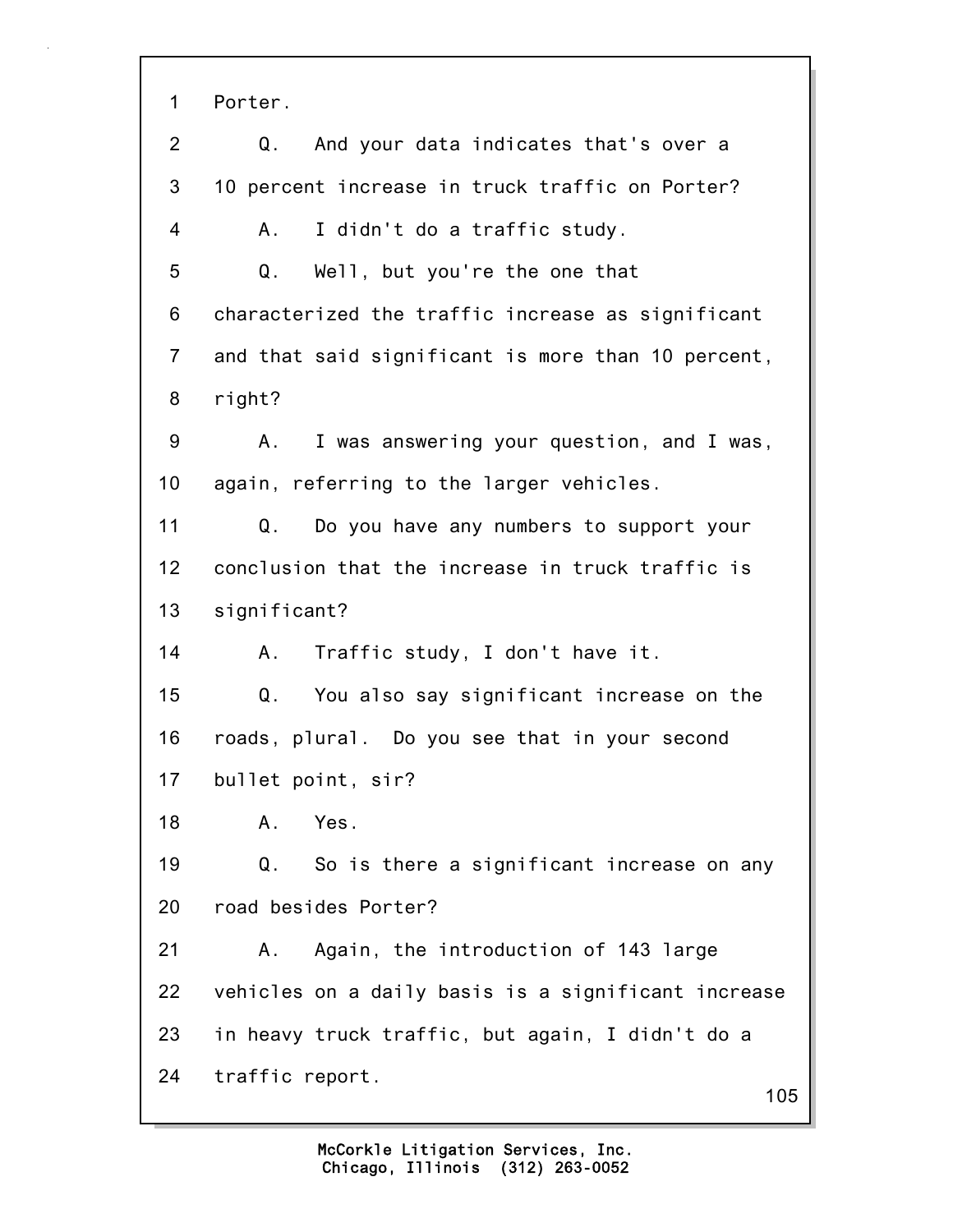1 Porter.

2 Q. And your data indicates that's over a

3 10 percent increase in truck traffic on Porter?

4 A. I didn't do a traffic study.

5 Q. Well, but you're the one that

6 characterized the traffic increase as significant

7 and that said significant is more than 10 percent,

8 right?

9 A. I was answering your question, and I was,

10 again, referring to the larger vehicles.

11 Q. Do you have any numbers to support your

12 conclusion that the increase in truck traffic is

13 significant?

14 A. Traffic study, I don't have it.

15 Q. You also say significant increase on the

16 roads, plural. Do you see that in your second

17 bullet point, sir?

18 A. Yes.

19 Q. So is there a significant increase on any

20 road besides Porter?

21 A. Again, the introduction of 143 large

22 vehicles on a daily basis is a significant increase

23 in heavy truck traffic, but again, I didn't do a

24 traffic report.

McCorkle Litigation Services, Inc.
Chicago, Illinois (312) 263-0052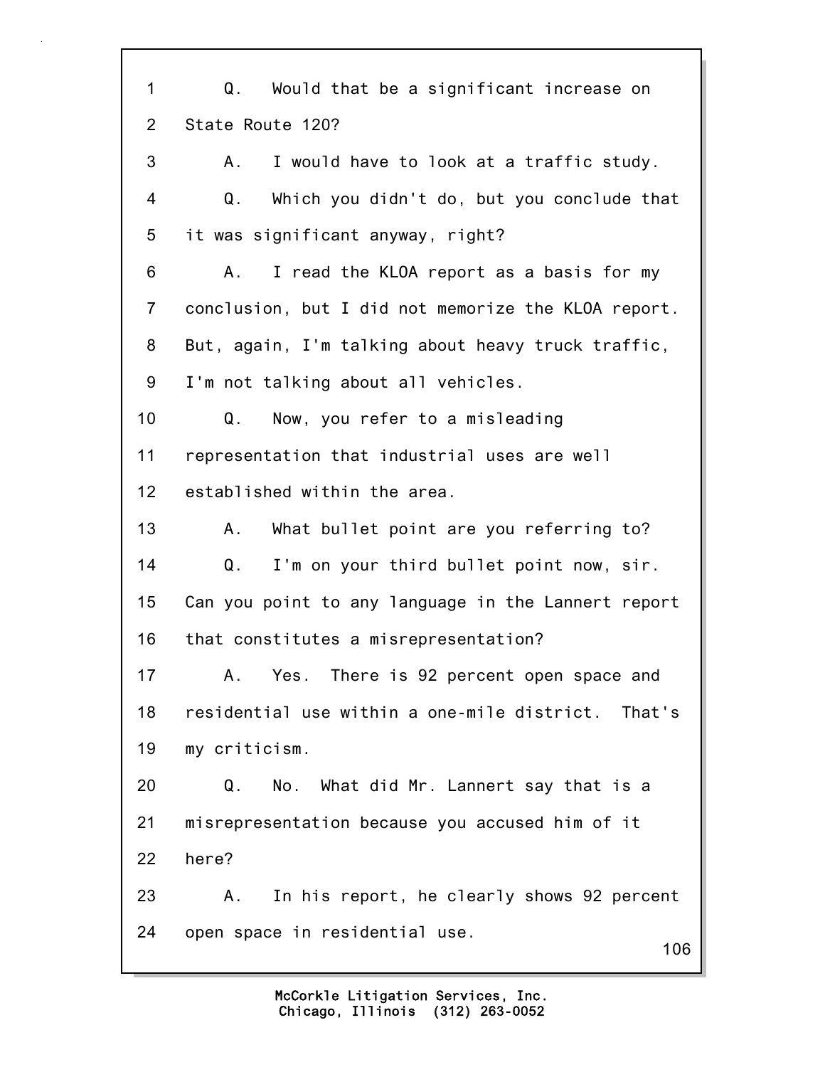1 Q. Would that be a significant increase on
2 State Route 120?
3 A. I would have to look at a traffic study.
4 Q. Which you didn't do, but you conclude that
5 it was significant anyway, right?
6 A. I read the KLOA report as a basis for my
7 conclusion, but I did not memorize the KLOA report.
8 But, again, I'm talking about heavy truck traffic,
9 I'm not talking about all vehicles.
10 Q. Now, you refer to a misleading
11 representation that industrial uses are well
12 established within the area.
13 A. What bullet point are you referring to?
14 Q. I'm on your third bullet point now, sir.
15 Can you point to any language in the Lannert report
16 that constitutes a misrepresentation?
17 A. Yes. There is 92 percent open space and
18 residential use within a one-mile district. That's
19 my criticism.
20 Q. No. What did Mr. Lannert say that is a
21 misrepresentation because you accused him of it
22 here?
23 A. In his report, he clearly shows 92 percent
24 open space in residential use.

McCorkle Litigation Services, Inc.
Chicago, Illinois (312) 263-0052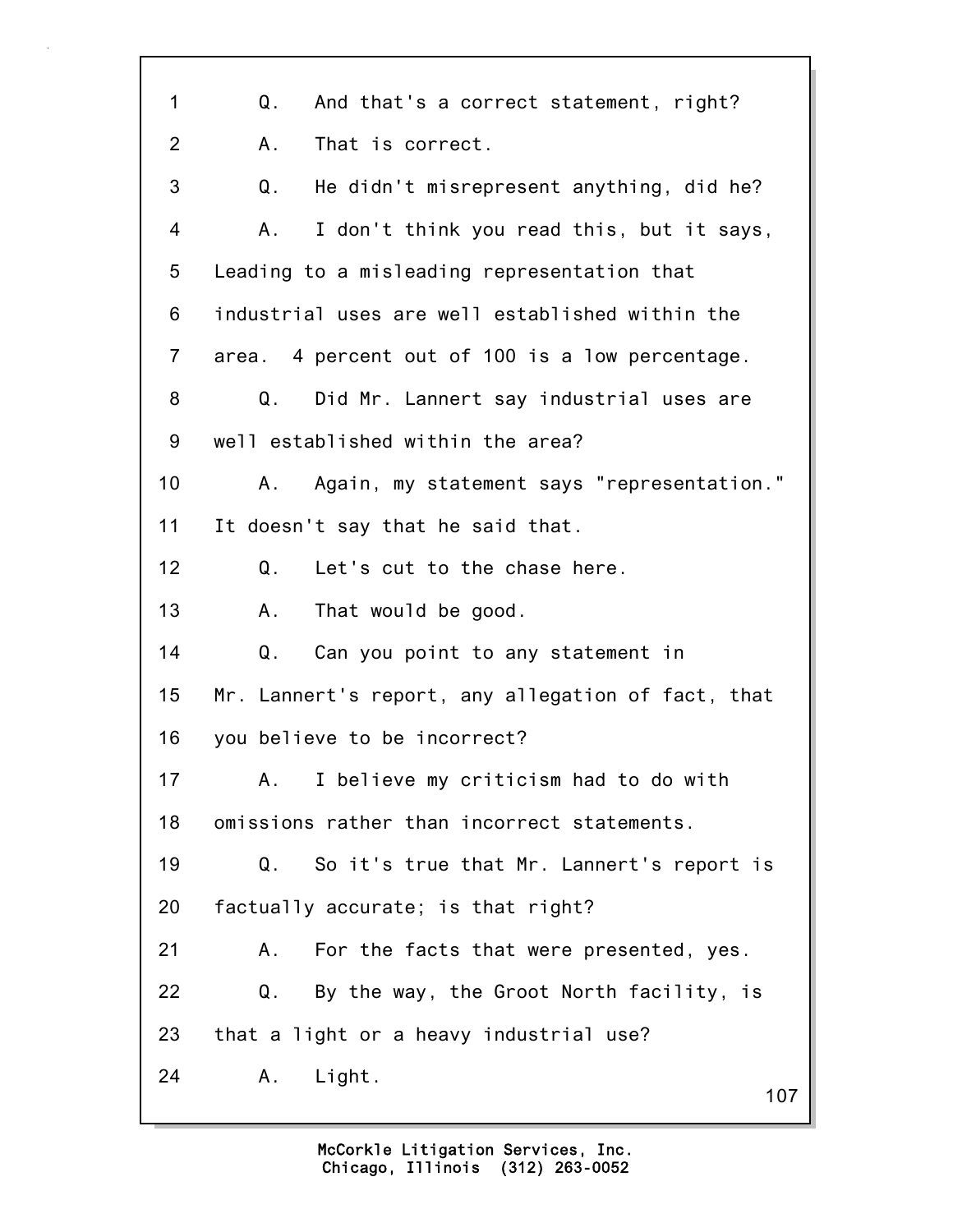Q. And that's a correct statement, right?

A. That is correct.

Q. He didn't misrepresent anything, did he?

A. I don't think you read this, but it says, Leading to a misleading representation that industrial uses are well established within the area. 4 percent out of 100 is a low percentage.

Q. Did Mr. Lannert say industrial uses are well established within the area?

A. Again, my statement says "representation." It doesn't say that he said that.

Q. Let's cut to the chase here.

A. That would be good.

Q. Can you point to any statement in Mr. Lannert's report, any allegation of fact, that you believe to be incorrect?

A. I believe my criticism had to do with omissions rather than incorrect statements.

Q. So it's true that Mr. Lannert's report is factually accurate; is that right?

A. For the facts that were presented, yes.

Q. By the way, the Groot North facility, is that a light or a heavy industrial use?

A. Light.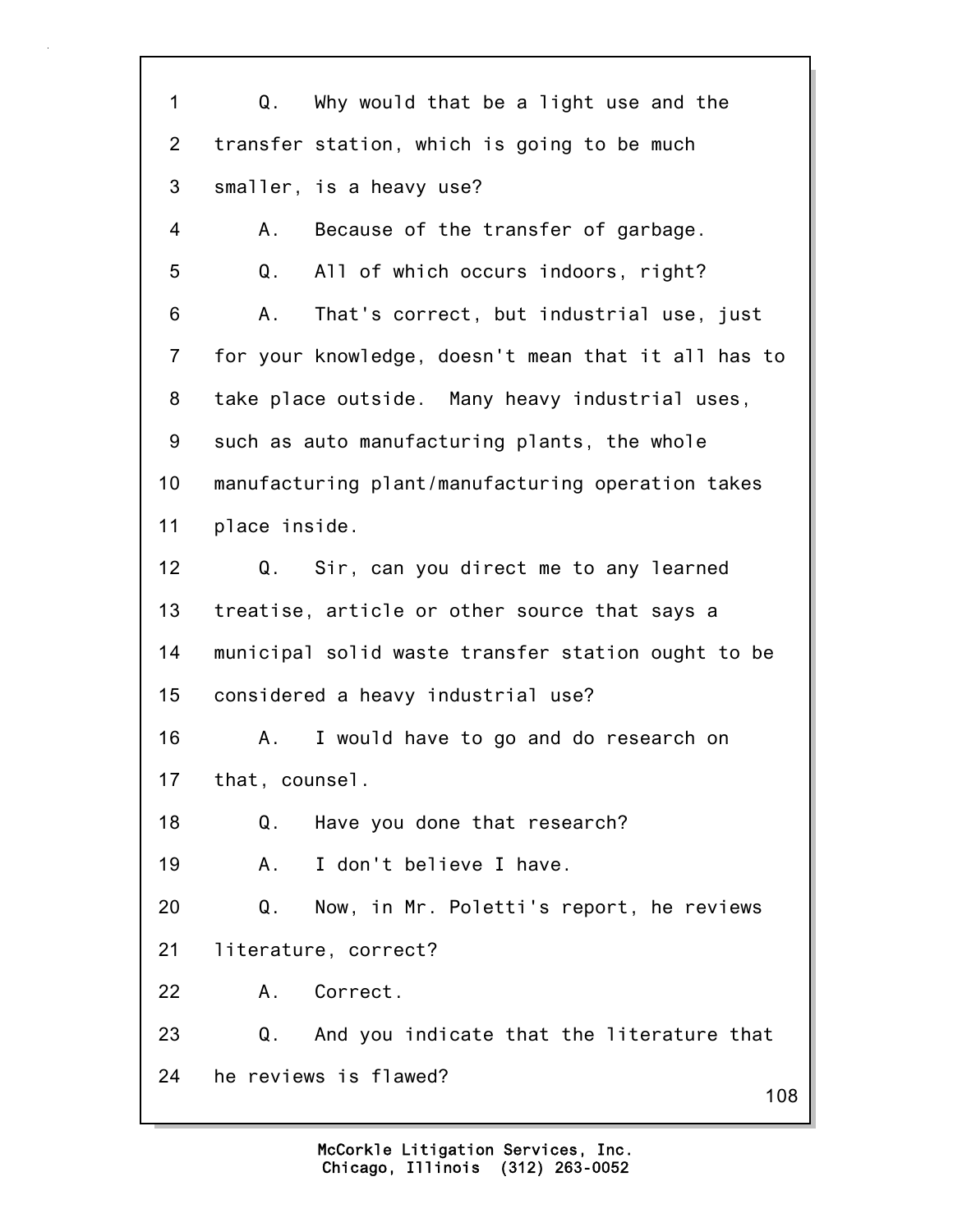1 Q. Why would that be a light use and the
2 transfer station, which is going to be much
3 smaller, is a heavy use?
4 A. Because of the transfer of garbage.
5 Q. All of which occurs indoors, right?
6 A. That's correct, but industrial use, just
7 for your knowledge, doesn't mean that it all has to
8 take place outside. Many heavy industrial uses,
9 such as auto manufacturing plants, the whole
10 manufacturing plant/manufacturing operation takes
11 place inside.
12 Q. Sir, can you direct me to any learned
13 treatise, article or other source that says a
14 municipal solid waste transfer station ought to be
15 considered a heavy industrial use?
16 A. I would have to go and do research on
17 that, counsel.
18 Q. Have you done that research?
19 A. I don't believe I have.
20 Q. Now, in Mr. Poletti's report, he reviews
21 literature, correct?
22 A. Correct.
23 Q. And you indicate that the literature that
24 he reviews is flawed?

McCorkle Litigation Services, Inc.
Chicago, Illinois (312) 263-0052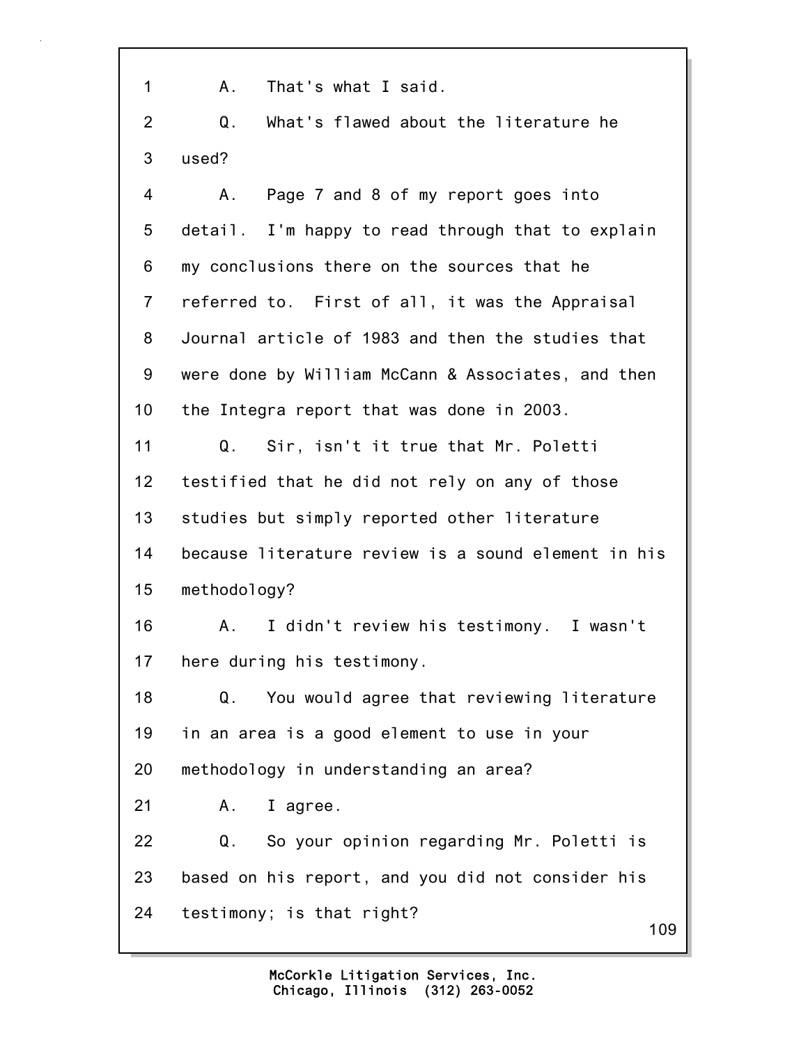1 A. That's what I said.

2 Q. What's flawed about the literature he

3 used?

4 A. Page 7 and 8 of my report goes into

5 detail. I'm happy to read through that to explain

6 my conclusions there on the sources that he

7 referred to. First of all, it was the Appraisal

8 Journal article of 1983 and then the studies that

9 were done by William McCann & Associates, and then

10 the Integra report that was done in 2003.

11 Q. Sir, isn't it true that Mr. Poletti

12 testified that he did not rely on any of those

13 studies but simply reported other literature

14 because literature review is a sound element in his

15 methodology?

16 A. I didn't review his testimony. I wasn't

17 here during his testimony.

18 Q. You would agree that reviewing literature

19 in an area is a good element to use in your

20 methodology in understanding an area?

21 A. I agree.

22 Q. So your opinion regarding Mr. Poletti is

23 based on his report, and you did not consider his

24 testimony; is that right?

McCorkle Litigation Services, Inc.
Chicago, Illinois (312) 263-0052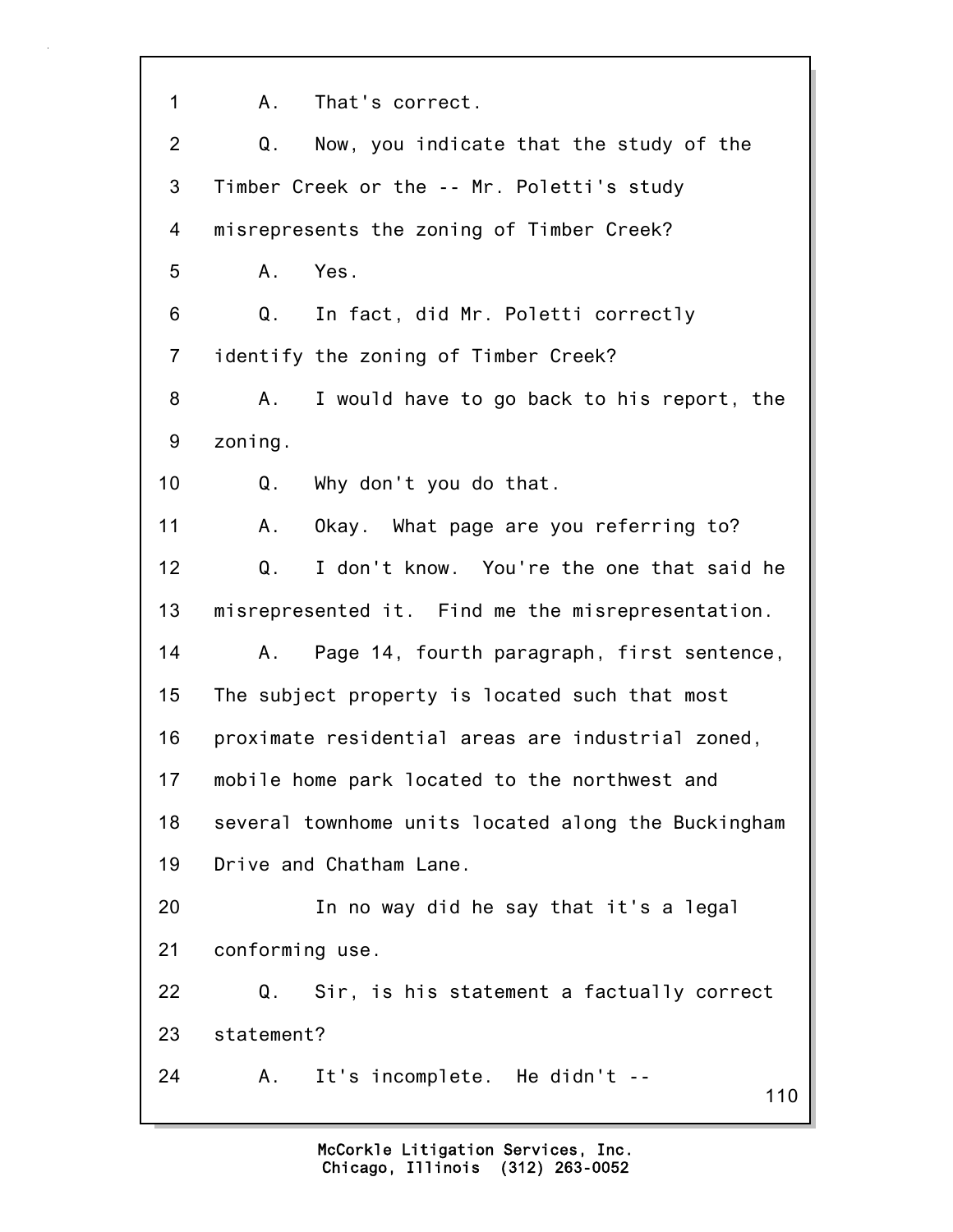1 A. That's correct.

2 Q. Now, you indicate that the study of the

3 Timber Creek or the -- Mr. Poletti's study

4 misrepresents the zoning of Timber Creek?

5 A. Yes.

6 Q. In fact, did Mr. Poletti correctly

7 identify the zoning of Timber Creek?

8 A. I would have to go back to his report, the

9 zoning.

10 Q. Why don't you do that.

11 A. Okay. What page are you referring to?

12 Q. I don't know. You're the one that said he

13 misrepresented it. Find me the misrepresentation.

14 A. Page 14, fourth paragraph, first sentence,

15 The subject property is located such that most

16 proximate residential areas are industrial zoned,

17 mobile home park located to the northwest and

18 several townhome units located along the Buckingham

19 Drive and Chatham Lane.

20 In no way did he say that it's a legal

21 conforming use.

22 Q. Sir, is his statement a factually correct

23 statement?

24 A. It's incomplete. He didn't --

McCorkle Litigation Services, Inc.
Chicago, Illinois (312) 263-0052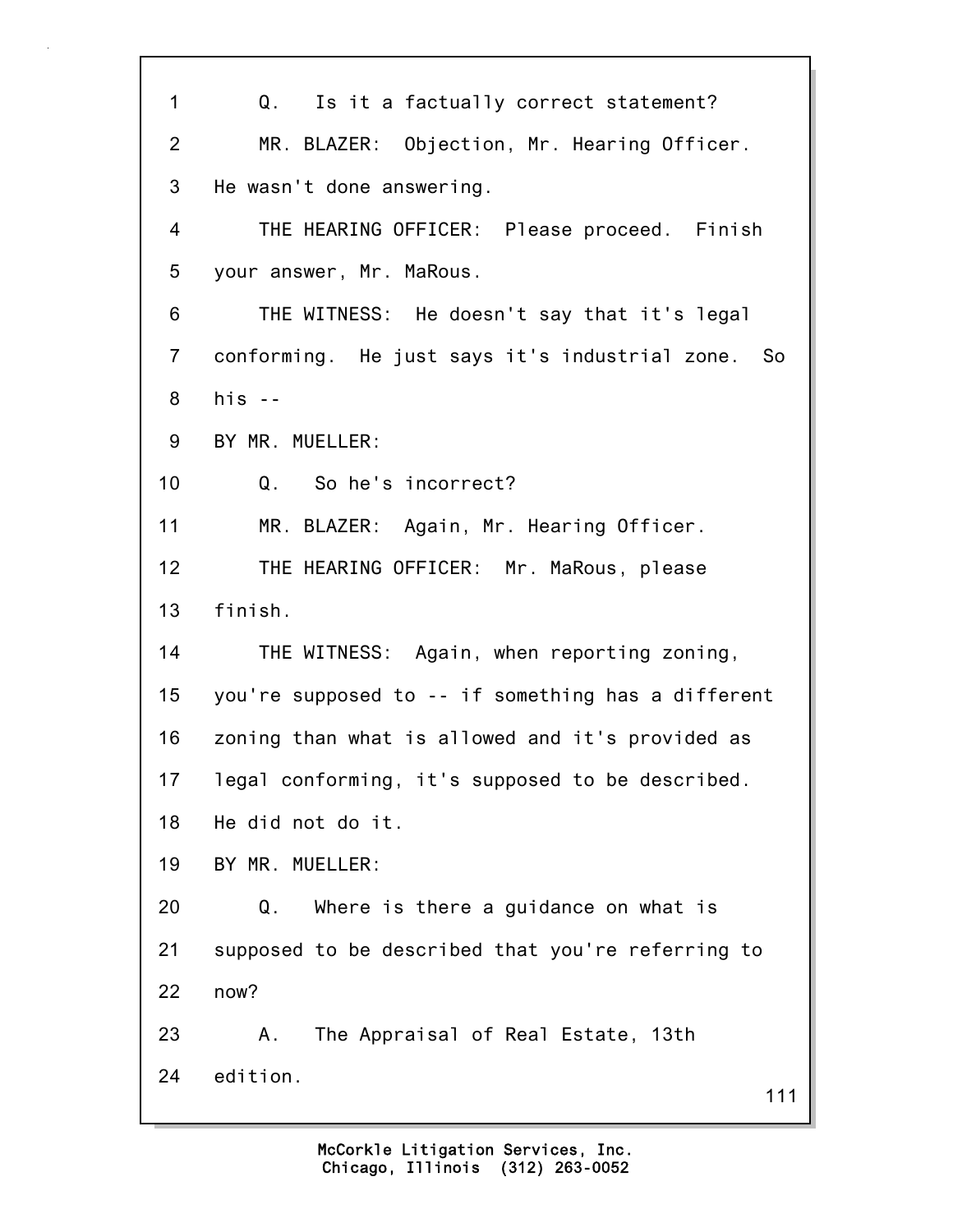1 Q. Is it a factually correct statement?

2 MR. BLAZER: Objection, Mr. Hearing Officer.

3 He wasn't done answering.

4 THE HEARING OFFICER: Please proceed. Finish

5 your answer, Mr. MaRous.

6 THE WITNESS: He doesn't say that it's legal

7 conforming. He just says it's industrial zone. So

8 his --

9 BY MR. MUELLER:

10 Q. So he's incorrect?

11 MR. BLAZER: Again, Mr. Hearing Officer.

12 THE HEARING OFFICER: Mr. MaRous, please

13 finish.

14 THE WITNESS: Again, when reporting zoning,

15 you're supposed to -- if something has a different

16 zoning than what is allowed and it's provided as

17 legal conforming, it's supposed to be described.

18 He did not do it.

19 BY MR. MUELLER:

20 Q. Where is there a guidance on what is

21 supposed to be described that you're referring to

22 now?

23 A. The Appraisal of Real Estate, 13th

24 edition.

McCorkle Litigation Services, Inc.
Chicago, Illinois (312) 263-0052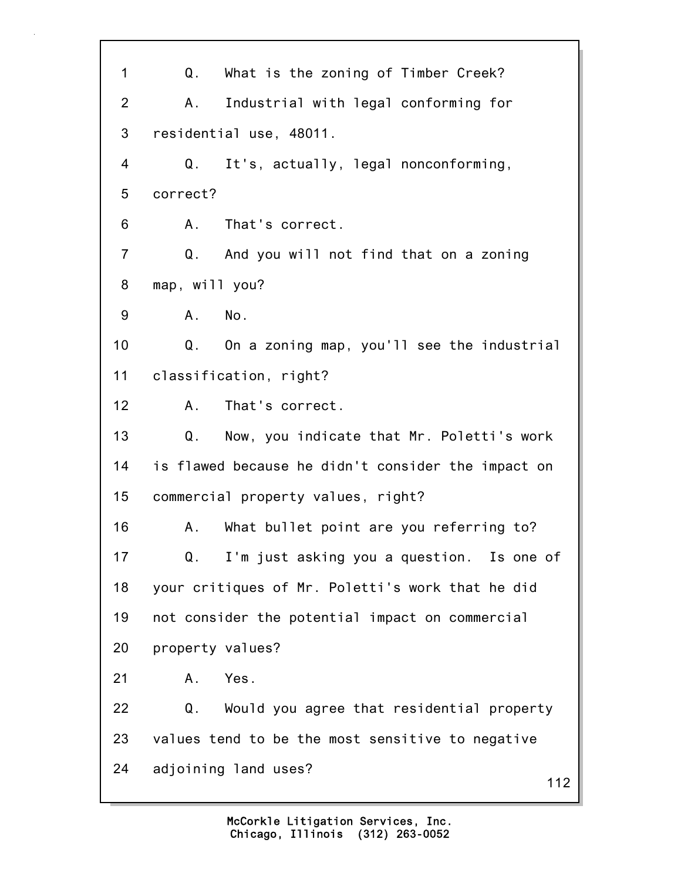1 Q. What is the zoning of Timber Creek?
2 A. Industrial with legal conforming for
3 residential use, 48011.
4 Q. It's, actually, legal nonconforming,
5 correct?
6 A. That's correct.
7 Q. And you will not find that on a zoning
8 map, will you?
9 A. No.
10 Q. On a zoning map, you'll see the industrial
11 classification, right?
12 A. That's correct.
13 Q. Now, you indicate that Mr. Poletti's work
14 is flawed because he didn't consider the impact on
15 commercial property values, right?
16 A. What bullet point are you referring to?
17 Q. I'm just asking you a question. Is one of
18 your critiques of Mr. Poletti's work that he did
19 not consider the potential impact on commercial
20 property values?
21 A. Yes.
22 Q. Would you agree that residential property
23 values tend to be the most sensitive to negative
24 adjoining land uses?

McCorkle Litigation Services, Inc.
Chicago, Illinois (312) 263-0052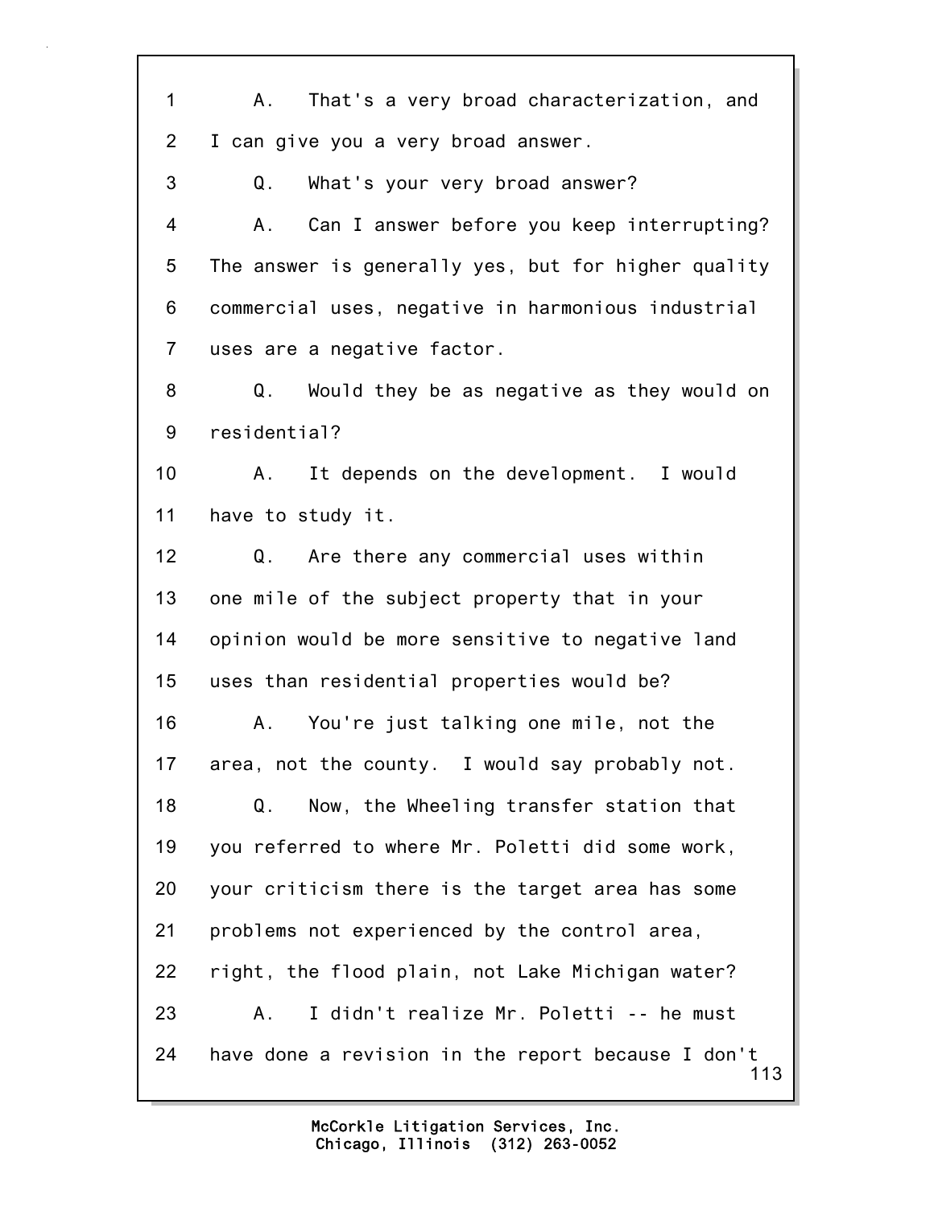1 A. That's a very broad characterization, and
2 I can give you a very broad answer.
3 Q. What's your very broad answer?
4 A. Can I answer before you keep interrupting?
5 The answer is generally yes, but for higher quality
6 commercial uses, negative in harmonious industrial
7 uses are a negative factor.
8 Q. Would they be as negative as they would on
9 residential?
10 A. It depends on the development. I would
11 have to study it.
12 Q. Are there any commercial uses within
13 one mile of the subject property that in your
14 opinion would be more sensitive to negative land
15 uses than residential properties would be?
16 A. You're just talking one mile, not the
17 area, not the county. I would say probably not.
18 Q. Now, the Wheeling transfer station that
19 you referred to where Mr. Poletti did some work,
20 your criticism there is the target area has some
21 problems not experienced by the control area,
22 right, the flood plain, not Lake Michigan water?
23 A. I didn't realize Mr. Poletti -- he must
24 have done a revision in the report because I don't

McCorkle Litigation Services, Inc.
Chicago, Illinois (312) 263-0052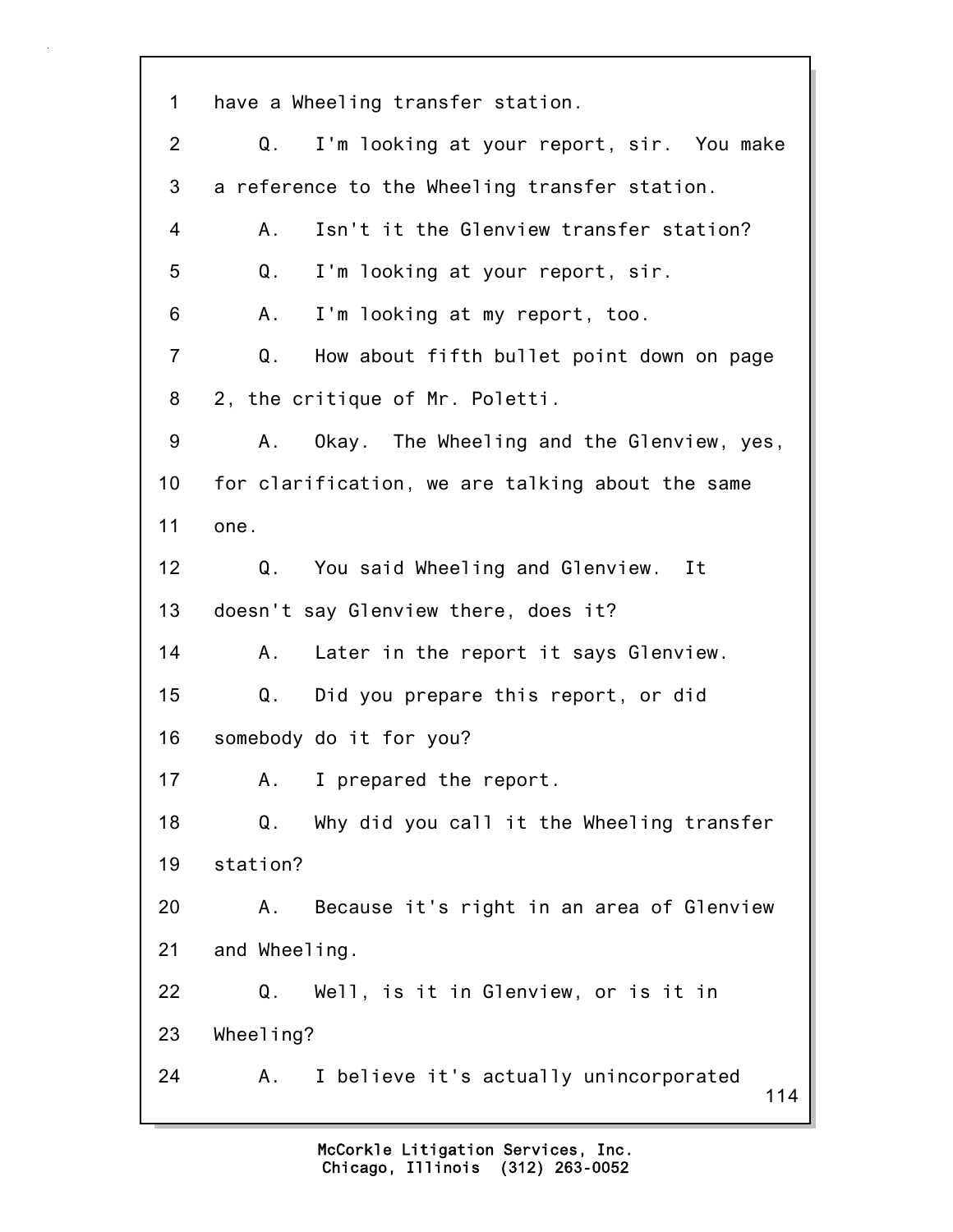1 have a Wheeling transfer station.

2 Q. I'm looking at your report, sir. You make

3 a reference to the Wheeling transfer station.

4 A. Isn't it the Glenview transfer station?

5 Q. I'm looking at your report, sir.

6 A. I'm looking at my report, too.

7 Q. How about fifth bullet point down on page

8 2, the critique of Mr. Poletti.

9 A. Okay. The Wheeling and the Glenview, yes,

10 for clarification, we are talking about the same

11 one.

12 Q. You said Wheeling and Glenview. It

13 doesn't say Glenview there, does it?

14 A. Later in the report it says Glenview.

15 Q. Did you prepare this report, or did

16 somebody do it for you?

17 A. I prepared the report.

18 Q. Why did you call it the Wheeling transfer

19 station?

20 A. Because it's right in an area of Glenview

21 and Wheeling.

22 Q. Well, is it in Glenview, or is it in

23 Wheeling?

24 A. I believe it's actually unincorporated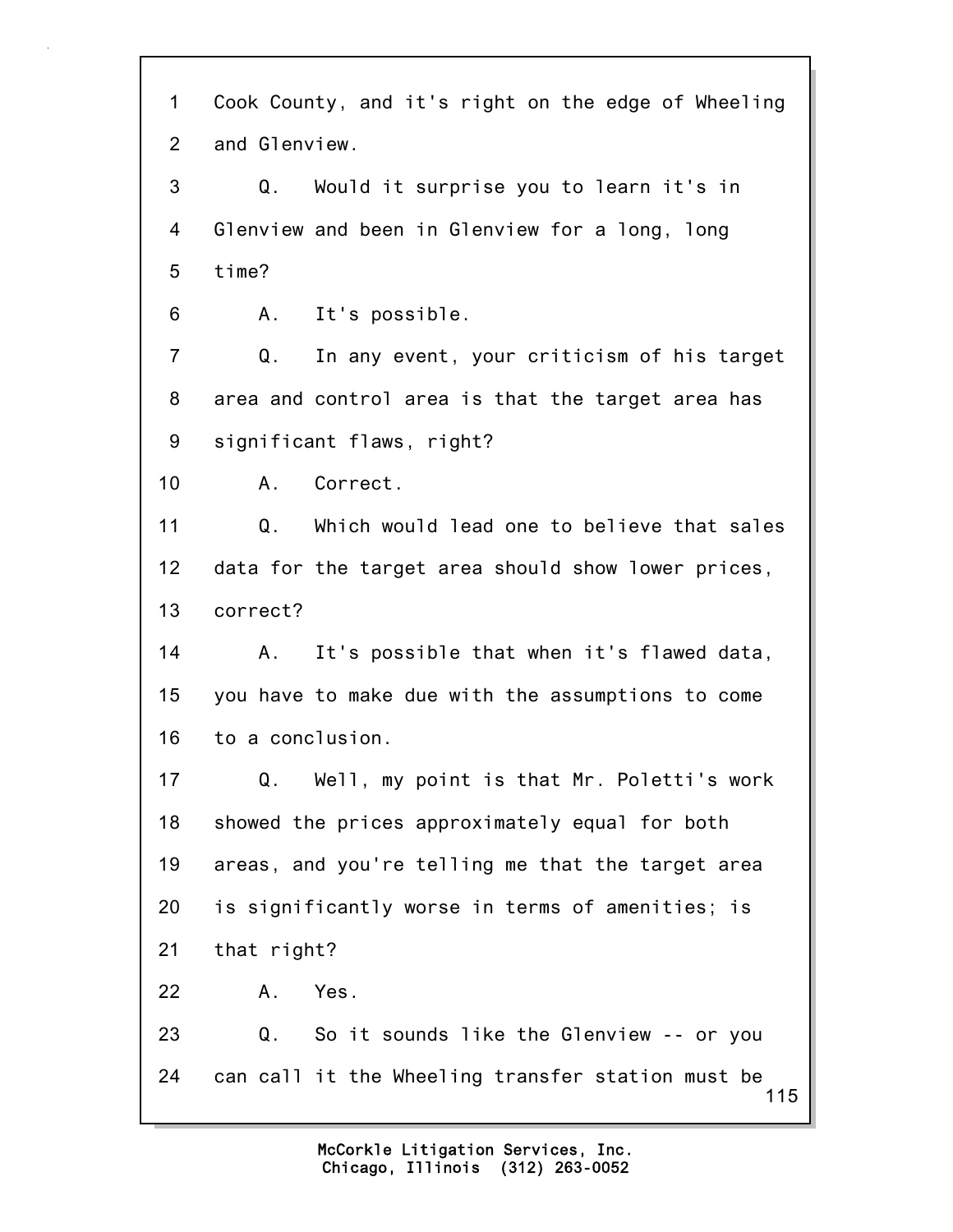1 Cook County, and it's right on the edge of Wheeling
2 and Glenview.
3 Q. Would it surprise you to learn it's in
4 Glenview and been in Glenview for a long, long
5 time?
6 A. It's possible.
7 Q. In any event, your criticism of his target
8 area and control area is that the target area has
9 significant flaws, right?
10 A. Correct.
11 Q. Which would lead one to believe that sales
12 data for the target area should show lower prices,
13 correct?
14 A. It's possible that when it's flawed data,
15 you have to make due with the assumptions to come
16 to a conclusion.
17 Q. Well, my point is that Mr. Poletti's work
18 showed the prices approximately equal for both
19 areas, and you're telling me that the target area
20 is significantly worse in terms of amenities; is
21 that right?
22 A. Yes.
23 Q. So it sounds like the Glenview -- or you
24 can call it the Wheeling transfer station must be

McCorkle Litigation Services, Inc.
Chicago, Illinois (312) 263-0052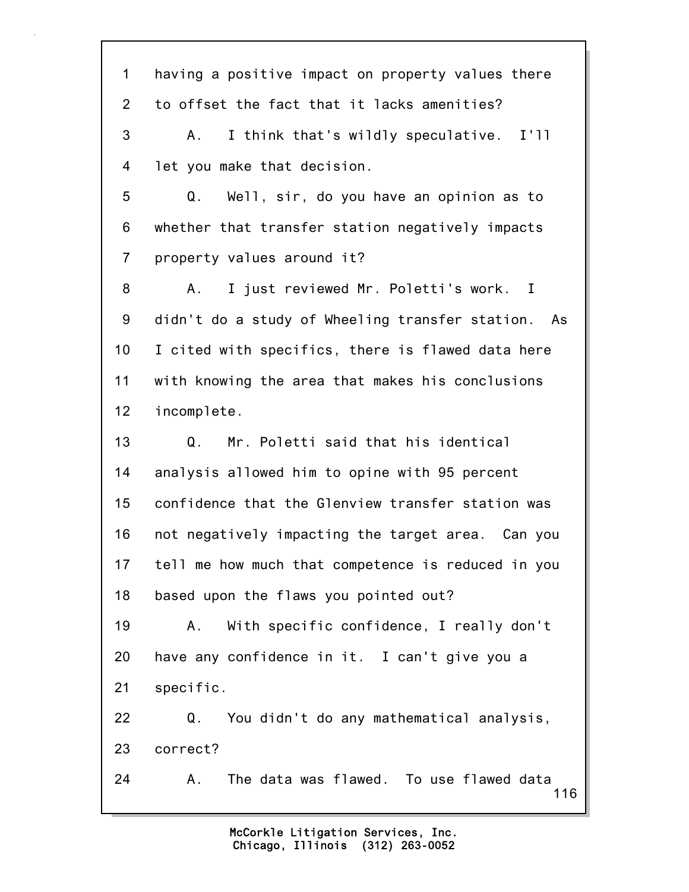1 having a positive impact on property values there

2 to offset the fact that it lacks amenities?

3 A. I think that's wildly speculative. I'll

4 let you make that decision.

5 Q. Well, sir, do you have an opinion as to

6 whether that transfer station negatively impacts

7 property values around it?

8 A. I just reviewed Mr. Poletti's work. I

9 didn't do a study of Wheeling transfer station. As

10 I cited with specifics, there is flawed data here

11 with knowing the area that makes his conclusions

12 incomplete.

13 Q. Mr. Poletti said that his identical

14 analysis allowed him to opine with 95 percent

15 confidence that the Glenview transfer station was

16 not negatively impacting the target area. Can you

17 tell me how much that competence is reduced in you

18 based upon the flaws you pointed out?

19 A. With specific confidence, I really don't

20 have any confidence in it. I can't give you a

21 specific.

22 Q. You didn't do any mathematical analysis,

23 correct?

24 A. The data was flawed. To use flawed data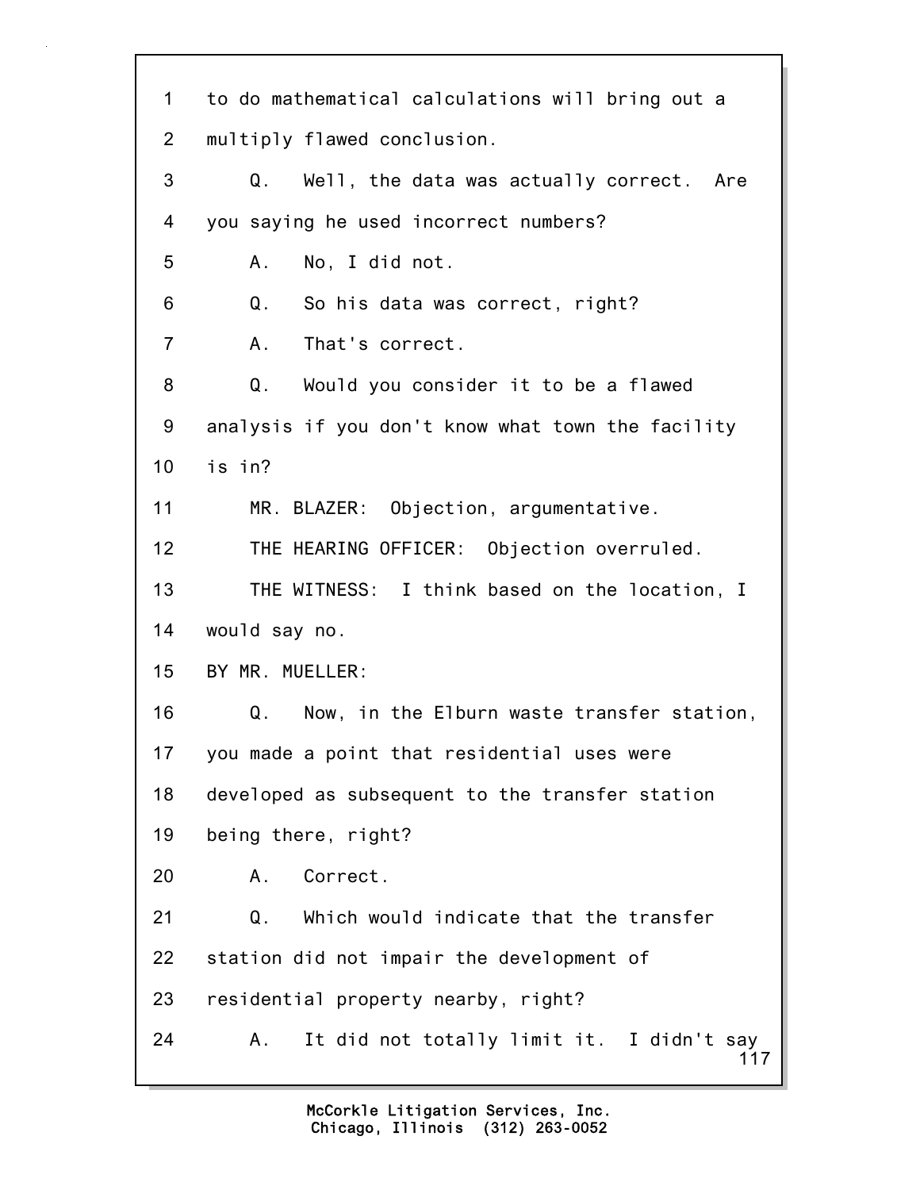1 to do mathematical calculations will bring out a
2 multiply flawed conclusion.
3 Q. Well, the data was actually correct. Are
4 you saying he used incorrect numbers?
5 A. No, I did not.
6 Q. So his data was correct, right?
7 A. That's correct.
8 Q. Would you consider it to be a flawed
9 analysis if you don't know what town the facility
10 is in?
11 MR. BLAZER: Objection, argumentative.
12 THE HEARING OFFICER: Objection overruled.
13 THE WITNESS: I think based on the location, I
14 would say no.
15 BY MR. MUELLER:
16 Q. Now, in the Elburn waste transfer station,
17 you made a point that residential uses were
18 developed as subsequent to the transfer station
19 being there, right?
20 A. Correct.
21 Q. Which would indicate that the transfer
22 station did not impair the development of
23 residential property nearby, right?
24 A. It did not totally limit it. I didn't say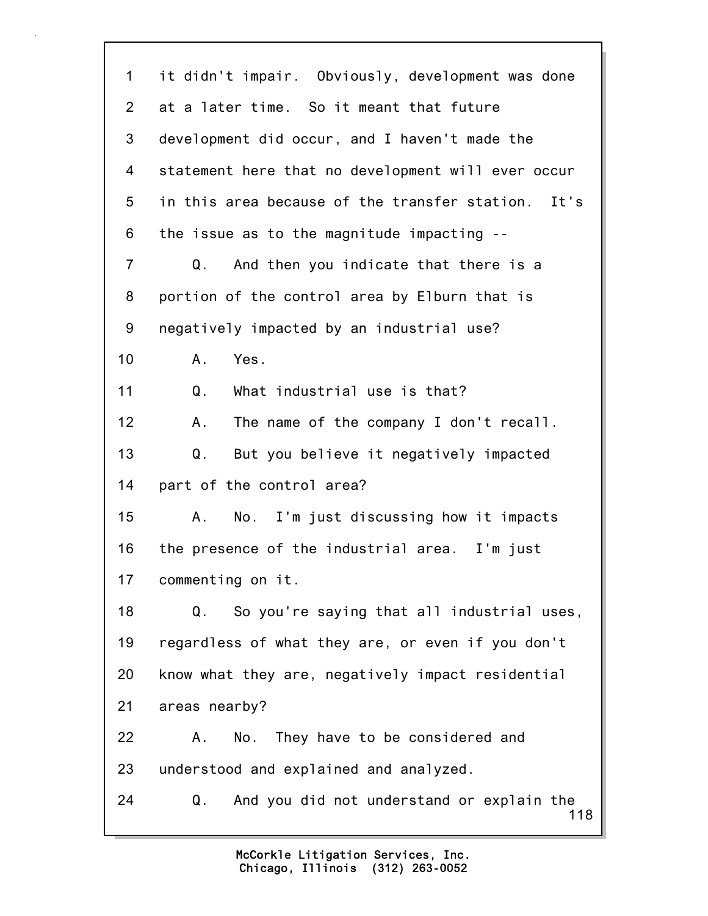1 it didn't impair. Obviously, development was done
2 at a later time. So it meant that future
3 development did occur, and I haven't made the
4 statement here that no development will ever occur
5 in this area because of the transfer station. It's
6 the issue as to the magnitude impacting --
7 Q. And then you indicate that there is a
8 portion of the control area by Elburn that is
9 negatively impacted by an industrial use?
10 A. Yes.
11 Q. What industrial use is that?
12 A. The name of the company I don't recall.
13 Q. But you believe it negatively impacted
14 part of the control area?
15 A. No. I'm just discussing how it impacts
16 the presence of the industrial area. I'm just
17 commenting on it.
18 Q. So you're saying that all industrial uses,
19 regardless of what they are, or even if you don't
20 know what they are, negatively impact residential
21 areas nearby?
22 A. No. They have to be considered and
23 understood and explained and analyzed.
24 Q. And you did not understand or explain the

McCorkle Litigation Services, Inc.
Chicago, Illinois (312) 263-0052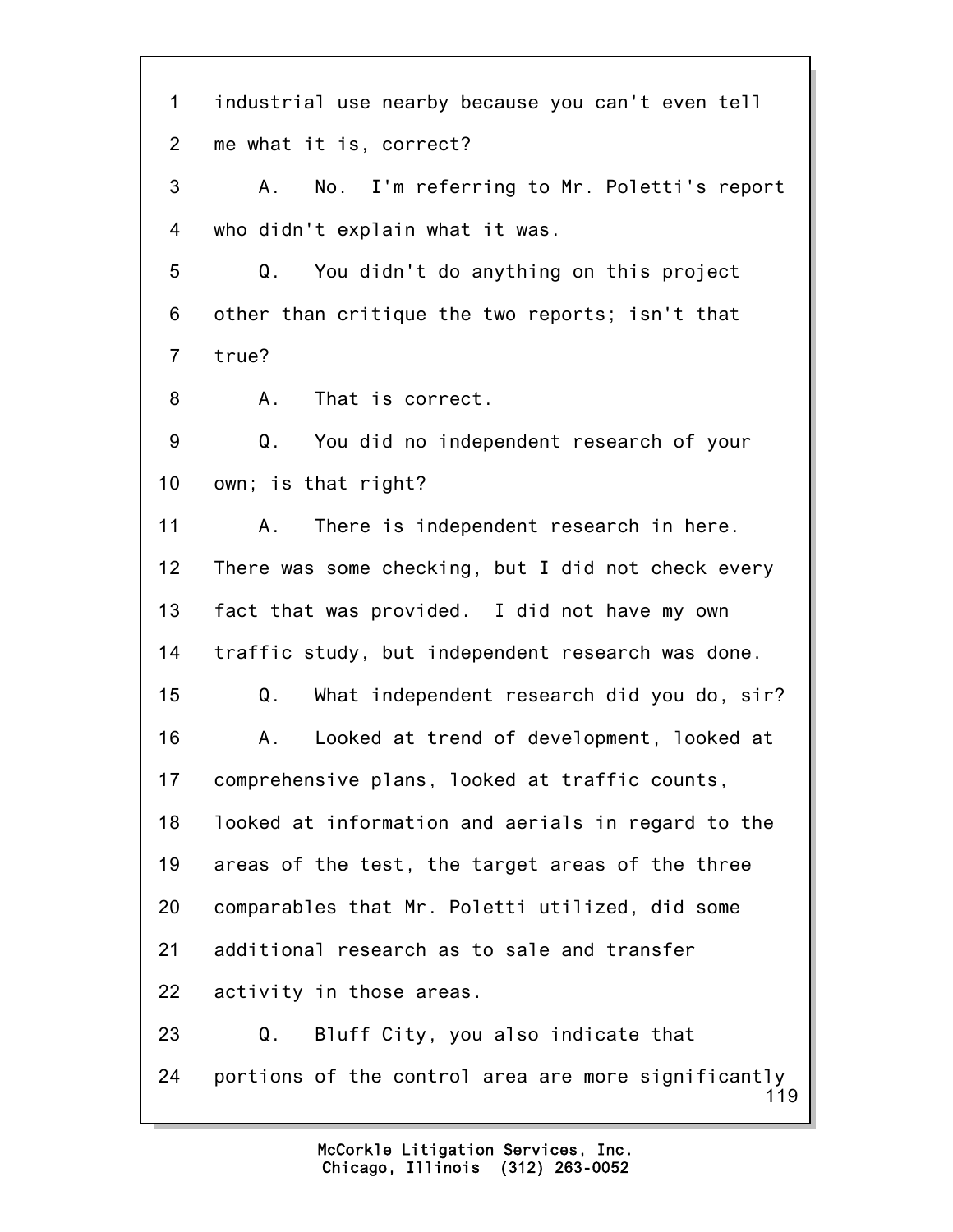1 industrial use nearby because you can't even tell

2 me what it is, correct?

3 A. No. I'm referring to Mr. Poletti's report

4 who didn't explain what it was.

5 Q. You didn't do anything on this project

6 other than critique the two reports; isn't that

7 true?

8 A. That is correct.

9 Q. You did no independent research of your

10 own; is that right?

11 A. There is independent research in here.

12 There was some checking, but I did not check every

13 fact that was provided. I did not have my own

14 traffic study, but independent research was done.

15 Q. What independent research did you do, sir?

16 A. Looked at trend of development, looked at

17 comprehensive plans, looked at traffic counts,

18 looked at information and aerials in regard to the

19 areas of the test, the target areas of the three

20 comparables that Mr. Poletti utilized, did some

21 additional research as to sale and transfer

22 activity in those areas.

23 Q. Bluff City, you also indicate that

24 portions of the control area are more significantly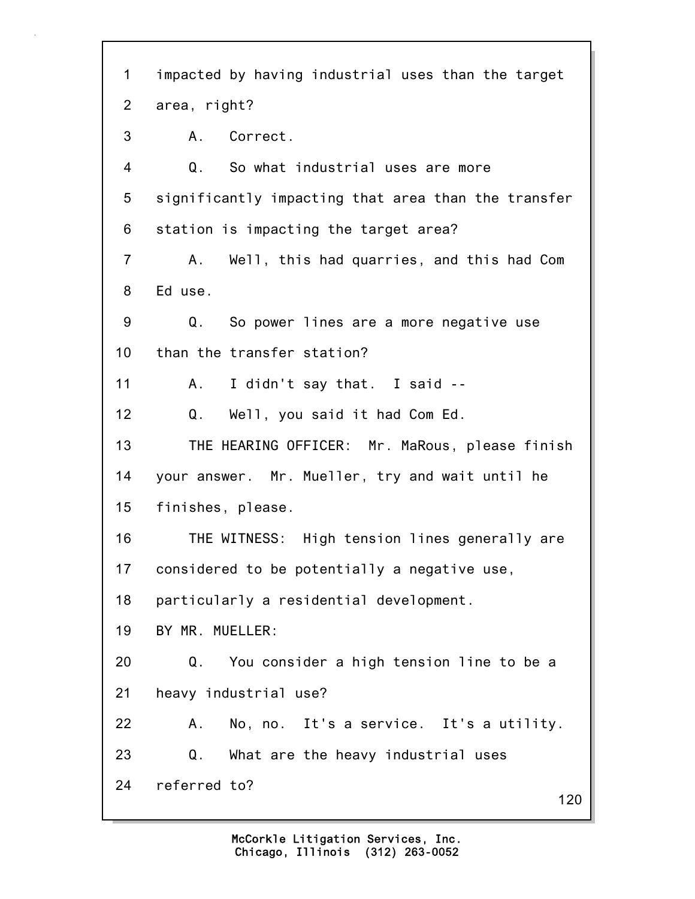1 impacted by having industrial uses than the target
2 area, right?
3 A. Correct.
4 Q. So what industrial uses are more
5 significantly impacting that area than the transfer
6 station is impacting the target area?
7 A. Well, this had quarries, and this had Com
8 Ed use.
9 Q. So power lines are a more negative use
10 than the transfer station?
11 A. I didn't say that. I said --
12 Q. Well, you said it had Com Ed.
13 THE HEARING OFFICER: Mr. MaRous, please finish
14 your answer. Mr. Mueller, try and wait until he
15 finishes, please.
16 THE WITNESS: High tension lines generally are
17 considered to be potentially a negative use,
18 particularly a residential development.
19 BY MR. MUELLER:
20 Q. You consider a high tension line to be a
21 heavy industrial use?
22 A. No, no. It's a service. It's a utility.
23 Q. What are the heavy industrial uses
24 referred to?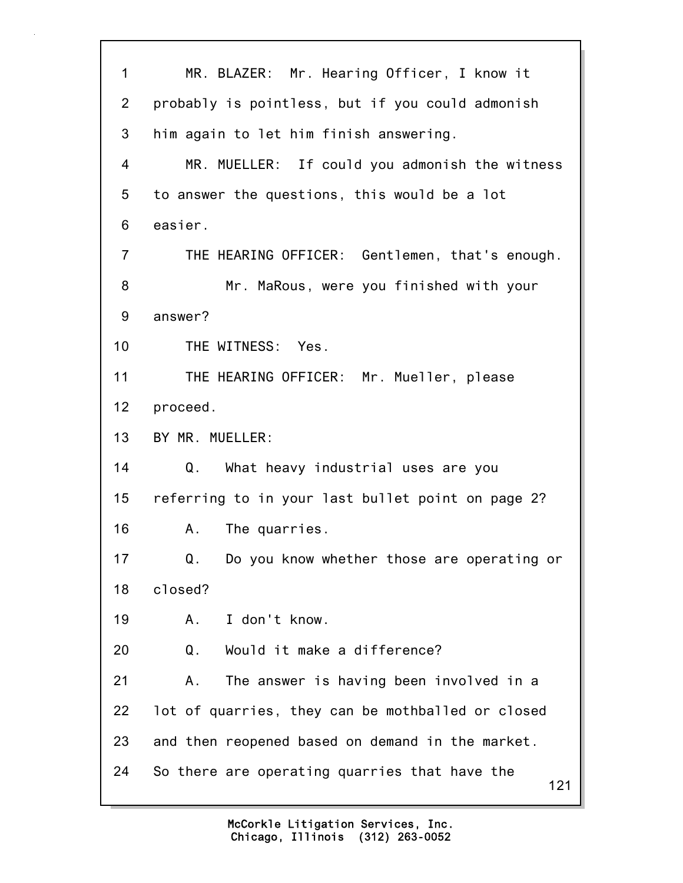1 MR. BLAZER: Mr. Hearing Officer, I know it
2 probably is pointless, but if you could admonish
3 him again to let him finish answering.
4 MR. MUELLER: If could you admonish the witness
5 to answer the questions, this would be a lot
6 easier.
7 THE HEARING OFFICER: Gentlemen, that's enough.
8 Mr. MaRous, were you finished with your
9 answer?
10 THE WITNESS: Yes.
11 THE HEARING OFFICER: Mr. Mueller, please
12 proceed.
13 BY MR. MUELLER:
14 Q. What heavy industrial uses are you
15 referring to in your last bullet point on page 2?
16 A. The quarries.
17 Q. Do you know whether those are operating or
18 closed?
19 A. I don't know.
20 Q. Would it make a difference?
21 A. The answer is having been involved in a
22 lot of quarries, they can be mothballed or closed
23 and then reopened based on demand in the market.
24 So there are operating quarries that have the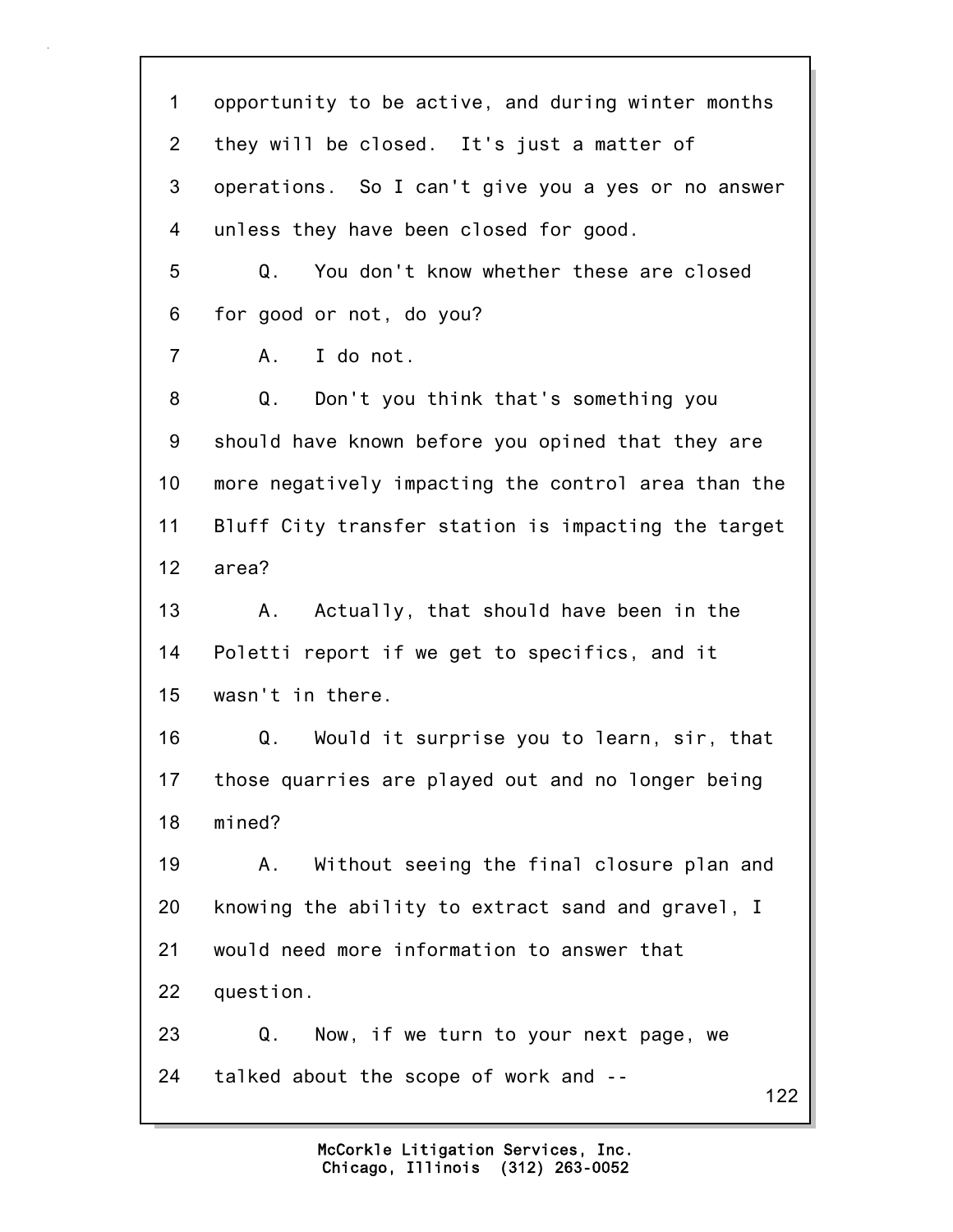1 opportunity to be active, and during winter months
2 they will be closed. It's just a matter of
3 operations. So I can't give you a yes or no answer
4 unless they have been closed for good.
5 Q. You don't know whether these are closed
6 for good or not, do you?
7 A. I do not.
8 Q. Don't you think that's something you
9 should have known before you opined that they are
10 more negatively impacting the control area than the
11 Bluff City transfer station is impacting the target
12 area?
13 A. Actually, that should have been in the
14 Poletti report if we get to specifics, and it
15 wasn't in there.
16 Q. Would it surprise you to learn, sir, that
17 those quarries are played out and no longer being
18 mined?
19 A. Without seeing the final closure plan and
20 knowing the ability to extract sand and gravel, I
21 would need more information to answer that
22 question.
23 Q. Now, if we turn to your next page, we
24 talked about the scope of work and --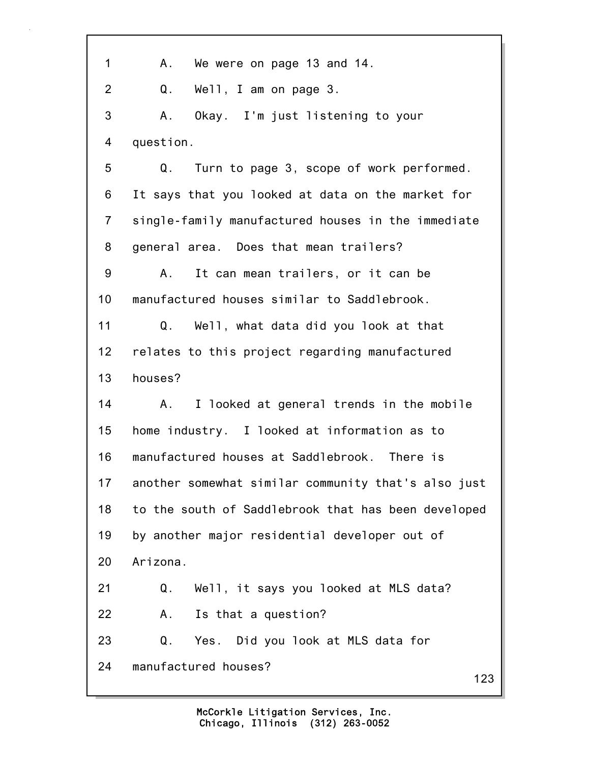1 A. We were on page 13 and 14.

2 Q. Well, I am on page 3.

3 A. Okay. I'm just listening to your

4 question.

5 Q. Turn to page 3, scope of work performed.

6 It says that you looked at data on the market for

7 single-family manufactured houses in the immediate

8 general area. Does that mean trailers?

9 A. It can mean trailers, or it can be

10 manufactured houses similar to Saddlebrook.

11 Q. Well, what data did you look at that

12 relates to this project regarding manufactured

13 houses?

14 A. I looked at general trends in the mobile

15 home industry. I looked at information as to

16 manufactured houses at Saddlebrook. There is

17 another somewhat similar community that's also just

18 to the south of Saddlebrook that has been developed

19 by another major residential developer out of

20 Arizona.

21 Q. Well, it says you looked at MLS data?

22 A. Is that a question?

23 Q. Yes. Did you look at MLS data for

24 manufactured houses?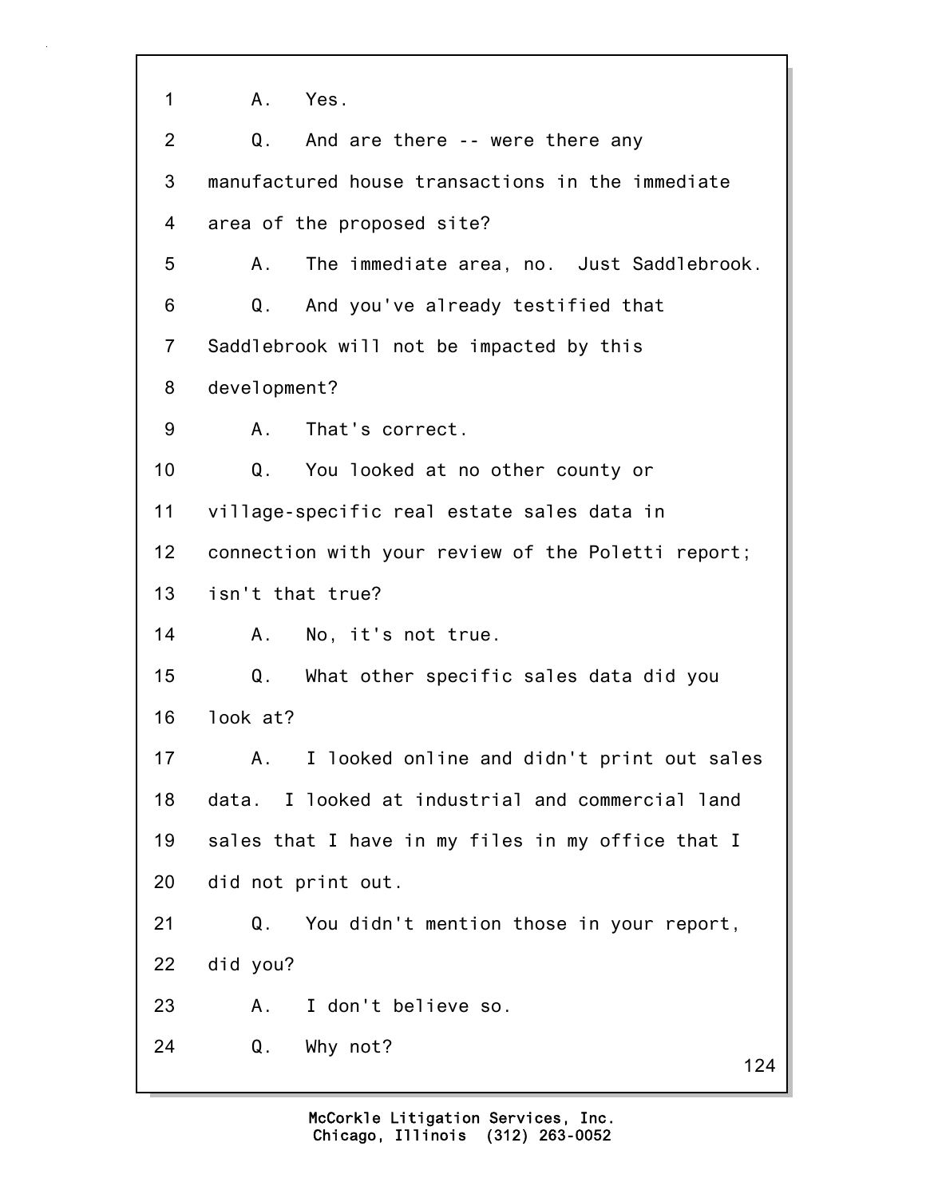1 A. Yes.

2 Q. And are there -- were there any

3 manufactured house transactions in the immediate

4 area of the proposed site?

5 A. The immediate area, no. Just Saddlebrook.

6 Q. And you've already testified that

7 Saddlebrook will not be impacted by this

8 development?

9 A. That's correct.

10 Q. You looked at no other county or

11 village-specific real estate sales data in

12 connection with your review of the Poletti report;

13 isn't that true?

14 A. No, it's not true.

15 Q. What other specific sales data did you

16 look at?

17 A. I looked online and didn't print out sales

18 data. I looked at industrial and commercial land

19 sales that I have in my files in my office that I

20 did not print out.

21 Q. You didn't mention those in your report,

22 did you?

23 A. I don't believe so.

24 Q. Why not?

McCorkle Litigation Services, Inc.
Chicago, Illinois (312) 263-0052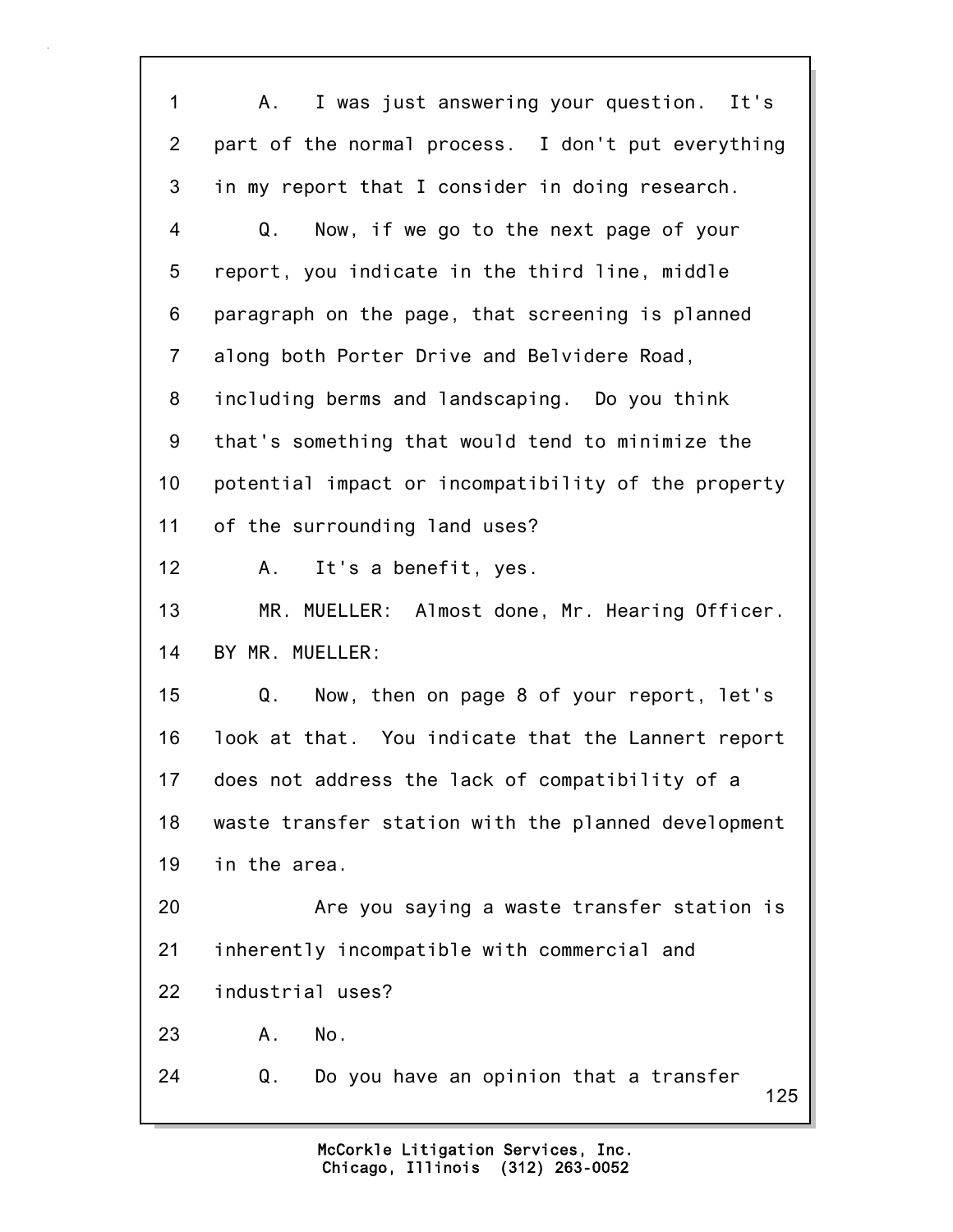1 A. I was just answering your question. It's
2 part of the normal process. I don't put everything
3 in my report that I consider in doing research.
4 Q. Now, if we go to the next page of your
5 report, you indicate in the third line, middle
6 paragraph on the page, that screening is planned
7 along both Porter Drive and Belvidere Road,
8 including berms and landscaping. Do you think
9 that's something that would tend to minimize the
10 potential impact or incompatibility of the property
11 of the surrounding land uses?
12 A. It's a benefit, yes.
13 MR. MUELLER: Almost done, Mr. Hearing Officer.
14 BY MR. MUELLER:
15 Q. Now, then on page 8 of your report, let's
16 look at that. You indicate that the Lannert report
17 does not address the lack of compatibility of a
18 waste transfer station with the planned development
19 in the area.
20 Are you saying a waste transfer station is
21 inherently incompatible with commercial and
22 industrial uses?
23 A. No.
24 Q. Do you have an opinion that a transfer

McCorkle Litigation Services, Inc.
Chicago, Illinois (312) 263-0052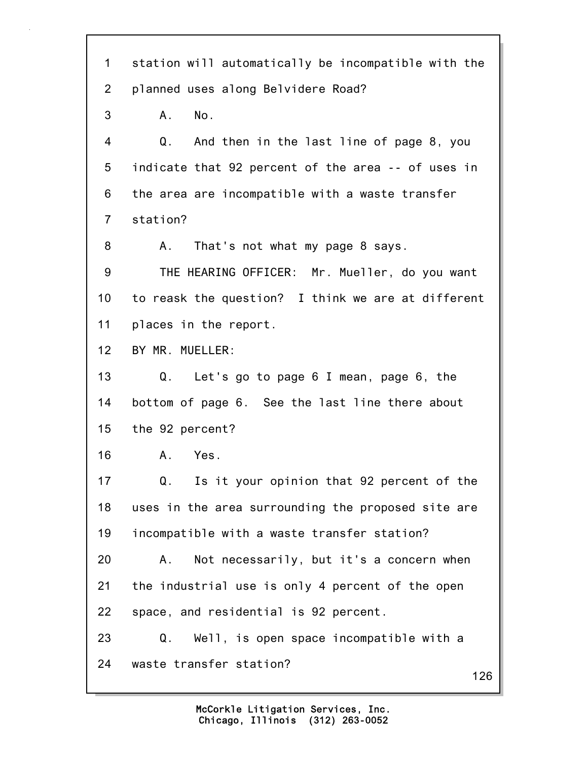1 station will automatically be incompatible with the
2 planned uses along Belvidere Road?

3 A. No.

4 Q. And then in the last line of page 8, you
5 indicate that 92 percent of the area -- of uses in
6 the area are incompatible with a waste transfer
7 station?

8 A. That's not what my page 8 says.

9 THE HEARING OFFICER: Mr. Mueller, do you want
10 to reask the question? I think we are at different
11 places in the report.

12 BY MR. MUELLER:

13 Q. Let's go to page 6 I mean, page 6, the
14 bottom of page 6. See the last line there about
15 the 92 percent?

16 A. Yes.

17 Q. Is it your opinion that 92 percent of the
18 uses in the area surrounding the proposed site are
19 incompatible with a waste transfer station?

20 A. Not necessarily, but it's a concern when
21 the industrial use is only 4 percent of the open
22 space, and residential is 92 percent.

23 Q. Well, is open space incompatible with a
24 waste transfer station?

McCorkle Litigation Services, Inc.
Chicago, Illinois (312) 263-0052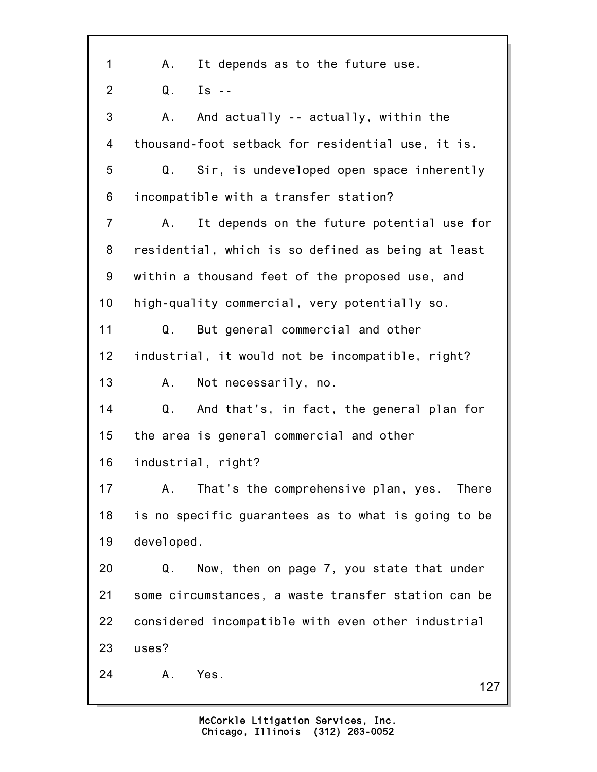1 A. It depends as to the future use.

2 Q. Is --

3 A. And actually -- actually, within the

4 thousand-foot setback for residential use, it is.

5 Q. Sir, is undeveloped open space inherently

6 incompatible with a transfer station?

7 A. It depends on the future potential use for

8 residential, which is so defined as being at least

9 within a thousand feet of the proposed use, and

10 high-quality commercial, very potentially so.

11 Q. But general commercial and other

12 industrial, it would not be incompatible, right?

13 A. Not necessarily, no.

14 Q. And that's, in fact, the general plan for

15 the area is general commercial and other

16 industrial, right?

17 A. That's the comprehensive plan, yes. There

18 is no specific guarantees as to what is going to be

19 developed.

20 Q. Now, then on page 7, you state that under

21 some circumstances, a waste transfer station can be

22 considered incompatible with even other industrial

23 uses?

24 A. Yes.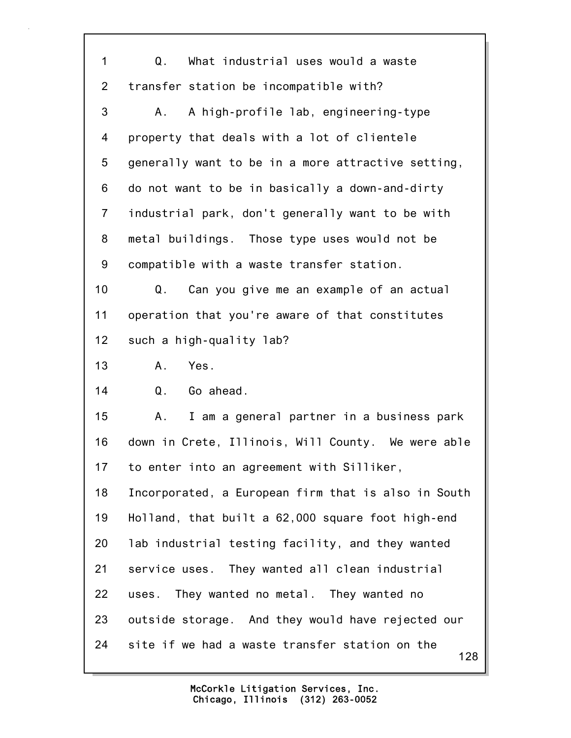1 Q. What industrial uses would a waste
2 transfer station be incompatible with?
3 A. A high-profile lab, engineering-type
4 property that deals with a lot of clientele
5 generally want to be in a more attractive setting,
6 do not want to be in basically a down-and-dirty
7 industrial park, don't generally want to be with
8 metal buildings. Those type uses would not be
9 compatible with a waste transfer station.
10 Q. Can you give me an example of an actual
11 operation that you're aware of that constitutes
12 such a high-quality lab?
13 A. Yes.
14 Q. Go ahead.
15 A. I am a general partner in a business park
16 down in Crete, Illinois, Will County. We were able
17 to enter into an agreement with Silliker,
18 Incorporated, a European firm that is also in South
19 Holland, that built a 62,000 square foot high-end
20 lab industrial testing facility, and they wanted
21 service uses. They wanted all clean industrial
22 uses. They wanted no metal. They wanted no
23 outside storage. And they would have rejected our
24 site if we had a waste transfer station on the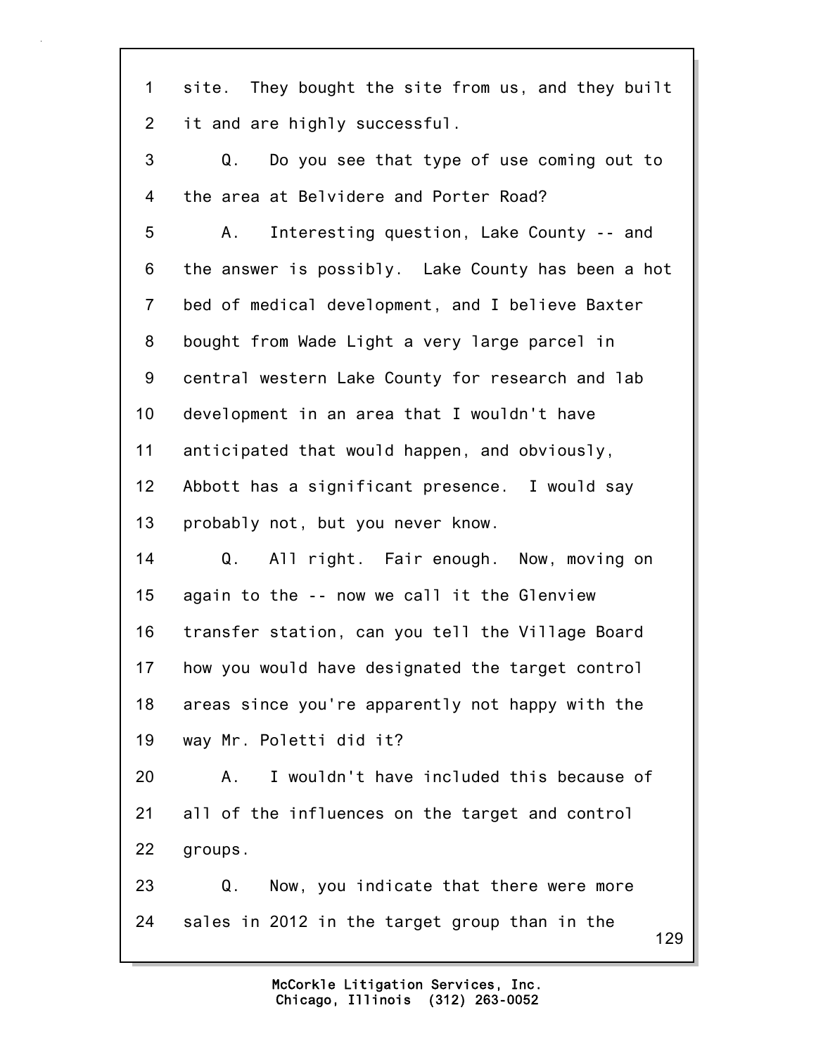1 site. They bought the site from us, and they built
2 it and are highly successful.

3 Q. Do you see that type of use coming out to
4 the area at Belvidere and Porter Road?

5 A. Interesting question, Lake County -- and
6 the answer is possibly. Lake County has been a hot
7 bed of medical development, and I believe Baxter
8 bought from Wade Light a very large parcel in
9 central western Lake County for research and lab
10 development in an area that I wouldn't have
11 anticipated that would happen, and obviously,
12 Abbott has a significant presence. I would say
13 probably not, but you never know.

14 Q. All right. Fair enough. Now, moving on
15 again to the -- now we call it the Glenview
16 transfer station, can you tell the Village Board
17 how you would have designated the target control
18 areas since you're apparently not happy with the
19 way Mr. Poletti did it?

20 A. I wouldn't have included this because of
21 all of the influences on the target and control
22 groups.

23 Q. Now, you indicate that there were more
24 sales in 2012 in the target group than in the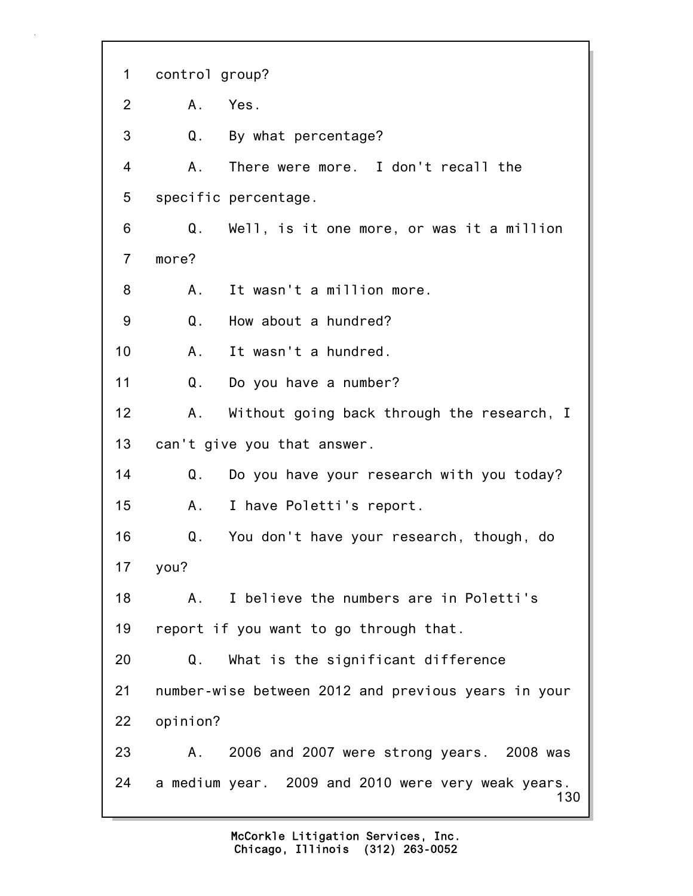1 control group?

2 A. Yes.

3 Q. By what percentage?

4 A. There were more. I don't recall the

5 specific percentage.

6 Q. Well, is it one more, or was it a million

7 more?

8 A. It wasn't a million more.

9 Q. How about a hundred?

10 A. It wasn't a hundred.

11 Q. Do you have a number?

12 A. Without going back through the research, I

13 can't give you that answer.

14 Q. Do you have your research with you today?

15 A. I have Poletti's report.

16 Q. You don't have your research, though, do

17 you?

18 A. I believe the numbers are in Poletti's

19 report if you want to go through that.

20 Q. What is the significant difference

21 number-wise between 2012 and previous years in your

22 opinion?

23 A. 2006 and 2007 were strong years. 2008 was

24 a medium year. 2009 and 2010 were very weak years.

McCorkle Litigation Services, Inc.
Chicago, Illinois (312) 263-0052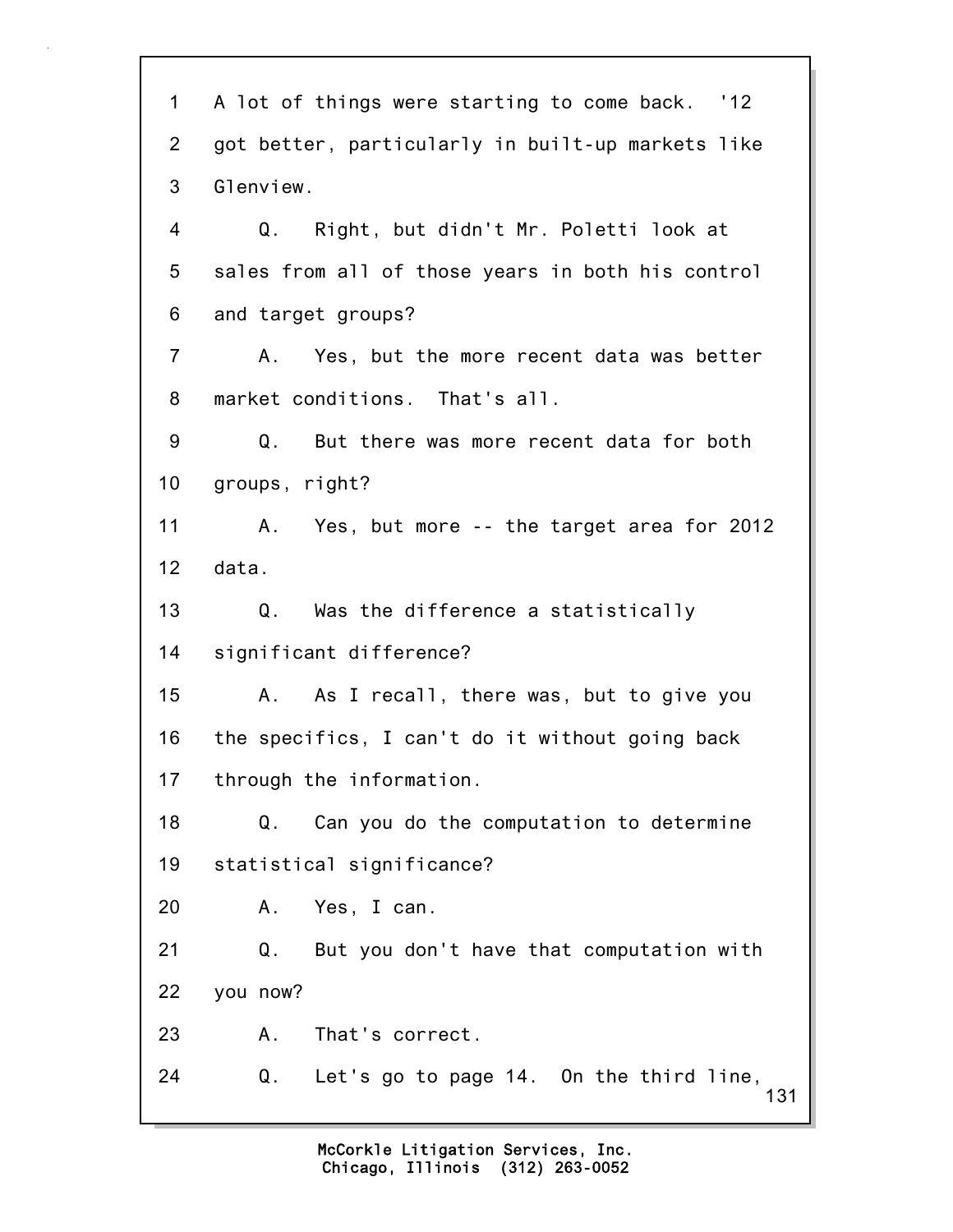1 A lot of things were starting to come back. '12
2 got better, particularly in built-up markets like
3 Glenview.
4 Q. Right, but didn't Mr. Poletti look at
5 sales from all of those years in both his control
6 and target groups?
7 A. Yes, but the more recent data was better
8 market conditions. That's all.
9 Q. But there was more recent data for both
10 groups, right?
11 A. Yes, but more -- the target area for 2012
12 data.
13 Q. Was the difference a statistically
14 significant difference?
15 A. As I recall, there was, but to give you
16 the specifics, I can't do it without going back
17 through the information.
18 Q. Can you do the computation to determine
19 statistical significance?
20 A. Yes, I can.
21 Q. But you don't have that computation with
22 you now?
23 A. That's correct.
24 Q. Let's go to page 14. On the third line,

McCorkle Litigation Services, Inc.
Chicago, Illinois (312) 263-0052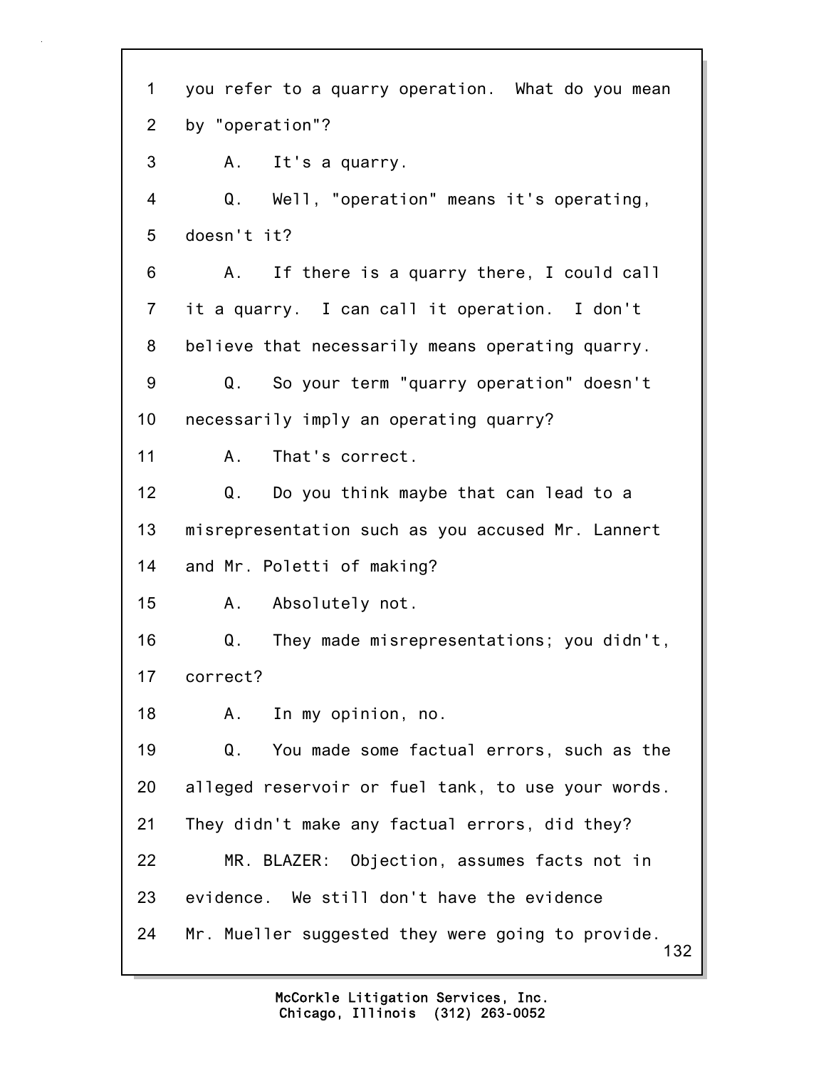1 you refer to a quarry operation. What do you mean
2 by "operation"?
3 A. It's a quarry.
4 Q. Well, "operation" means it's operating,
5 doesn't it?
6 A. If there is a quarry there, I could call
7 it a quarry. I can call it operation. I don't
8 believe that necessarily means operating quarry.
9 Q. So your term "quarry operation" doesn't
10 necessarily imply an operating quarry?
11 A. That's correct.
12 Q. Do you think maybe that can lead to a
13 misrepresentation such as you accused Mr. Lannert
14 and Mr. Poletti of making?
15 A. Absolutely not.
16 Q. They made misrepresentations; you didn't,
17 correct?
18 A. In my opinion, no.
19 Q. You made some factual errors, such as the
20 alleged reservoir or fuel tank, to use your words.
21 They didn't make any factual errors, did they?
22 MR. BLAZER: Objection, assumes facts not in
23 evidence. We still don't have the evidence
24 Mr. Mueller suggested they were going to provide.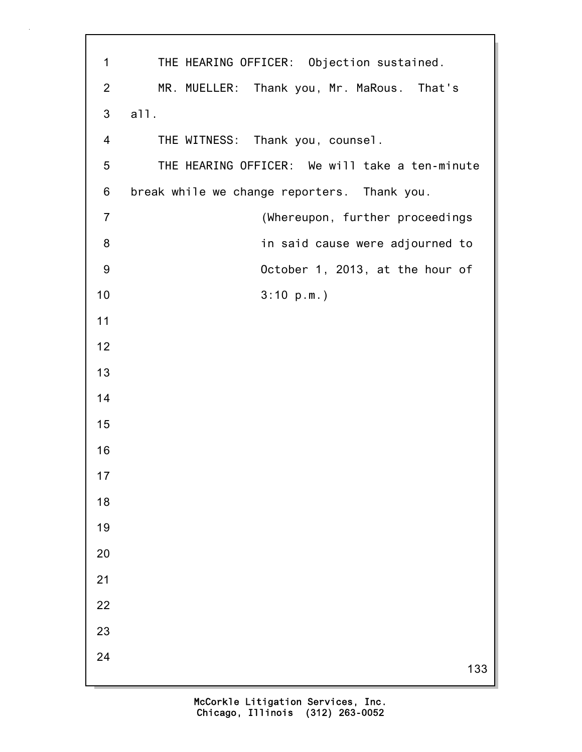THE HEARING OFFICER: Objection sustained.

MR. MUELLER: Thank you, Mr. MaRous. That's all.

THE WITNESS: Thank you, counsel.

THE HEARING OFFICER: We will take a ten-minute break while we change reporters. Thank you.

(Whereupon, further proceedings in said cause were adjourned to October 1, 2013, at the hour of 3:10 p.m.)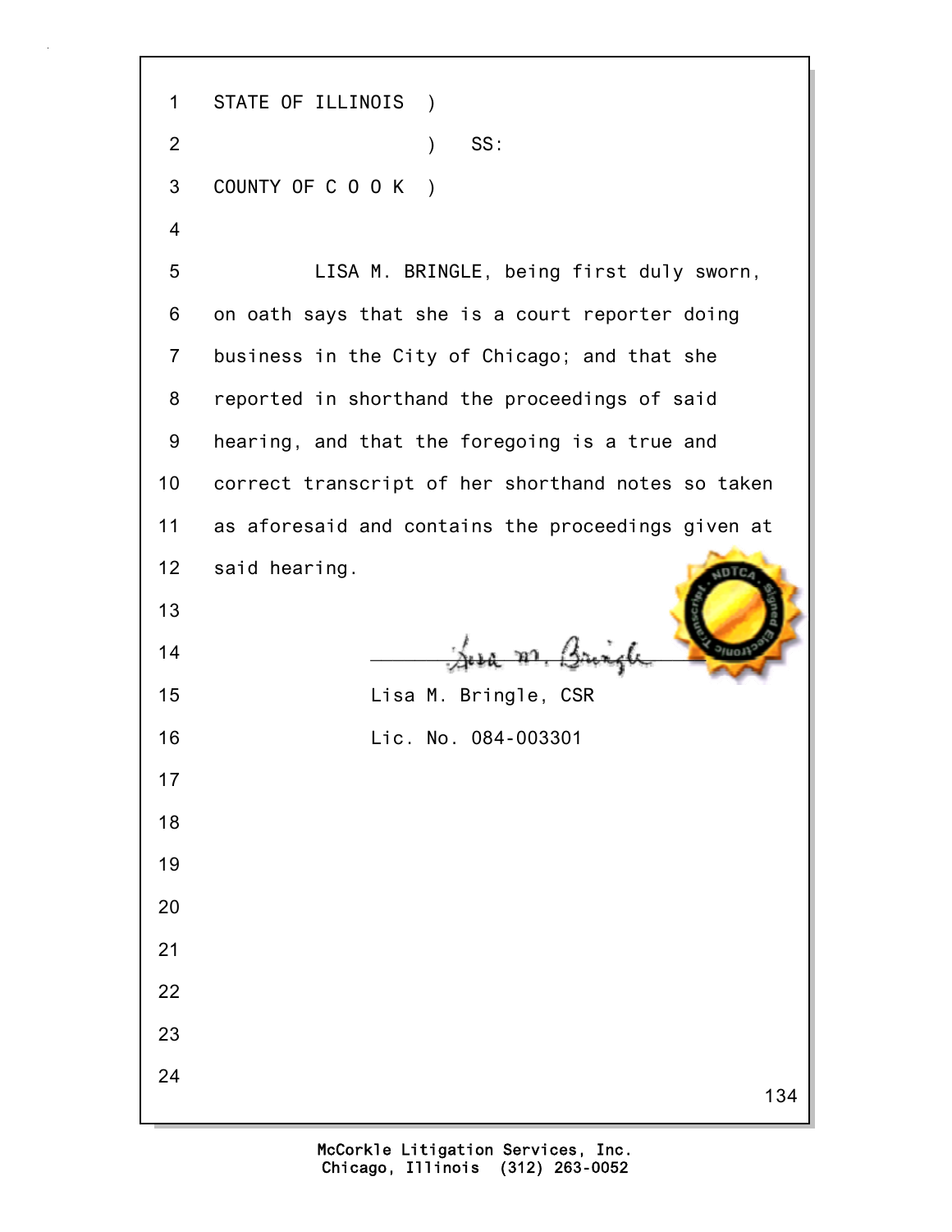STATE OF ILLINOIS )
                  ) SS:
COUNTY OF C O O K )

LISA M. BRINGLE, being first duly sworn, on oath says that she is a court reporter doing business in the City of Chicago; and that she reported in shorthand the proceedings of said hearing, and that the foregoing is a true and correct transcript of her shorthand notes so taken as aforesaid and contains the proceedings given at said hearing.

Lisa M. Bringle, CSR

Lic. No. 084-003301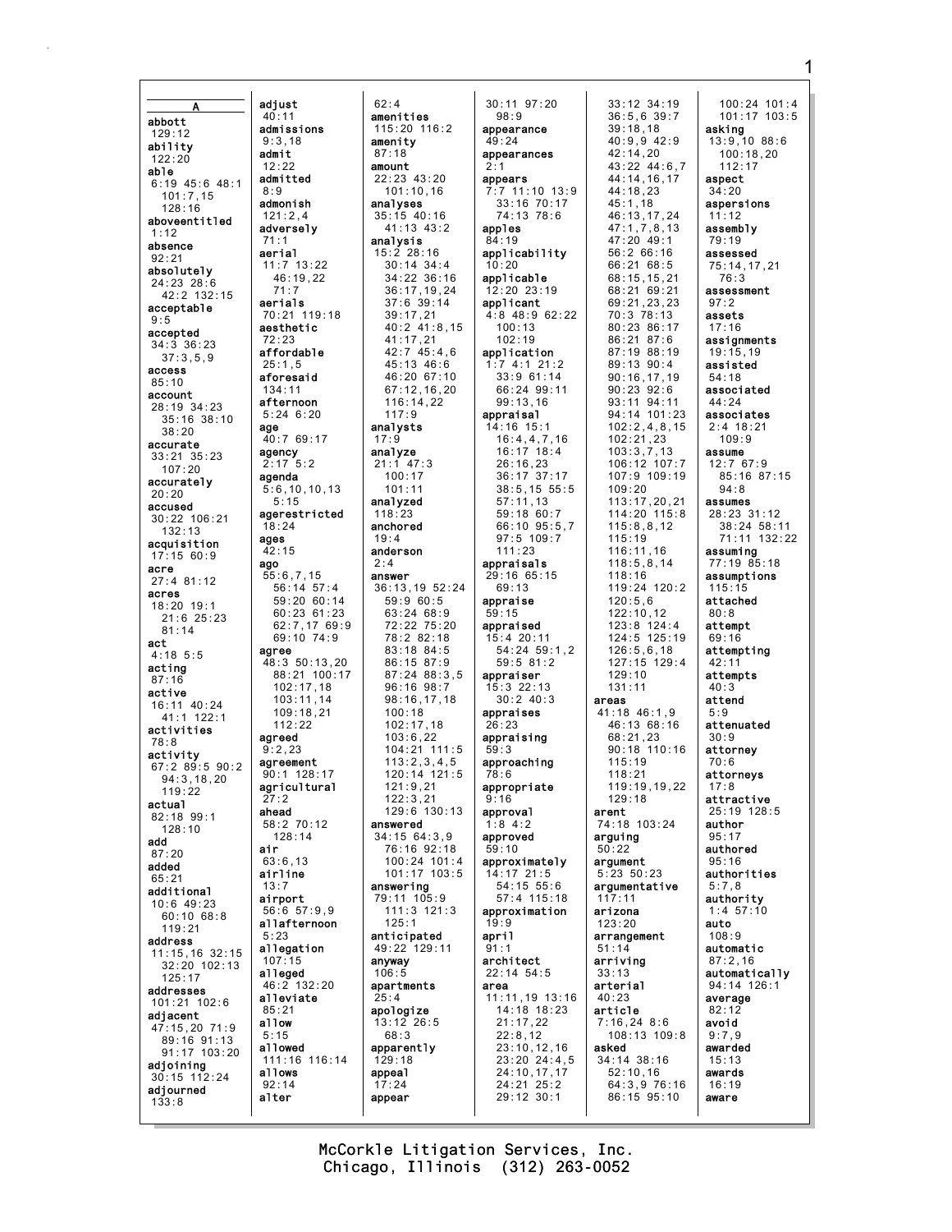A

**abbott**
129:12
**ability**
122:20
**able**
6:19 45:6 48:1
101:7,15
128:16
**aboveentitled**
1:12
**absence**
92:21
**absolutely**
24:23 28:6
42:2 132:15
**acceptable**
9:5
**accepted**
34:3 36:23
37:3,5,9
**access**
85:10
**account**
28:19 34:23
35:16 38:10
38:20
**accurate**
33:21 35:23
107:20
**accurately**
20:20
**accused**
30:22 106:21
132:13
**acquisition**
17:15 60:9
**acre**
27:4 81:12
**acres**
18:20 19:1
21:6 25:23
81:14
**act**
4:18 5:5
**acting**
87:16
**active**
16:11 40:24
41:1 122:1
**activities**
78:8
**activity**
67:2 89:5 90:2
94:3,18,20
119:22
**actual**
82:18 99:1
128:10
**add**
87:20
**added**
65:21
**additional**
10:6 49:23
60:10 68:8
119:21
**address**
11:15,16 32:15
32:20 102:13
125:17
**addresses**
101:21 102:6
**adjacent**
47:15,20 71:9
89:16 91:13
91:17 103:20
**adjoining**
30:15 112:24
**adjourned**
133:8

**adjust**
40:11
**admissions**
9:3,18
**admit**
12:22
**admitted**
8:9
**admonish**
121:2,4
**adversely**
71:1
**aerial**
11:7 13:22
46:19,22
71:7
**aerials**
70:21 119:18
**aesthetic**
72:23
**affordable**
25:1,5
**aforesaid**
134:11
**afternoon**
5:24 6:20
**age**
40:7 69:17
**agency**
2:17 5:2
**agenda**
5:6,10,10,13
5:15
**agerestricted**
18:24
**ages**
42:15
**ago**
55:6,7,15
56:14 57:4
59:20 60:14
60:23 61:23
62:7,17 69:9
69:10 74:9
**agree**
48:3 50:13,20
88:21 100:17
102:17,18
103:11,14
109:18,21
112:22
**agreed**
9:2,23
**agreement**
90:1 128:17
**agricultural**
27:2
**ahead**
58:2 70:12
128:14
**air**
63:6,13
**airline**
13:7
**airport**
56:6 57:9,9
**allafternoon**
5:23
**allegation**
107:15
**alleged**
46:2 132:20
**alleviate**
85:21
**allow**
5:15
**allowed**
111:16 116:14
**allows**
92:14
**alter**

62:4
**amenities**
115:20 116:2
**amenity**
87:18
**amount**
22:23 43:20
101:10,16
**analyses**
35:15 40:16
41:13 43:2
**analysis**
15:2 28:16
30:14 34:4
34:22 36:16
36:17,19,24
37:6 39:14
39:17,21
40:2 41:8,15
41:17,21
42:7 45:4,6
45:13 46:6
46:20 67:10
67:12,16,20
116:14,22
117:9
**analysts**
17:9
**analyze**
21:1 47:3
100:17
101:11
**analyzed**
118:23
**anchored**
19:4
**anderson**
2:4
**answer**
36:13,19 52:24
59:9 60:5
63:24 68:9
72:22 75:20
78:2 82:18
83:18 84:5
86:15 87:9
87:24 88:3,5
96:16 98:7
98:16,17,18
100:18
102:17,18
103:6,22
104:21 111:5
113:2,3,4,5
120:14 121:5
121:9,21
122:3,21
129:6 130:13
**answered**
34:15 64:3,9
76:16 92:18
100:24 101:4
101:17 103:5
**answering**
79:11 105:9
111:3 121:3
125:1
**anticipated**
49:22 129:11
**anyway**
106:5
**apartments**
25:4
**apologize**
13:12 26:5
68:3
**apparently**
129:18
**appeal**
17:24
**appear**

30:11 97:20
98:9
**appearance**
49:24
**appearances**
2:1
**appears**
7:7 11:10 13:9
33:16 70:17
74:13 78:6
**apples**
84:19
**applicability**
10:20
**applicable**
12:20 23:19
**applicant**
4:8 48:9 62:22
100:13
102:19
**application**
1:7 4:1 21:2
33:9 61:14
66:24 99:11
99:13,16
**appraisal**
14:16 15:1
16:4,4,7,16
16:17 18:4
26:16,23
36:17 37:17
38:5,15 55:5
57:11,13
59:18 60:7
66:10 95:5,7
97:5 109:7
111:23
**appraisals**
29:16 65:15
69:13
**appraise**
59:15
**appraised**
15:4 20:11
54:24 59:1,2
59:5 81:2
**appraiser**
15:3 22:13
30:2 40:3
**appraises**
26:23
**appraising**
59:3
**approaching**
78:6
**appropriate**
9:16
**approval**
1:8 4:2
**approved**
59:10
**approximately**
14:17 21:5
54:15 55:6
57:4 115:18
**approximation**
19:9
**april**
91:1
**architect**
22:14 54:5
**area**
11:11,19 13:16
14:18 18:23
21:17,22
22:8,12
23:10,12,16
23:20 24:4,5
24:10,17,17
24:21 25:2
29:12 30:1

33:12 34:19
36:5,6 39:7
39:18,18
40:9,9 42:9
42:14,20
43:22 44:6,7
44:14,16,17
44:18,23
45:1,18
46:13,17,24
47:1,7,8,13
47:20 49:1
56:2 66:16
66:21 68:5
68:15,15,21
68:21 69:21
69:21,23,23
70:3 78:13
80:23 86:17
86:21 87:6
87:19 88:19
89:13 90:4
90:16,17,19
90:23 92:6
93:11 94:11
94:14 101:23
102:2,4,8,15
102:21,23
103:3,7,13
106:12 107:7
107:9 109:19
109:20
113:17,20,21
114:20 115:8
115:8,8,12
115:19
116:11,16
118:5,8,14
118:16
119:24 120:2
120:5,6
122:10,12
123:8 124:4
124:5 125:19
126:5,6,18
127:15 129:4
129:10
131:11
**areas**
41:18 46:1,9
46:13 68:16
68:21,23
90:18 110:16
115:19
118:21
119:19,19,22
129:18
**arent**
74:18 103:24
**arguing**
50:22
**argument**
5:23 50:23
**argumentative**
117:11
**arizona**
123:20
**arrangement**
51:14
**arriving**
33:13
**arterial**
40:23
**article**
7:16,24 8:6
108:13 109:8
**asked**
34:14 38:16
52:10,16
64:3,9 76:16
86:15 95:10

100:24 101:4
101:17 103:5
**asking**
13:9,10 88:6
100:18,20
112:17
**aspect**
34:20
**aspersions**
11:12
**assembly**
79:19
**assessed**
75:14,17,21
76:3
**assessment**
97:2
**assets**
17:16
**assignments**
19:15,19
**assisted**
54:18
**associated**
44:24
**associates**
2:4 18:21
109:9
**assume**
12:7 67:9
85:16 87:15
94:8
**assumes**
28:23 31:12
38:24 58:11
71:11 132:22
**assuming**
77:19 85:18
**assumptions**
115:15
**attached**
80:8
**attempt**
69:16
**attempting**
42:11
**attempts**
40:3
**attend**
5:9
**attenuated**
30:9
**attorney**
70:6
**attorneys**
17:8
**attractive**
25:19 128:5
**author**
95:17
**authored**
95:16
**authorities**
5:7,8
**authority**
1:4 57:10
**auto**
108:9
**automatic**
87:2,16
**automatically**
94:14 126:1
**average**
82:12
**avoid**
9:7,9
**awarded**
15:13
**awards**
16:19
**aware**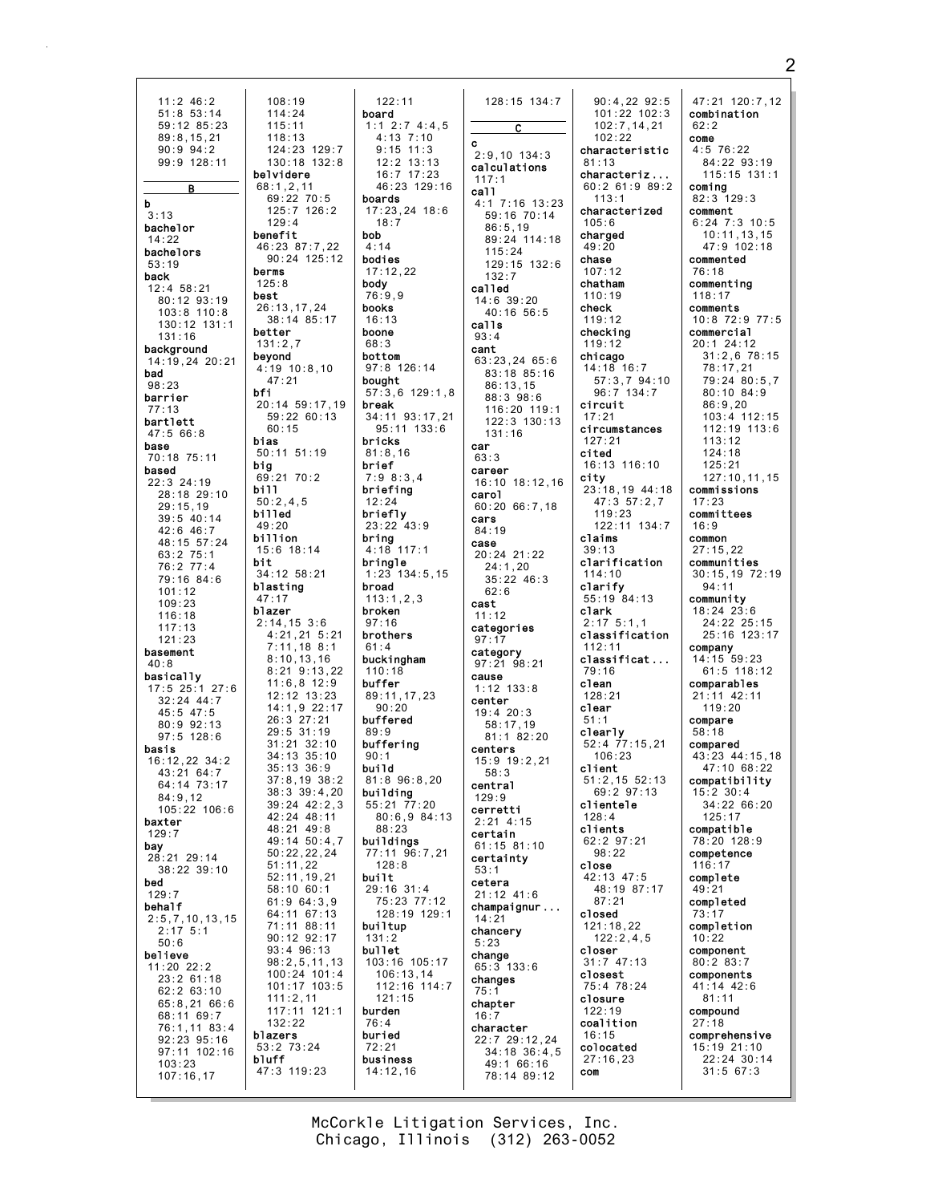11:2 46:2
51:8 53:14
59:12 85:23
89:8,15,21
90:9 94:2
99:9 128:11

**B**

**b**
3:13
**bachelor**
14:22
**bachelors**
53:19
**back**
12:4 58:21
80:12 93:19
103:8 110:8
130:12 131:1
131:16
**background**
14:19,24 20:21
**bad**
98:23
**barrier**
77:13
**bartlett**
47:5 66:8
**base**
70:18 75:11
**based**
22:3 24:19
28:18 29:10
29:15,19
39:5 40:14
42:6 46:7
48:15 57:24
63:2 75:1
76:2 77:4
79:16 84:6
101:12
109:23
116:18
117:13
121:23
**basement**
40:8
**basically**
17:5 25:1 27:6
32:24 44:7
45:5 47:5
80:9 92:13
97:5 128:6
**basis**
16:12,22 34:2
43:21 64:7
64:14 73:17
84:9,12
105:22 106:6
**baxter**
129:7
**bay**
28:21 29:14
38:22 39:10
**bed**
129:7
**behalf**
2:5,7,10,13,15
2:17 5:1
50:6
**believe**
11:20 22:2
23:2 61:18
62:2 63:10
65:8,21 66:6
68:11 69:7
76:1,11 83:4
92:23 95:16
97:11 102:16
103:23
107:16,17

108:19
114:24
115:11
118:13
124:23 129:7
130:18 132:8
**belvidere**
68:1,2,11
69:22 70:5
125:7 126:2
129:4
**benefit**
46:23 87:7,22
90:24 125:12
**berms**
125:8
**best**
26:13,17,24
38:14 85:17
**better**
131:2,7
**beyond**
4:19 10:8,10
47:21
**bfi**
20:14 59:17,19
59:22 60:13
60:15
**bias**
50:11 51:19
**big**
69:21 70:2
**bill**
50:2,4,5
**billed**
49:20
**billion**
15:6 18:14
**bit**
34:12 58:21
**blasting**
47:17
**blazer**
2:14,15 3:6
4:21,21 5:21
7:11,18 8:1
8:10,13,16
8:21 9:13,22
11:6,8 12:9
12:12 13:23
14:1,9 22:17
26:3 27:21
29:5 31:19
31:21 32:10
34:13 35:10
35:13 36:9
37:8,19 38:2
38:3 39:4,20
39:24 42:2,3
42:24 48:11
48:21 49:8
49:14 50:4,7
50:22,22,24
51:11,22
52:11,19,21
58:10 60:1
61:9 64:3,9
64:11 67:13
71:11 88:11
90:12 92:17
93:4 96:13
98:2,5,11,13
100:24 101:4
101:17 103:5
111:2,11
117:11 121:1
132:22
**blazers**
53:2 73:24
**bluff**
47:3 119:23

122:11
**board**
1:1 2:7 4:4,5
4:13 7:10
9:15 11:3
12:2 13:13
16:7 17:23
46:23 129:16
**boards**
17:23,24 18:6
18:7
**bob**
4:14
**bodies**
17:12,22
**body**
76:9,9
**books**
16:13
**boone**
68:3
**bottom**
97:8 126:14
**bought**
57:3,6 129:1,8
**break**
34:11 93:17,21
95:11 133:6
**bricks**
81:8,16
**brief**
7:9 8:3,4
**briefing**
12:24
**briefly**
23:22 43:9
**bring**
4:18 117:1
**bringle**
1:23 134:5,15
**broad**
113:1,2,3
**broken**
97:16
**brothers**
61:4
**buckingham**
110:18
**buffer**
89:11,17,23
90:20
**buffered**
89:9
**buffering**
90:1
**build**
81:8 96:8,20
**building**
55:21 77:20
80:6,9 84:13
88:23
**buildings**
77:11 96:7,21
128:8
**built**
29:16 31:4
75:23 77:12
128:19 129:1
**builtup**
131:2
**bullet**
103:16 105:17
106:13,14
112:16 114:7
121:15
**burden**
76:4
**buried**
72:21
**business**
14:12,16

128:15 134:7

**C**

**c**
2:9,10 134:3
**calculations**
117:1
**call**
4:1 7:16 13:23
59:16 70:14
86:5,19
89:24 114:18
115:24
129:15 132:6
132:7
**called**
14:6 39:20
40:16 56:5
**calls**
93:4
**cant**
63:23,24 65:6
83:18 85:16
86:13,15
88:3 98:6
116:20 119:1
122:3 130:13
131:16
**car**
63:3
**career**
16:10 18:12,16
**carol**
60:20 66:7,18
**cars**
84:19
**case**
20:24 21:22
24:1,20
35:22 46:3
62:6
**cast**
11:12
**categories**
97:17
**category**
97:21 98:21
**cause**
1:12 133:8
**center**
19:4 20:3
58:17,19
81:1 82:20
**centers**
15:9 19:2,21
58:3
**central**
129:9
**cerretti**
2:21 4:15
**certain**
61:15 81:10
**certainty**
53:1
**cetera**
21:12 41:6
**champaignur...**
14:21
**chancery**
5:23
**change**
65:3 133:6
**changes**
75:1
**chapter**
16:7
**character**
22:7 29:12,24
34:18 36:4,5
49:1 66:16
78:14 89:12

90:4,22 92:5
101:22 102:3
102:7,14,21
102:22
**characteristic**
81:13
**characteriz...**
60:2 61:9 89:2
113:1
**characterized**
105:6
**charged**
49:20
**chase**
107:12
**chatham**
110:19
**check**
119:12
**checking**
119:12
**chicago**
14:18 16:7
57:3,7 94:10
96:7 134:7
**circuit**
17:21
**circumstances**
127:21
**cited**
16:13 116:10
**city**
23:18,19 44:18
47:3 57:2,7
119:23
122:11 134:7
**claims**
39:13
**clarification**
114:10
**clarify**
55:19 84:13
**clark**
2:17 5:1,1
**classification**
112:11
**classificat...**
79:16
**clean**
128:21
**clear**
51:1
**clearly**
52:4 77:15,21
106:23
**client**
51:2,15 52:13
69:2 97:13
**clientele**
128:4
**clients**
62:2 97:21
98:22
**close**
42:13 47:5
48:19 87:17
87:21
**closed**
121:18,22
122:2,4,5
**closer**
31:7 47:13
**closest**
75:4 78:24
**closure**
122:19
**coalition**
16:15
**colocated**
27:16,23
**com**

47:21 120:7,12
**combination**
62:2
**come**
4:5 76:22
84:22 93:19
115:15 131:1
**coming**
82:3 129:3
**comment**
6:24 7:3 10:5
10:11,13,15
47:9 102:18
**commented**
76:18
**commenting**
118:17
**comments**
10:8 72:9 77:5
**commercial**
20:1 24:12
31:2,6 78:15
78:17,21
79:24 80:5,7
80:10 84:9
86:9,20
103:4 112:15
112:19 113:6
113:12
124:18
125:21
127:10,11,15
**commissions**
17:23
**committees**
16:9
**common**
27:15,22
**communities**
30:15,19 72:19
94:11
**community**
18:24 23:6
24:22 25:15
25:16 123:17
**company**
14:15 59:23
61:5 118:12
**comparables**
21:11 42:11
119:20
**compare**
58:18
**compared**
43:23 44:15,18
47:10 68:22
**compatibility**
15:2 30:4
34:22 66:20
125:17
**compatible**
78:20 128:9
**competence**
116:17
**complete**
49:21
**completed**
73:17
**completion**
10:22
**component**
80:2 83:7
**components**
41:14 42:6
81:11
**compound**
27:18
**comprehensive**
15:19 21:10
22:24 30:14
31:5 67:3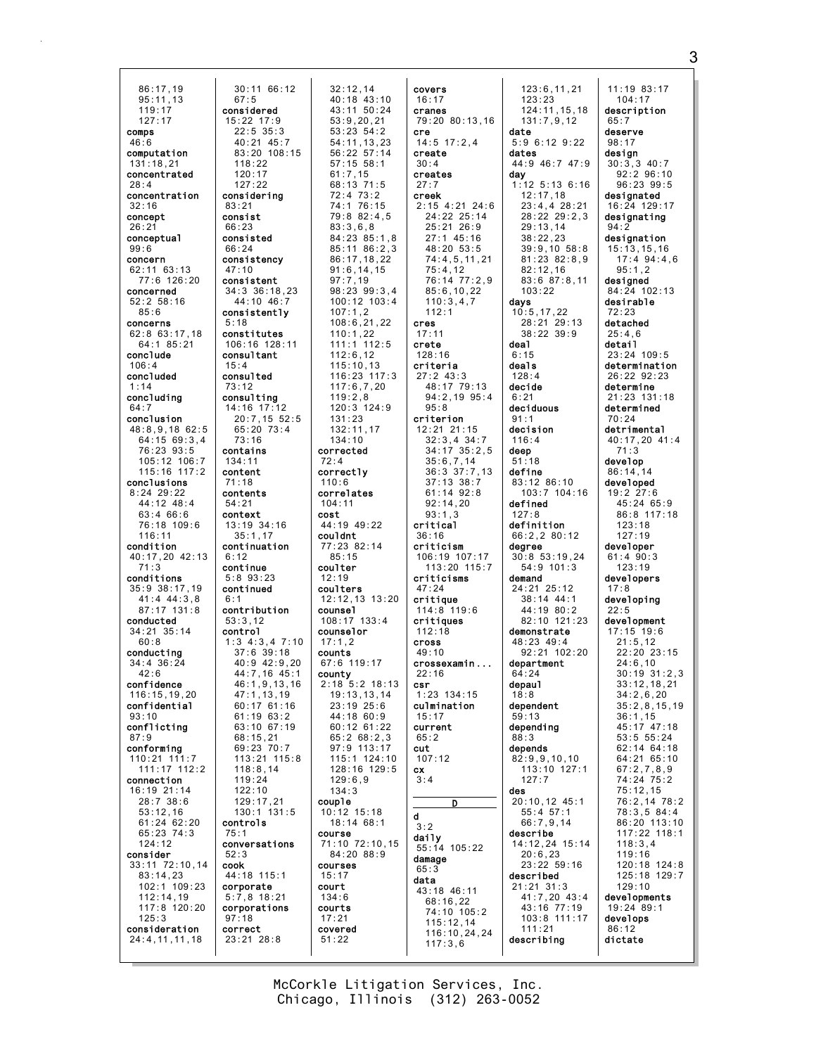86:17,19
95:11,13
119:17
127:17
**comps**
46:6
**computation**
131:18,21
**concentrated**
28:4
**concentration**
32:16
**concept**
26:21
**conceptual**
99:6
**concern**
62:11 63:13
77:6 126:20
**concerned**
52:2 58:16
85:6
**concerns**
62:8 63:17,18
64:1 85:21
**conclude**
106:4
**concluded**
1:14
**concluding**
64:7
**conclusion**
48:8,9,18 62:5
64:15 69:3,4
76:23 93:5
105:12 106:7
115:16 117:2
**conclusions**
8:24 29:22
44:12 48:4
63:4 66:6
76:18 109:6
116:11
**condition**
40:17,20 42:13
71:3
**conditions**
35:9 38:17,19
41:4 44:3,8
87:17 131:8
**conducted**
34:21 35:14
60:8
**conducting**
34:4 36:24
42:6
**confidence**
116:15,19,20
**confidential**
93:10
**conflicting**
87:9
**conforming**
110:21 111:7
111:17 112:2
**connection**
16:19 21:14
28:7 38:6
53:12,16
61:24 62:20
65:23 74:3
124:12
**consider**
33:11 72:10,14
83:14,23
102:1 109:23
112:14,19
117:8 120:20
125:3
**consideration**
24:4,11,11,18

30:11 66:12
67:5
**considered**
15:22 17:9
22:5 35:3
40:21 45:7
83:20 108:15
118:22
120:17
127:22
**considering**
83:21
**consist**
66:23
**consisted**
66:24
**consistency**
47:10
**consistent**
34:3 36:18,23
44:10 46:7
**consistently**
5:18
**constitutes**
106:16 128:11
**consultant**
15:4
**consulted**
73:12
**consulting**
14:16 17:12
20:7,15 52:5
65:20 73:4
73:16
**contains**
134:11
**content**
71:18
**contents**
54:21
**context**
13:19 34:16
35:1,17
**continuation**
6:12
**continue**
5:8 93:23
**continued**
6:1
**contribution**
53:3,12
**control**
1:3 4:3,4 7:10
37:6 39:18
40:9 42:9,20
44:7,16 45:1
46:1,9,13,16
47:1,13,19
60:17 61:16
61:19 63:2
63:10 67:19
68:15,21
69:23 70:7
113:21 115:8
118:8,14
119:24
122:10
129:17,21
130:1 131:5
**controls**
75:1
**conversations**
52:3
**cook**
44:18 115:1
**corporate**
5:7,8 18:21
**corporations**
97:18
**correct**
23:21 28:8

32:12,14
40:18 43:10
43:11 50:24
53:9,20,21
53:23 54:2
54:11,13,23
56:22 57:14
57:15 58:1
61:7,15
68:13 71:5
72:4 73:2
74:1 76:15
79:8 82:4,5
83:3,6,8
84:23 85:1,8
85:11 86:2,3
86:17,18,22
91:6,14,15
97:7,19
98:23 99:3,4
100:12 103:4
107:1,2
108:6,21,22
110:1,22
111:1 112:5
112:6,12
115:10,13
116:23 117:3
117:6,7,20
119:2,8
120:3 124:9
131:23
132:11,17
134:10
**corrected**
72:4
**correctly**
110:6
**correlates**
104:11
**cost**
44:19 49:22
**couldnt**
77:23 82:14
85:15
**coulter**
12:19
**coulters**
12:12,13 13:20
**counsel**
108:17 133:4
**counselor**
17:1,2
**counts**
67:6 119:17
**county**
2:18 5:2 18:13
19:13,13,14
23:19 25:6
44:18 60:9
60:12 61:22
65:2 68:2,3
97:9 113:17
115:1 124:10
128:16 129:5
129:6,9
134:3
**couple**
10:12 15:18
18:14 68:1
**course**
71:10 72:10,15
84:20 88:9
**courses**
15:17
**court**
134:6
**courts**
17:21
**covered**
51:22

**covers**
16:17
**cranes**
79:20 80:13,16
**cre**
14:5 17:2,4
**create**
30:4
**creates**
27:7
**creek**
2:15 4:21 24:6
24:22 25:14
25:21 26:9
27:1 45:16
48:20 53:5
74:4,5,11,21
75:4,12
76:14 77:2,9
85:6,10,22
110:3,4,7
112:1
**cres**
17:11
**crete**
128:16
**criteria**
27:2 43:3
48:17 79:13
94:2,19 95:4
95:8
**criterion**
12:21 21:15
32:3,4 34:7
34:17 35:2,5
35:6,7,14
36:3 37:7,13
37:13 38:7
61:14 92:8
92:14,20
93:1,3
**critical**
36:16
**criticism**
106:19 107:17
113:20 115:7
**criticisms**
47:24
**critique**
114:8 119:6
**critiques**
112:18
**cross**
49:10
**crossexamin...**
22:16
**csr**
1:23 134:15
**culmination**
15:17
**current**
65:2
**cut**
107:12
**cx**
3:4

**D**

**d**
3:2
**daily**
55:14 105:22
**damage**
65:3
**data**
43:18 46:11
68:16,22
74:10 105:2
115:12,14
116:10,24,24
117:3,6

123:6,11,21
123:23
124:11,15,18
131:7,9,12
**date**
5:9 6:12 9:22
**dates**
44:9 46:7 47:9
**day**
1:12 5:13 6:16
12:17,18
23:4,4 28:21
28:22 29:2,3
29:13,14
38:22,23
39:9,10 58:8
81:23 82:8,9
82:12,16
83:6 87:8,11
103:22
**days**
10:5,17,22
28:21 29:13
38:22 39:9
**deal**
6:15
**deals**
128:4
**decide**
6:21
**deciduous**
91:1
**decision**
116:4
**deep**
51:18
**define**
83:12 86:10
103:7 104:16
**defined**
127:8
**definition**
66:2,2 80:12
**degree**
30:8 53:19,24
54:9 101:3
**demand**
24:21 25:12
38:14 44:1
44:19 80:2
82:10 121:23
**demonstrate**
48:23 49:4
92:21 102:20
**department**
64:24
**depaul**
18:8
**dependent**
59:13
**depending**
88:3
**depends**
82:9,9,10,10
113:10 127:1
127:7
**des**
20:10,12 45:1
55:4 57:1
66:7,9,14
**describe**
14:12,24 15:14
20:6,23
23:22 59:16
**described**
21:21 31:3
41:7,20 43:4
43:16 77:19
103:8 111:17
111:21
**describing**

11:19 83:17
104:17
**description**
65:7
**deserve**
98:17
**design**
30:3,3 40:7
92:2 96:10
96:23 99:5
**designated**
16:24 129:17
**designating**
94:2
**designation**
15:13,15,16
17:4 94:4,6
95:1,2
**designed**
84:24 102:13
**desirable**
72:23
**detached**
25:4,6
**detail**
23:24 109:5
**determination**
26:22 92:23
**determine**
21:23 131:18
**determined**
70:24
**detrimental**
40:17,20 41:4
71:3
**develop**
86:14,14
**developed**
19:2 27:6
45:24 65:9
86:8 117:18
123:18
127:19
**developer**
61:4 90:3
123:19
**developers**
17:8
**developing**
22:5
**development**
17:15 19:6
21:5,12
22:20 23:15
24:6,10
30:19 31:2,3
33:12,18,21
34:2,6,20
35:2,8,15,19
36:1,15
45:17 47:18
53:5 55:24
62:14 64:18
64:21 65:10
67:2,7,8,9
74:24 75:2
75:12,15
76:2,14 78:2
78:3,5 84:4
86:20 113:10
117:22 118:1
118:3,4
119:16
120:18 124:8
125:18 129:7
129:10
**developments**
19:24 89:1
**develops**
86:12
**dictate**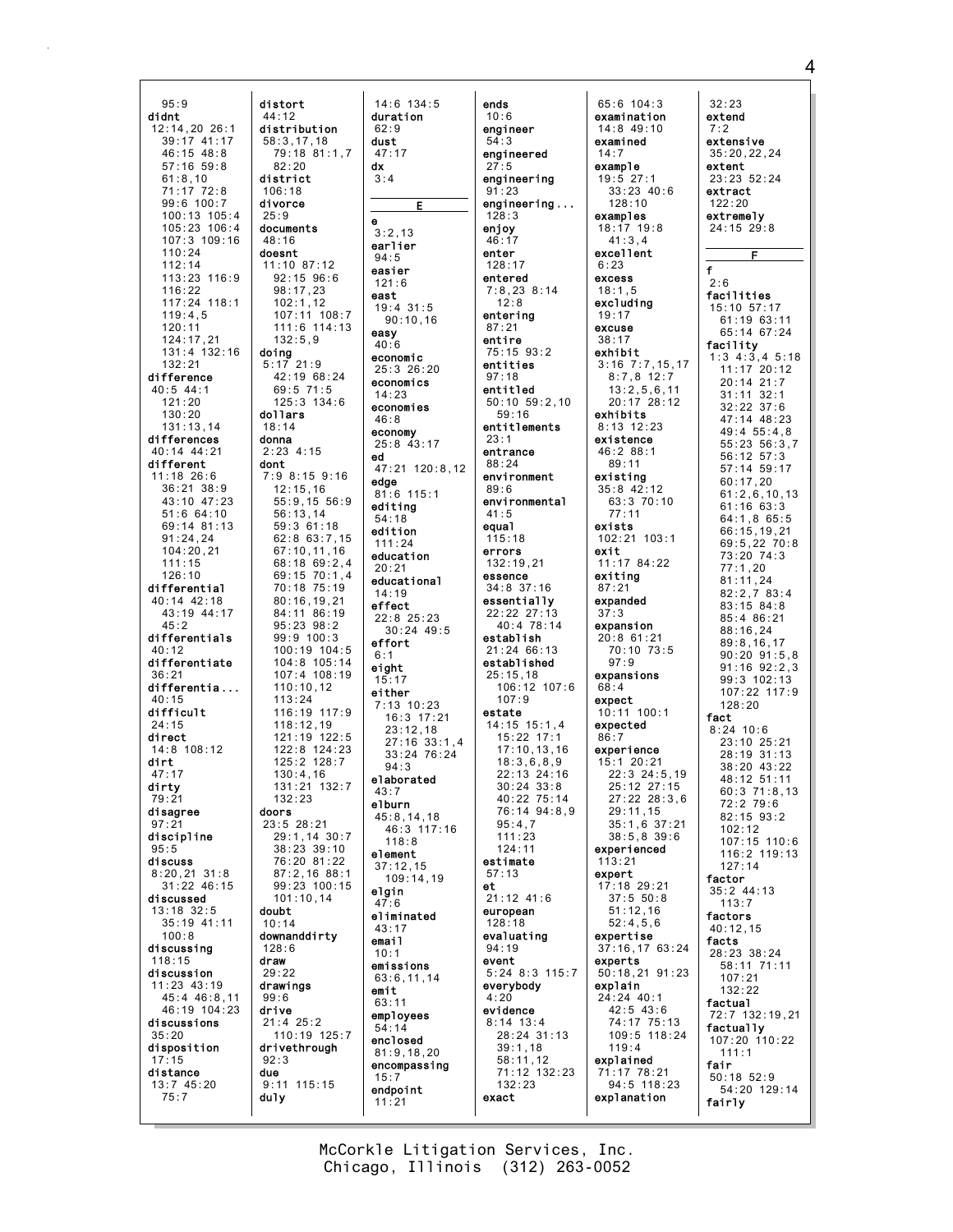95:9
**didnt**
12:14,20 26:1
39:17 41:17
46:15 48:8
57:16 59:8
61:8,10
71:17 72:8
99:6 100:7
100:13 105:4
105:23 106:4
107:3 109:16
110:24
112:14
113:23 116:9
116:22
117:24 118:1
119:4,5
120:11
124:17,21
131:4 132:16
132:21
**difference**
40:5 44:1
121:20
130:20
131:13,14
**differences**
40:14 44:21
**different**
11:18 26:6
36:21 38:9
43:10 47:23
51:6 64:10
69:14 81:13
91:24,24
104:20,21
111:15
126:10
**differential**
40:14 42:18
43:19 44:17
45:2
**differentials**
40:12
**differentiate**
36:21
**differentia...**
40:15
**difficult**
24:15
**direct**
14:8 108:12
**dirt**
47:17
**dirty**
79:21
**disagree**
97:21
**discipline**
95:5
**discuss**
8:20,21 31:8
31:22 46:15
**discussed**
13:18 32:5
35:19 41:11
100:8
**discussing**
118:15
**discussion**
11:23 43:19
45:4 46:8,11
46:19 104:23
**discussions**
35:20
**disposition**
17:15
**distance**
13:7 45:20
75:7

**distort**
44:12
**distribution**
58:3,17,18
79:18 81:1,7
82:20
**district**
106:18
**divorce**
25:9
**documents**
48:16
**doesnt**
11:10 87:12
92:15 96:6
98:17,23
102:1,12
107:11 108:7
111:6 114:13
132:5,9
**doing**
5:17 21:9
42:19 68:24
69:5 71:5
125:3 134:6
**dollars**
18:14
**donna**
2:23 4:15
**dont**
7:9 8:15 9:16
12:15,16
55:9,15 56:9
56:13,14
59:3 61:18
62:8 63:7,15
67:10,11,16
68:18 69:2,4
69:15 70:1,4
70:18 75:19
80:16,19,21
84:11 86:19
95:23 98:2
99:9 100:3
100:19 104:5
104:8 105:14
107:4 108:19
110:10,12
113:24
116:19 117:9
118:12,19
121:19 122:5
122:8 124:23
125:2 128:7
130:4,16
131:21 132:7
132:23
**doors**
23:5 28:21
29:1,14 30:7
38:23 39:10
76:20 81:22
87:2,16 88:1
99:23 100:15
101:10,14
**doubt**
10:14
**downanddirty**
128:6
**draw**
29:22
**drawings**
99:6
**drive**
21:4 25:2
110:19 125:7
**drivethrough**
92:3
**due**
9:11 115:15
**duly**

14:6 134:5
**duration**
62:9
**dust**
47:17
**dx**
3:4

## E

**e**
3:2,13
**earlier**
94:5
**easier**
121:6
**east**
19:4 31:5
90:10,16
**easy**
40:6
**economic**
25:3 26:20
**economics**
14:23
**economies**
46:8
**economy**
25:8 43:17
**ed**
47:21 120:8,12
**edge**
81:6 115:1
**editing**
54:18
**edition**
111:24
**education**
20:21
**educational**
14:19
**effect**
22:8 25:23
30:24 49:5
**effort**
6:1
**eight**
15:17
**either**
7:13 10:23
16:3 17:21
23:12,18
27:16 33:1,4
33:24 76:24
94:3
**elaborated**
43:7
**elburn**
45:8,14,18
46:3 117:16
118:8
**element**
37:12,15
109:14,19
**elgin**
47:6
**eliminated**
43:17
**email**
10:1
**emissions**
63:6,11,14
**emit**
63:11
**employees**
54:14
**enclosed**
81:9,18,20
**encompassing**
15:7
**endpoint**
11:21

**ends**
10:6
**engineer**
54:3
**engineered**
27:5
**engineering**
91:23
**engineering...**
128:3
**enjoy**
46:17
**enter**
128:17
**entered**
7:8,23 8:14
12:8
**entering**
87:21
**entire**
75:15 93:2
**entities**
97:18
**entitled**
50:10 59:2,10
59:16
**entitlements**
23:1
**entrance**
88:24
**environment**
89:6
**environmental**
41:5
**equal**
115:18
**errors**
132:19,21
**essence**
34:8 37:16
**essentially**
22:22 27:13
40:4 78:14
**establish**
21:24 66:13
**established**
25:15,18
106:12 107:6
107:9
**estate**
14:15 15:1,4
15:22 17:1
17:10,13,16
18:3,6,8,9
22:13 24:16
30:24 33:8
40:22 75:14
76:14 94:8,9
95:4,7
111:23
124:11
**estimate**
57:13
**et**
21:12 41:6
**european**
128:18
**evaluating**
94:19
**event**
5:24 8:3 115:7
**everybody**
4:20
**evidence**
8:14 13:4
28:24 31:13
39:1,18
58:11,12
71:12 132:23
132:23
**exact**

65:6 104:3
**examination**
14:8 49:10
**examined**
14:7
**example**
19:5 27:1
33:23 40:6
128:10
**examples**
18:17 19:8
41:3,4
**excellent**
6:23
**excess**
18:1,5
**excluding**
19:17
**excuse**
38:17
**exhibit**
3:16 7:7,15,17
8:7,8 12:7
13:2,5,6,11
20:17 28:12
**exhibits**
8:13 12:23
**existence**
46:2 88:1
89:11
**existing**
35:8 42:12
63:3 70:10
77:11
**exists**
102:21 103:1
**exit**
11:17 84:22
**exiting**
87:21
**expanded**
37:3
**expansion**
20:8 61:21
70:10 73:5
97:9
**expansions**
68:4
**expect**
10:11 100:1
**expected**
86:7
**experience**
15:1 20:21
22:3 24:5,19
25:12 27:15
27:22 28:3,6
29:11,15
35:1,6 37:21
38:5,8 39:6
**experienced**
113:21
**expert**
17:18 29:21
37:5 50:8
51:12,16
52:4,5,6
**expertise**
37:16,17 63:24
**experts**
50:18,21 91:23
**explain**
24:24 40:1
42:5 43:6
74:17 75:13
109:5 118:24
119:4
**explained**
71:17 78:21
94:5 118:23
**explanation**

32:23
**extend**
7:2
**extensive**
35:20,22,24
**extent**
23:23 52:24
**extract**
122:20
**extremely**
24:15 29:8

## F

**f**
2:6
**facilities**
15:10 57:17
61:19 63:11
65:14 67:24
**facility**
1:3 4:3,4 5:18
11:17 20:12
20:14 21:7
31:11 32:1
32:22 37:6
47:14 48:23
49:4 55:4,8
55:23 56:3,7
56:12 57:3
57:14 59:17
60:17,20
61:2,6,10,13
61:16 63:3
64:1,8 65:5
66:15,19,21
69:5,22 70:8
73:20 74:3
77:1,20
81:11,24
82:2,7 83:4
83:15 84:8
85:4 86:21
88:16,24
89:8,16,17
90:20 91:5,8
91:16 92:2,3
99:3 102:13
107:22 117:9
128:20
**fact**
8:24 10:6
23:10 25:21
28:19 31:13
38:20 43:22
48:12 51:11
60:3 71:8,13
72:2 79:6
82:15 93:2
102:12
107:15 110:6
116:2 119:13
127:14
**factor**
35:2 44:13
113:7
**factors**
40:12,15
**facts**
28:23 38:24
58:11 71:11
107:21
132:22
**factual**
72:7 132:19,21
**factually**
107:20 110:22
111:1
**fair**
50:18 52:9
54:20 129:14
**fairly**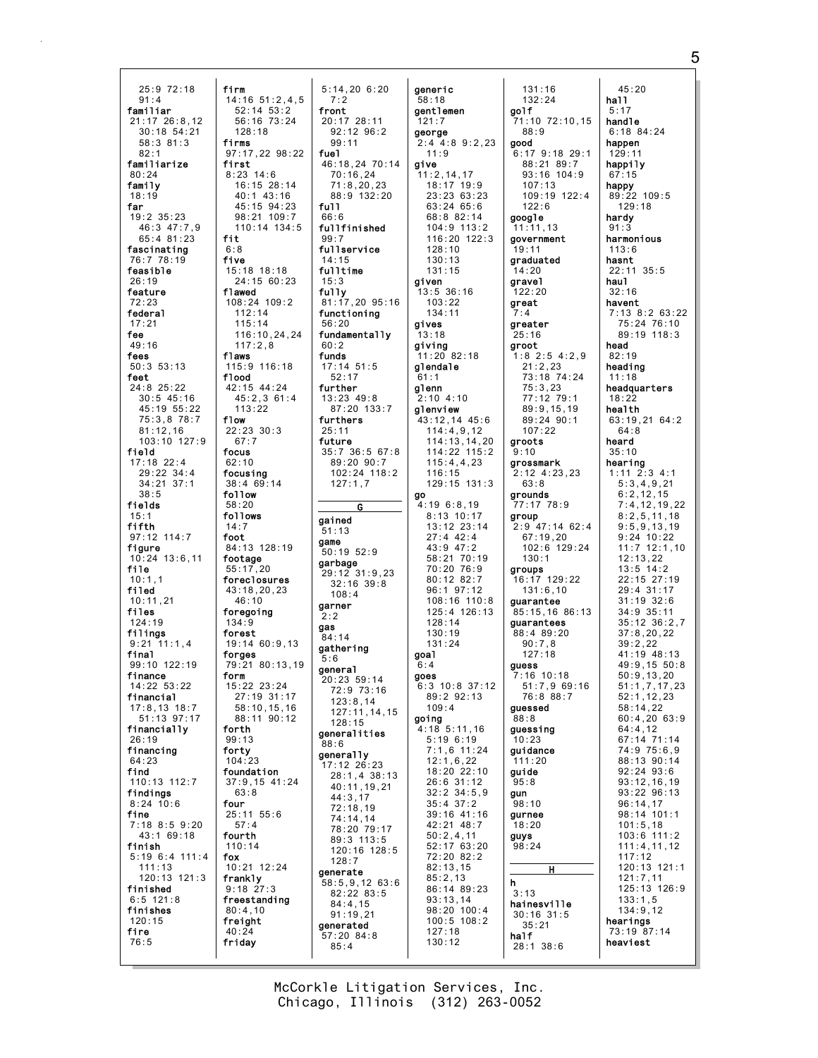25:9 72:18
91:4
**familiar**
21:17 26:8,12
30:18 54:21
58:3 81:3
82:1
**familiarize**
80:24
**family**
18:19
**far**
19:2 35:23
46:3 47:7,9
65:4 81:23
**fascinating**
76:7 78:19
**feasible**
26:19
**feature**
72:23
**federal**
17:21
**fee**
49:16
**fees**
50:3 53:13
**feet**
24:8 25:22
30:5 45:16
45:19 55:22
75:3,8 78:7
81:12,16
103:10 127:9
**field**
17:18 22:4
29:22 34:4
34:21 37:1
38:5
**fields**
15:1
**fifth**
97:12 114:7
**figure**
10:24 13:6,11
**file**
10:1,1
**filed**
10:11,21
**files**
124:19
**filings**
9:21 11:1,4
**final**
99:10 122:19
**finance**
14:22 53:22
**financial**
17:8,13 18:7
51:13 97:17
**financially**
26:19
**financing**
64:23
**find**
110:13 112:7
**findings**
8:24 10:6
**fine**
7:18 8:5 9:20
43:1 69:18
**finish**
5:19 6:4 111:4
111:13
120:13 121:3
**finished**
6:5 121:8
**finishes**
120:15
**fire**
76:5

**firm**
14:16 51:2,4,5
52:14 53:2
56:16 73:24
128:18
**firms**
97:17,22 98:22
**first**
8:23 14:6
16:15 28:14
40:1 43:16
45:15 94:23
98:21 109:7
110:14 134:5
**fit**
6:8
**five**
15:18 18:18
24:15 60:23
**flawed**
108:24 109:2
112:14
115:14
116:10,24,24
117:2,8
**flaws**
115:9 116:18
**flood**
42:15 44:24
45:2,3 61:4
113:22
**flow**
22:23 30:3
67:7
**focus**
62:10
**focusing**
38:4 69:14
**follow**
58:20
**follows**
14:7
**foot**
84:13 128:19
**footage**
55:17,20
**foreclosures**
43:18,20,23
46:10
**foregoing**
134:9
**forest**
19:14 60:9,13
**forges**
79:21 80:13,19
**form**
15:22 23:24
27:19 31:17
58:10,15,16
88:11 90:12
**forth**
99:13
**forty**
104:23
**foundation**
37:9,15 41:24
63:8
**four**
25:11 55:6
57:4
**fourth**
110:14
**fox**
10:21 12:24
**frankly**
9:18 27:3
**freestanding**
80:4,10
**freight**
40:24
**friday**

5:14,20 6:20
7:2
**front**
20:17 28:11
92:12 96:2
99:11
**fuel**
46:18,24 70:14
70:16,24
71:8,20,23
88:9 132:20
**full**
66:6
**fullfinished**
99:7
**fullservice**
14:15
**fulltime**
15:3
**fully**
81:17,20 95:16
**functioning**
56:20
**fundamentally**
60:2
**funds**
17:14 51:5
52:17
**further**
13:23 49:8
87:20 133:7
**furthers**
25:11
**future**
35:7 36:5 67:8
89:20 90:7
102:24 118:2
127:1,7

## G

**gained**
51:13
**game**
50:19 52:9
**garbage**
29:12 31:9,23
32:16 39:8
108:4
**garner**
2:2
**gas**
84:14
**gathering**
5:6
**general**
20:23 59:14
72:9 73:16
123:8,14
127:11,14,15
128:15
**generalities**
88:6
**generally**
17:12 26:23
28:1,4 38:13
40:11,19,21
44:3,17
72:18,19
74:14,14
78:20 79:17
89:3 113:5
120:16 128:5
128:7
**generate**
58:5,9,12 63:6
82:22 83:5
84:4,15
91:19,21
**generated**
57:20 84:8
85:4

**generic**
58:18
**gentlemen**
121:7
**george**
2:4 4:8 9:2,23
11:9
**give**
11:2,14,17
18:17 19:9
23:23 63:23
63:24 65:6
68:8 82:14
104:9 113:2
116:20 122:3
128:10
130:13
131:15
**given**
13:5 36:16
103:22
134:11
**gives**
13:18
**giving**
11:20 82:18
**glendale**
61:1
**glenn**
2:10 4:10
**glenview**
43:12,14 45:6
114:4,9,12
114:13,14,20
114:22 115:2
115:4,4,23
116:15
129:15 131:3
**go**
4:19 6:8,19
8:13 10:17
13:12 23:14
27:4 42:4
43:9 47:2
58:21 70:19
70:20 76:9
80:12 82:7
96:1 97:12
108:16 110:8
125:4 126:13
128:14
130:19
131:24
**goal**
6:4
**goes**
6:3 10:8 37:12
89:2 92:13
109:4
**going**
4:18 5:11,16
5:19 6:19
7:1,6 11:24
12:1,6,22
18:20 22:10
26:6 31:12
32:2 34:5,9
35:4 37:2
39:16 41:16
42:21 48:7
50:2,4,11
52:17 63:20
72:20 82:2
82:13,15
85:2,13
86:14 89:23
93:13,14
98:20 100:4
100:5 108:2
127:18
130:12

131:16
132:24
**golf**
71:10 72:10,15
88:9
**good**
6:17 9:18 29:1
88:21 89:7
93:16 104:9
107:13
109:19 122:4
122:6
**google**
11:11,13
**government**
19:11
**graduated**
14:20
**gravel**
122:20
**great**
7:4
**greater**
25:16
**groot**
1:8 2:5 4:2,9
21:2,23
73:18 74:24
75:3,23
77:12 79:1
89:9,15,19
89:24 90:1
107:22
**groots**
9:10
**grossmark**
2:12 4:23,23
63:8
**grounds**
77:17 78:9
**group**
2:9 47:14 62:4
67:19,20
102:6 129:24
130:1
**groups**
16:17 129:22
131:6,10
**guarantee**
85:15,16 86:13
**guarantees**
88:4 89:20
90:7,8
127:18
**guess**
7:16 10:18
51:7,9 69:16
76:8 88:7
**guessed**
88:8
**guessing**
10:23
**guidance**
111:20
**guide**
95:8
**gun**
98:10
**gurnee**
18:20
**guys**
98:24

## H

**h**
3:13
**hainesville**
30:16 31:5
35:21
**half**
28:1 38:6

45:20
**hall**
5:17
**handle**
6:18 84:24
**happen**
129:11
**happily**
67:15
**happy**
89:22 109:5
129:18
**hardy**
91:3
**harmonious**
113:6
**hasnt**
22:11 35:5
**haul**
32:16
**havent**
7:13 8:2 63:22
75:24 76:10
89:19 118:3
**head**
82:19
**heading**
11:18
**headquarters**
18:22
**health**
63:19,21 64:2
64:8
**heard**
35:10
**hearing**
1:11 2:3 4:1
5:3,4,9,21
6:2,12,15
7:4,12,19,22
8:2,5,11,18
9:5,9,13,19
9:24 10:22
11:7 12:1,10
12:13,22
13:5 14:2
22:15 27:19
29:4 31:17
31:19 32:6
34:9 35:11
35:12 36:2,7
37:8,20,22
39:2,22
41:19 48:13
49:9,15 50:8
50:9,13,20
51:1,7,17,23
52:1,12,23
58:14,22
60:4,20 63:9
64:4,12
67:14 71:14
74:9 75:6,9
88:13 90:14
92:24 93:6
93:12,16,19
93:22 96:13
96:14,17
98:14 101:1
101:5,18
103:6 111:2
111:4,11,12
117:12
120:13 121:1
121:7,11
125:13 126:9
133:1,5
134:9,12
**hearings**
73:19 87:14
**heaviest**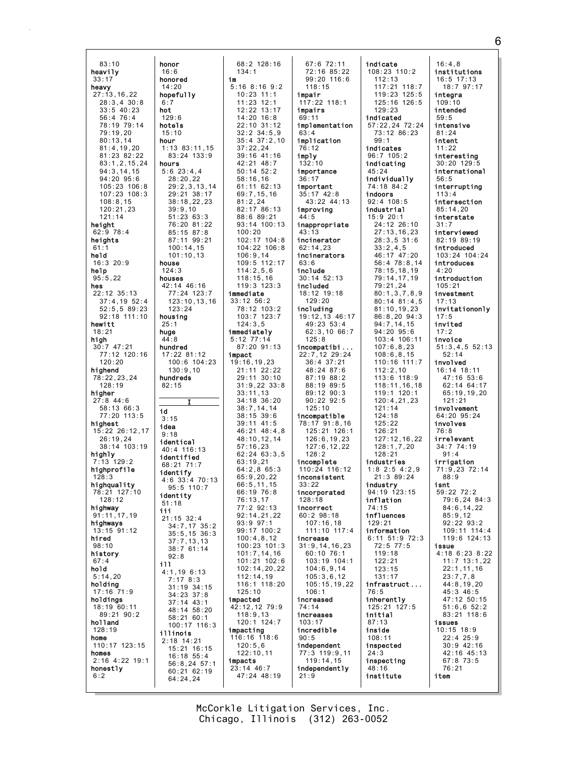83:10
**heavily**
33:17
**heavy**
27:13,16,22
28:3,4 30:8
33:5 40:23
56:4 76:4
78:19 79:14
79:19,20
80:13,14
81:4,19,20
81:23 82:22
83:1,2,15,24
94:3,14,15
94:20 95:6
105:23 106:8
107:23 108:3
108:8,15
120:21,23
121:14
**height**
62:9 78:4
**heights**
61:1
**held**
16:3 20:9
**help**
95:5,22
**hes**
22:12 35:13
37:4,19 52:4
52:5,5 89:23
92:18 111:10
**hewitt**
18:21
**high**
30:7 47:21
77:12 120:16
120:20
**highend**
78:22,23,24
128:19
**higher**
27:8 44:6
58:13 66:3
77:20 113:5
**highest**
15:22 26:12,17
26:19,24
38:14 103:19
**highly**
7:13 129:2
**highprofile**
128:3
**highquality**
78:21 127:10
128:12
**highway**
91:11,17,19
**highways**
13:15 91:12
**hired**
98:10
**history**
67:4
**hold**
5:14,20
**holding**
17:16 71:9
**holdings**
18:19 60:11
89:21 90:2
**holland**
128:19
**home**
110:17 123:15
**homes**
2:16 4:22 19:1
**honestly**
6:2
**honor**
16:6
**honored**
14:20
**hopefully**
6:7
**hot**
129:6
**hotels**
15:10
**hour**
1:13 83:11,15
83:24 133:9
**hours**
5:6 23:4,4
28:20,22
29:2,3,13,14
29:21 38:17
38:18,22,23
39:9,10
51:23 63:3
76:20 81:22
85:15 87:8
87:11 99:21
100:14,15
101:10,13
**house**
124:3
**houses**
42:14 46:16
77:24 123:7
123:10,13,16
123:24
**housing**
25:1
**huge**
44:8
**hundred**
17:22 81:12
100:6 104:23
130:9,10
**hundreds**
82:15

## I

**id**
3:15
**idea**
9:18
**identical**
40:4 116:13
**identified**
68:21 71:7
**identify**
4:6 33:4 70:13
95:5 110:7
**identity**
51:18
**iii**
21:15 32:4
34:7,17 35:2
35:5,15 36:3
37:7,13,13
38:7 61:14
92:8
**ill**
4:1,19 6:13
7:17 8:3
31:19 34:15
34:23 37:8
37:14 43:1
48:14 58:20
58:21 60:1
100:17 116:3
**illinois**
2:18 14:21
15:21 16:15
16:18 55:4
56:8,24 57:1
60:21 62:19
64:24,24
68:2 128:16
134:1
**im**
5:16 8:16 9:2
10:23 11:1
11:23 12:1
12:22 13:17
14:20 16:8
22:10 31:12
32:2 34:5,9
35:4 37:2,10
37:22,24
39:16 41:16
42:21 48:7
50:14 52:2
58:16,16
61:11 62:13
69:7,15,16
81:2,24
82:17 86:13
88:6 89:21
93:14 100:13
100:20
102:17 104:8
104:22 106:8
106:9,14
109:5 112:17
114:2,5,6
118:15,16
119:3 123:3
**immediate**
33:12 56:2
78:12 103:2
103:7 123:7
124:3,5
**immediately**
5:12 77:14
87:20 91:13
**impact**
19:16,19,23
21:11 22:22
29:11 30:10
31:9,22 33:8
33:11,13
34:18 36:20
38:7,14,14
38:15 39:6
39:11 41:5
46:21 48:4,8
48:10,12,14
57:16,23
62:24 63:3,5
63:19,21
64:2,8 65:3
65:9,20,22
66:5,11,15
66:19 76:8
76:13,17
77:2 92:13
92:14,21,22
93:9 97:1
99:17 100:2
100:4,8,12
100:23 101:3
101:7,14,16
101:21 102:6
102:14,20,22
112:14,19
116:1 118:20
125:10
**impacted**
42:12,12 79:9
118:9,13
120:1 124:7
**impacting**
116:16 118:6
120:5,6
122:10,11
**impacts**
23:14 46:7
47:24 48:19
67:6 72:11
72:16 85:22
99:20 116:6
118:15
**impair**
117:22 118:1
**impairs**
69:11
**implementation**
63:4
**implication**
76:12
**imply**
132:10
**importance**
36:17
**important**
35:17 42:8
43:22 44:13
**improving**
44:5
**inappropriate**
43:13
**incinerator**
62:14,23
**incinerators**
63:6
**include**
30:14 52:13
**included**
18:12 19:18
129:20
**including**
19:12,13 46:17
49:23 53:4
62:3,10 66:7
125:8
**incompatibi...**
22:7,12 29:24
36:4 37:21
48:24 87:6
87:19 88:2
88:19 89:5
89:12 90:3
90:22 92:5
125:10
**incompatible**
78:17 91:8,16
125:21 126:1
126:6,19,23
127:6,12,22
128:2
**incomplete**
110:24 116:12
**inconsistent**
33:22
**incorporated**
128:18
**incorrect**
60:2 98:18
107:16,18
111:10 117:4
**increase**
31:9,14,16,23
60:10 76:1
103:19 104:1
104:6,9,14
105:3,6,12
105:15,19,22
106:1
**increased**
74:14
**increases**
103:17
**incredible**
90:5
**independent**
77:3 119:9,11
119:14,15
**independently**
21:9
**indicate**
108:23 110:2
112:13
117:21 118:7
119:23 125:5
125:16 126:5
129:23
**indicated**
57:22,24 72:24
73:12 86:23
99:1
**indicates**
96:7 105:2
**indicating**
45:24
**individually**
74:18 84:2
**indoors**
92:4 108:5
**industrial**
15:9 20:1
24:12 26:10
27:13,16,23
28:3,5 31:6
33:2,4,5
46:17 47:20
56:4 78:8,14
78:15,18,19
79:14,17,19
79:21,24
80:1,3,7,8,9
80:14 81:4,5
81:10,19,23
86:8,20 94:3
94:7,14,15
94:20 95:6
103:4 106:11
107:6,8,23
108:6,8,15
110:16 111:7
112:2,10
113:6 118:9
118:11,16,18
119:1 120:1
120:4,21,23
121:14
124:18
125:22
126:21
127:12,16,22
128:1,7,20
128:21
**industries**
1:8 2:5 4:2,9
21:3 89:24
**industry**
94:19 123:15
**inflation**
74:15
**influences**
129:21
**information**
6:11 51:9 72:3
72:5 77:5
119:18
122:21
123:15
131:17
**infrastruct...**
76:5
**inherently**
125:21 127:5
**initial**
87:13
**inside**
108:11
**inspected**
24:3
**inspecting**
48:16
**institute**
16:4,8
**institutions**
16:5 17:13
18:7 97:17
**integra**
109:10
**intended**
59:5
**intensive**
81:24
**intent**
11:22
**interesting**
30:20 129:5
**international**
56:5
**interrupting**
113:4
**intersection**
85:14,20
**interstate**
31:7
**interviewed**
82:19 89:19
**introduced**
103:24 104:24
**introduces**
4:20
**introduction**
105:21
**investment**
17:13
**invitationonly**
17:5
**invited**
17:2
**invoice**
51:3,4,5 52:13
52:14
**involved**
16:14 18:11
47:16 53:6
62:14 64:17
65:19,19,20
121:21
**involvement**
64:20 95:24
**involves**
76:8
**irrelevant**
34:7 74:19
91:4
**irrigation**
71:9,23 72:14
88:9
**isnt**
59:22 72:2
79:6,24 84:3
84:6,14,22
85:9,12
92:22 93:2
109:11 114:4
119:6 124:13
**issue**
4:18 6:23 8:22
11:7 13:1,22
22:1,11,16
23:7,7,8
44:8,19,20
45:3 46:5
47:12 50:15
51:6,6 52:2
83:21 118:6
**issues**
10:15 18:9
22:4 25:9
30:9 42:16
42:16 45:13
67:8 73:5
76:21
**item**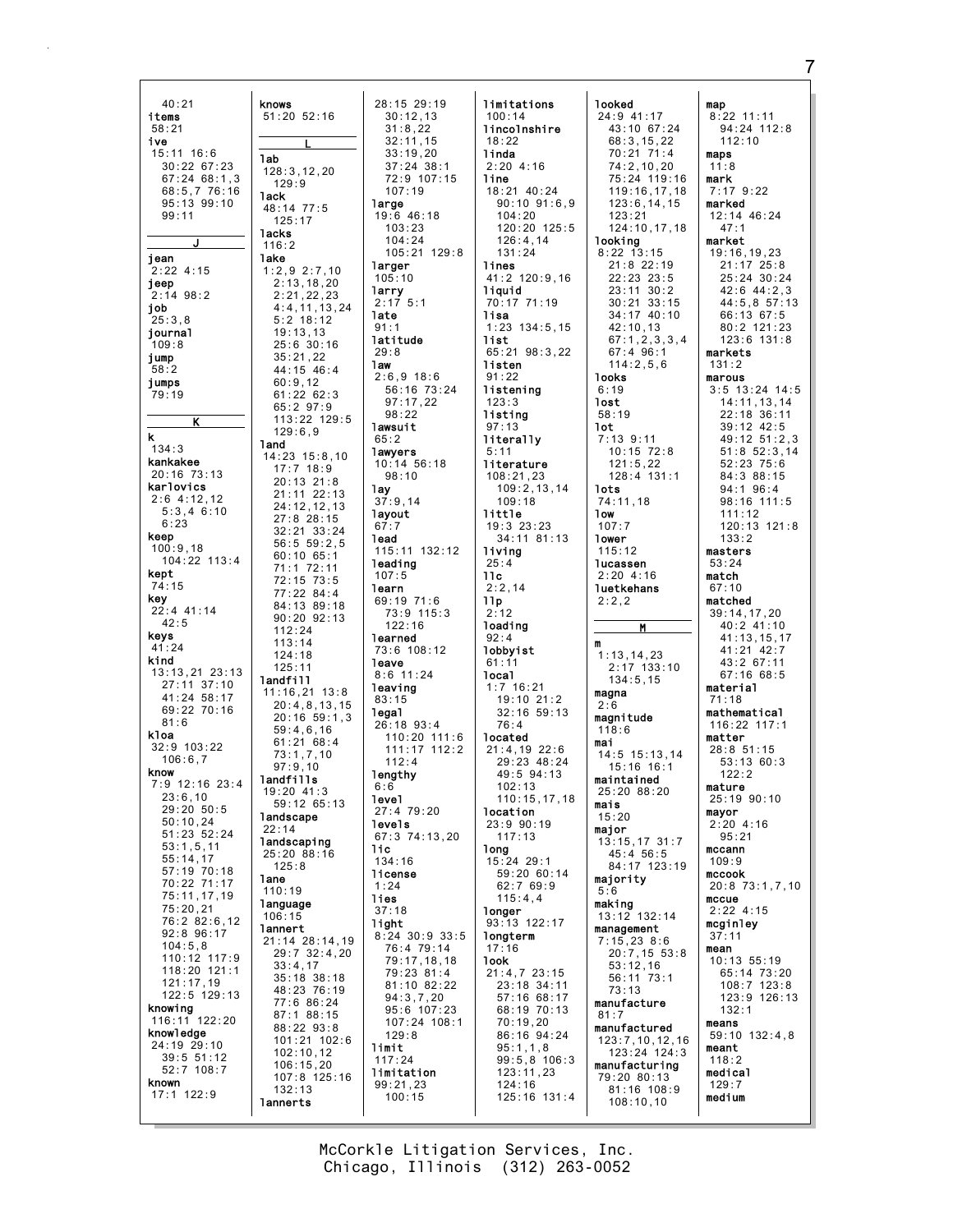40:21
**items**
58:21
**ive**
15:11 16:6
30:22 67:23
67:24 68:1,3
68:5,7 76:16
95:13 99:10
99:11

**J**

**jean**
2:22 4:15
**jeep**
2:14 98:2
**job**
25:3,8
**journal**
109:8
**jump**
58:2
**jumps**
79:19

**K**

**k**
134:3
**kankakee**
20:16 73:13
**karlovics**
2:6 4:12,12
5:3,4 6:10
6:23
**keep**
100:9,18
104:22 113:4
**kept**
74:15
**key**
22:4 41:14
42:5
**keys**
41:24
**kind**
13:13,21 23:13
27:11 37:10
41:24 58:17
69:22 70:16
81:6
**kloa**
32:9 103:22
106:6,7
**know**
7:9 12:16 23:4
23:6,10
29:20 50:5
50:10,24
51:23 52:24
53:1,5,11
55:14,17
57:19 70:18
70:22 71:17
75:11,17,19
75:20,21
76:2 82:6,12
92:8 96:17
104:5,8
110:12 117:9
118:20 121:1
121:17,19
122:5 129:13
**knowing**
116:11 122:20
**knowledge**
24:19 29:10
39:5 51:12
52:7 108:7
**known**
17:1 122:9

**knows**
51:20 52:16

**L**

**lab**
128:3,12,20
129:9
**lack**
48:14 77:5
125:17
**lacks**
116:2
**lake**
1:2,9 2:7,10
2:13,18,20
2:21,22,23
4:4,11,13,24
5:2 18:12
19:13,13
25:6 30:16
35:21,22
44:15 46:4
60:9,12
61:22 62:3
65:2 97:9
113:22 129:5
129:6,9
**land**
14:23 15:8,10
17:7 18:9
20:13 21:8
21:11 22:13
24:12,12,13
27:8 28:15
32:21 33:24
56:5 59:2,5
60:10 65:1
71:1 72:11
72:15 73:5
77:22 84:4
84:13 89:18
90:20 92:13
112:24
113:14
124:18
125:11
**landfill**
11:16,21 13:8
20:4,8,13,15
20:16 59:1,3
59:4,6,16
61:21 68:4
73:1,7,10
97:9,10
**landfills**
19:20 41:3
59:12 65:13
**landscape**
22:14
**landscaping**
25:20 88:16
125:8
**lane**
110:19
**language**
106:15
**lannert**
21:14 28:14,19
29:7 32:4,20
33:4,17
35:18 38:18
48:23 76:19
77:6 86:24
87:1 88:15
88:22 93:8
101:21 102:6
102:10,12
106:15,20
107:8 125:16
132:13
**lannerts**

28:15 29:19
30:12,13
31:8,22
32:11,15
33:19,20
37:24 38:1
72:9 107:15
107:19
**large**
19:6 46:18
103:23
104:24
105:21 129:8
**larger**
105:10
**larry**
2:17 5:1
**late**
91:1
**latitude**
29:8
**law**
2:6,9 18:6
56:16 73:24
97:17,22
98:22
**lawsuit**
65:2
**lawyers**
10:14 56:18
98:10
**lay**
37:9,14
**layout**
67:7
**lead**
115:11 132:12
**leading**
107:5
**learn**
69:19 71:6
73:9 115:3
122:16
**learned**
73:6 108:12
**leave**
8:6 11:24
**leaving**
83:15
**legal**
26:18 93:4
110:20 111:6
111:17 112:2
112:4
**lengthy**
6:6
**level**
27:4 79:20
**levels**
67:3 74:13,20
**lic**
134:16
**license**
1:24
**lies**
37:18
**light**
8:24 30:9 33:5
76:4 79:14
79:17,18,18
79:23 81:4
81:10 82:22
94:3,7,20
95:6 107:23
107:24 108:1
129:8
**limit**
117:24
**limitation**
99:21,23
100:15

**limitations**
100:14
**lincolnshire**
18:22
**linda**
2:20 4:16
**line**
18:21 40:24
90:10 91:6,9
104:20
120:20 125:5
126:4,14
131:24
**lines**
41:2 120:9,16
**liquid**
70:17 71:19
**lisa**
1:23 134:5,15
**list**
65:21 98:3,22
**listen**
91:22
**listening**
123:3
**listing**
97:13
**literally**
5:11
**literature**
108:21,23
109:2,13,14
109:18
**little**
19:3 23:23
34:11 81:13
**living**
25:4
**llc**
2:2,14
**llp**
2:12
**loading**
92:4
**lobbyist**
61:11
**local**
1:7 16:21
19:10 21:2
32:16 59:13
76:4
**located**
21:4,19 22:6
29:23 48:24
49:5 94:13
102:13
110:15,17,18
**location**
23:9 90:19
117:13
**long**
15:24 29:1
59:20 60:14
62:7 69:9
115:4,4
**longer**
93:13 122:17
**longterm**
17:16
**look**
21:4,7 23:15
23:18 34:11
57:16 68:17
68:19 70:13
70:19,20
86:16 94:24
95:1,1,8
99:5,8 106:3
123:11,23
124:16
125:16 131:4

**looked**
24:9 41:17
43:10 67:24
68:3,15,22
70:21 71:4
74:2,10,20
75:24 119:16
119:16,17,18
123:6,14,15
123:21
124:10,17,18
**looking**
8:22 13:15
21:8 22:19
22:23 23:5
23:11 30:2
30:21 33:15
34:17 40:10
42:10,13
67:1,2,3,3,4
67:4 96:1
114:2,5,6
**looks**
6:19
**lost**
58:19
**lot**
7:13 9:11
10:15 72:8
121:5,22
128:4 131:1
**lots**
74:11,18
**low**
107:7
**lower**
115:12
**lucassen**
2:20 4:16
**luetkehans**
2:2,2

**M**

**m**
1:13,14,23
2:17 133:10
134:5,15
**magna**
2:6
**magnitude**
118:6
**mai**
14:5 15:13,14
15:16 16:1
**maintained**
25:20 88:20
**mais**
15:20
**major**
13:15,17 31:7
45:4 56:5
84:17 123:19
**majority**
5:6
**making**
13:12 132:14
**management**
7:15,23 8:6
20:7,15 53:8
53:12,16
56:11 73:1
73:13
**manufacture**
81:7
**manufactured**
123:7,10,12,16
123:24 124:3
**manufacturing**
79:20 80:13
81:16 108:9
108:10,10

**map**
8:22 11:11
94:24 112:8
112:10
**maps**
11:8
**mark**
7:17 9:22
**marked**
12:14 46:24
47:1
**market**
19:16,19,23
21:17 25:8
25:24 30:24
42:6 44:2,3
44:5,8 57:13
66:13 67:5
80:2 121:23
123:6 131:8
**markets**
131:2
**marous**
3:5 13:24 14:5
14:11,13,14
22:18 36:11
39:12 42:5
49:12 51:2,3
51:8 52:3,14
52:23 75:6
84:3 88:15
94:1 96:4
98:16 111:5
111:12
120:13 121:8
133:2
**masters**
53:24
**match**
67:10
**matched**
39:14,17,20
40:2 41:10
41:13,15,17
41:21 42:7
43:2 67:11
67:16 68:5
**material**
71:18
**mathematical**
116:22 117:1
**matter**
28:8 51:15
53:13 60:3
122:2
**mature**
25:19 90:10
**mayor**
2:20 4:16
95:21
**mccann**
109:9
**mccook**
20:8 73:1,7,10
**mccue**
2:22 4:15
**mcginley**
37:11
**mean**
10:13 55:19
65:14 73:20
108:7 123:8
123:9 126:13
132:1
**means**
59:10 132:4,8
**meant**
118:2
**medical**
129:7
**medium**

McCorkle Litigation Services, Inc.
Chicago, Illinois (312) 263-0052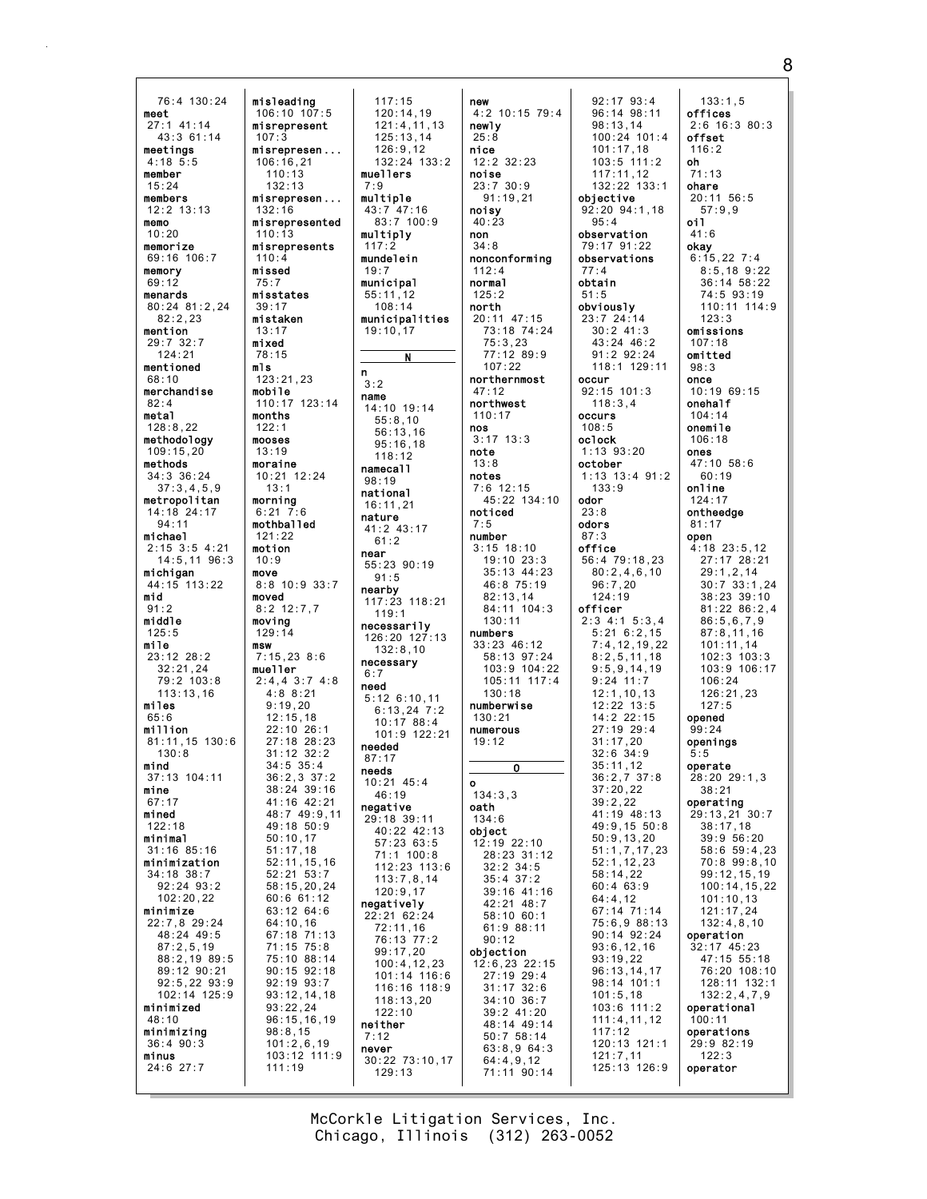76:4 130:24
**meet**
27:1 41:14
43:3 61:14
**meetings**
4:18 5:5
**member**
15:24
**members**
12:2 13:13
**memo**
10:20
**memorize**
69:16 106:7
**memory**
69:12
**menards**
80:24 81:2,24
82:2,23
**mention**
29:7 32:7
124:21
**mentioned**
68:10
**merchandise**
82:4
**metal**
128:8,22
**methodology**
109:15,20
**methods**
34:3 36:24
37:3,4,5,9
**metropolitan**
14:18 24:17
94:11
**michael**
2:15 3:5 4:21
14:5,11 96:3
**michigan**
44:15 113:22
**mid**
91:2
**middle**
125:5
**mile**
23:12 28:2
32:21,24
79:2 103:8
113:13,16
**miles**
65:6
**million**
81:11,15 130:6
130:8
**mind**
37:13 104:11
**mine**
67:17
**mined**
122:18
**minimal**
31:16 85:16
**minimization**
34:18 38:7
92:24 93:2
102:20,22
**minimize**
22:7,8 29:24
48:24 49:5
87:2,5,19
88:2,19 89:5
89:12 90:21
92:5,22 93:9
102:14 125:9
**minimized**
48:10
**minimizing**
36:4 90:3
**minus**
24:6 27:7

**misleading**
106:10 107:5
**misrepresent**
107:3
**misrepresen...**
106:16,21
110:13
132:13
**misrepresen...**
132:16
**misrepresented**
110:13
**misrepresents**
110:4
**missed**
75:7
**misstates**
39:17
**mistaken**
13:17
**mixed**
78:15
**mls**
123:21,23
**mobile**
110:17 123:14
**months**
122:1
**mooses**
13:19
**moraine**
10:21 12:24
13:1
**morning**
6:21 7:6
**mothballed**
121:22
**motion**
10:9
**move**
8:8 10:9 33:7
**moved**
8:2 12:7,7
**moving**
129:14
**msw**
7:15,23 8:6
**mueller**
2:4,4 3:7 4:8
4:8 8:21
9:19,20
12:15,18
22:10 26:1
27:18 28:23
31:12 32:2
34:5 35:4
36:2,3 37:2
38:24 39:16
41:16 42:21
48:7 49:9,11
49:18 50:9
50:10,17
51:17,18
52:11,15,16
52:21 53:7
58:15,20,24
60:6 61:12
63:12 64:6
64:10,16
67:18 71:13
71:15 75:8
75:10 88:14
90:15 92:18
92:19 93:7
93:12,14,18
93:22,24
96:15,16,19
98:8,15
101:2,6,19
103:12 111:9
111:19

117:15
120:14,19
121:4,11,13
125:13,14
126:9,12
132:24 133:2
**muellers**
7:9
**multiple**
43:7 47:16
83:7 100:9
**multiply**
117:2
**mundelein**
19:7
**municipal**
55:11,12
108:14
**municipalities**
19:10,17

**N**

**n**
3:2
**name**
14:10 19:14
55:8,10
56:13,16
95:16,18
118:12
**namecall**
98:19
**national**
16:11,21
**nature**
41:2 43:17
61:2
**near**
55:23 90:19
91:5
**nearby**
117:23 118:21
119:1
**necessarily**
126:20 127:13
132:8,10
**necessary**
6:7
**need**
5:12 6:10,11
6:13,24 7:2
10:17 88:4
101:9 122:21
**needed**
87:17
**needs**
10:21 45:4
46:19
**negative**
29:18 39:11
40:22 42:13
57:23 63:5
71:1 100:8
112:23 113:6
113:7,8,14
120:9,17
**negatively**
22:21 62:24
72:11,16
76:13 77:2
99:17,20
100:4,12,23
101:14 116:6
116:16 118:9
118:13,20
122:10
**neither**
7:12
**never**
30:22 73:10,17
129:13

**new**
4:2 10:15 79:4
**newly**
25:8
**nice**
12:2 32:23
**noise**
23:7 30:9
91:19,21
**noisy**
40:23
**non**
34:8
**nonconforming**
112:4
**normal**
125:2
**north**
20:11 47:15
73:18 74:24
75:3,23
77:12 89:9
107:22
**northernmost**
47:12
**northwest**
110:17
**nos**
3:17 13:3
**note**
13:8
**notes**
7:6 12:15
45:22 134:10
**noticed**
7:5
**number**
3:15 18:10
19:10 23:3
35:13 44:23
46:8 75:19
82:13,14
84:11 104:3
130:11
**numbers**
33:23 46:12
58:13 97:24
103:9 104:22
105:11 117:4
130:18
**numberwise**
130:21
**numerous**
19:12

**O**

**o**
134:3,3
**oath**
134:6
**object**
12:19 22:10
28:23 31:12
32:2 34:5
35:4 37:2
39:16 41:16
42:21 48:7
58:10 60:1
61:9 88:11
90:12
**objection**
12:6,23 22:15
27:19 29:4
31:17 32:6
34:10 36:7
39:2 41:20
48:14 49:14
50:7 58:14
63:8,9 64:3
64:4,9,12
71:11 90:14

92:17 93:4
96:14 98:11
98:13,14
100:24 101:4
101:17,18
103:5 111:2
117:11,12
132:22 133:1
**objective**
92:20 94:1,18
95:4
**observation**
79:17 91:22
**observations**
77:4
**obtain**
51:5
**obviously**
23:7 24:14
30:2 41:3
43:24 46:2
91:2 92:24
118:1 129:11
**occur**
92:15 101:3
118:3,4
**occurs**
108:5
**oclock**
1:13 93:20
**october**
1:13 13:4 91:2
133:9
**odor**
23:8
**odors**
87:3
**office**
56:4 79:18,23
80:2,4,6,10
96:7,20
124:19
**officer**
2:3 4:1 5:3,4
5:21 6:2,15
7:4,12,19,22
8:2,5,11,18
9:5,9,14,19
9:24 11:7
12:1,10,13
12:22 13:5
14:2 22:15
27:19 29:4
31:17,20
32:6 34:9
35:11,12
36:2,7 37:8
37:20,22
39:2,22
41:19 48:13
49:9,15 50:8
50:9,13,20
51:1,7,17,23
52:1,12,23
58:14,22
60:4 63:9
64:4,12
67:14 71:14
75:6,9 88:13
90:14 92:24
93:6,12,16
93:19,22
96:13,14,17
98:14 101:1
101:5,18
103:6 111:2
111:4,11,12
117:12
120:13 121:1
121:7,11
125:13 126:9

133:1,5
**offices**
2:6 16:3 80:3
**offset**
116:2
**oh**
71:13
**ohare**
20:11 56:5
57:9,9
**oil**
41:6
**okay**
6:15,22 7:4
8:5,18 9:22
36:14 58:22
74:5 93:19
110:11 114:9
123:3
**omissions**
107:18
**omitted**
98:3
**once**
10:19 69:15
**onehalf**
104:14
**onemile**
106:18
**ones**
47:10 58:6
60:19
**online**
124:17
**ontheedge**
81:17
**open**
4:18 23:5,12
27:17 28:21
29:1,2,14
30:7 33:1,24
38:23 39:10
81:22 86:2,4
86:5,6,7,9
87:8,11,16
101:11,14
102:3 103:3
103:9 106:17
106:24
126:21,23
127:5
**opened**
99:24
**openings**
5:5
**operate**
28:20 29:1,3
38:21
**operating**
29:13,21 30:7
38:17,18
39:9 56:20
58:6 59:4,23
70:8 99:8,10
99:12,15,19
100:14,15,22
101:10,13
121:17,24
132:4,8,10
**operation**
32:17 45:23
47:15 55:18
76:20 108:10
128:11 132:1
132:2,4,7,9
**operational**
100:11
**operations**
29:9 82:19
122:3
**operator**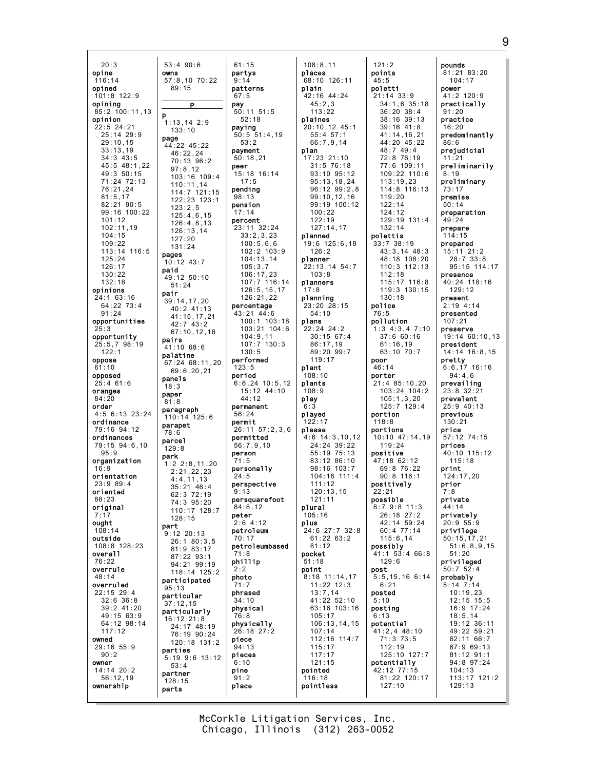20:3
**opine**
116:14
**opined**
101:8 122:9
**opining**
85:2 100:11,13
**opinion**
22:5 24:21
25:14 29:9
29:10,15
33:13,19
34:3 43:5
45:5 48:1,22
49:3 50:15
71:24 72:13
76:21,24
81:5,17
82:21 90:5
99:16 100:22
101:12
102:11,19
104:15
109:22
113:14 116:5
125:24
126:17
130:22
132:18
**opinions**
24:1 63:16
64:22 73:4
91:24
**opportunities**
25:3
**opportunity**
25:5,7 98:19
122:1
**oppose**
61:10
**opposed**
25:4 61:6
**oranges**
84:20
**order**
4:5 6:13 23:24
**ordinance**
79:16 94:12
**ordinances**
79:15 94:6,10
95:9
**organization**
16:9
**orientation**
23:9 89:4
**oriented**
88:23
**original**
7:17
**ought**
108:14
**outside**
108:8 128:23
**overall**
76:22
**overrule**
48:14
**overruled**
22:15 29:4
32:6 36:8
39:2 41:20
49:15 63:9
64:12 98:14
117:12
**owned**
29:16 55:9
90:2
**owner**
14:14 20:2
56:12,19
**ownership**
53:4 90:6
**owns**
57:8,10 70:22
89:15

**P**

**p**
1:13,14 2:9
133:10
**page**
44:22 45:22
46:22,24
70:13 96:2
97:8,12
103:16 109:4
110:11,14
114:7 121:15
122:23 123:1
123:2,5
125:4,6,15
126:4,8,13
126:13,14
127:20
131:24
**pages**
10:12 43:7
**paid**
49:12 50:10
51:24
**pair**
39:14,17,20
40:2 41:13
41:15,17,21
42:7 43:2
67:10,12,16
**pairs**
41:10 68:6
**palatine**
67:24 68:11,20
69:6,20,21
**panels**
18:3
**paper**
81:8
**paragraph**
110:14 125:6
**parapet**
78:6
**parcel**
129:8
**park**
1:2 2:8,11,20
2:21,22,23
4:4,11,13
35:21 46:4
62:3 72:19
74:3 95:20
110:17 128:7
128:15
**part**
9:12 20:13
26:1 80:3,5
81:9 83:17
87:22 93:1
94:21 99:19
118:14 125:2
**participated**
95:13
**particular**
37:12,15
**particularly**
16:12 21:8
24:17 48:19
76:19 90:24
120:18 131:2
**parties**
5:19 9:6 13:12
53:4
**partner**
128:15
**parts**
61:15
**partys**
9:14
**patterns**
67:5
**pay**
50:11 51:5
52:18
**paying**
50:5 51:4,19
53:2
**payment**
50:18,21
**peer**
15:18 16:14
17:5
**pending**
98:13
**pension**
17:14
**percent**
23:11 32:24
33:2,3,23
100:5,6,6
102:2 103:9
104:13,14
105:3,7
106:17,23
107:7 116:14
126:5,15,17
126:21,22
**percentage**
43:21 44:6
100:1 103:18
103:21 104:6
104:9,11
107:7 130:3
130:5
**performed**
123:5
**period**
6:6,24 10:5,12
15:12 44:10
44:12
**permanent**
56:24
**permit**
26:11 57:2,3,6
**permitted**
56:7,9,10
**person**
71:5
**personally**
24:5
**perspective**
9:13
**persquarefoot**
84:8,12
**peter**
2:6 4:12
**petroleum**
70:17
**petroleumbased**
71:8
**phillip**
2:2
**photo**
71:7
**phrased**
34:10
**physical**
76:8
**physically**
26:18 27:2
**piece**
94:13
**pieces**
6:10
**pine**
91:2
**place**
108:8,11
**places**
68:10 126:11
**plain**
42:16 44:24
45:2,3
113:22
**plaines**
20:10,12 45:1
55:4 57:1
66:7,9,14
**plan**
17:23 21:10
31:5 76:18
93:10 95:12
95:13,18,24
96:12 99:2,8
99:10,12,16
99:19 100:12
100:22
122:19
127:14,17
**planned**
19:6 125:6,18
126:2
**planner**
22:13,14 54:7
103:8
**planners**
17:8
**planning**
23:20 28:15
54:10
**plans**
22:24 24:2
30:15 67:4
86:17,19
89:20 99:7
119:17
**plant**
108:10
**plants**
108:9
**play**
6:3
**played**
122:17
**please**
4:6 14:3,10,12
24:24 39:22
55:19 75:13
83:12 86:10
98:16 103:7
104:16 111:4
111:12
120:13,15
121:11
**plural**
105:16
**plus**
24:6 27:7 32:8
61:22 63:2
81:12
**pocket**
51:18
**point**
8:18 11:14,17
11:22 12:3
13:7,14
41:22 52:10
63:16 103:16
105:17
106:13,14,15
107:14
112:16 114:7
115:17
117:17
121:15
**pointed**
116:18
**pointless**
121:2
**points**
45:5
**poletti**
21:14 33:9
34:1,6 35:18
36:20 38:4
38:16 39:13
39:16 41:8
41:14,16,21
44:20 45:22
48:7 49:4
72:8 76:19
77:6 109:11
109:22 110:6
113:19,23
114:8 116:13
119:20
122:14
124:12
129:19 131:4
132:14
**polettis**
33:7 38:19
43:3,14 48:3
48:18 108:20
110:3 112:13
112:18
115:17 116:8
119:3 130:15
130:18
**police**
76:5
**pollution**
1:3 4:3,4 7:10
37:6 60:16
61:16,19
63:10 70:7
**poor**
46:14
**porter**
21:4 85:10,20
103:24 104:2
105:1,3,20
125:7 129:4
**portion**
118:8
**portions**
10:10 47:14,19
119:24
**positive**
47:18 62:12
69:8 76:22
90:8 116:1
**positively**
22:21
**possible**
8:7 9:8 11:3
26:18 27:2
42:14 59:24
60:4 77:14
115:6,14
**possibly**
41:1 53:4 66:8
129:6
**post**
5:5,15,16 6:14
6:21
**posted**
5:10
**posting**
6:13
**potential**
41:2,4 48:10
71:3 73:5
112:19
125:10 127:7
**potentially**
42:12 77:15
81:22 120:17
127:10
**pounds**
81:21 83:20
104:17
**power**
41:2 120:9
**practically**
91:20
**practice**
16:20
**predominantly**
86:6
**prejudicial**
11:21
**preliminarily**
8:19
**preliminary**
73:17
**premise**
50:14
**preparation**
49:24
**prepare**
114:15
**prepared**
15:11 21:2
28:7 33:8
95:15 114:17
**presence**
40:24 118:16
129:12
**present**
2:19 4:14
**presented**
107:21
**preserve**
19:14 60:10,13
**president**
14:14 16:8,15
**pretty**
6:6,17 16:16
94:4,6
**prevailing**
23:8 32:21
**prevalent**
25:9 40:13
**previous**
130:21
**price**
57:12 74:15
**prices**
40:10 115:12
115:18
**print**
124:17,20
**prior**
7:8
**private**
44:14
**privately**
20:9 55:9
**privilege**
50:15,17,21
51:6,8,9,15
51:20
**privileged**
50:7 52:4
**probably**
5:14 7:14
10:19,23
12:15 15:5
16:9 17:24
18:5,14
19:12 36:11
49:22 59:21
62:11 66:7
67:9 69:13
81:12 91:1
94:8 97:24
104:13
113:17 121:2
129:13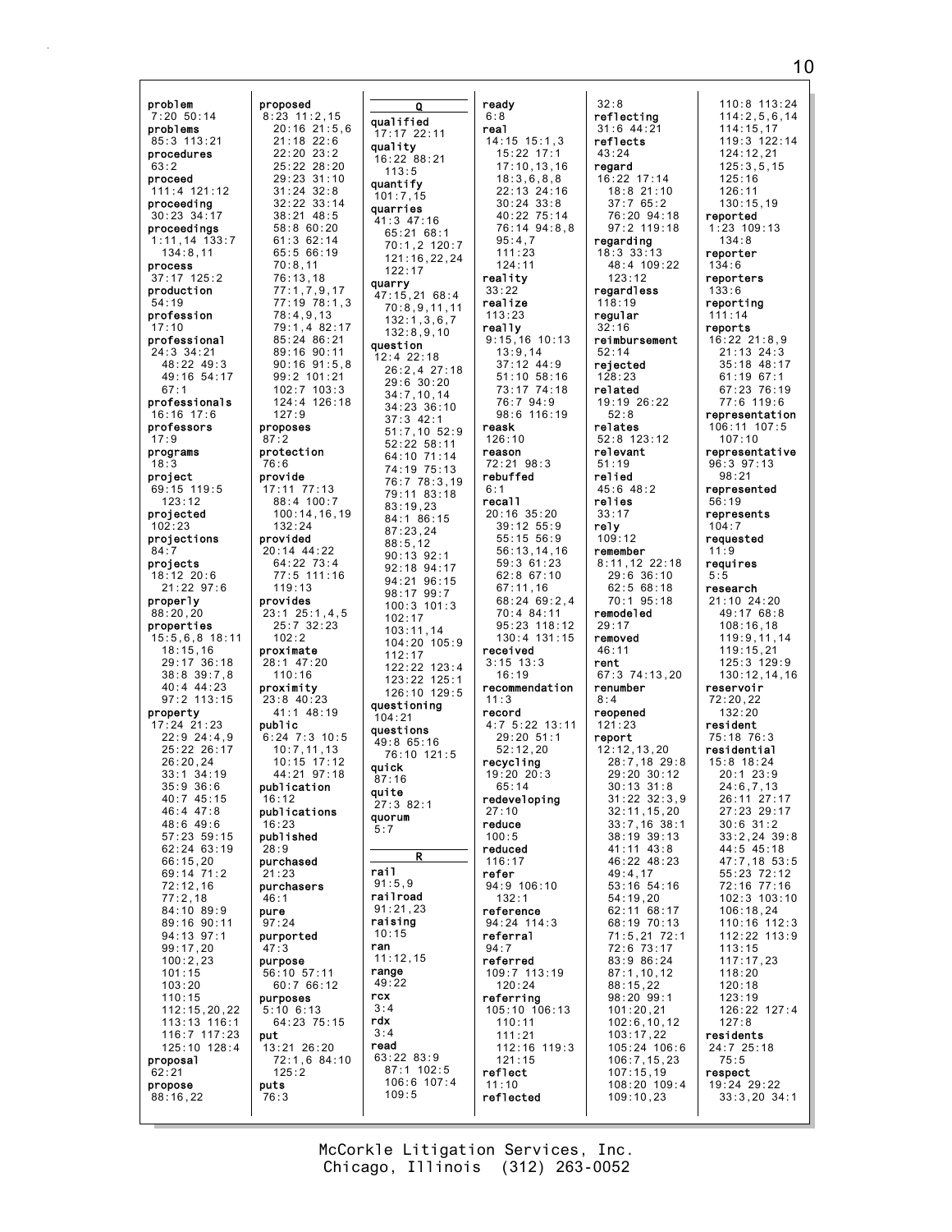problem
7:20 50:14
problems
85:3 113:21
procedures
63:2
proceed
111:4 121:12
proceeding
30:23 34:17
proceedings
1:11,14 133:7
134:8,11
process
37:17 125:2
production
54:19
profession
17:10
professional
24:3 34:21
48:22 49:3
49:16 54:17
67:1
professionals
16:16 17:6
professors
17:9
programs
18:3
project
69:15 119:5
123:12
projected
102:23
projections
84:7
projects
18:12 20:6
21:22 97:6
properly
88:20,20
properties
15:5,6,8 18:11
18:15,16
29:17 36:18
38:8 39:7,8
40:4 44:23
97:2 113:15
property
17:24 21:23
22:9 24:4,9
25:22 26:17
26:20,24
33:1 34:19
35:9 36:6
40:7 45:15
46:4 47:8
48:6 49:6
57:23 59:15
62:24 63:19
66:15,20
69:14 71:2
72:12,16
77:2,18
84:10 89:9
89:16 90:11
94:13 97:1
99:17,20
100:2,23
101:15
103:20
110:15
112:15,20,22
113:13 116:1
116:7 117:23
125:10 128:4
proposal
62:21
propose
88:16,22

proposed
8:23 11:2,15
20:16 21:5,6
21:18 22:6
22:20 23:2
25:22 28:20
29:23 31:10
31:24 32:8
32:22 33:14
38:21 48:5
58:8 60:20
61:3 62:14
65:5 66:19
70:8,11
76:13,18
77:1,7,9,17
77:19 78:1,3
78:4,9,13
79:1,4 82:17
85:24 86:21
89:16 90:11
90:16 91:5,8
99:2 101:21
102:7 103:3
124:4 126:18
127:9
proposes
87:2
protection
76:6
provide
17:11 77:13
88:4 100:7
100:14,16,19
132:24
provided
20:14 44:22
64:22 73:4
77:5 111:16
119:13
provides
23:1 25:1,4,5
25:7 32:23
102:2
proximate
28:1 47:20
110:16
proximity
23:8 40:23
41:1 48:19
public
6:24 7:3 10:5
10:7,11,13
10:15 17:12
44:21 97:18
publication
16:12
publications
16:23
published
28:9
purchased
21:23
purchasers
46:1
pure
97:24
purported
47:3
purpose
56:10 57:11
60:7 66:12
purposes
5:10 6:13
64:23 75:15
put
13:21 26:20
72:1,6 84:10
125:2
puts
76:3

**Q**

qualified
17:17 22:11
quality
16:22 88:21
113:5
quantify
101:7,15
quarries
41:3 47:16
65:21 68:1
70:1,2 120:7
121:16,22,24
122:17
quarry
47:15,21 68:4
70:8,9,11,11
132:1,3,6,7
132:8,9,10
question
12:4 22:18
26:2,4 27:18
29:6 30:20
34:7,10,14
34:23 36:10
37:3 42:1
51:7,10 52:9
52:22 58:11
64:10 71:14
74:19 75:13
76:7 78:3,19
79:11 83:18
83:19,23
84:1 86:15
87:23,24
88:5,12
90:13 92:1
92:18 94:17
94:21 96:15
98:17 99:7
100:3 101:3
102:17
103:11,14
104:20 105:9
112:17
122:22 123:4
123:22 125:1
126:10 129:5
questioning
104:21
questions
49:8 65:16
76:10 121:5
quick
87:16
quite
27:3 82:1
quorum
5:7

**R**

rail
91:5,9
railroad
91:21,23
raising
10:15
ran
11:12,15
range
49:22
rcx
3:4
rdx
3:4
read
63:22 83:9
87:1 102:5
106:6 107:4
109:5

ready
6:8
real
14:15 15:1,3
15:22 17:1
17:10,13,16
18:3,6,8,8
22:13 24:16
30:24 33:8
40:22 75:14
76:14 94:8,8
95:4,7
111:23
124:11
reality
33:22
realize
113:23
really
9:15,16 10:13
13:9,14
37:12 44:9
51:10 58:16
73:17 74:18
76:7 94:9
98:6 116:19
reask
126:10
reason
72:21 98:3
rebuffed
6:1
recall
20:16 35:20
39:12 55:9
55:15 56:9
56:13,14,16
59:3 61:23
62:8 67:10
67:11,16
68:24 69:2,4
70:4 84:11
95:23 118:12
130:4 131:15
received
3:15 13:3
16:19
recommendation
11:3
record
4:7 5:22 13:11
29:20 51:1
52:12,20
recycling
19:20 20:3
65:14
redeveloping
27:10
reduce
100:5
reduced
116:17
refer
94:9 106:10
132:1
reference
94:24 114:3
referral
94:7
referred
109:7 113:19
120:24
referring
105:10 106:13
110:11
111:21
112:16 119:3
121:15
reflect
11:10
reflected

32:8
reflecting
31:6 44:21
reflects
43:24
regard
16:22 17:14
18:8 21:10
37:7 65:2
76:20 94:18
97:2 119:18
regarding
18:3 33:13
48:4 109:22
123:12
regardless
118:19
regular
32:16
reimbursement
52:14
rejected
128:23
related
19:19 26:22
52:8
relates
52:8 123:12
relevant
51:19
relied
45:6 48:2
relies
33:17
rely
109:12
remember
8:11,12 22:18
29:6 36:10
62:5 68:18
70:1 95:18
remodeled
29:17
removed
46:11
rent
67:3 74:13,20
renumber
8:4
reopened
121:23
report
12:12,13,20
28:7,18 29:8
29:20 30:12
30:13 31:8
31:22 32:3,9
32:11,15,20
33:7,16 38:1
38:19 39:13
41:11 43:8
46:22 48:23
49:4,17
53:16 54:16
54:19,20
62:11 68:17
68:19 70:13
71:5,21 72:1
72:6 73:17
83:9 86:24
87:1,10,12
88:15,22
98:20 99:1
101:20,21
102:6,10,12
103:17,22
105:24 106:6
106:7,15,23
107:15,19
108:20 109:4
109:10,23

110:8 113:24
114:2,5,6,14
114:15,17
119:3 122:14
124:12,21
125:3,5,15
125:16
126:11
130:15,19
reported
1:23 109:13
134:8
reporter
134:6
reporters
133:6
reporting
111:14
reports
16:22 21:8,9
21:13 24:3
35:18 48:17
61:19 67:1
67:23 76:19
77:6 119:6
representation
106:11 107:5
107:10
representative
96:3 97:13
98:21
represented
56:19
represents
104:7
requested
11:9
requires
5:5
research
21:10 24:20
49:17 68:8
108:16,18
119:9,11,14
119:15,21
125:3 129:9
130:12,14,16
reservoir
72:20,22
132:20
resident
75:18 76:3
residential
15:8 18:24
20:1 23:9
24:6,7,13
26:11 27:17
27:23 29:17
30:6 31:2
33:2,24 39:8
44:5 45:18
47:7,18 53:5
55:23 72:12
72:16 77:16
102:3 103:10
106:18,24
110:16 112:3
112:22 113:9
113:15
117:17,23
118:20
120:18
123:19
126:22 127:4
127:8
residents
24:7 25:18
75:5
respect
19:24 29:22
33:3,20 34:1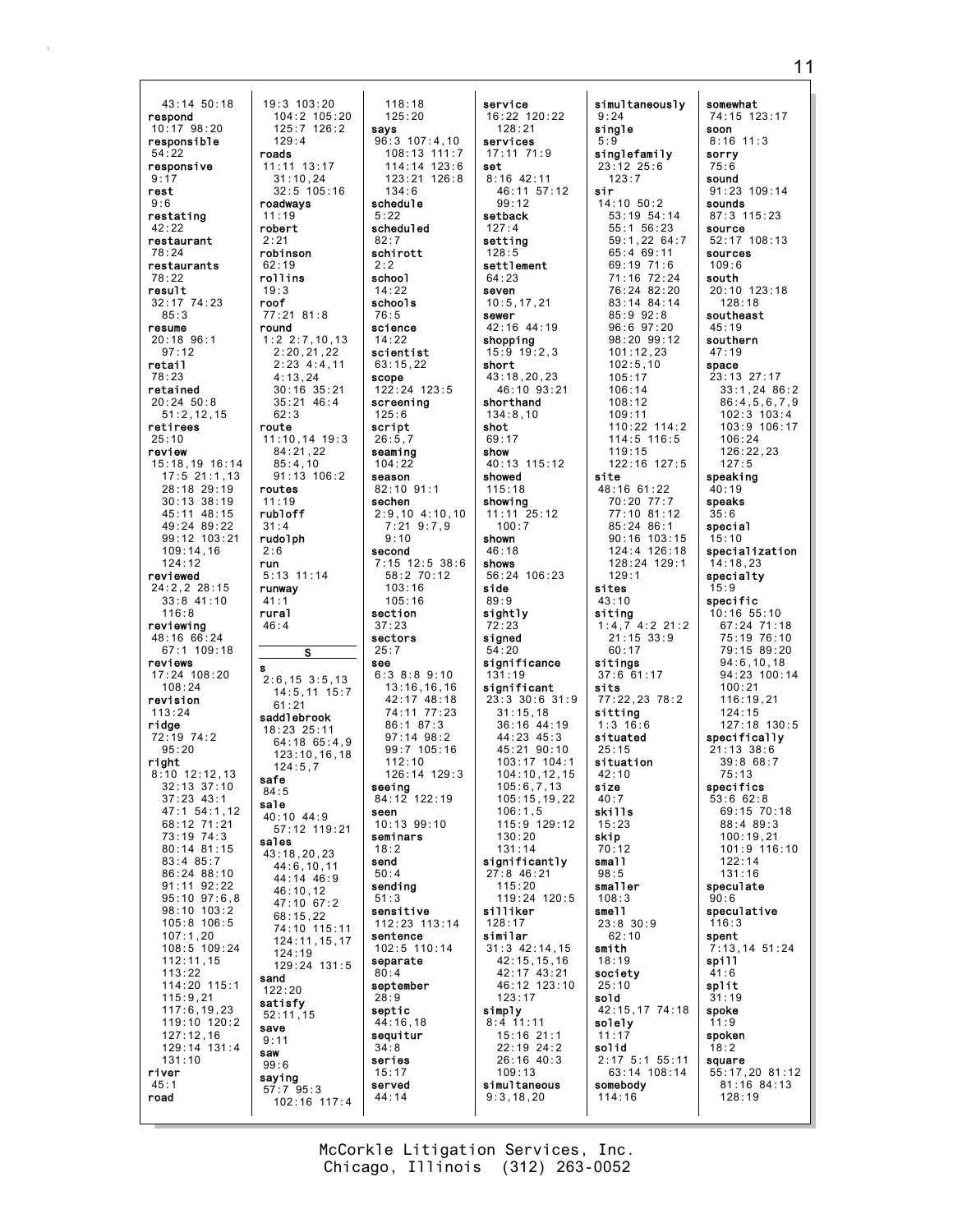43:14 50:18
**respond**
10:17 98:20
**responsible**
54:22
**responsive**
9:17
**rest**
9:6
**restating**
42:22
**restaurant**
78:24
**restaurants**
78:22
**result**
32:17 74:23
85:3
**resume**
20:18 96:1
97:12
**retail**
78:23
**retained**
20:24 50:8
51:2,12,15
**retirees**
25:10
**review**
15:18,19 16:14
17:5 21:1,13
28:18 29:19
30:13 38:19
45:11 48:15
49:24 89:22
99:12 103:21
109:14,16
124:12
**reviewed**
24:2,2 28:15
33:8 41:10
116:8
**reviewing**
48:16 66:24
67:1 109:18
**reviews**
17:24 108:20
108:24
**revision**
113:24
**ridge**
72:19 74:2
95:20
**right**
8:10 12:12,13
32:13 37:10
37:23 43:1
47:1 54:1,12
68:12 71:21
73:19 74:3
80:14 81:15
83:4 85:7
86:24 88:10
91:11 92:22
95:10 97:6,8
98:10 103:2
105:8 106:5
107:1,20
108:5 109:24
112:11,15
113:22
114:20 115:1
115:9,21
117:6,19,23
119:10 120:2
127:12,16
129:14 131:4
131:10
**river**
45:1
**road**
19:3 103:20
104:2 105:20
125:7 126:2
129:4
**roads**
11:11 13:17
31:10,24
32:5 105:16
**roadways**
11:19
**robert**
2:21
**robinson**
62:19
**rollins**
19:3
**roof**
77:21 81:8
**round**
1:2 2:7,10,13
2:20,21,22
2:23 4:4,11
4:13,24
30:16 35:21
35:21 46:4
62:3
**route**
11:10,14 19:3
84:21,22
85:4,10
91:13 106:2
**routes**
11:19
**rubloff**
31:4
**rudolph**
2:6
**run**
5:13 11:14
**runway**
41:1
**rural**
46:4

**S**

**s**
2:6,15 3:5,13
14:5,11 15:7
61:21
**saddlebrook**
18:23 25:11
64:18 65:4,9
123:10,16,18
124:5,7
**safe**
84:5
**sale**
40:10 44:9
57:12 119:21
**sales**
43:18,20,23
44:6,10,11
44:14 46:9
46:10,12
47:10 67:2
68:15,22
74:10 115:11
124:11,15,17
124:19
129:24 131:5
**sand**
122:20
**satisfy**
52:11,15
**save**
9:11
**saw**
99:6
**saying**
57:7 95:3
102:16 117:4
118:18
125:20
**says**
96:3 107:4,10
108:13 111:7
114:14 123:6
123:21 126:8
134:6
**schedule**
5:22
**scheduled**
82:7
**schirott**
2:2
**school**
14:22
**schools**
76:5
**science**
14:22
**scientist**
63:15,22
**scope**
122:24 123:5
**screening**
125:6
**script**
26:5,7
**seaming**
104:22
**season**
82:10 91:1
**sechen**
2:9,10 4:10,10
7:21 9:7,9
9:10
**second**
7:15 12:5 38:6
58:2 70:12
103:16
105:16
**section**
37:23
**sectors**
25:7
**see**
6:3 8:8 9:10
13:16,16,16
42:17 48:18
74:11 77:23
86:1 87:3
97:14 98:2
99:7 105:16
112:10
126:14 129:3
**seeing**
84:12 122:19
**seen**
10:13 99:10
**seminars**
18:2
**send**
50:4
**sending**
51:3
**sensitive**
112:23 113:14
**sentence**
102:5 110:14
**separate**
80:4
**september**
28:9
**septic**
44:16,18
**sequitur**
34:8
**series**
15:17
**served**
44:14
**service**
16:22 120:22
128:21
**services**
17:11 71:9
**set**
8:16 42:11
46:11 57:12
99:12
**setback**
127:4
**setting**
128:5
**settlement**
64:23
**seven**
10:5,17,21
**sewer**
42:16 44:19
**shopping**
15:9 19:2,3
**short**
43:18,20,23
46:10 93:21
**shorthand**
134:8,10
**shot**
69:17
**show**
40:13 115:12
**showed**
115:18
**showing**
11:11 25:12
100:7
**shown**
46:18
**shows**
56:24 106:23
**side**
89:9
**sightly**
72:23
**signed**
54:20
**significance**
131:19
**significant**
23:3 30:6 31:9
31:15,18
36:16 44:19
44:23 45:3
45:21 90:10
103:17 104:1
104:10,12,15
105:6,7,13
105:15,19,22
106:1,5
115:9 129:12
130:20
131:14
**significantly**
27:8 46:21
115:20
119:24 120:5
**silliker**
128:17
**similar**
31:3 42:14,15
42:15,15,16
42:17 43:21
46:12 123:10
123:17
**simply**
8:4 11:11
15:16 21:1
22:19 24:2
26:16 40:3
109:13
**simultaneous**
9:3,18,20
**simultaneously**
9:24
**single**
5:9
**singlefamily**
23:12 25:6
123:7
**sir**
14:10 50:2
53:19 54:14
55:1 56:23
59:1,22 64:7
65:4 69:11
69:19 71:6
71:16 72:24
76:24 82:20
83:14 84:14
85:9 92:8
96:6 97:20
98:20 99:12
101:12,23
102:5,10
105:17
106:14
108:12
109:11
110:22 114:2
114:5 116:5
119:15
122:16 127:5
**site**
48:16 61:22
70:20 77:7
77:10 81:12
85:24 86:1
90:16 103:15
124:4 126:18
128:24 129:1
129:1
**sites**
43:10
**siting**
1:4,7 4:2 21:2
21:15 33:9
60:17
**sitings**
37:6 61:17
**sits**
77:22,23 78:2
**sitting**
1:3 16:6
**situated**
25:15
**situation**
42:10
**size**
40:7
**skills**
15:23
**skip**
70:12
**small**
98:5
**smaller**
108:3
**smell**
23:8 30:9
62:10
**smith**
18:19
**society**
25:10
**sold**
42:15,17 74:18
**solely**
11:17
**solid**
2:17 5:1 55:11
63:14 108:14
**somebody**
114:16
**somewhat**
74:15 123:17
**soon**
8:16 11:3
**sorry**
75:6
**sound**
91:23 109:14
**sounds**
87:3 115:23
**source**
52:17 108:13
**sources**
109:6
**south**
20:10 123:18
128:18
**southeast**
45:19
**southern**
47:19
**space**
23:13 27:17
33:1,24 86:2
86:4,5,6,7,9
102:3 103:4
103:9 106:17
106:24
126:22,23
127:5
**speaking**
40:19
**speaks**
35:6
**special**
15:10
**specialization**
14:18,23
**specialty**
15:9
**specific**
10:16 55:10
67:24 71:18
75:19 76:10
79:15 89:20
94:6,10,18
94:23 100:14
100:21
116:19,21
124:15
127:18 130:5
**specifically**
21:13 38:6
39:8 68:7
75:13
**specifics**
53:6 62:8
69:15 70:18
88:4 89:3
100:19,21
101:9 116:10
122:14
131:16
**speculate**
90:6
**speculative**
116:3
**spent**
7:13,14 51:24
**spill**
41:6
**split**
31:19
**spoke**
11:9
**spoken**
18:2
**square**
55:17,20 81:12
81:16 84:13
128:19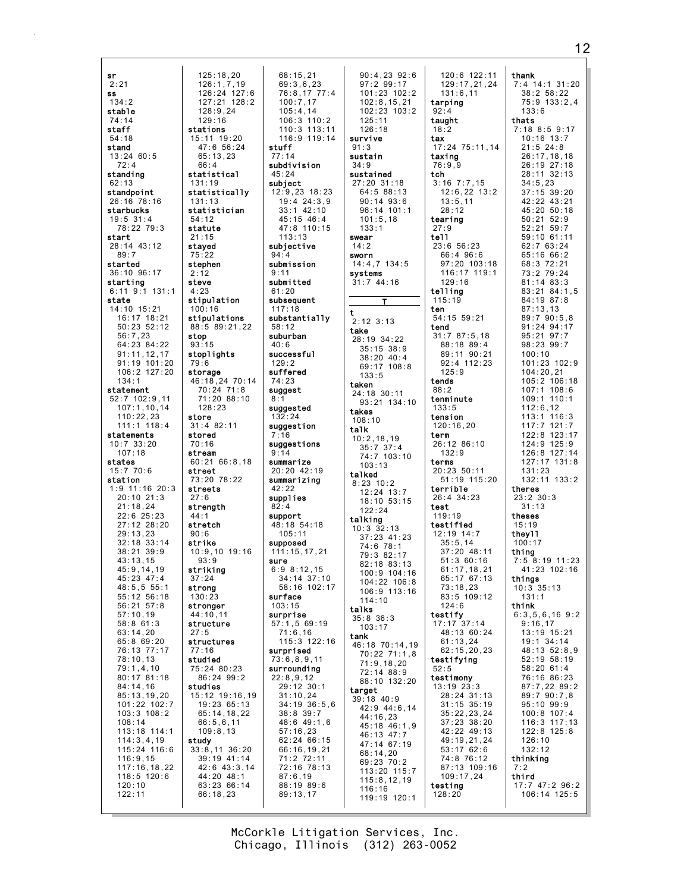**sr**
2:21
**ss**
134:2
**stable**
74:14
**staff**
54:18
**stand**
13:24 60:5
72:4
**standing**
62:13
**standpoint**
26:16 78:16
**starbucks**
19:5 31:4
78:22 79:3
**start**
28:14 43:12
89:7
**started**
36:10 96:17
**starting**
6:11 9:1 131:1
**state**
14:10 15:21
16:17 18:21
50:23 52:12
56:7,23
64:23 84:22
91:11,12,17
91:19 101:20
106:2 127:20
134:1
**statement**
52:7 102:9,11
107:1,10,14
110:22,23
111:1 118:4
**statements**
10:7 33:20
107:18
**states**
15:7 70:6
**station**
1:9 11:16 20:3
20:10 21:3
21:18,24
22:6 25:23
27:12 28:20
29:13,23
32:18 33:14
38:21 39:9
43:13,15
45:9,14,19
45:23 47:4
48:5,5 55:1
55:12 56:18
56:21 57:8
57:10,19
58:8 61:3
63:14,20
65:8 69:20
76:13 77:17
78:10,13
79:1,4,10
80:17 81:18
84:14,16
85:13,19,20
101:22 102:7
103:3 108:2
108:14
113:18 114:1
114:3,4,19
115:24 116:6
116:9,15
117:16,18,22
118:5 120:6
120:10
122:11
125:18,20
126:1,7,19
126:24 127:6
127:21 128:2
128:9,24
129:16
**stations**
15:11 19:20
47:6 56:24
65:13,23
66:4
**statistical**
131:19
**statistically**
131:13
**statistician**
54:12
**statute**
21:15
**stayed**
75:22
**stephen**
2:12
**steve**
4:23
**stipulation**
100:16
**stipulations**
88:5 89:21,22
**stop**
93:15
**stoplights**
79:6
**storage**
46:18,24 70:14
70:24 71:8
71:20 88:10
128:23
**store**
31:4 82:11
**stored**
70:16
**stream**
60:21 66:8,18
**street**
73:20 78:22
**streets**
27:6
**strength**
44:1
**stretch**
90:6
**strike**
10:9,10 19:16
93:9
**striking**
37:24
**strong**
130:23
**stronger**
44:10,11
**structure**
27:5
**structures**
77:16
**studied**
75:24 80:23
86:24 99:2
**studies**
15:12 19:16,19
19:23 65:13
65:14,18,22
66:5,6,11
109:8,13
**study**
33:8,11 36:20
39:19 41:14
42:6 43:3,14
44:20 48:1
63:23 66:14
66:18,23
68:15,21
69:3,6,23
76:8,17 77:4
100:7,17
105:4,14
106:3 110:2
110:3 113:11
116:9 119:14
**stuff**
77:14
**subdivision**
45:24
**subject**
12:9,23 18:23
19:4 24:3,9
33:1 42:10
45:15 46:4
47:8 110:15
113:13
**subjective**
94:4
**submission**
9:11
**submitted**
61:20
**subsequent**
117:18
**substantially**
58:12
**suburban**
40:6
**successful**
129:2
**suffered**
74:23
**suggest**
8:1
**suggested**
132:24
**suggestion**
7:16
**suggestions**
9:14
**summarize**
20:20 42:19
**summarizing**
42:22
**supplies**
82:4
**support**
48:18 54:18
105:11
**supposed**
111:15,17,21
**sure**
6:9 8:12,15
34:14 37:10
58:16 102:17
**surface**
103:15
**surprise**
57:1,5 69:19
71:6,16
115:3 122:16
**surprised**
73:6,8,9,11
**surrounding**
22:8,9,12
29:12 30:1
31:10,24
34:19 36:5,6
38:8 39:7
48:6 49:1,6
57:16,23
62:24 66:15
66:16,19,21
71:2 72:11
72:16 78:13
87:6,19
88:19 89:6
89:13,17
90:4,23 92:6
97:2 99:17
101:23 102:2
102:8,15,21
102:23 103:2
125:11
126:18
**survive**
91:3
**sustain**
34:9
**sustained**
27:20 31:18
64:5 88:13
90:14 93:6
96:14 101:1
101:5,18
133:1
**swear**
14:2
**sworn**
14:4,7 134:5
**systems**
31:7 44:16

**T**

**t**
2:12 3:13
**take**
28:19 34:22
35:15 38:9
38:20 40:4
69:17 108:8
133:5
**taken**
24:18 30:11
93:21 134:10
**takes**
108:10
**talk**
10:2,18,19
35:7 37:4
74:7 103:10
103:13
**talked**
8:23 10:2
12:24 13:7
18:10 53:15
122:24
**talking**
10:3 32:13
37:23 41:23
74:6 78:1
79:3 82:17
82:18 83:13
100:9 104:16
104:22 106:8
106:9 113:16
114:10
**talks**
35:8 36:3
103:17
**tank**
46:18 70:14,19
70:22 71:1,8
71:9,18,20
72:14 88:9
88:10 132:20
**target**
39:18 40:9
42:9 44:6,14
44:16,23
45:18 46:1,9
46:13 47:7
47:14 67:19
68:14,20
69:23 70:2
113:20 115:7
115:8,12,19
116:16
119:19 120:1
120:6 122:11
129:17,21,24
131:6,11
**tarping**
92:4
**taught**
18:2
**tax**
17:24 75:11,14
**taxing**
76:9,9
**tch**
3:16 7:7,15
12:6,22 13:2
13:5,11
28:12
**tearing**
27:9
**tell**
23:6 56:23
66:4 96:6
97:20 103:18
116:17 119:1
129:16
**telling**
115:19
**ten**
54:15 59:21
**tend**
31:7 87:5,18
88:18 89:4
89:11 90:21
92:4 112:23
125:9
**tends**
88:2
**tenminute**
133:5
**tension**
120:16,20
**term**
26:12 86:10
132:9
**terms**
20:23 50:11
51:19 115:20
**terrible**
26:4 34:23
**test**
119:19
**testified**
12:19 14:7
35:5,14
37:20 48:11
51:3 60:16
61:17,18,21
65:17 67:13
73:18,23
83:5 109:12
124:6
**testify**
17:17 37:14
48:13 60:24
61:13,24
62:15,20,23
**testifying**
52:5
**testimony**
13:19 23:3
28:24 31:13
31:15 35:19
35:22,23,24
37:23 38:20
42:22 49:13
49:19,21,24
53:17 62:6
74:8 76:12
87:13 109:16
109:17,24
**testing**
128:20
**thank**
7:4 14:1 31:20
38:2 58:22
75:9 133:2,4
133:6
**thats**
7:18 8:5 9:17
10:16 13:7
21:5 24:8
26:17,18,18
26:19 27:18
28:11 32:13
34:5,23
37:15 39:20
42:22 43:21
45:20 50:18
50:21 52:9
52:21 59:7
59:10 61:11
62:7 63:24
65:16 66:2
68:3 72:21
73:2 79:24
81:14 83:3
83:21 84:1,5
84:19 87:8
87:13,13
89:7 90:5,8
91:24 94:17
95:21 97:7
98:23 99:7
100:10
101:23 102:9
104:20,21
105:2 106:18
107:1 108:6
109:1 110:1
112:6,12
113:1 116:3
117:7 121:7
122:8 123:17
124:9 125:9
126:8 127:14
127:17 131:8
131:23
132:11 133:2
**theres**
23:2 30:3
31:13
**theses**
15:19
**theyll**
100:17
**thing**
7:5 8:19 11:23
41:23 102:16
**things**
10:3 35:13
131:1
**think**
6:3,5,6,16 9:2
9:16,17
13:19 15:21
19:1 34:14
48:13 52:8,9
52:19 58:19
58:20 61:4
76:16 86:23
87:7,22 89:2
89:7 90:7,8
95:10 99:9
100:8 107:4
116:3 117:13
122:8 125:8
126:10
132:12
**thinking**
7:2
**third**
17:7 47:2 96:2
106:14 125:5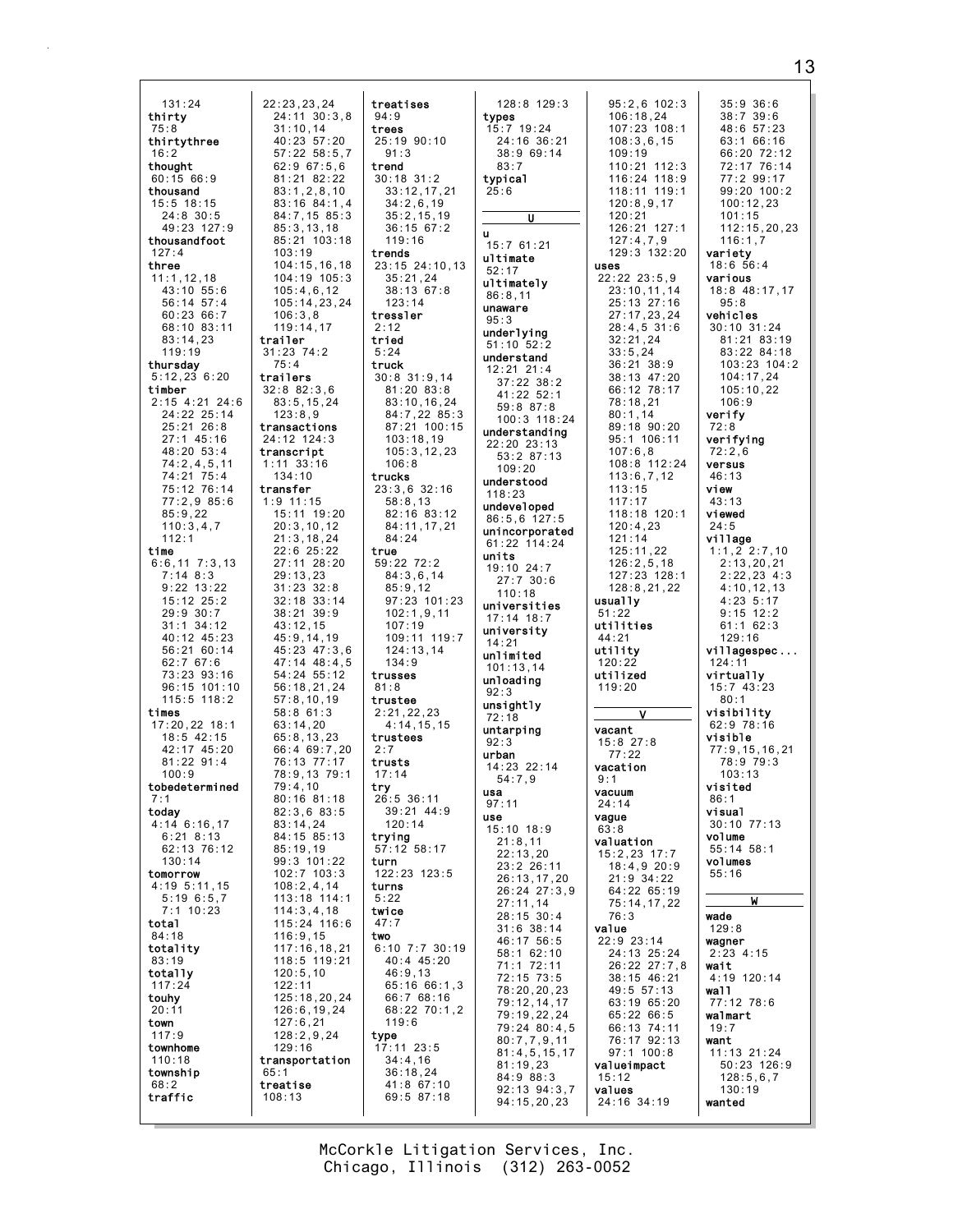131:24
**thirty**
75:8
**thirtythree**
16:2
**thought**
60:15 66:9
**thousand**
15:5 18:15
24:8 30:5
49:23 127:9
**thousandfoot**
127:4
**three**
11:1,12,18
43:10 55:6
56:14 57:4
60:23 66:7
68:10 83:11
83:14,23
119:19
**thursday**
5:12,23 6:20
**timber**
2:15 4:21 24:6
24:22 25:14
25:21 26:8
27:1 45:16
48:20 53:4
74:2,4,5,11
74:21 75:4
75:12 76:14
77:2,9 85:6
85:9,22
110:3,4,7
112:1
**time**
6:6,11 7:3,13
7:14 8:3
9:22 13:22
15:12 25:2
29:9 30:7
31:1 34:12
40:12 45:23
56:21 60:14
62:7 67:6
73:23 93:16
96:15 101:10
115:5 118:2
**times**
17:20,22 18:1
18:5 42:15
42:17 45:20
81:22 91:4
100:9
**tobedetermined**
7:1
**today**
4:14 6:16,17
6:21 8:13
62:13 76:12
130:14
**tomorrow**
4:19 5:11,15
5:19 6:5,7
7:1 10:23
**total**
84:18
**totality**
83:19
**totally**
117:24
**touhy**
20:11
**town**
117:9
**townhome**
110:18
**township**
68:2
**traffic**
22:23,23,24
24:11 30:3,8
31:10,14
40:23 57:20
57:22 58:5,7
62:9 67:5,6
81:21 82:22
83:1,2,8,10
83:16 84:1,4
84:7,15 85:3
85:3,13,18
85:21 103:18
103:19
104:15,16,18
104:19 105:3
105:4,6,12
105:14,23,24
106:3,8
119:14,17
**trailer**
31:23 74:2
75:4
**trailers**
32:8 82:3,6
83:5,15,24
123:8,9
**transactions**
24:12 124:3
**transcript**
1:11 33:16
134:10
**transfer**
1:9 11:15
15:11 19:20
20:3,10,12
21:3,18,24
22:6 25:22
27:11 28:20
29:13,23
31:23 32:8
32:18 33:14
38:21 39:9
43:12,15
45:9,14,19
45:23 47:3,6
47:14 48:4,5
54:24 55:12
56:18,21,24
57:8,10,19
58:8 61:3
63:14,20
65:8,13,23
66:4 69:7,20
76:13 77:17
78:9,13 79:1
79:4,10
80:16 81:18
82:3,6 83:5
83:14,24
84:15 85:13
85:19,19
99:3 101:22
102:7 103:3
108:2,4,14
113:18 114:1
114:3,4,18
115:24 116:6
116:9,15
117:16,18,21
118:5 119:21
120:5,10
122:11
125:18,20,24
126:6,19,24
127:6,21
128:2,9,24
129:16
**transportation**
65:1
**treatise**
108:13
**treatises**
94:9
**trees**
25:19 90:10
91:3
**trend**
30:18 31:2
33:12,17,21
34:2,6,19
35:2,15,19
36:15 67:2
119:16
**trends**
23:15 24:10,13
35:21,24
38:13 67:8
123:14
**tressler**
2:12
**tried**
5:24
**truck**
30:8 31:9,14
81:20 83:8
83:10,16,24
84:7,22 85:3
87:21 100:15
103:18,19
105:3,12,23
106:8
**trucks**
23:3,6 32:16
58:8,13
82:16 83:12
84:11,17,21
84:24
**true**
59:22 72:2
84:3,6,14
85:9,12
97:23 101:23
102:1,9,11
107:19
109:11 119:7
124:13,14
134:9
**trusses**
81:8
**trustee**
2:21,22,23
4:14,15,15
**trustees**
2:7
**trusts**
17:14
**try**
26:5 36:11
39:21 44:9
120:14
**trying**
57:12 58:17
**turn**
122:23 123:5
**turns**
5:22
**twice**
47:7
**two**
6:10 7:7 30:19
40:4 45:20
46:9,13
65:16 66:1,3
66:7 68:16
68:22 70:1,2
119:6
**type**
17:11 23:5
34:4,16
36:18,24
41:8 67:10
69:5 87:18
128:8 129:3
**types**
15:7 19:24
24:16 36:21
38:9 69:14
83:7
**typical**
25:6

**U**

**u**
15:7 61:21
**ultimate**
52:17
**ultimately**
86:8,11
**unaware**
95:3
**underlying**
51:10 52:2
**understand**
12:21 21:4
37:22 38:2
41:22 52:1
59:8 87:8
100:3 118:24
**understanding**
22:20 23:13
53:2 87:13
109:20
**understood**
118:23
**undeveloped**
86:5,6 127:5
**unincorporated**
61:22 114:24
**units**
19:10 24:7
27:7 30:6
110:18
**universities**
17:14 18:7
**university**
14:21
**unlimited**
101:13,14
**unloading**
92:3
**unsightly**
72:18
**untarping**
92:3
**urban**
14:23 22:14
54:7,9
**usa**
97:11
**use**
15:10 18:9
21:8,11
22:13,20
23:2 26:11
26:13,17,20
26:24 27:3,9
27:11,14
28:15 30:4
31:6 38:14
46:17 56:5
58:1 62:10
71:1 72:11
72:15 73:5
78:20,20,23
79:12,14,17
79:19,22,24
79:24 80:4,5
80:7,7,9,11
81:4,5,15,17
81:19,23
84:9 88:3
92:13 94:3,7
94:15,20,23
95:2,6 102:3
106:18,24
107:23 108:1
108:3,6,15
109:19
110:21 112:3
116:24 118:9
118:11 119:1
120:8,9,17
120:21
126:21 127:1
127:4,7,9
129:3 132:20
**uses**
22:22 23:5,9
23:10,11,14
25:13 27:16
27:17,23,24
28:4,5 31:6
32:21,24
33:5,24
36:21 38:9
38:13 47:20
66:12 78:17
78:18,21
80:1,14
89:18 90:20
95:1 106:11
107:6,8
108:8 112:24
113:6,7,12
113:15
117:17
118:18 120:1
120:4,23
121:14
125:11,22
126:2,5,18
127:23 128:1
128:8,21,22
**usually**
51:22
**utilities**
44:21
**utility**
120:22
**utilized**
119:20

**V**

**vacant**
15:8 27:8
77:22
**vacation**
9:1
**vacuum**
24:14
**vague**
63:8
**valuation**
15:2,23 17:7
18:4,9 20:9
21:9 34:22
64:22 65:19
75:14,17,22
76:3
**value**
22:9 23:14
24:13 25:24
26:22 27:7,8
38:15 46:21
49:5 57:13
63:19 65:20
65:22 66:5
66:13 74:11
76:17 92:13
97:1 100:8
**valueimpact**
15:12
**values**
24:16 34:19
35:9 36:6
38:7 39:6
48:6 57:23
63:1 66:16
66:20 72:12
72:17 76:14
77:2 99:17
99:20 100:2
100:12,23
101:15
112:15,20,23
116:1,7
**variety**
18:6 56:4
**various**
18:8 48:17,17
95:8
**vehicles**
30:10 31:24
81:21 83:19
83:22 84:18
103:23 104:2
104:17,24
105:10,22
106:9
**verify**
72:8
**verifying**
72:2,6
**versus**
46:13
**view**
43:13
**viewed**
24:5
**village**
1:1,2 2:7,10
2:13,20,21
2:22,23 4:3
4:10,12,13
4:23 5:17
9:15 12:2
61:1 62:3
129:16
**villagespec...**
124:11
**virtually**
15:7 43:23
80:1
**visibility**
62:9 78:16
**visible**
77:9,15,16,21
78:9 79:3
103:13
**visited**
86:1
**visual**
30:10 77:13
**volume**
55:14 58:1
**volumes**
55:16

**W**

**wade**
129:8
**wagner**
2:23 4:15
**wait**
4:19 120:14
**wall**
77:12 78:6
**walmart**
19:7
**want**
11:13 21:24
50:23 126:9
128:5,6,7
130:19
**wanted**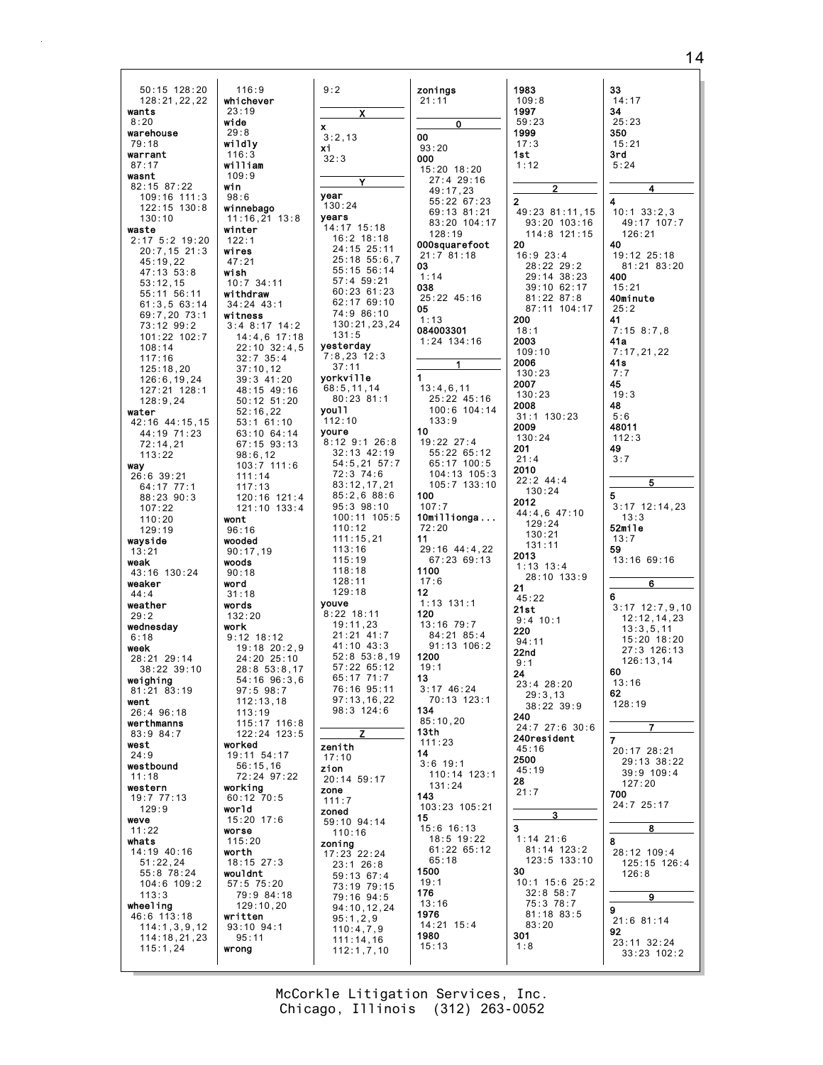50:15 128:20
128:21,22,22
**wants**
8:20
**warehouse**
79:18
**warrant**
87:17
**wasnt**
82:15 87:22
109:16 111:3
122:15 130:8
130:10
**waste**
2:17 5:2 19:20
20:7,15 21:3
45:19,22
47:13 53:8
53:12,15
55:11 56:11
61:3,5 63:14
69:7,20 73:1
73:12 99:2
101:22 102:7
108:14
117:16
125:18,20
126:6,19,24
127:21 128:1
128:9,24
**water**
42:16 44:15,15
44:19 71:23
72:14,21
113:22
**way**
26:6 39:21
64:17 77:1
88:23 90:3
107:22
110:20
129:19
**wayside**
13:21
**weak**
43:16 130:24
**weaker**
44:4
**weather**
29:2
**wednesday**
6:18
**week**
28:21 29:14
38:22 39:10
**weighing**
81:21 83:19
**went**
26:4 96:18
**werthmanns**
83:9 84:7
**west**
24:9
**westbound**
11:18
**western**
19:7 77:13
129:9
**weve**
11:22
**whats**
14:19 40:16
51:22,24
55:8 78:24
104:6 109:2
113:3
**wheeling**
46:6 113:18
114:1,3,9,12
114:18,21,23
115:1,24

116:9
**whichever**
23:19
**wide**
29:8
**wildly**
116:3
**william**
109:9
**win**
98:6
**winnebago**
11:16,21 13:8
**winter**
122:1
**wires**
47:21
**wish**
10:7 34:11
**withdraw**
34:24 43:1
**witness**
3:4 8:17 14:2
14:4,6 17:18
22:10 32:4,5
32:7 35:4
37:10,12
39:3 41:20
48:15 49:16
50:12 51:20
52:16,22
53:1 61:10
63:10 64:14
67:15 93:13
98:6,12
103:7 111:6
111:14
117:13
120:16 121:4
121:10 133:4
**wont**
96:16
**wooded**
90:17,19
**woods**
90:18
**word**
31:18
**words**
132:20
**work**
9:12 18:12
19:18 20:2,9
24:20 25:10
28:8 53:8,17
54:16 96:3,6
97:5 98:7
112:13,18
113:19
115:17 116:8
122:24 123:5
**worked**
19:11 54:17
56:15,16
72:24 97:22
**working**
60:12 70:5
**world**
15:20 17:6
**worse**
115:20
**worth**
18:15 27:3
**wouldnt**
57:5 75:20
79:9 84:18
129:10,20
**written**
93:10 94:1
95:11
**wrong**

9:2

**X**

**x**
3:2,13
**xi**
32:3

**Y**

**year**
130:24
**years**
14:17 15:18
16:2 18:18
24:15 25:11
25:18 55:6,7
55:15 56:14
57:4 59:21
60:23 61:23
62:17 69:10
74:9 86:10
130:21,23,24
131:5
**yesterday**
7:8,23 12:3
37:11
**yorkville**
68:5,11,14
80:23 81:1
**youll**
112:10
**youre**
8:12 9:1 26:8
32:13 42:19
54:5,21 57:7
72:3 74:6
83:12,17,21
85:2,6 88:6
95:3 98:10
100:11 105:5
110:12
111:15,21
113:16
115:19
118:18
128:11
129:18
**youve**
8:22 18:11
19:11,23
21:21 41:7
41:10 43:3
52:8 53:8,19
57:22 65:12
65:17 71:7
76:16 95:11
97:13,16,22
98:3 124:6

**Z**

**zenith**
17:10
**zion**
20:14 59:17
**zone**
111:7
**zoned**
59:10 94:14
110:16
**zoning**
17:23 22:24
23:1 26:8
59:13 67:4
73:19 79:15
79:16 94:5
94:10,12,24
95:1,2,9
110:4,7,9
111:14,16
112:1,7,10

**zonings**
21:11

**0**

**00**
93:20
**000**
15:20 18:20
27:4 29:16
49:17,23
55:22 67:23
69:13 81:21
83:20 104:17
128:19
**000squarefoot**
21:7 81:18
**03**
1:14
**038**
25:22 45:16
**05**
1:13
**084003301**
1:24 134:16

**1**

**1**
13:4,6,11
25:22 45:16
100:6 104:14
133:9
**10**
19:22 27:4
55:22 65:12
65:17 100:5
104:13 105:3
105:7 133:10
**100**
107:7
**10millionga...**
72:20
**11**
29:16 44:4,22
67:23 69:13
**1100**
17:6
**12**
1:13 131:1
**120**
13:16 79:7
84:21 85:4
91:13 106:2
**1200**
19:1
**13**
3:17 46:24
70:13 123:1
**134**
85:10,20
**13th**
111:23
**14**
3:6 19:1
110:14 123:1
131:24
**143**
103:23 105:21
**15**
15:6 16:13
18:5 19:22
61:22 65:12
65:18
**1500**
19:1
**176**
13:16
**1976**
14:21 15:4
**1980**
15:13

**1983**
109:8
**1997**
59:23
**1999**
17:3
**1st**
1:12

**2**

**2**
49:23 81:11,15
93:20 103:16
114:8 121:15
**20**
16:9 23:4
28:22 29:2
29:14 38:23
39:10 62:17
81:22 87:8
87:11 104:17
**200**
18:1
**2003**
109:10
**2006**
130:23
**2007**
130:23
**2008**
31:1 130:23
**2009**
130:24
**201**
21:4
**2010**
22:2 44:4
130:24
**2012**
44:4,6 47:10
129:24
130:21
131:11
**2013**
1:13 13:4
28:10 133:9
**21**
45:22
**21st**
9:4 10:1
**220**
94:11
**22nd**
9:1
**24**
23:4 28:20
29:3,13
38:22 39:9
**240**
24:7 27:6 30:6
**240resident**
45:16
**2500**
45:19
**28**
21:7

**3**

**3**
1:14 21:6
81:14 123:2
123:5 133:10
**30**
10:1 15:6 25:2
32:8 58:7
75:3 78:7
81:18 83:5
83:20
**301**
1:8

**33**
14:17
**34**
25:23
**350**
15:21
**3rd**
5:24

**4**

**4**
10:1 33:2,3
49:17 107:7
126:21
**40**
19:12 25:18
81:21 83:20
**400**
15:21
**40minute**
25:2
**41**
7:15 8:7,8
**41a**
7:17,21,22
**41s**
7:7
**45**
19:3
**48**
5:6
**48011**
112:3
**49**
3:7

**5**

**5**
3:17 12:14,23
13:3
**52mile**
13:7
**59**
13:16 69:16

**6**

**6**
3:17 12:7,9,10
12:12,14,23
13:3,5,11
15:20 18:20
27:3 126:13
126:13,14
**60**
13:16
**62**
128:19

**7**

**7**
20:17 28:21
29:13 38:22
39:9 109:4
127:20
**700**
24:7 25:17

**8**

**8**
28:12 109:4
125:15 126:4
126:8

**9**

**9**
21:6 81:14
**92**
23:11 32:24
33:23 102:2

McCorkle Litigation Services, Inc.
Chicago, Illinois (312) 263-0052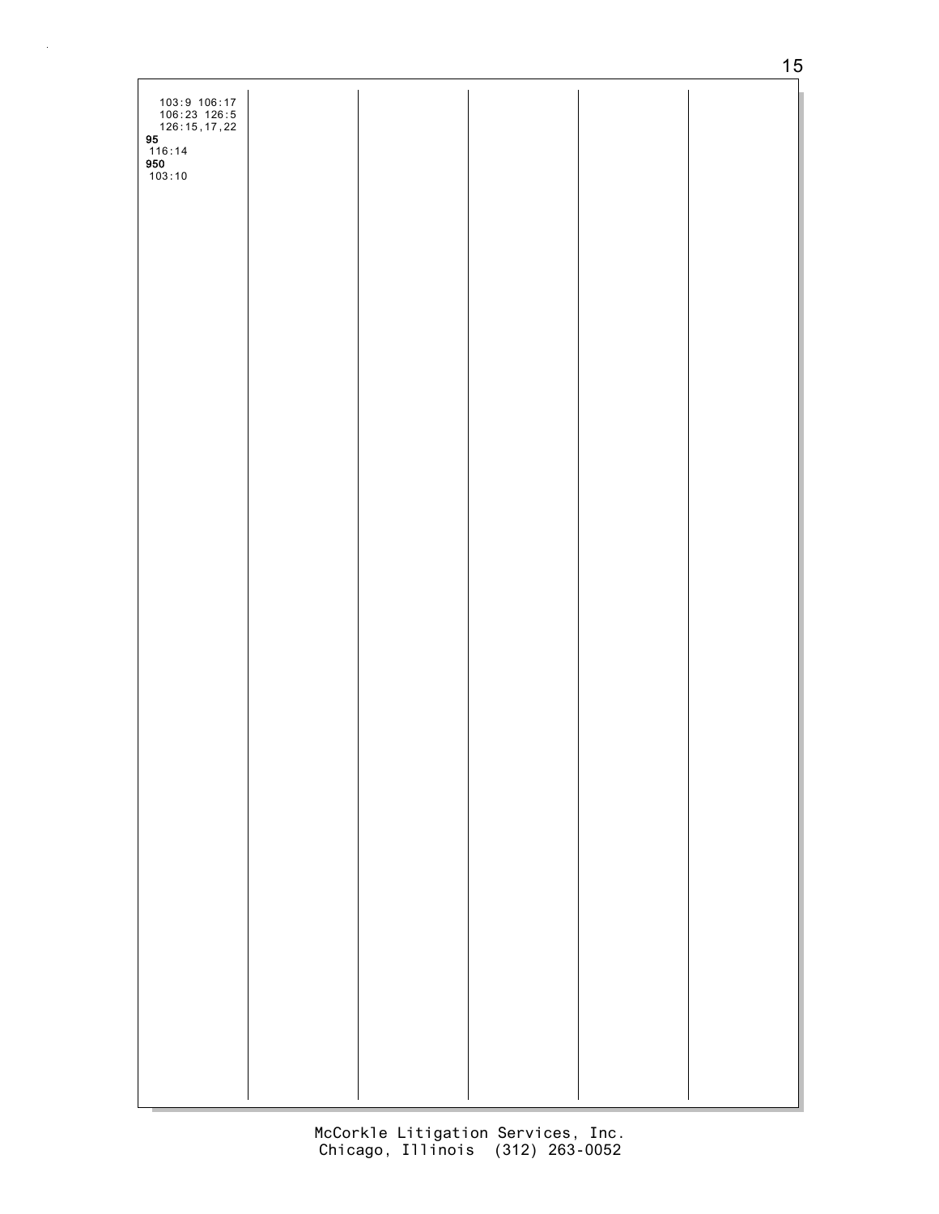103:9 106:17
106:23 126:5
126:15,17,22

**95**
116:14

**950**
103:10

McCorkle Litigation Services, Inc.
Chicago, Illinois (312) 263-0052